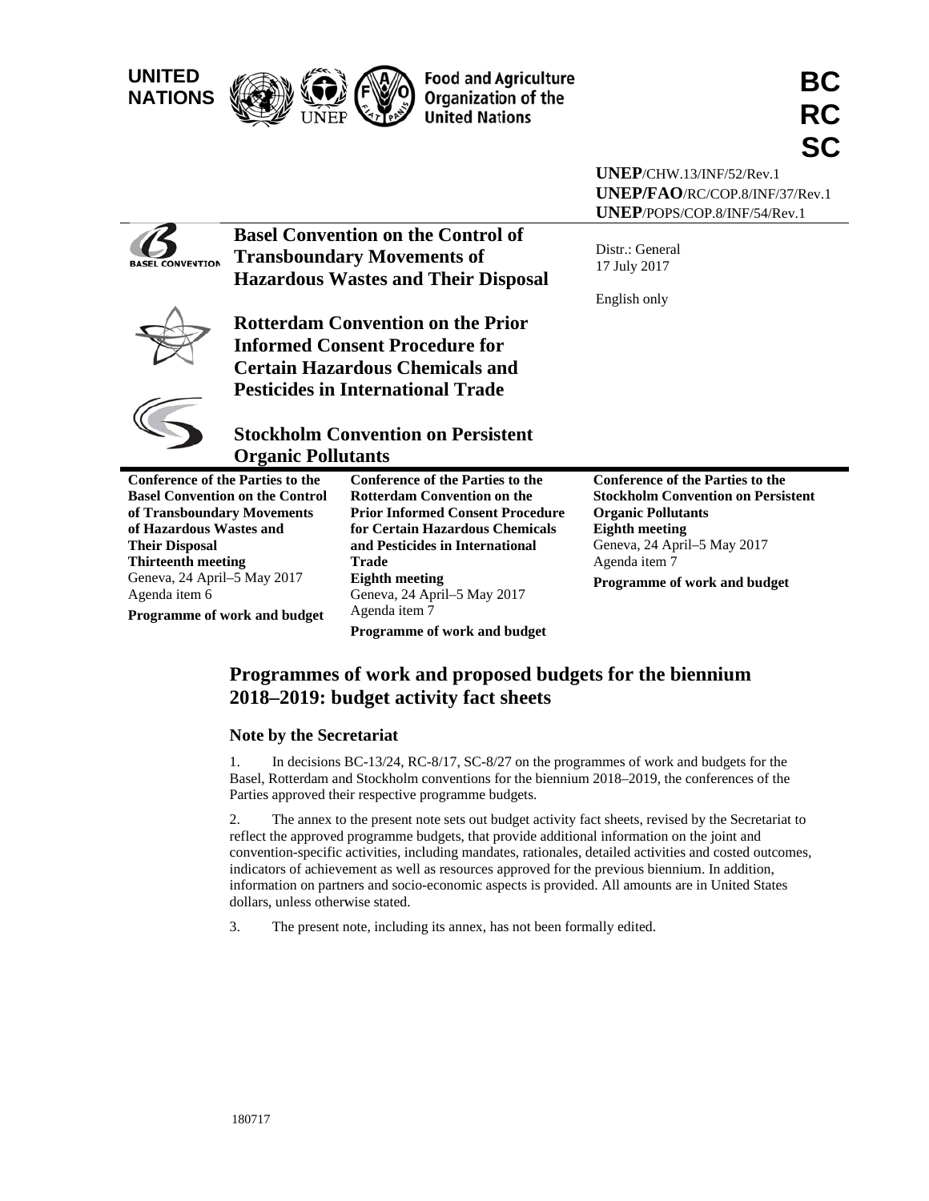UNITED NATIONS

Food and Agriculture Organization of the United Nations

**BC RC SC**

**UNEP**/CHW.13/INF/52/Rev.1
**UNEP/FAO**/RC/COP.8/INF/37/Rev.1
**UNEP**/POPS/COP.8/INF/54/Rev.1

**Basel Convention on the Control of Transboundary Movements of Hazardous Wastes and Their Disposal**

**Rotterdam Convention on the Prior Informed Consent Procedure for Certain Hazardous Chemicals and Pesticides in International Trade**

**Stockholm Convention on Persistent Organic Pollutants**

Distr.: General
17 July 2017

English only

**Conference of the Parties to the Basel Convention on the Control of Transboundary Movements of Hazardous Wastes and Their Disposal**
**Thirteenth meeting**
Geneva, 24 April–5 May 2017
Agenda item 6
**Programme of work and budget**

**Conference of the Parties to the Rotterdam Convention on the Prior Informed Consent Procedure for Certain Hazardous Chemicals and Pesticides in International Trade**
**Eighth meeting**
Geneva, 24 April–5 May 2017
Agenda item 7
**Programme of work and budget**

**Conference of the Parties to the Stockholm Convention on Persistent Organic Pollutants**
**Eighth meeting**
Geneva, 24 April–5 May 2017
Agenda item 7
**Programme of work and budget**

# Programmes of work and proposed budgets for the biennium 2018–2019: budget activity fact sheets

## Note by the Secretariat

1. In decisions BC-13/24, RC-8/17, SC-8/27 on the programmes of work and budgets for the Basel, Rotterdam and Stockholm conventions for the biennium 2018–2019, the conferences of the Parties approved their respective programme budgets.

2. The annex to the present note sets out budget activity fact sheets, revised by the Secretariat to reflect the approved programme budgets, that provide additional information on the joint and convention-specific activities, including mandates, rationales, detailed activities and costed outcomes, indicators of achievement as well as resources approved for the previous biennium. In addition, information on partners and socio-economic aspects is provided. All amounts are in United States dollars, unless otherwise stated.

3. The present note, including its annex, has not been formally edited.

180717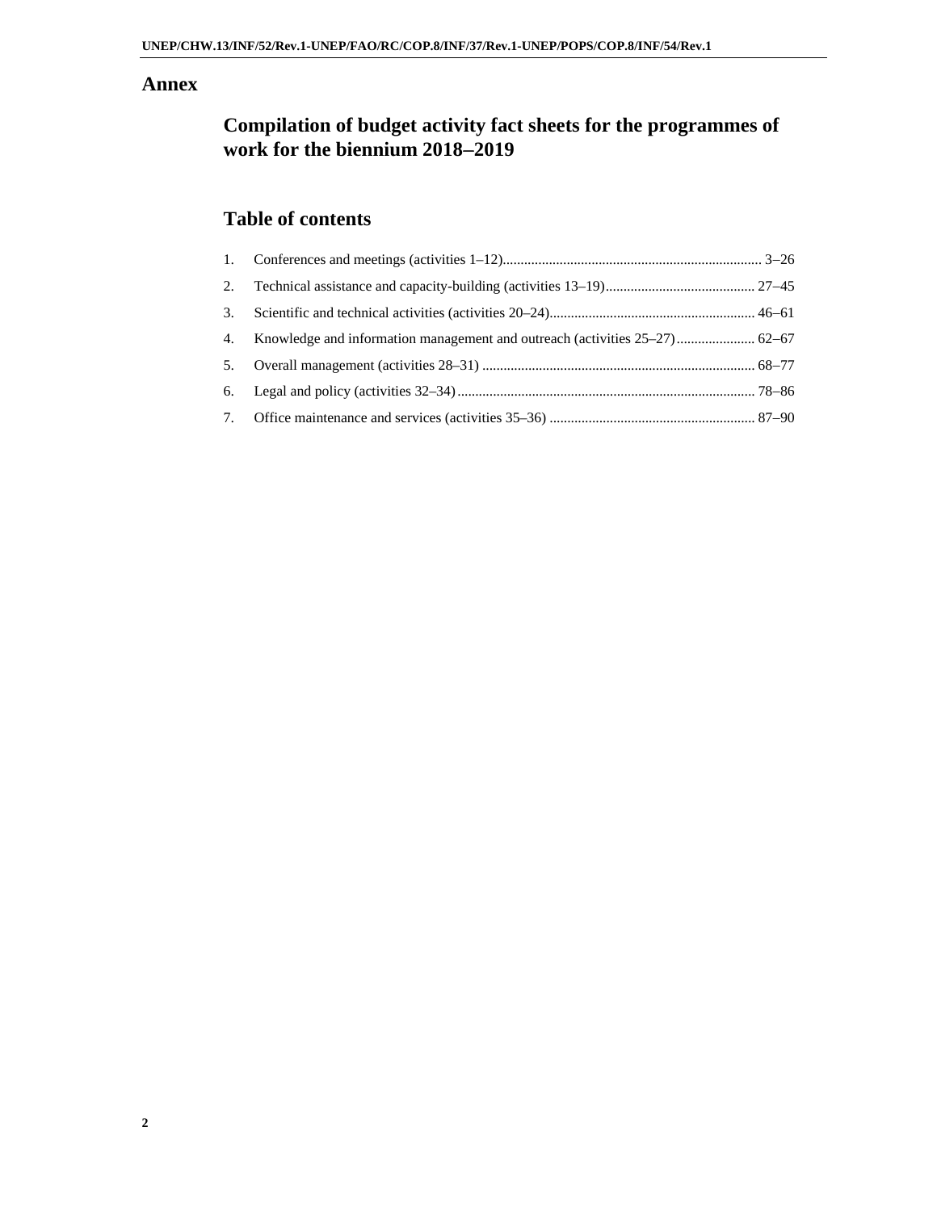# Annex

## Compilation of budget activity fact sheets for the programmes of work for the biennium 2018–2019

## Table of contents

1. Conferences and meetings (activities 1–12) ........................................................................ 3–26
2. Technical assistance and capacity-building (activities 13–19) .......................................... 27–45
3. Scientific and technical activities (activities 20–24) .......................................................... 46–61
4. Knowledge and information management and outreach (activities 25–27) ...................... 62–67
5. Overall management (activities 28–31) ............................................................................ 68–77
6. Legal and policy (activities 32–34) ................................................................................... 78–86
7. Office maintenance and services (activities 35–36) .......................................................... 87–90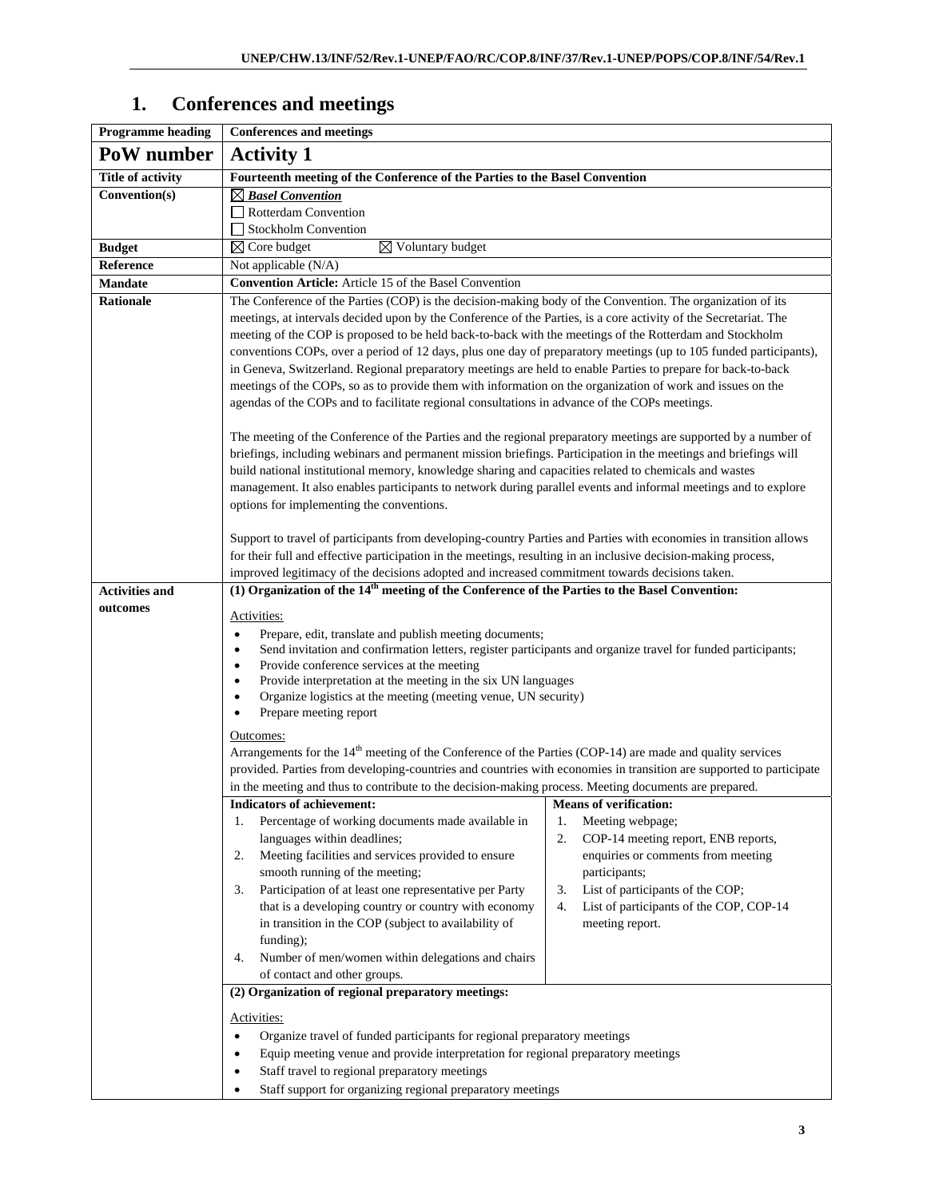# 1. Conferences and meetings

| Programme heading | Conferences and meetings |
|---|---|
| **PoW number** | **Activity 1** |
| **Title of activity** | **Fourteenth meeting of the Conference of the Parties to the Basel Convention** |
| **Convention(s)** | ☒ ***Basel Convention***<br>☐ Rotterdam Convention<br>☐ Stockholm Convention |
| **Budget** | ☒ Core budget ☒ Voluntary budget |
| **Reference** | Not applicable (N/A) |
| **Mandate** | **Convention Article:** Article 15 of the Basel Convention |
| **Rationale** | The Conference of the Parties (COP) is the decision-making body of the Convention. The organization of its meetings, at intervals decided upon by the Conference of the Parties, is a core activity of the Secretariat. The meeting of the COP is proposed to be held back-to-back with the meetings of the Rotterdam and Stockholm conventions COPs, over a period of 12 days, plus one day of preparatory meetings (up to 105 funded participants), in Geneva, Switzerland. Regional preparatory meetings are held to enable Parties to prepare for back-to-back meetings of the COPs, so as to provide them with information on the organization of work and issues on the agendas of the COPs and to facilitate regional consultations in advance of the COPs meetings.<br><br>The meeting of the Conference of the Parties and the regional preparatory meetings are supported by a number of briefings, including webinars and permanent mission briefings. Participation in the meetings and briefings will build national institutional memory, knowledge sharing and capacities related to chemicals and wastes management. It also enables participants to network during parallel events and informal meetings and to explore options for implementing the conventions.<br><br>Support to travel of participants from developing-country Parties and Parties with economies in transition allows for their full and effective participation in the meetings, resulting in an inclusive decision-making process, improved legitimacy of the decisions adopted and increased commitment towards decisions taken. |
| **Activities and outcomes** | **(1) Organization of the 14th meeting of the Conference of the Parties to the Basel Convention:**<br><br>Activities:<br>• Prepare, edit, translate and publish meeting documents;<br>• Send invitation and confirmation letters, register participants and organize travel for funded participants;<br>• Provide conference services at the meeting<br>• Provide interpretation at the meeting in the six UN languages<br>• Organize logistics at the meeting (meeting venue, UN security)<br>• Prepare meeting report<br><br>Outcomes:<br>Arrangements for the 14th meeting of the Conference of the Parties (COP-14) are made and quality services provided. Parties from developing-countries and countries with economies in transition are supported to participate in the meeting and thus to contribute to the decision-making process. Meeting documents are prepared.<br><br>**Indicators of achievement:**<br>1. Percentage of working documents made available in languages within deadlines;<br>2. Meeting facilities and services provided to ensure smooth running of the meeting;<br>3. Participation of at least one representative per Party that is a developing country or country with economy in transition in the COP (subject to availability of funding);<br>4. Number of men/women within delegations and chairs of contact and other groups.<br><br>**Means of verification:**<br>1. Meeting webpage;<br>2. COP-14 meeting report, ENB reports, enquiries or comments from meeting participants;<br>3. List of participants of the COP;<br>4. List of participants of the COP, COP-14 meeting report.<br><br>**(2) Organization of regional preparatory meetings:**<br><br>Activities:<br>• Organize travel of funded participants for regional preparatory meetings<br>• Equip meeting venue and provide interpretation for regional preparatory meetings<br>• Staff travel to regional preparatory meetings<br>• Staff support for organizing regional preparatory meetings |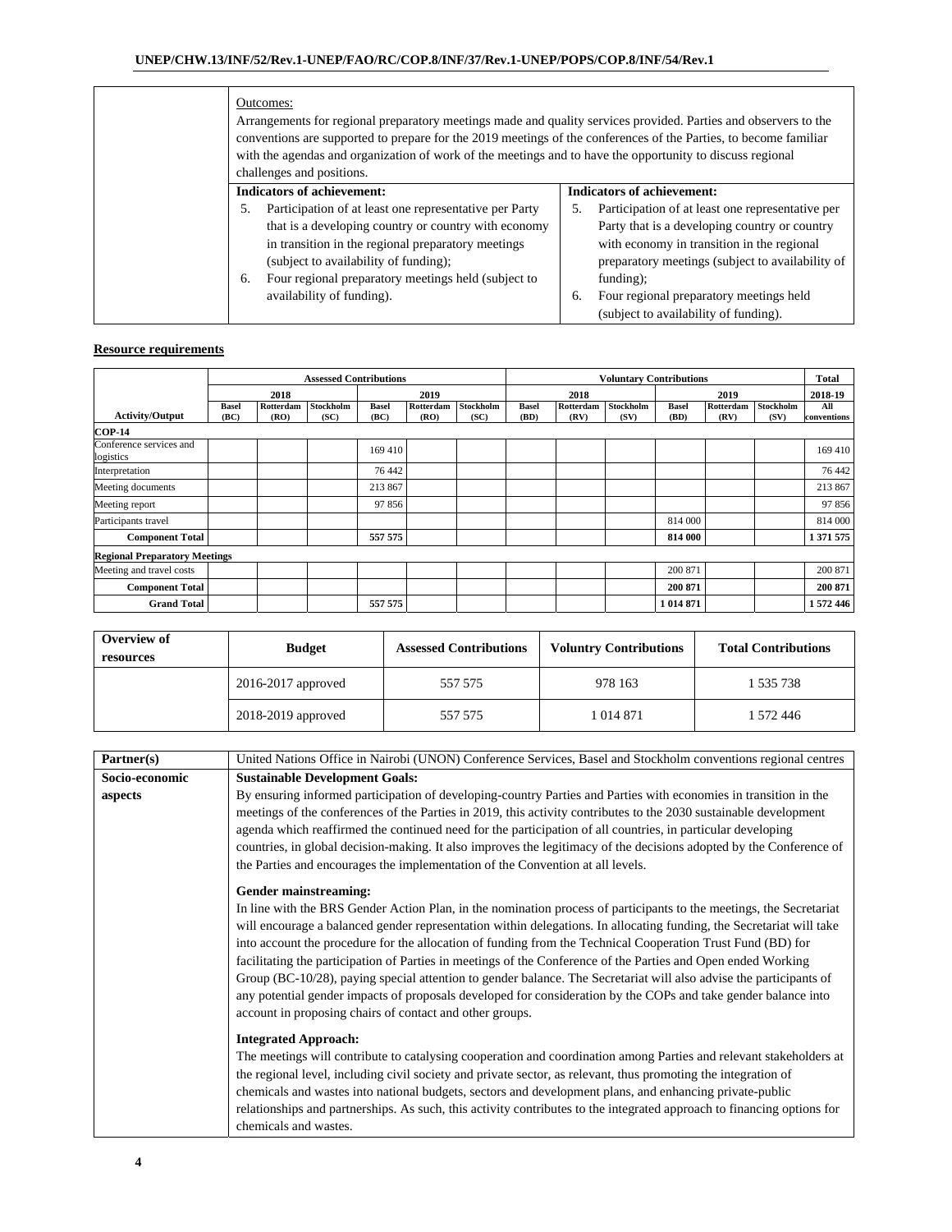| | Outcomes: Arrangements for regional preparatory meetings made and quality services provided. Parties and observers to the conventions are supported to prepare for the 2019 meetings of the conferences of the Parties, to become familiar with the agendas and organization of work of the meetings and to have the opportunity to discuss regional challenges and positions. | |
|---|---|---|
| | **Indicators of achievement:** 5. Participation of at least one representative per Party that is a developing country or country with economy in transition in the regional preparatory meetings (subject to availability of funding); 6. Four regional preparatory meetings held (subject to availability of funding). | **Indicators of achievement:** 5. Participation of at least one representative per Party that is a developing country or country with economy in transition in the regional preparatory meetings (subject to availability of funding); 6. Four regional preparatory meetings held (subject to availability of funding). |

**Resource requirements**

| | Assessed Contributions | | | | | | Voluntary Contributions | | | | | | Total |
|---|---|---|---|---|---|---|---|---|---|---|---|---|---|
| | 2018 | | | 2019 | | | 2018 | | | 2019 | | | 2018-19 |
| **Activity/Output** | Basel (BC) | Rotterdam (RO) | Stockholm (SC) | Basel (BC) | Rotterdam (RO) | Stockholm (SC) | Basel (BD) | Rotterdam (RV) | Stockholm (SV) | Basel (BD) | Rotterdam (RV) | Stockholm (SV) | All conventions |
| **COP-14** | | | | | | | | | | | | | |
| Conference services and logistics | | | | 169 410 | | | | | | | | | 169 410 |
| Interpretation | | | | 76 442 | | | | | | | | | 76 442 |
| Meeting documents | | | | 213 867 | | | | | | | | | 213 867 |
| Meeting report | | | | 97 856 | | | | | | | | | 97 856 |
| Participants travel | | | | | | | | | | 814 000 | | | 814 000 |
| **Component Total** | | | | **557 575** | | | | | | **814 000** | | | **1 371 575** |
| **Regional Preparatory Meetings** | | | | | | | | | | | | | |
| Meeting and travel costs | | | | | | | | | | 200 871 | | | 200 871 |
| **Component Total** | | | | | | | | | | **200 871** | | | **200 871** |
| **Grand Total** | | | | **557 575** | | | | | | **1 014 871** | | | **1 572 446** |

| Overview of resources | Budget | Assessed Contributions | Voluntry Contributions | Total Contributions |
|---|---|---|---|---|
| | 2016-2017 approved | 557 575 | 978 163 | 1 535 738 |
| | 2018-2019 approved | 557 575 | 1 014 871 | 1 572 446 |

| **Partner(s)** | United Nations Office in Nairobi (UNON) Conference Services, Basel and Stockholm conventions regional centres |
|---|---|
| **Socio-economic aspects** | **Sustainable Development Goals:** By ensuring informed participation of developing-country Parties and Parties with economies in transition in the meetings of the conferences of the Parties in 2019, this activity contributes to the 2030 sustainable development agenda which reaffirmed the continued need for the participation of all countries, in particular developing countries, in global decision-making. It also improves the legitimacy of the decisions adopted by the Conference of the Parties and encourages the implementation of the Convention at all levels. **Gender mainstreaming:** In line with the BRS Gender Action Plan, in the nomination process of participants to the meetings, the Secretariat will encourage a balanced gender representation within delegations. In allocating funding, the Secretariat will take into account the procedure for the allocation of funding from the Technical Cooperation Trust Fund (BD) for facilitating the participation of Parties in meetings of the Conference of the Parties and Open ended Working Group (BC-10/28), paying special attention to gender balance. The Secretariat will also advise the participants of any potential gender impacts of proposals developed for consideration by the COPs and take gender balance into account in proposing chairs of contact and other groups. **Integrated Approach:** The meetings will contribute to catalysing cooperation and coordination among Parties and relevant stakeholders at the regional level, including civil society and private sector, as relevant, thus promoting the integration of chemicals and wastes into national budgets, sectors and development plans, and enhancing private-public relationships and partnerships. As such, this activity contributes to the integrated approach to financing options for chemicals and wastes. |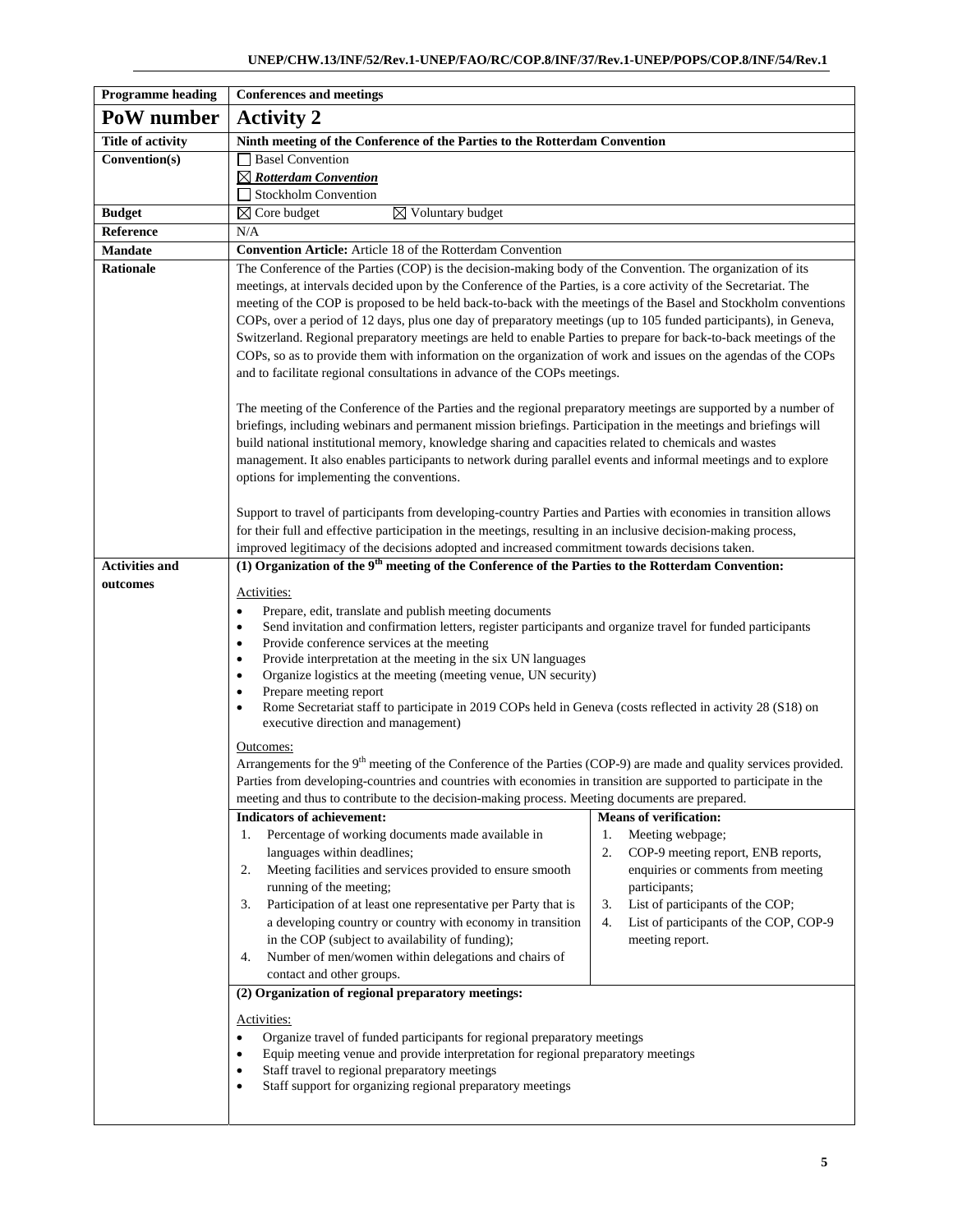| Programme heading | Conferences and meetings |
|---|---|
| **PoW number** | **Activity 2** |
| **Title of activity** | **Ninth meeting of the Conference of the Parties to the Rotterdam Convention** |
| **Convention(s)** | ☐ Basel Convention<br>☒ ***Rotterdam Convention***<br>☐ Stockholm Convention |
| **Budget** | ☒ Core budget ☒ Voluntary budget |
| **Reference** | N/A |
| **Mandate** | **Convention Article:** Article 18 of the Rotterdam Convention |
| **Rationale** | The Conference of the Parties (COP) is the decision-making body of the Convention. The organization of its meetings, at intervals decided upon by the Conference of the Parties, is a core activity of the Secretariat. The meeting of the COP is proposed to be held back-to-back with the meetings of the Basel and Stockholm conventions COPs, over a period of 12 days, plus one day of preparatory meetings (up to 105 funded participants), in Geneva, Switzerland. Regional preparatory meetings are held to enable Parties to prepare for back-to-back meetings of the COPs, so as to provide them with information on the organization of work and issues on the agendas of the COPs and to facilitate regional consultations in advance of the COPs meetings.<br><br>The meeting of the Conference of the Parties and the regional preparatory meetings are supported by a number of briefings, including webinars and permanent mission briefings. Participation in the meetings and briefings will build national institutional memory, knowledge sharing and capacities related to chemicals and wastes management. It also enables participants to network during parallel events and informal meetings and to explore options for implementing the conventions.<br><br>Support to travel of participants from developing-country Parties and Parties with economies in transition allows for their full and effective participation in the meetings, resulting in an inclusive decision-making process, improved legitimacy of the decisions adopted and increased commitment towards decisions taken. |
| **Activities and outcomes** | **(1) Organization of the 9th meeting of the Conference of the Parties to the Rotterdam Convention:**<br><br>Activities:<br>• Prepare, edit, translate and publish meeting documents<br>• Send invitation and confirmation letters, register participants and organize travel for funded participants<br>• Provide conference services at the meeting<br>• Provide interpretation at the meeting in the six UN languages<br>• Organize logistics at the meeting (meeting venue, UN security)<br>• Prepare meeting report<br>• Rome Secretariat staff to participate in 2019 COPs held in Geneva (costs reflected in activity 28 (S18) on executive direction and management)<br><br>Outcomes:<br>Arrangements for the 9th meeting of the Conference of the Parties (COP-9) are made and quality services provided. Parties from developing-countries and countries with economies in transition are supported to participate in the meeting and thus to contribute to the decision-making process. Meeting documents are prepared.<br><br>**Indicators of achievement:**<br>1. Percentage of working documents made available in languages within deadlines;<br>2. Meeting facilities and services provided to ensure smooth running of the meeting;<br>3. Participation of at least one representative per Party that is a developing country or country with economy in transition in the COP (subject to availability of funding);<br>4. Number of men/women within delegations and chairs of contact and other groups.<br><br>**Means of verification:**<br>1. Meeting webpage;<br>2. COP-9 meeting report, ENB reports, enquiries or comments from meeting participants;<br>3. List of participants of the COP;<br>4. List of participants of the COP, COP-9 meeting report.<br><br>**(2) Organization of regional preparatory meetings:**<br><br>Activities:<br>• Organize travel of funded participants for regional preparatory meetings<br>• Equip meeting venue and provide interpretation for regional preparatory meetings<br>• Staff travel to regional preparatory meetings<br>• Staff support for organizing regional preparatory meetings |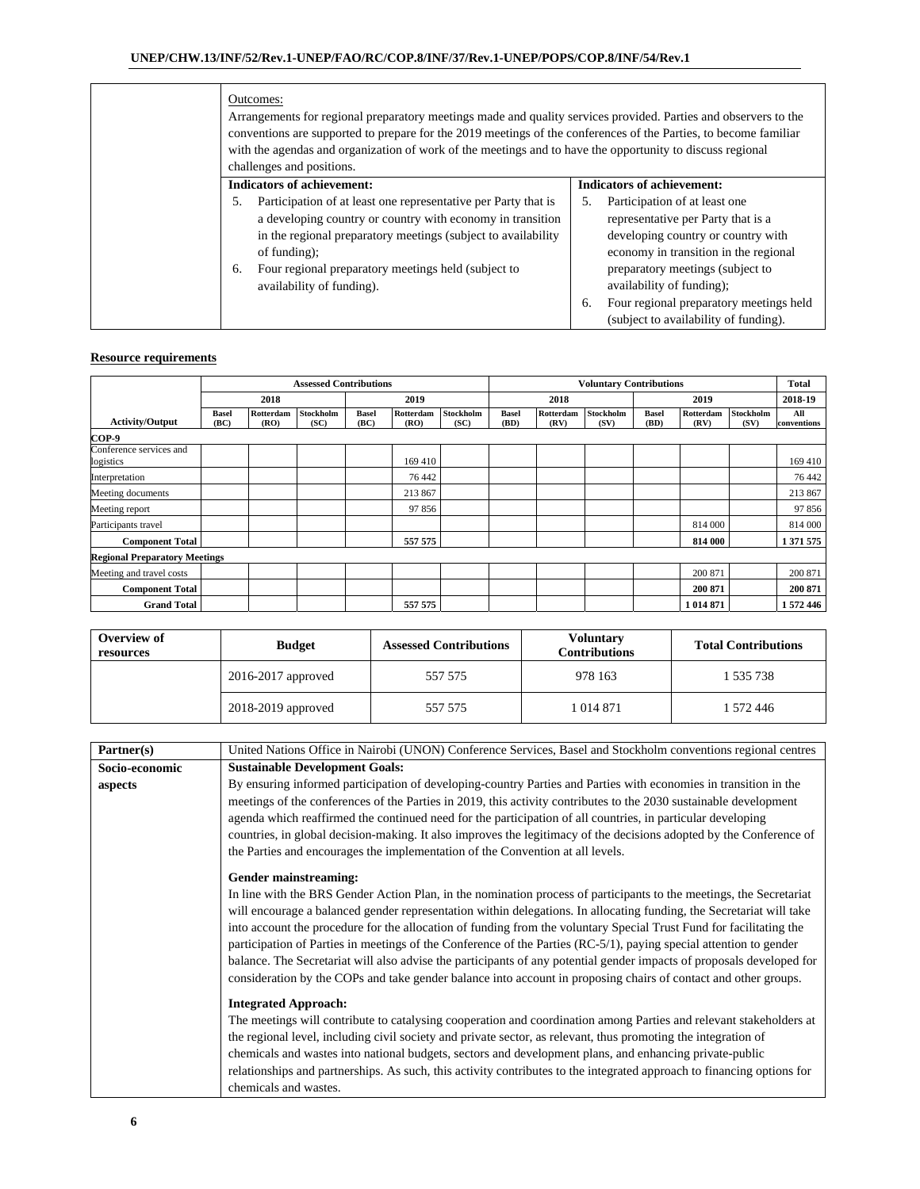| | |
|---|---|
| | Outcomes:<br>Arrangements for regional preparatory meetings made and quality services provided. Parties and observers to the conventions are supported to prepare for the 2019 meetings of the conferences of the Parties, to become familiar with the agendas and organization of work of the meetings and to have the opportunity to discuss regional challenges and positions. |

| | Indicators of achievement: | Indicators of achievement: |
|---|---|---|
| | 5. Participation of at least one representative per Party that is a developing country or country with economy in transition in the regional preparatory meetings (subject to availability of funding);<br>6. Four regional preparatory meetings held (subject to availability of funding). | 5. Participation of at least one representative per Party that is a developing country or country with economy in transition in the regional preparatory meetings (subject to availability of funding);<br>6. Four regional preparatory meetings held (subject to availability of funding). |

**Resource requirements**

| | Assessed Contributions | | | | | | Voluntary Contributions | | | | | | Total |
|---|---|---|---|---|---|---|---|---|---|---|---|---|---|
| | 2018 | | | 2019 | | | 2018 | | | 2019 | | | 2018-19 |
| **Activity/Output** | Basel (BC) | Rotterdam (RO) | Stockholm (SC) | Basel (BC) | Rotterdam (RO) | Stockholm (SC) | Basel (BD) | Rotterdam (RV) | Stockholm (SV) | Basel (BD) | Rotterdam (RV) | Stockholm (SV) | All conventions |
| **COP-9** | | | | | | | | | | | | | |
| Conference services and logistics | | | | | 169 410 | | | | | | | | 169 410 |
| Interpretation | | | | | 76 442 | | | | | | | | 76 442 |
| Meeting documents | | | | | 213 867 | | | | | | | | 213 867 |
| Meeting report | | | | | 97 856 | | | | | | | | 97 856 |
| Participants travel | | | | | | | | | | | 814 000 | | 814 000 |
| **Component Total** | | | | | **557 575** | | | | | | **814 000** | | **1 371 575** |
| **Regional Preparatory Meetings** | | | | | | | | | | | | | |
| Meeting and travel costs | | | | | | | | | | | 200 871 | | 200 871 |
| **Component Total** | | | | | | | | | | | **200 871** | | **200 871** |
| **Grand Total** | | | | | **557 575** | | | | | | **1 014 871** | | **1 572 446** |

| Overview of resources | Budget | Assessed Contributions | Voluntary Contributions | Total Contributions |
|---|---|---|---|---|
| | 2016-2017 approved | 557 575 | 978 163 | 1 535 738 |
| | 2018-2019 approved | 557 575 | 1 014 871 | 1 572 446 |

| | |
|---|---|
| **Partner(s)** | United Nations Office in Nairobi (UNON) Conference Services, Basel and Stockholm conventions regional centres |
| **Socio-economic aspects** | **Sustainable Development Goals:**<br>By ensuring informed participation of developing-country Parties and Parties with economies in transition in the meetings of the conferences of the Parties in 2019, this activity contributes to the 2030 sustainable development agenda which reaffirmed the continued need for the participation of all countries, in particular developing countries, in global decision-making. It also improves the legitimacy of the decisions adopted by the Conference of the Parties and encourages the implementation of the Convention at all levels.<br><br>**Gender mainstreaming:**<br>In line with the BRS Gender Action Plan, in the nomination process of participants to the meetings, the Secretariat will encourage a balanced gender representation within delegations. In allocating funding, the Secretariat will take into account the procedure for the allocation of funding from the voluntary Special Trust Fund for facilitating the participation of Parties in meetings of the Conference of the Parties (RC-5/1), paying special attention to gender balance. The Secretariat will also advise the participants of any potential gender impacts of proposals developed for consideration by the COPs and take gender balance into account in proposing chairs of contact and other groups.<br><br>**Integrated Approach:**<br>The meetings will contribute to catalysing cooperation and coordination among Parties and relevant stakeholders at the regional level, including civil society and private sector, as relevant, thus promoting the integration of chemicals and wastes into national budgets, sectors and development plans, and enhancing private-public relationships and partnerships. As such, this activity contributes to the integrated approach to financing options for chemicals and wastes. |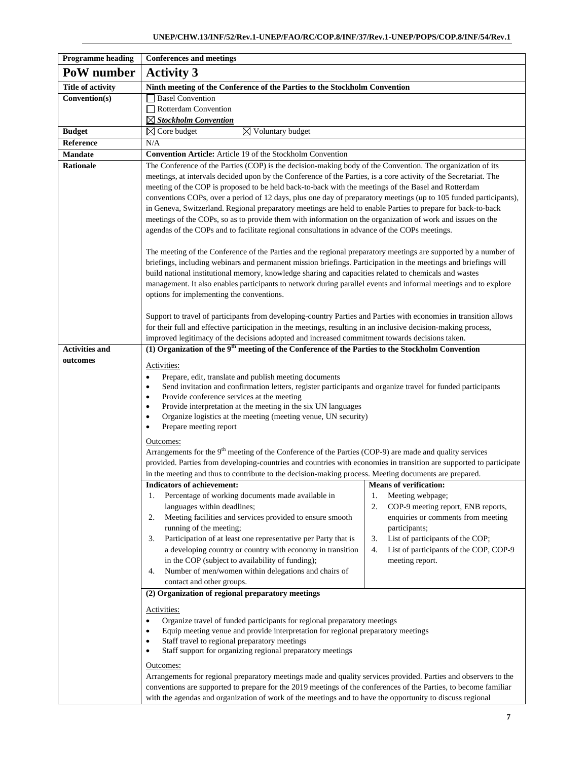| Programme heading | Conferences and meetings |
|---|---|
| **PoW number** | **Activity 3** |
| **Title of activity** | **Ninth meeting of the Conference of the Parties to the Stockholm Convention** |
| **Convention(s)** | ☐ Basel Convention<br>☐ Rotterdam Convention<br>☒ ***Stockholm Convention*** |
| **Budget** | ☒ Core budget ☒ Voluntary budget |
| **Reference** | N/A |
| **Mandate** | **Convention Article:** Article 19 of the Stockholm Convention |
| **Rationale** | The Conference of the Parties (COP) is the decision-making body of the Convention. The organization of its meetings, at intervals decided upon by the Conference of the Parties, is a core activity of the Secretariat. The meeting of the COP is proposed to be held back-to-back with the meetings of the Basel and Rotterdam conventions COPs, over a period of 12 days, plus one day of preparatory meetings (up to 105 funded participants), in Geneva, Switzerland. Regional preparatory meetings are held to enable Parties to prepare for back-to-back meetings of the COPs, so as to provide them with information on the organization of work and issues on the agendas of the COPs and to facilitate regional consultations in advance of the COPs meetings.<br><br>The meeting of the Conference of the Parties and the regional preparatory meetings are supported by a number of briefings, including webinars and permanent mission briefings. Participation in the meetings and briefings will build national institutional memory, knowledge sharing and capacities related to chemicals and wastes management. It also enables participants to network during parallel events and informal meetings and to explore options for implementing the conventions.<br><br>Support to travel of participants from developing-country Parties and Parties with economies in transition allows for their full and effective participation in the meetings, resulting in an inclusive decision-making process, improved legitimacy of the decisions adopted and increased commitment towards decisions taken. |
| **Activities and outcomes** | **(1) Organization of the 9th meeting of the Conference of the Parties to the Stockholm Convention**<br><br>Activities:<br>• Prepare, edit, translate and publish meeting documents<br>• Send invitation and confirmation letters, register participants and organize travel for funded participants<br>• Provide conference services at the meeting<br>• Provide interpretation at the meeting in the six UN languages<br>• Organize logistics at the meeting (meeting venue, UN security)<br>• Prepare meeting report<br><br>Outcomes:<br>Arrangements for the 9th meeting of the Conference of the Parties (COP-9) are made and quality services provided. Parties from developing-countries and countries with economies in transition are supported to participate in the meeting and thus to contribute to the decision-making process. Meeting documents are prepared.<br><br>**Indicators of achievement:**<br>1. Percentage of working documents made available in languages within deadlines;<br>2. Meeting facilities and services provided to ensure smooth running of the meeting;<br>3. Participation of at least one representative per Party that is a developing country or country with economy in transition in the COP (subject to availability of funding);<br>4. Number of men/women within delegations and chairs of contact and other groups.<br><br>**Means of verification:**<br>1. Meeting webpage;<br>2. COP-9 meeting report, ENB reports, enquiries or comments from meeting participants;<br>3. List of participants of the COP;<br>4. List of participants of the COP, COP-9 meeting report.<br><br>**(2) Organization of regional preparatory meetings**<br><br>Activities:<br>• Organize travel of funded participants for regional preparatory meetings<br>• Equip meeting venue and provide interpretation for regional preparatory meetings<br>• Staff travel to regional preparatory meetings<br>• Staff support for organizing regional preparatory meetings<br><br>Outcomes:<br>Arrangements for regional preparatory meetings made and quality services provided. Parties and observers to the conventions are supported to prepare for the 2019 meetings of the conferences of the Parties, to become familiar with the agendas and organization of work of the meetings and to have the opportunity to discuss regional |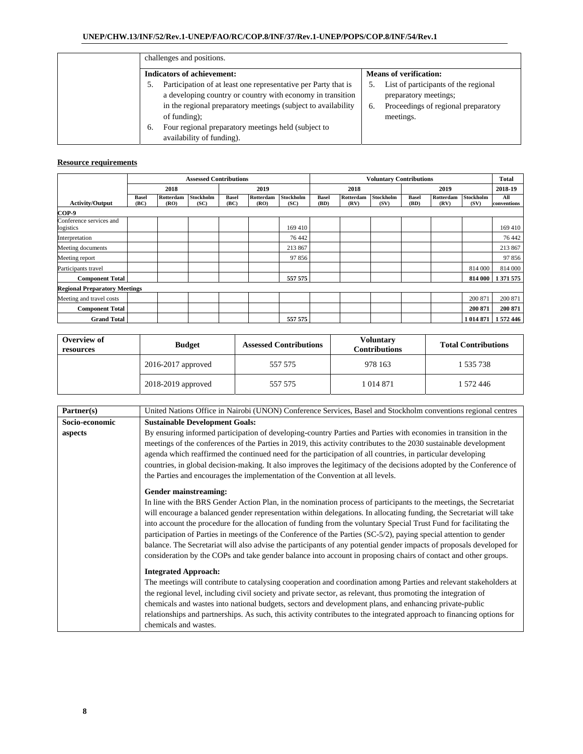| | challenges and positions. | |
|---|---|---|
| | **Indicators of achievement:**<br>5. Participation of at least one representative per Party that is a developing country or country with economy in transition in the regional preparatory meetings (subject to availability of funding);<br>6. Four regional preparatory meetings held (subject to availability of funding). | **Means of verification:**<br>5. List of participants of the regional preparatory meetings;<br>6. Proceedings of regional preparatory meetings. |

**Resource requirements**

| | Assessed Contributions | | | | | | Voluntary Contributions | | | | | | Total |
|---|---|---|---|---|---|---|---|---|---|---|---|---|---|
| | 2018 | | | 2019 | | | 2018 | | | 2019 | | | 2018-19 |
| Activity/Output | Basel (BC) | Rotterdam (RO) | Stockholm (SC) | Basel (BC) | Rotterdam (RO) | Stockholm (SC) | Basel (BD) | Rotterdam (RV) | Stockholm (SV) | Basel (BD) | Rotterdam (RV) | Stockholm (SV) | All conventions |
| **COP-9** | | | | | | | | | | | | | |
| Conference services and logistics | | | | | | 169 410 | | | | | | | 169 410 |
| Interpretation | | | | | | 76 442 | | | | | | | 76 442 |
| Meeting documents | | | | | | 213 867 | | | | | | | 213 867 |
| Meeting report | | | | | | 97 856 | | | | | | | 97 856 |
| Participants travel | | | | | | | | | | | | 814 000 | 814 000 |
| **Component Total** | | | | | | **557 575** | | | | | | **814 000** | **1 371 575** |
| **Regional Preparatory Meetings** | | | | | | | | | | | | | |
| Meeting and travel costs | | | | | | | | | | | | 200 871 | 200 871 |
| **Component Total** | | | | | | | | | | | | **200 871** | **200 871** |
| **Grand Total** | | | | | | **557 575** | | | | | | **1 014 871** | **1 572 446** |

| Overview of resources | Budget | Assessed Contributions | Voluntary Contributions | Total Contributions |
|---|---|---|---|---|
| | 2016-2017 approved | 557 575 | 978 163 | 1 535 738 |
| | 2018-2019 approved | 557 575 | 1 014 871 | 1 572 446 |

| **Partner(s)** | United Nations Office in Nairobi (UNON) Conference Services, Basel and Stockholm conventions regional centres |
|---|---|
| **Socio-economic aspects** | **Sustainable Development Goals:**<br>By ensuring informed participation of developing-country Parties and Parties with economies in transition in the meetings of the conferences of the Parties in 2019, this activity contributes to the 2030 sustainable development agenda which reaffirmed the continued need for the participation of all countries, in particular developing countries, in global decision-making. It also improves the legitimacy of the decisions adopted by the Conference of the Parties and encourages the implementation of the Convention at all levels.<br><br>**Gender mainstreaming:**<br>In line with the BRS Gender Action Plan, in the nomination process of participants to the meetings, the Secretariat will encourage a balanced gender representation within delegations. In allocating funding, the Secretariat will take into account the procedure for the allocation of funding from the voluntary Special Trust Fund for facilitating the participation of Parties in meetings of the Conference of the Parties (SC-5/2), paying special attention to gender balance. The Secretariat will also advise the participants of any potential gender impacts of proposals developed for consideration by the COPs and take gender balance into account in proposing chairs of contact and other groups.<br><br>**Integrated Approach:**<br>The meetings will contribute to catalysing cooperation and coordination among Parties and relevant stakeholders at the regional level, including civil society and private sector, as relevant, thus promoting the integration of chemicals and wastes into national budgets, sectors and development plans, and enhancing private-public relationships and partnerships. As such, this activity contributes to the integrated approach to financing options for chemicals and wastes. |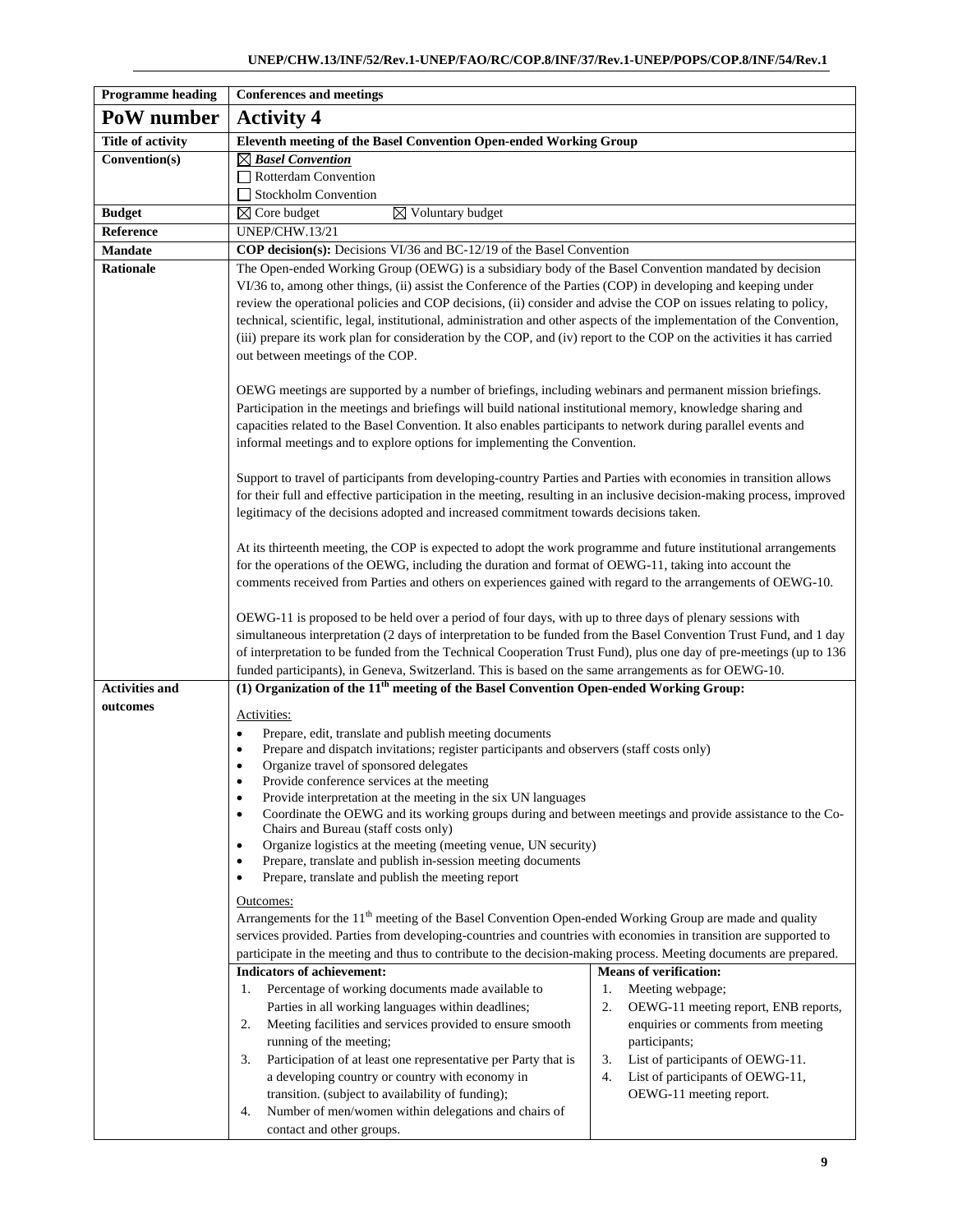| Programme heading | Conferences and meetings |
|---|---|
| **PoW number** | **Activity 4** |
| **Title of activity** | **Eleventh meeting of the Basel Convention Open-ended Working Group** |
| **Convention(s)** | ☒ ***Basel Convention***<br>☐ Rotterdam Convention<br>☐ Stockholm Convention |
| **Budget** | ☒ Core budget ☒ Voluntary budget |
| **Reference** | UNEP/CHW.13/21 |
| **Mandate** | **COP decision(s):** Decisions VI/36 and BC-12/19 of the Basel Convention |
| **Rationale** | The Open-ended Working Group (OEWG) is a subsidiary body of the Basel Convention mandated by decision VI/36 to, among other things, (ii) assist the Conference of the Parties (COP) in developing and keeping under review the operational policies and COP decisions, (ii) consider and advise the COP on issues relating to policy, technical, scientific, legal, institutional, administration and other aspects of the implementation of the Convention, (iii) prepare its work plan for consideration by the COP, and (iv) report to the COP on the activities it has carried out between meetings of the COP.<br><br>OEWG meetings are supported by a number of briefings, including webinars and permanent mission briefings. Participation in the meetings and briefings will build national institutional memory, knowledge sharing and capacities related to the Basel Convention. It also enables participants to network during parallel events and informal meetings and to explore options for implementing the Convention.<br><br>Support to travel of participants from developing-country Parties and Parties with economies in transition allows for their full and effective participation in the meeting, resulting in an inclusive decision-making process, improved legitimacy of the decisions adopted and increased commitment towards decisions taken.<br><br>At its thirteenth meeting, the COP is expected to adopt the work programme and future institutional arrangements for the operations of the OEWG, including the duration and format of OEWG-11, taking into account the comments received from Parties and others on experiences gained with regard to the arrangements of OEWG-10.<br><br>OEWG-11 is proposed to be held over a period of four days, with up to three days of plenary sessions with simultaneous interpretation (2 days of interpretation to be funded from the Basel Convention Trust Fund, and 1 day of interpretation to be funded from the Technical Cooperation Trust Fund), plus one day of pre-meetings (up to 136 funded participants), in Geneva, Switzerland. This is based on the same arrangements as for OEWG-10. |
| **Activities and outcomes** | **(1) Organization of the 11th meeting of the Basel Convention Open-ended Working Group:**<br><br>Activities:<br>• Prepare, edit, translate and publish meeting documents<br>• Prepare and dispatch invitations; register participants and observers (staff costs only)<br>• Organize travel of sponsored delegates<br>• Provide conference services at the meeting<br>• Provide interpretation at the meeting in the six UN languages<br>• Coordinate the OEWG and its working groups during and between meetings and provide assistance to the Co-Chairs and Bureau (staff costs only)<br>• Organize logistics at the meeting (meeting venue, UN security)<br>• Prepare, translate and publish in-session meeting documents<br>• Prepare, translate and publish the meeting report<br><br>Outcomes:<br>Arrangements for the 11th meeting of the Basel Convention Open-ended Working Group are made and quality services provided. Parties from developing-countries and countries with economies in transition are supported to participate in the meeting and thus to contribute to the decision-making process. Meeting documents are prepared.<br><br>**Indicators of achievement:**<br>1. Percentage of working documents made available to Parties in all working languages within deadlines;<br>2. Meeting facilities and services provided to ensure smooth running of the meeting;<br>3. Participation of at least one representative per Party that is a developing country or country with economy in transition. (subject to availability of funding);<br>4. Number of men/women within delegations and chairs of contact and other groups.<br><br>**Means of verification:**<br>1. Meeting webpage;<br>2. OEWG-11 meeting report, ENB reports, enquiries or comments from meeting participants;<br>3. List of participants of OEWG-11.<br>4. List of participants of OEWG-11, OEWG-11 meeting report. |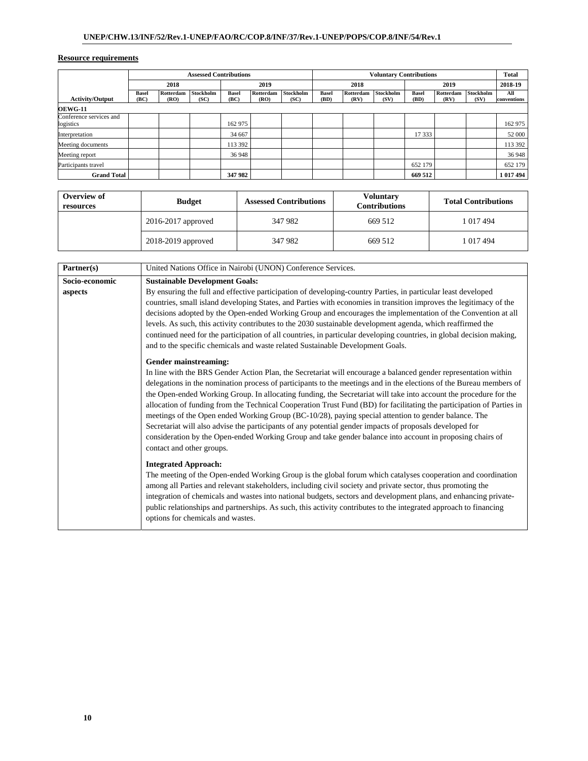## Resource requirements

| | Assessed Contributions | | | | | | Voluntary Contributions | | | | | | Total |
|---|---|---|---|---|---|---|---|---|---|---|---|---|---|
| | 2018 | | | 2019 | | | 2018 | | | 2019 | | | 2018-19 |
| Activity/Output | Basel (BC) | Rotterdam (RO) | Stockholm (SC) | Basel (BC) | Rotterdam (RO) | Stockholm (SC) | Basel (BD) | Rotterdam (RV) | Stockholm (SV) | Basel (BD) | Rotterdam (RV) | Stockholm (SV) | All conventions |
| **OEWG-11** | | | | | | | | | | | | | |
| Conference services and logistics | | | | 162 975 | | | | | | | | | 162 975 |
| Interpretation | | | | 34 667 | | | | | | 17 333 | | | 52 000 |
| Meeting documents | | | | 113 392 | | | | | | | | | 113 392 |
| Meeting report | | | | 36 948 | | | | | | | | | 36 948 |
| Participants travel | | | | | | | | | | 652 179 | | | 652 179 |
| **Grand Total** | | | | **347 982** | | | | | | **669 512** | | | **1 017 494** |

| Overview of resources | Budget | Assessed Contributions | Voluntary Contributions | Total Contributions |
|---|---|---|---|---|
| | 2016-2017 approved | 347 982 | 669 512 | 1 017 494 |
| | 2018-2019 approved | 347 982 | 669 512 | 1 017 494 |

| | |
|---|---|
| **Partner(s)** | United Nations Office in Nairobi (UNON) Conference Services. |
| **Socio-economic aspects** | **Sustainable Development Goals:**<br>By ensuring the full and effective participation of developing-country Parties, in particular least developed countries, small island developing States, and Parties with economies in transition improves the legitimacy of the decisions adopted by the Open-ended Working Group and encourages the implementation of the Convention at all levels. As such, this activity contributes to the 2030 sustainable development agenda, which reaffirmed the continued need for the participation of all countries, in particular developing countries, in global decision making, and to the specific chemicals and waste related Sustainable Development Goals.<br><br>**Gender mainstreaming:**<br>In line with the BRS Gender Action Plan, the Secretariat will encourage a balanced gender representation within delegations in the nomination process of participants to the meetings and in the elections of the Bureau members of the Open-ended Working Group. In allocating funding, the Secretariat will take into account the procedure for the allocation of funding from the Technical Cooperation Trust Fund (BD) for facilitating the participation of Parties in meetings of the Open ended Working Group (BC-10/28), paying special attention to gender balance. The Secretariat will also advise the participants of any potential gender impacts of proposals developed for consideration by the Open-ended Working Group and take gender balance into account in proposing chairs of contact and other groups.<br><br>**Integrated Approach:**<br>The meeting of the Open-ended Working Group is the global forum which catalyses cooperation and coordination among all Parties and relevant stakeholders, including civil society and private sector, thus promoting the integration of chemicals and wastes into national budgets, sectors and development plans, and enhancing private-public relationships and partnerships. As such, this activity contributes to the integrated approach to financing options for chemicals and wastes. |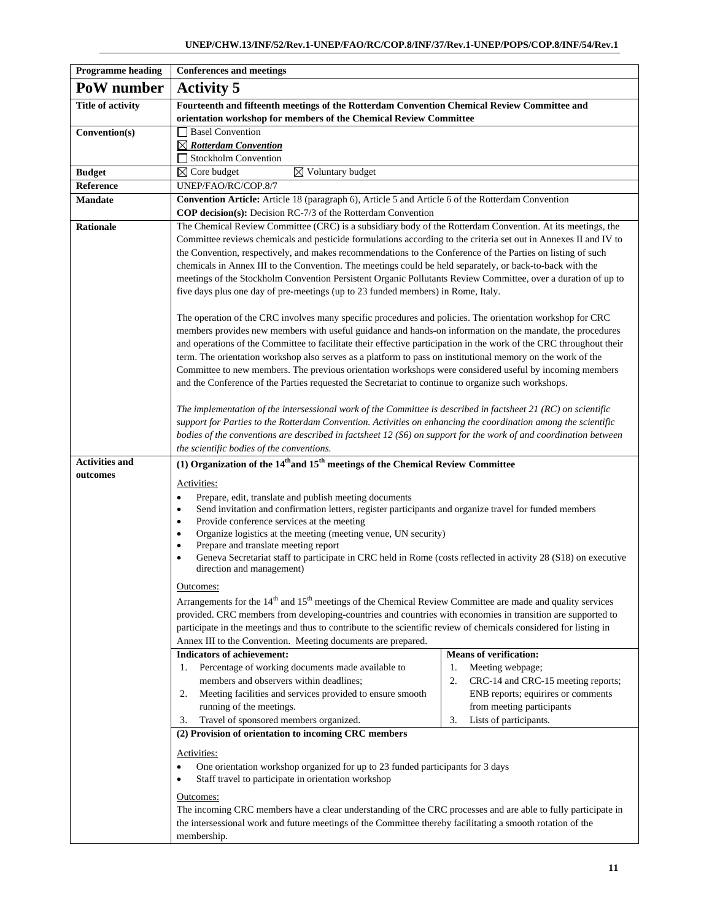| Programme heading | Conferences and meetings |
|---|---|
| **PoW number** | **Activity 5** |
| **Title of activity** | **Fourteenth and fifteenth meetings of the Rotterdam Convention Chemical Review Committee and orientation workshop for members of the Chemical Review Committee** |
| **Convention(s)** | ☐ Basel Convention<br>☒ ***Rotterdam Convention***<br>☐ Stockholm Convention |
| **Budget** | ☒ Core budget ☒ Voluntary budget |
| **Reference** | UNEP/FAO/RC/COP.8/7 |
| **Mandate** | **Convention Article:** Article 18 (paragraph 6), Article 5 and Article 6 of the Rotterdam Convention<br>**COP decision(s):** Decision RC-7/3 of the Rotterdam Convention |
| **Rationale** | The Chemical Review Committee (CRC) is a subsidiary body of the Rotterdam Convention. At its meetings, the Committee reviews chemicals and pesticide formulations according to the criteria set out in Annexes II and IV to the Convention, respectively, and makes recommendations to the Conference of the Parties on listing of such chemicals in Annex III to the Convention. The meetings could be held separately, or back-to-back with the meetings of the Stockholm Convention Persistent Organic Pollutants Review Committee, over a duration of up to five days plus one day of pre-meetings (up to 23 funded members) in Rome, Italy.<br><br>The operation of the CRC involves many specific procedures and policies. The orientation workshop for CRC members provides new members with useful guidance and hands-on information on the mandate, the procedures and operations of the Committee to facilitate their effective participation in the work of the CRC throughout their term. The orientation workshop also serves as a platform to pass on institutional memory on the work of the Committee to new members. The previous orientation workshops were considered useful by incoming members and the Conference of the Parties requested the Secretariat to continue to organize such workshops.<br><br>*The implementation of the intersessional work of the Committee is described in factsheet 21 (RC) on scientific support for Parties to the Rotterdam Convention. Activities on enhancing the coordination among the scientific bodies of the conventions are described in factsheet 12 (S6) on support for the work of and coordination between the scientific bodies of the conventions.* |
| **Activities and outcomes** | **(1) Organization of the 14th and 15th meetings of the Chemical Review Committee**<br><br>Activities:<br>• Prepare, edit, translate and publish meeting documents<br>• Send invitation and confirmation letters, register participants and organize travel for funded members<br>• Provide conference services at the meeting<br>• Organize logistics at the meeting (meeting venue, UN security)<br>• Prepare and translate meeting report<br>• Geneva Secretariat staff to participate in CRC held in Rome (costs reflected in activity 28 (S18) on executive direction and management)<br><br>Outcomes:<br>Arrangements for the 14th and 15th meetings of the Chemical Review Committee are made and quality services provided. CRC members from developing-countries and countries with economies in transition are supported to participate in the meetings and thus to contribute to the scientific review of chemicals considered for listing in Annex III to the Convention. Meeting documents are prepared.<br><br>**Indicators of achievement:**<br>1. Percentage of working documents made available to members and observers within deadlines;<br>2. Meeting facilities and services provided to ensure smooth running of the meetings.<br>3. Travel of sponsored members organized.<br><br>**Means of verification:**<br>1. Meeting webpage;<br>2. CRC-14 and CRC-15 meeting reports; ENB reports; equirires or comments from meeting participants<br>3. Lists of participants.<br><br>**(2) Provision of orientation to incoming CRC members**<br><br>Activities:<br>• One orientation workshop organized for up to 23 funded participants for 3 days<br>• Staff travel to participate in orientation workshop<br><br>Outcomes:<br>The incoming CRC members have a clear understanding of the CRC processes and are able to fully participate in the intersessional work and future meetings of the Committee thereby facilitating a smooth rotation of the membership. |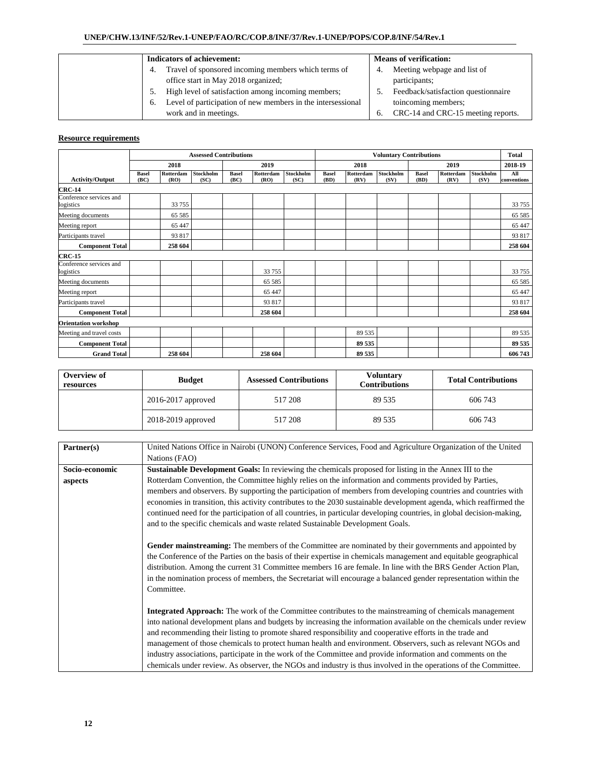| | Indicators of achievement: | Means of verification: |
|---|---|---|
| | 4. Travel of sponsored incoming members which terms of office start in May 2018 organized;<br>5. High level of satisfaction among incoming members;<br>6. Level of participation of new members in the intersessional work and in meetings. | 4. Meeting webpage and list of participants;<br>5. Feedback/satisfaction questionnaire toincoming members;<br>6. CRC-14 and CRC-15 meeting reports. |

**Resource requirements**

| | Assessed Contributions | | | | | | Voluntary Contributions | | | | | | Total |
|---|---|---|---|---|---|---|---|---|---|---|---|---|---|
| | 2018 | | | 2019 | | | 2018 | | | 2019 | | | 2018-19 |
| Activity/Output | Basel (BC) | Rotterdam (RO) | Stockholm (SC) | Basel (BC) | Rotterdam (RO) | Stockholm (SC) | Basel (BD) | Rotterdam (RV) | Stockholm (SV) | Basel (BD) | Rotterdam (RV) | Stockholm (SV) | All conventions |
| **CRC-14** | | | | | | | | | | | | | |
| Conference services and logistics | | 33 755 | | | | | | | | | | | 33 755 |
| Meeting documents | | 65 585 | | | | | | | | | | | 65 585 |
| Meeting report | | 65 447 | | | | | | | | | | | 65 447 |
| Participants travel | | 93 817 | | | | | | | | | | | 93 817 |
| **Component Total** | | **258 604** | | | | | | | | | | | **258 604** |
| **CRC-15** | | | | | | | | | | | | | |
| Conference services and logistics | | | | | 33 755 | | | | | | | | 33 755 |
| Meeting documents | | | | | 65 585 | | | | | | | | 65 585 |
| Meeting report | | | | | 65 447 | | | | | | | | 65 447 |
| Participants travel | | | | | 93 817 | | | | | | | | 93 817 |
| **Component Total** | | | | | **258 604** | | | | | | | | **258 604** |
| **Orientation workshop** | | | | | | | | | | | | | |
| Meeting and travel costs | | | | | | | | 89 535 | | | | | 89 535 |
| **Component Total** | | | | | | | | **89 535** | | | | | **89 535** |
| **Grand Total** | | **258 604** | | | **258 604** | | | **89 535** | | | | | **606 743** |

| Overview of resources | Budget | Assessed Contributions | Voluntary Contributions | Total Contributions |
|---|---|---|---|---|
| | 2016-2017 approved | 517 208 | 89 535 | 606 743 |
| | 2018-2019 approved | 517 208 | 89 535 | 606 743 |

| | |
|---|---|
| **Partner(s)** | United Nations Office in Nairobi (UNON) Conference Services, Food and Agriculture Organization of the United Nations (FAO) |
| **Socio-economic aspects** | **Sustainable Development Goals:** In reviewing the chemicals proposed for listing in the Annex III to the Rotterdam Convention, the Committee highly relies on the information and comments provided by Parties, members and observers. By supporting the participation of members from developing countries and countries with economies in transition, this activity contributes to the 2030 sustainable development agenda, which reaffirmed the continued need for the participation of all countries, in particular developing countries, in global decision-making, and to the specific chemicals and waste related Sustainable Development Goals.<br><br>**Gender mainstreaming:** The members of the Committee are nominated by their governments and appointed by the Conference of the Parties on the basis of their expertise in chemicals management and equitable geographical distribution. Among the current 31 Committee members 16 are female. In line with the BRS Gender Action Plan, in the nomination process of members, the Secretariat will encourage a balanced gender representation within the Committee.<br><br>**Integrated Approach:** The work of the Committee contributes to the mainstreaming of chemicals management into national development plans and budgets by increasing the information available on the chemicals under review and recommending their listing to promote shared responsibility and cooperative efforts in the trade and management of those chemicals to protect human health and environment. Observers, such as relevant NGOs and industry associations, participate in the work of the Committee and provide information and comments on the chemicals under review. As observer, the NGOs and industry is thus involved in the operations of the Committee. |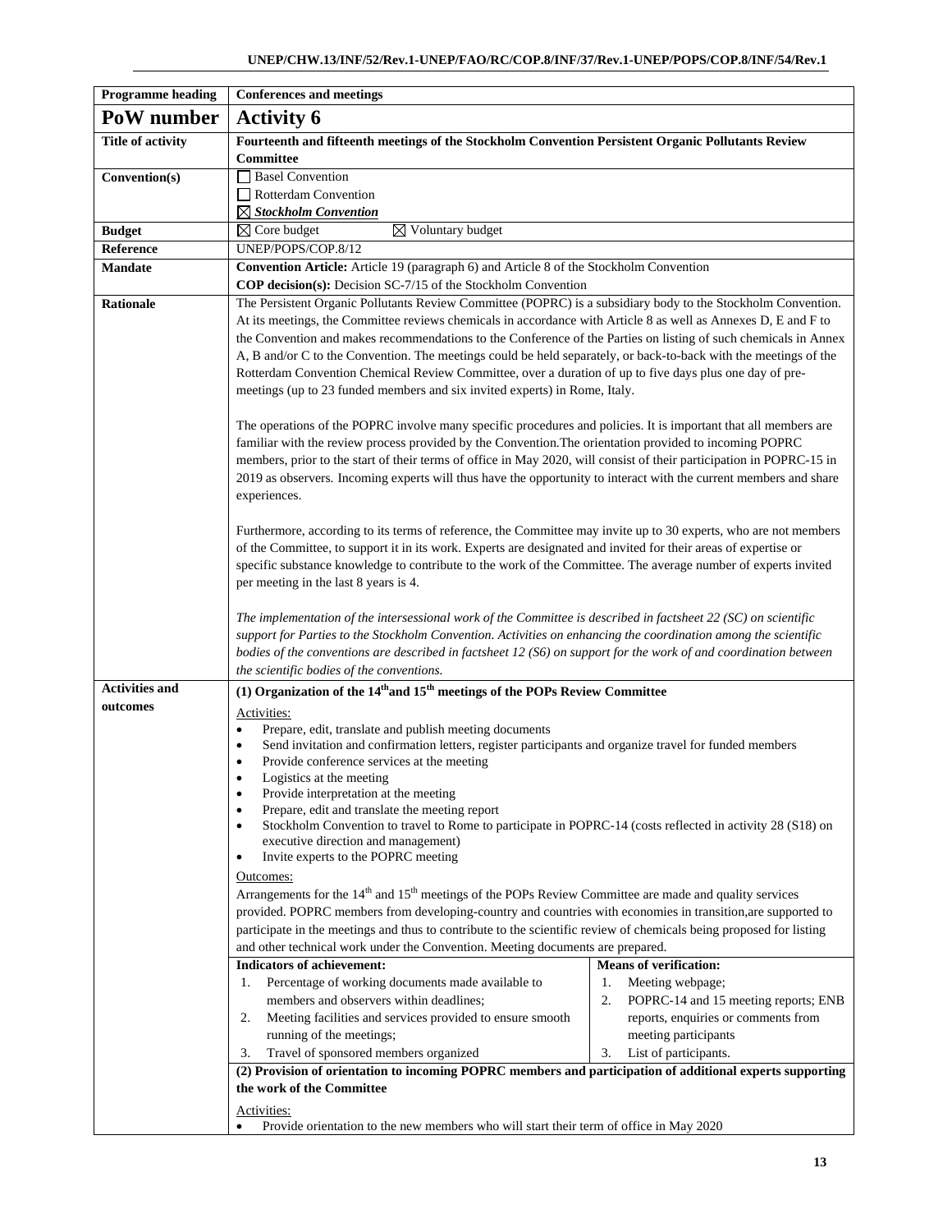| Programme heading | Conferences and meetings | |
|---|---|---|
| **PoW number** | **Activity 6** | |
| **Title of activity** | **Fourteenth and fifteenth meetings of the Stockholm Convention Persistent Organic Pollutants Review Committee** | |
| **Convention(s)** | ☐ Basel Convention<br>☐ Rotterdam Convention<br>☒ ***Stockholm Convention*** | |
| **Budget** | ☒ Core budget ☒ Voluntary budget | |
| **Reference** | UNEP/POPS/COP.8/12 | |
| **Mandate** | **Convention Article:** Article 19 (paragraph 6) and Article 8 of the Stockholm Convention<br>**COP decision(s):** Decision SC-7/15 of the Stockholm Convention | |
| **Rationale** | The Persistent Organic Pollutants Review Committee (POPRC) is a subsidiary body to the Stockholm Convention. At its meetings, the Committee reviews chemicals in accordance with Article 8 as well as Annexes D, E and F to the Convention and makes recommendations to the Conference of the Parties on listing of such chemicals in Annex A, B and/or C to the Convention. The meetings could be held separately, or back-to-back with the meetings of the Rotterdam Convention Chemical Review Committee, over a duration of up to five days plus one day of pre-meetings (up to 23 funded members and six invited experts) in Rome, Italy.<br><br>The operations of the POPRC involve many specific procedures and policies. It is important that all members are familiar with the review process provided by the Convention.The orientation provided to incoming POPRC members, prior to the start of their terms of office in May 2020, will consist of their participation in POPRC-15 in 2019 as observers. Incoming experts will thus have the opportunity to interact with the current members and share experiences.<br><br>Furthermore, according to its terms of reference, the Committee may invite up to 30 experts, who are not members of the Committee, to support it in its work. Experts are designated and invited for their areas of expertise or specific substance knowledge to contribute to the work of the Committee. The average number of experts invited per meeting in the last 8 years is 4.<br><br>*The implementation of the intersessional work of the Committee is described in factsheet 22 (SC) on scientific support for Parties to the Stockholm Convention. Activities on enhancing the coordination among the scientific bodies of the conventions are described in factsheet 12 (S6) on support for the work of and coordination between the scientific bodies of the conventions.* | |
| **Activities and outcomes** | **(1) Organization of the 14th and 15th meetings of the POPs Review Committee**<br><br>Activities:<br>• Prepare, edit, translate and publish meeting documents<br>• Send invitation and confirmation letters, register participants and organize travel for funded members<br>• Provide conference services at the meeting<br>• Logistics at the meeting<br>• Provide interpretation at the meeting<br>• Prepare, edit and translate the meeting report<br>• Stockholm Convention to travel to Rome to participate in POPRC-14 (costs reflected in activity 28 (S18) on executive direction and management)<br>• Invite experts to the POPRC meeting<br><br>Outcomes:<br>Arrangements for the 14th and 15th meetings of the POPs Review Committee are made and quality services provided. POPRC members from developing-country and countries with economies in transition,are supported to participate in the meetings and thus to contribute to the scientific review of chemicals being proposed for listing and other technical work under the Convention. Meeting documents are prepared. | |
| | **Indicators of achievement:**<br>1. Percentage of working documents made available to members and observers within deadlines;<br>2. Meeting facilities and services provided to ensure smooth running of the meetings;<br>3. Travel of sponsored members organized | **Means of verification:**<br>1. Meeting webpage;<br>2. POPRC-14 and 15 meeting reports; ENB reports, enquiries or comments from meeting participants<br>3. List of participants. |
| | **(2) Provision of orientation to incoming POPRC members and participation of additional experts supporting the work of the Committee**<br><br>Activities:<br>• Provide orientation to the new members who will start their term of office in May 2020 | |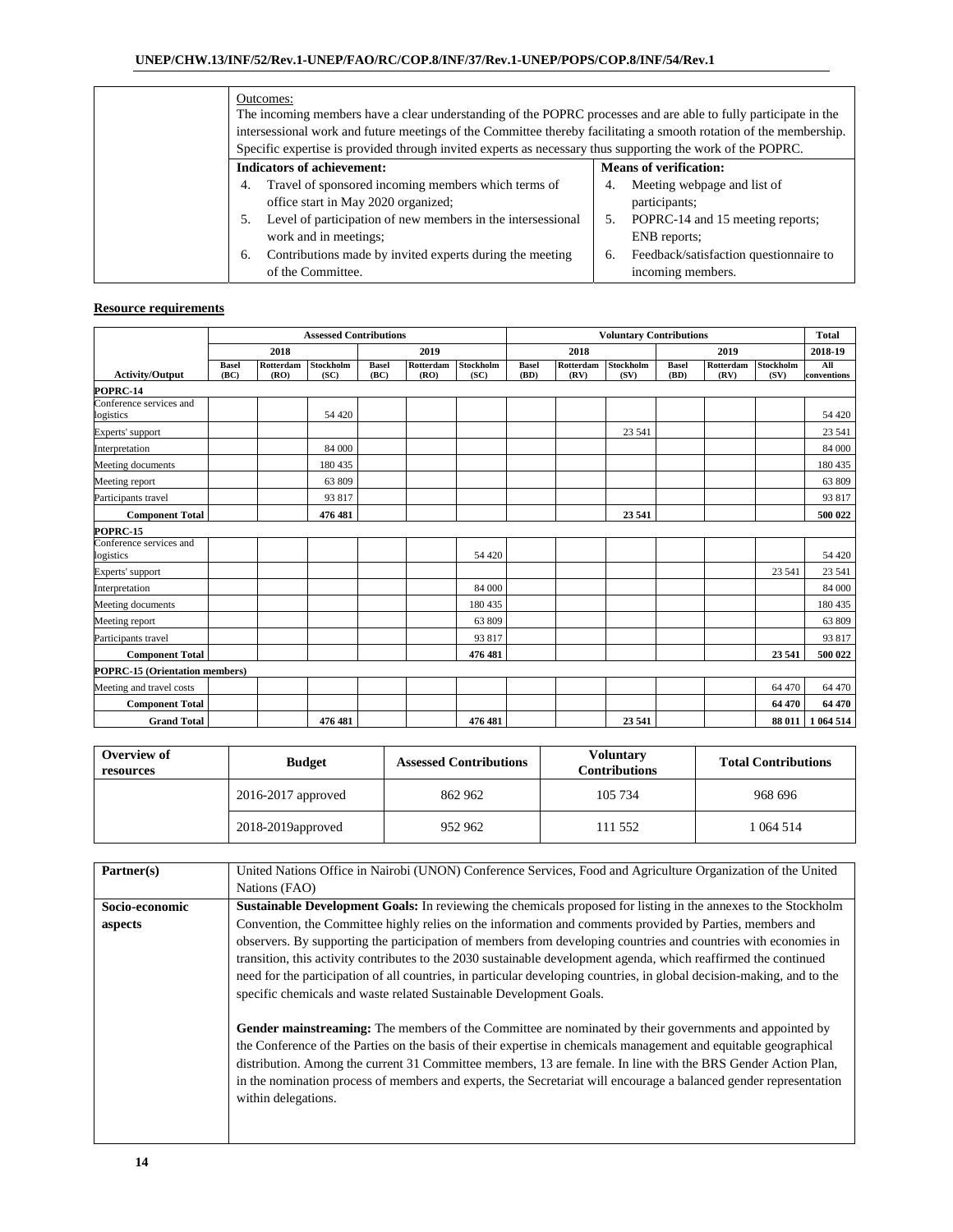| | Outcomes:<br>The incoming members have a clear understanding of the POPRC processes and are able to fully participate in the intersessional work and future meetings of the Committee thereby facilitating a smooth rotation of the membership. Specific expertise is provided through invited experts as necessary thus supporting the work of the POPRC. | |
|---|---|---|
| | **Indicators of achievement:** | **Means of verification:** |
| | 4. Travel of sponsored incoming members which terms of office start in May 2020 organized;<br>5. Level of participation of new members in the intersessional work and in meetings;<br>6. Contributions made by invited experts during the meeting of the Committee. | 4. Meeting webpage and list of participants;<br>5. POPRC-14 and 15 meeting reports; ENB reports;<br>6. Feedback/satisfaction questionnaire to incoming members. |

**Resource requirements**

| | Assessed Contributions | | | | | | Voluntary Contributions | | | | | | Total |
|---|---|---|---|---|---|---|---|---|---|---|---|---|---|
| | 2018 | | | 2019 | | | 2018 | | | 2019 | | | 2018-19 |
| Activity/Output | Basel (BC) | Rotterdam (RO) | Stockholm (SC) | Basel (BC) | Rotterdam (RO) | Stockholm (SC) | Basel (BD) | Rotterdam (RV) | Stockholm (SV) | Basel (BD) | Rotterdam (RV) | Stockholm (SV) | All conventions |
| **POPRC-14** | | | | | | | | | | | | | |
| Conference services and logistics | | | 54 420 | | | | | | | | | | 54 420 |
| Experts' support | | | | | | | | | 23 541 | | | | 23 541 |
| Interpretation | | | 84 000 | | | | | | | | | | 84 000 |
| Meeting documents | | | 180 435 | | | | | | | | | | 180 435 |
| Meeting report | | | 63 809 | | | | | | | | | | 63 809 |
| Participants travel | | | 93 817 | | | | | | | | | | 93 817 |
| **Component Total** | | | **476 481** | | | | | | **23 541** | | | | **500 022** |
| **POPRC-15** | | | | | | | | | | | | | |
| Conference services and logistics | | | | | | 54 420 | | | | | | | 54 420 |
| Experts' support | | | | | | | | | | | | 23 541 | 23 541 |
| Interpretation | | | | | | 84 000 | | | | | | | 84 000 |
| Meeting documents | | | | | | 180 435 | | | | | | | 180 435 |
| Meeting report | | | | | | 63 809 | | | | | | | 63 809 |
| Participants travel | | | | | | 93 817 | | | | | | | 93 817 |
| **Component Total** | | | | | | **476 481** | | | | | | **23 541** | **500 022** |
| **POPRC-15 (Orientation members)** | | | | | | | | | | | | | |
| Meeting and travel costs | | | | | | | | | | | | 64 470 | 64 470 |
| **Component Total** | | | | | | | | | | | | **64 470** | **64 470** |
| **Grand Total** | | | **476 481** | | | **476 481** | | | **23 541** | | | **88 011** | **1 064 514** |

| Overview of resources | Budget | Assessed Contributions | Voluntary Contributions | Total Contributions |
|---|---|---|---|---|
| | 2016-2017 approved | 862 962 | 105 734 | 968 696 |
| | 2018-2019approved | 952 962 | 111 552 | 1 064 514 |

| **Partner(s)** | United Nations Office in Nairobi (UNON) Conference Services, Food and Agriculture Organization of the United Nations (FAO) |
|---|---|
| **Socio-economic aspects** | **Sustainable Development Goals:** In reviewing the chemicals proposed for listing in the annexes to the Stockholm Convention, the Committee highly relies on the information and comments provided by Parties, members and observers. By supporting the participation of members from developing countries and countries with economies in transition, this activity contributes to the 2030 sustainable development agenda, which reaffirmed the continued need for the participation of all countries, in particular developing countries, in global decision-making, and to the specific chemicals and waste related Sustainable Development Goals.<br><br>**Gender mainstreaming:** The members of the Committee are nominated by their governments and appointed by the Conference of the Parties on the basis of their expertise in chemicals management and equitable geographical distribution. Among the current 31 Committee members, 13 are female. In line with the BRS Gender Action Plan, in the nomination process of members and experts, the Secretariat will encourage a balanced gender representation within delegations. |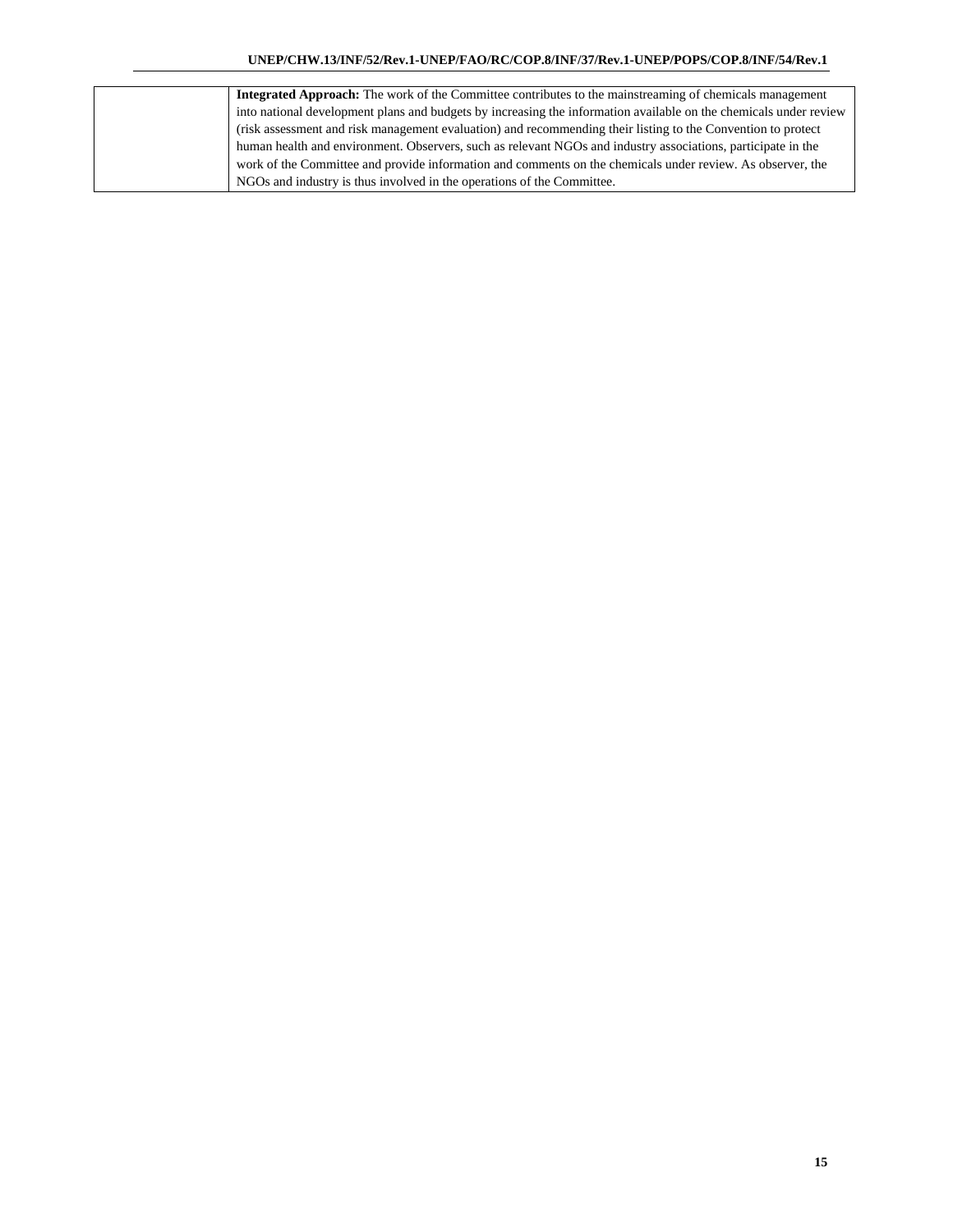| | |
|---|---|
| | **Integrated Approach:** The work of the Committee contributes to the mainstreaming of chemicals management into national development plans and budgets by increasing the information available on the chemicals under review (risk assessment and risk management evaluation) and recommending their listing to the Convention to protect human health and environment. Observers, such as relevant NGOs and industry associations, participate in the work of the Committee and provide information and comments on the chemicals under review. As observer, the NGOs and industry is thus involved in the operations of the Committee. |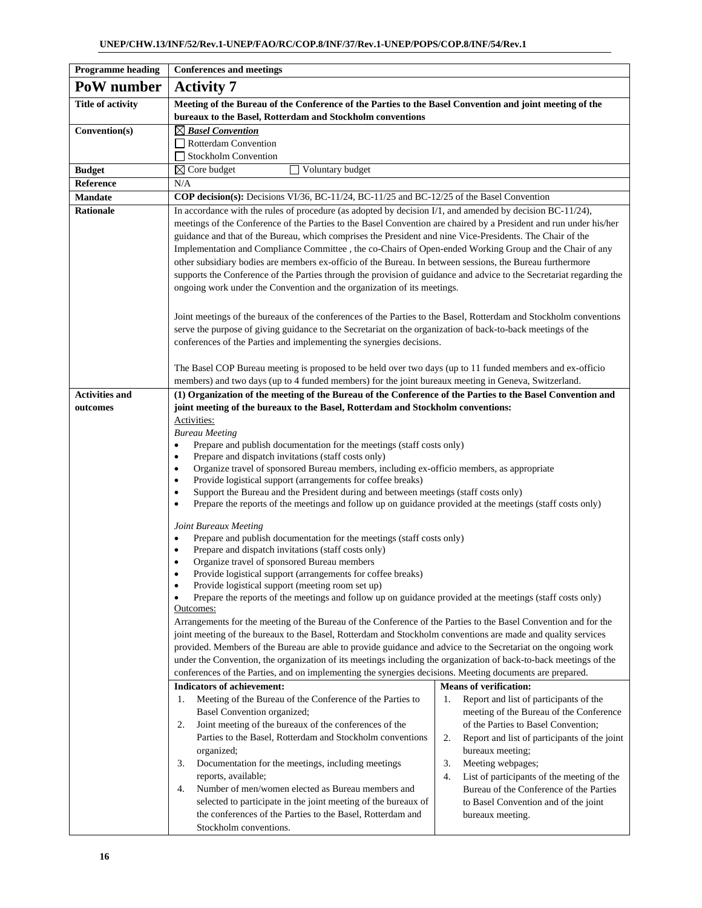| Programme heading | Conferences and meetings | |
|---|---|---|
| **PoW number** | **Activity 7** | |
| **Title of activity** | **Meeting of the Bureau of the Conference of the Parties to the Basel Convention and joint meeting of the bureaux to the Basel, Rotterdam and Stockholm conventions** | |
| **Convention(s)** | ☒ ***Basel Convention***<br>☐ Rotterdam Convention<br>☐ Stockholm Convention | |
| **Budget** | ☒ Core budget ☐ Voluntary budget | |
| **Reference** | N/A | |
| **Mandate** | **COP decision(s):** Decisions VI/36, BC-11/24, BC-11/25 and BC-12/25 of the Basel Convention | |
| **Rationale** | In accordance with the rules of procedure (as adopted by decision I/1, and amended by decision BC-11/24), meetings of the Conference of the Parties to the Basel Convention are chaired by a President and run under his/her guidance and that of the Bureau, which comprises the President and nine Vice-Presidents. The Chair of the Implementation and Compliance Committee , the co-Chairs of Open-ended Working Group and the Chair of any other subsidiary bodies are members ex-officio of the Bureau. In between sessions, the Bureau furthermore supports the Conference of the Parties through the provision of guidance and advice to the Secretariat regarding the ongoing work under the Convention and the organization of its meetings.<br><br>Joint meetings of the bureaux of the conferences of the Parties to the Basel, Rotterdam and Stockholm conventions serve the purpose of giving guidance to the Secretariat on the organization of back-to-back meetings of the conferences of the Parties and implementing the synergies decisions.<br><br>The Basel COP Bureau meeting is proposed to be held over two days (up to 11 funded members and ex-officio members) and two days (up to 4 funded members) for the joint bureaux meeting in Geneva, Switzerland. | |
| **Activities and outcomes** | **(1) Organization of the meeting of the Bureau of the Conference of the Parties to the Basel Convention and joint meeting of the bureaux to the Basel, Rotterdam and Stockholm conventions:**<br>Activities:<br>*Bureau Meeting*<br>• Prepare and publish documentation for the meetings (staff costs only)<br>• Prepare and dispatch invitations (staff costs only)<br>• Organize travel of sponsored Bureau members, including ex-officio members, as appropriate<br>• Provide logistical support (arrangements for coffee breaks)<br>• Support the Bureau and the President during and between meetings (staff costs only)<br>• Prepare the reports of the meetings and follow up on guidance provided at the meetings (staff costs only)<br><br>*Joint Bureaux Meeting*<br>• Prepare and publish documentation for the meetings (staff costs only)<br>• Prepare and dispatch invitations (staff costs only)<br>• Organize travel of sponsored Bureau members<br>• Provide logistical support (arrangements for coffee breaks)<br>• Provide logistical support (meeting room set up)<br>• Prepare the reports of the meetings and follow up on guidance provided at the meetings (staff costs only)<br>Outcomes:<br>Arrangements for the meeting of the Bureau of the Conference of the Parties to the Basel Convention and for the joint meeting of the bureaux to the Basel, Rotterdam and Stockholm conventions are made and quality services provided. Members of the Bureau are able to provide guidance and advice to the Secretariat on the ongoing work under the Convention, the organization of its meetings including the organization of back-to-back meetings of the conferences of the Parties, and on implementing the synergies decisions. Meeting documents are prepared. | |
| | **Indicators of achievement:**<br>1. Meeting of the Bureau of the Conference of the Parties to Basel Convention organized;<br>2. Joint meeting of the bureaux of the conferences of the Parties to the Basel, Rotterdam and Stockholm conventions organized;<br>3. Documentation for the meetings, including meetings reports, available;<br>4. Number of men/women elected as Bureau members and selected to participate in the joint meeting of the bureaux of the conferences of the Parties to the Basel, Rotterdam and Stockholm conventions. | **Means of verification:**<br>1. Report and list of participants of the meeting of the Bureau of the Conference of the Parties to Basel Convention;<br>2. Report and list of participants of the joint bureaux meeting;<br>3. Meeting webpages;<br>4. List of participants of the meeting of the Bureau of the Conference of the Parties to Basel Convention and of the joint bureaux meeting. |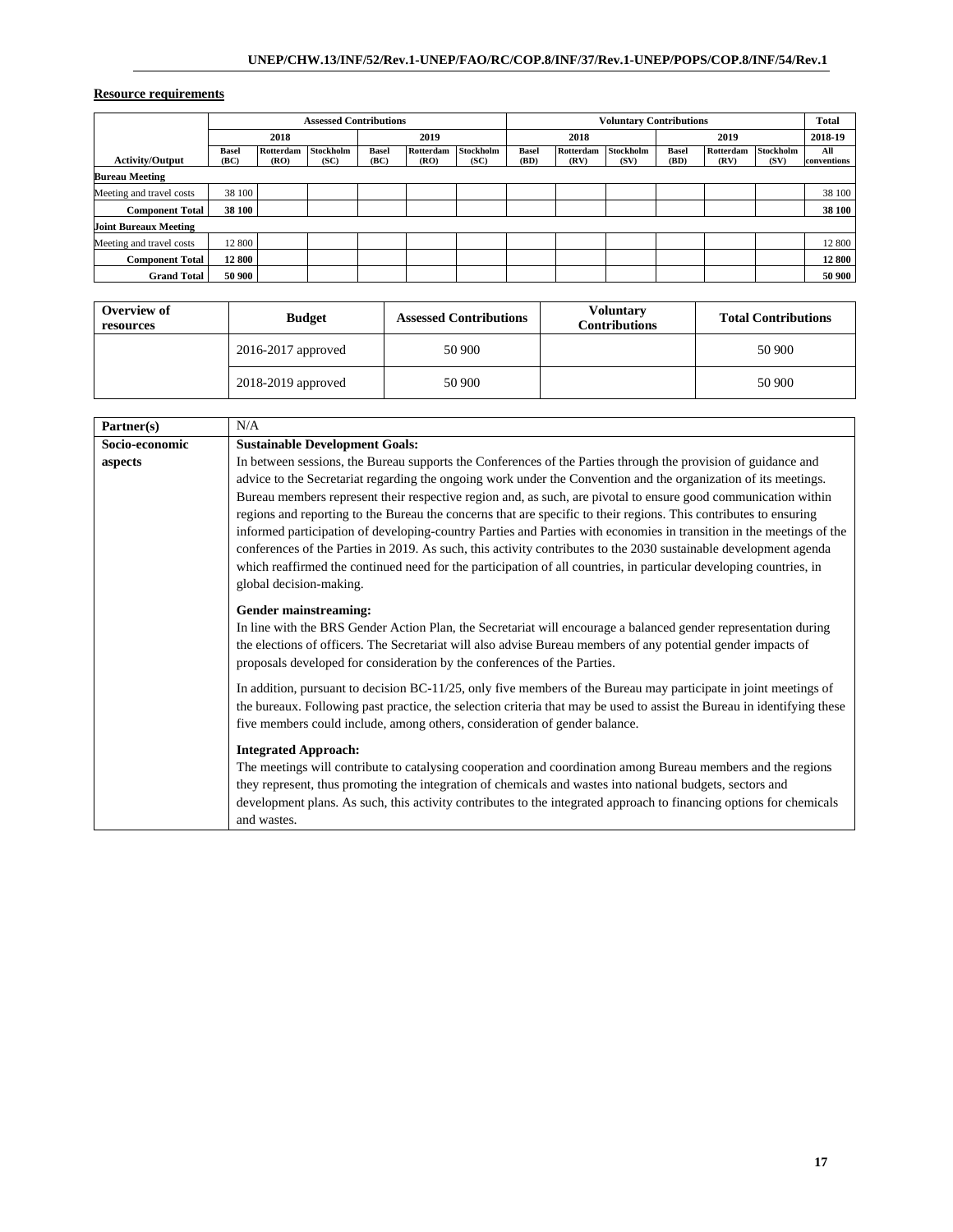**Resource requirements**

| | Assessed Contributions | | | | | | Voluntary Contributions | | | | | | Total |
|---|---|---|---|---|---|---|---|---|---|---|---|---|---|
| | 2018 | | | 2019 | | | 2018 | | | 2019 | | | 2018-19 |
| Activity/Output | Basel (BC) | Rotterdam (RO) | Stockholm (SC) | Basel (BC) | Rotterdam (RO) | Stockholm (SC) | Basel (BD) | Rotterdam (RV) | Stockholm (SV) | Basel (BD) | Rotterdam (RV) | Stockholm (SV) | All conventions |
| **Bureau Meeting** | | | | | | | | | | | | | |
| Meeting and travel costs | 38 100 | | | | | | | | | | | | 38 100 |
| **Component Total** | **38 100** | | | | | | | | | | | | **38 100** |
| **Joint Bureaux Meeting** | | | | | | | | | | | | | |
| Meeting and travel costs | 12 800 | | | | | | | | | | | | 12 800 |
| **Component Total** | **12 800** | | | | | | | | | | | | **12 800** |
| **Grand Total** | **50 900** | | | | | | | | | | | | **50 900** |

| Overview of resources | Budget | Assessed Contributions | Voluntary Contributions | Total Contributions |
|---|---|---|---|---|
| | 2016-2017 approved | 50 900 | | 50 900 |
| | 2018-2019 approved | 50 900 | | 50 900 |

| | |
|---|---|
| **Partner(s)** | N/A |
| **Socio-economic aspects** | **Sustainable Development Goals:**<br>In between sessions, the Bureau supports the Conferences of the Parties through the provision of guidance and advice to the Secretariat regarding the ongoing work under the Convention and the organization of its meetings. Bureau members represent their respective region and, as such, are pivotal to ensure good communication within regions and reporting to the Bureau the concerns that are specific to their regions. This contributes to ensuring informed participation of developing-country Parties and Parties with economies in transition in the meetings of the conferences of the Parties in 2019. As such, this activity contributes to the 2030 sustainable development agenda which reaffirmed the continued need for the participation of all countries, in particular developing countries, in global decision-making.<br><br>**Gender mainstreaming:**<br>In line with the BRS Gender Action Plan, the Secretariat will encourage a balanced gender representation during the elections of officers. The Secretariat will also advise Bureau members of any potential gender impacts of proposals developed for consideration by the conferences of the Parties.<br><br>In addition, pursuant to decision BC-11/25, only five members of the Bureau may participate in joint meetings of the bureaux. Following past practice, the selection criteria that may be used to assist the Bureau in identifying these five members could include, among others, consideration of gender balance.<br><br>**Integrated Approach:**<br>The meetings will contribute to catalysing cooperation and coordination among Bureau members and the regions they represent, thus promoting the integration of chemicals and wastes into national budgets, sectors and development plans. As such, this activity contributes to the integrated approach to financing options for chemicals and wastes. |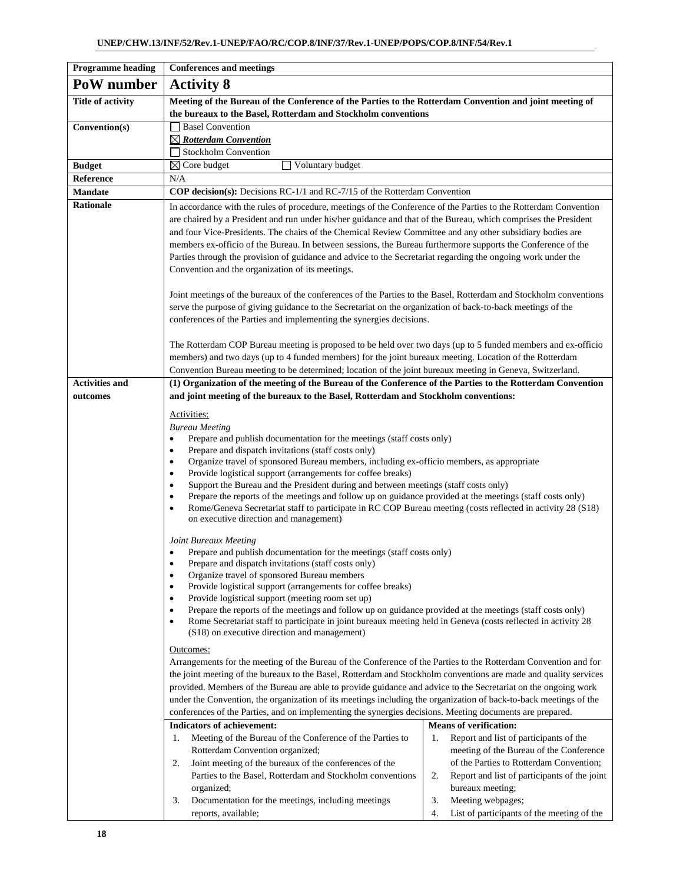| Programme heading | Conferences and meetings |
|---|---|
| **PoW number** | **Activity 8** |
| **Title of activity** | **Meeting of the Bureau of the Conference of the Parties to the Rotterdam Convention and joint meeting of the bureaux to the Basel, Rotterdam and Stockholm conventions** |
| **Convention(s)** | ☐ Basel Convention<br>☒ ***Rotterdam Convention***<br>☐ Stockholm Convention |
| **Budget** | ☒ Core budget ☐ Voluntary budget |
| **Reference** | N/A |
| **Mandate** | **COP decision(s):** Decisions RC-1/1 and RC-7/15 of the Rotterdam Convention |
| **Rationale** | In accordance with the rules of procedure, meetings of the Conference of the Parties to the Rotterdam Convention are chaired by a President and run under his/her guidance and that of the Bureau, which comprises the President and four Vice-Presidents. The chairs of the Chemical Review Committee and any other subsidiary bodies are members ex-officio of the Bureau. In between sessions, the Bureau furthermore supports the Conference of the Parties through the provision of guidance and advice to the Secretariat regarding the ongoing work under the Convention and the organization of its meetings.<br><br>Joint meetings of the bureaux of the conferences of the Parties to the Basel, Rotterdam and Stockholm conventions serve the purpose of giving guidance to the Secretariat on the organization of back-to-back meetings of the conferences of the Parties and implementing the synergies decisions.<br><br>The Rotterdam COP Bureau meeting is proposed to be held over two days (up to 5 funded members and ex-officio members) and two days (up to 4 funded members) for the joint bureaux meeting. Location of the Rotterdam Convention Bureau meeting to be determined; location of the joint bureaux meeting in Geneva, Switzerland. |
| **Activities and outcomes** | **(1) Organization of the meeting of the Bureau of the Conference of the Parties to the Rotterdam Convention and joint meeting of the bureaux to the Basel, Rotterdam and Stockholm conventions:**<br><br>Activities:<br>*Bureau Meeting*<br>• Prepare and publish documentation for the meetings (staff costs only)<br>• Prepare and dispatch invitations (staff costs only)<br>• Organize travel of sponsored Bureau members, including ex-officio members, as appropriate<br>• Provide logistical support (arrangements for coffee breaks)<br>• Support the Bureau and the President during and between meetings (staff costs only)<br>• Prepare the reports of the meetings and follow up on guidance provided at the meetings (staff costs only)<br>• Rome/Geneva Secretariat staff to participate in RC COP Bureau meeting (costs reflected in activity 28 (S18) on executive direction and management)<br><br>*Joint Bureaux Meeting*<br>• Prepare and publish documentation for the meetings (staff costs only)<br>• Prepare and dispatch invitations (staff costs only)<br>• Organize travel of sponsored Bureau members<br>• Provide logistical support (arrangements for coffee breaks)<br>• Provide logistical support (meeting room set up)<br>• Prepare the reports of the meetings and follow up on guidance provided at the meetings (staff costs only)<br>• Rome Secretariat staff to participate in joint bureaux meeting held in Geneva (costs reflected in activity 28 (S18) on executive direction and management)<br><br>Outcomes:<br>Arrangements for the meeting of the Bureau of the Conference of the Parties to the Rotterdam Convention and for the joint meeting of the bureaux to the Basel, Rotterdam and Stockholm conventions are made and quality services provided. Members of the Bureau are able to provide guidance and advice to the Secretariat on the ongoing work under the Convention, the organization of its meetings including the organization of back-to-back meetings of the conferences of the Parties, and on implementing the synergies decisions. Meeting documents are prepared.<br><br>**Indicators of achievement:**<br>1. Meeting of the Bureau of the Conference of the Parties to Rotterdam Convention organized;<br>2. Joint meeting of the bureaux of the conferences of the Parties to the Basel, Rotterdam and Stockholm conventions organized;<br>3. Documentation for the meetings, including meetings reports, available;<br><br>**Means of verification:**<br>1. Report and list of participants of the meeting of the Bureau of the Conference of the Parties to Rotterdam Convention;<br>2. Report and list of participants of the joint bureaux meeting;<br>3. Meeting webpages;<br>4. List of participants of the meeting of the |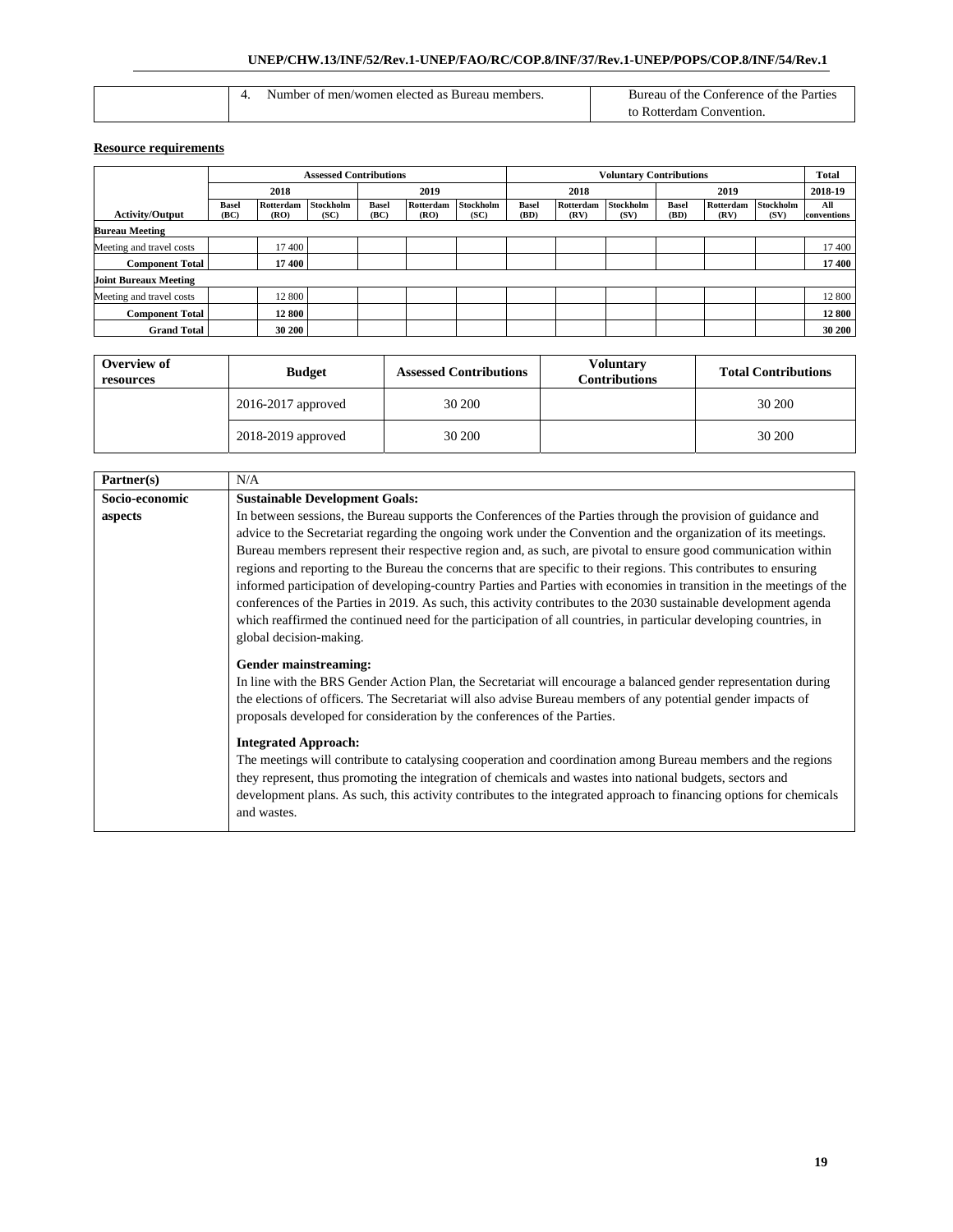| | 4. Number of men/women elected as Bureau members. | Bureau of the Conference of the Parties to Rotterdam Convention. |
|---|---|---|

**Resource requirements**

| | Assessed Contributions | | | | | | Voluntary Contributions | | | | | | Total |
|---|---|---|---|---|---|---|---|---|---|---|---|---|---|
| | 2018 | | | 2019 | | | 2018 | | | 2019 | | | 2018-19 |
| Activity/Output | Basel (BC) | Rotterdam (RO) | Stockholm (SC) | Basel (BC) | Rotterdam (RO) | Stockholm (SC) | Basel (BD) | Rotterdam (RV) | Stockholm (SV) | Basel (BD) | Rotterdam (RV) | Stockholm (SV) | All conventions |
| **Bureau Meeting** | | | | | | | | | | | | | |
| Meeting and travel costs | | 17 400 | | | | | | | | | | | 17 400 |
| **Component Total** | | **17 400** | | | | | | | | | | | **17 400** |
| **Joint Bureaux Meeting** | | | | | | | | | | | | | |
| Meeting and travel costs | | 12 800 | | | | | | | | | | | 12 800 |
| **Component Total** | | **12 800** | | | | | | | | | | | **12 800** |
| **Grand Total** | | **30 200** | | | | | | | | | | | **30 200** |

| Overview of resources | Budget | Assessed Contributions | Voluntary Contributions | Total Contributions |
|---|---|---|---|---|
| | 2016-2017 approved | 30 200 | | 30 200 |
| | 2018-2019 approved | 30 200 | | 30 200 |

| **Partner(s)** | N/A |
|---|---|
| **Socio-economic aspects** | **Sustainable Development Goals:** In between sessions, the Bureau supports the Conferences of the Parties through the provision of guidance and advice to the Secretariat regarding the ongoing work under the Convention and the organization of its meetings. Bureau members represent their respective region and, as such, are pivotal to ensure good communication within regions and reporting to the Bureau the concerns that are specific to their regions. This contributes to ensuring informed participation of developing-country Parties and Parties with economies in transition in the meetings of the conferences of the Parties in 2019. As such, this activity contributes to the 2030 sustainable development agenda which reaffirmed the continued need for the participation of all countries, in particular developing countries, in global decision-making.<br><br>**Gender mainstreaming:** In line with the BRS Gender Action Plan, the Secretariat will encourage a balanced gender representation during the elections of officers. The Secretariat will also advise Bureau members of any potential gender impacts of proposals developed for consideration by the conferences of the Parties.<br><br>**Integrated Approach:** The meetings will contribute to catalysing cooperation and coordination among Bureau members and the regions they represent, thus promoting the integration of chemicals and wastes into national budgets, sectors and development plans. As such, this activity contributes to the integrated approach to financing options for chemicals and wastes. |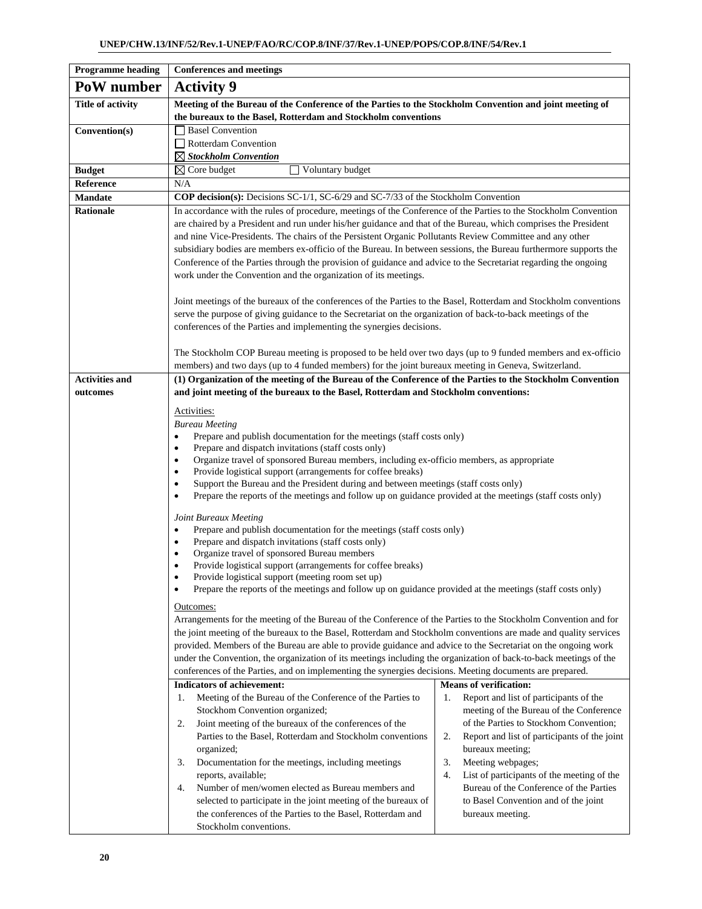| Programme heading | Conferences and meetings | |
|---|---|---|
| **PoW number** | **Activity 9** | |
| **Title of activity** | **Meeting of the Bureau of the Conference of the Parties to the Stockholm Convention and joint meeting of the bureaux to the Basel, Rotterdam and Stockholm conventions** | |
| **Convention(s)** | ☐ Basel Convention<br>☐ Rotterdam Convention<br>☒ ***Stockholm Convention*** | |
| **Budget** | ☒ Core budget ☐ Voluntary budget | |
| **Reference** | N/A | |
| **Mandate** | **COP decision(s):** Decisions SC-1/1, SC-6/29 and SC-7/33 of the Stockholm Convention | |
| **Rationale** | In accordance with the rules of procedure, meetings of the Conference of the Parties to the Stockholm Convention are chaired by a President and run under his/her guidance and that of the Bureau, which comprises the President and nine Vice-Presidents. The chairs of the Persistent Organic Pollutants Review Committee and any other subsidiary bodies are members ex-officio of the Bureau. In between sessions, the Bureau furthermore supports the Conference of the Parties through the provision of guidance and advice to the Secretariat regarding the ongoing work under the Convention and the organization of its meetings.<br><br>Joint meetings of the bureaux of the conferences of the Parties to the Basel, Rotterdam and Stockholm conventions serve the purpose of giving guidance to the Secretariat on the organization of back-to-back meetings of the conferences of the Parties and implementing the synergies decisions.<br><br>The Stockholm COP Bureau meeting is proposed to be held over two days (up to 9 funded members and ex-officio members) and two days (up to 4 funded members) for the joint bureaux meeting in Geneva, Switzerland. | |
| **Activities and outcomes** | **(1) Organization of the meeting of the Bureau of the Conference of the Parties to the Stockholm Convention and joint meeting of the bureaux to the Basel, Rotterdam and Stockholm conventions:**<br><br>Activities:<br>*Bureau Meeting*<br>• Prepare and publish documentation for the meetings (staff costs only)<br>• Prepare and dispatch invitations (staff costs only)<br>• Organize travel of sponsored Bureau members, including ex-officio members, as appropriate<br>• Provide logistical support (arrangements for coffee breaks)<br>• Support the Bureau and the President during and between meetings (staff costs only)<br>• Prepare the reports of the meetings and follow up on guidance provided at the meetings (staff costs only)<br><br>*Joint Bureaux Meeting*<br>• Prepare and publish documentation for the meetings (staff costs only)<br>• Prepare and dispatch invitations (staff costs only)<br>• Organize travel of sponsored Bureau members<br>• Provide logistical support (arrangements for coffee breaks)<br>• Provide logistical support (meeting room set up)<br>• Prepare the reports of the meetings and follow up on guidance provided at the meetings (staff costs only)<br><br>Outcomes:<br>Arrangements for the meeting of the Bureau of the Conference of the Parties to the Stockholm Convention and for the joint meeting of the bureaux to the Basel, Rotterdam and Stockholm conventions are made and quality services provided. Members of the Bureau are able to provide guidance and advice to the Secretariat on the ongoing work under the Convention, the organization of its meetings including the organization of back-to-back meetings of the conferences of the Parties, and on implementing the synergies decisions. Meeting documents are prepared. | |
| | **Indicators of achievement:**<br>1. Meeting of the Bureau of the Conference of the Parties to Stockhom Convention organized;<br>2. Joint meeting of the bureaux of the conferences of the Parties to the Basel, Rotterdam and Stockholm conventions organized;<br>3. Documentation for the meetings, including meetings reports, available;<br>4. Number of men/women elected as Bureau members and selected to participate in the joint meeting of the bureaux of the conferences of the Parties to the Basel, Rotterdam and Stockholm conventions. | **Means of verification:**<br>1. Report and list of participants of the meeting of the Bureau of the Conference of the Parties to Stockhom Convention;<br>2. Report and list of participants of the joint bureaux meeting;<br>3. Meeting webpages;<br>4. List of participants of the meeting of the Bureau of the Conference of the Parties to Basel Convention and of the joint bureaux meeting. |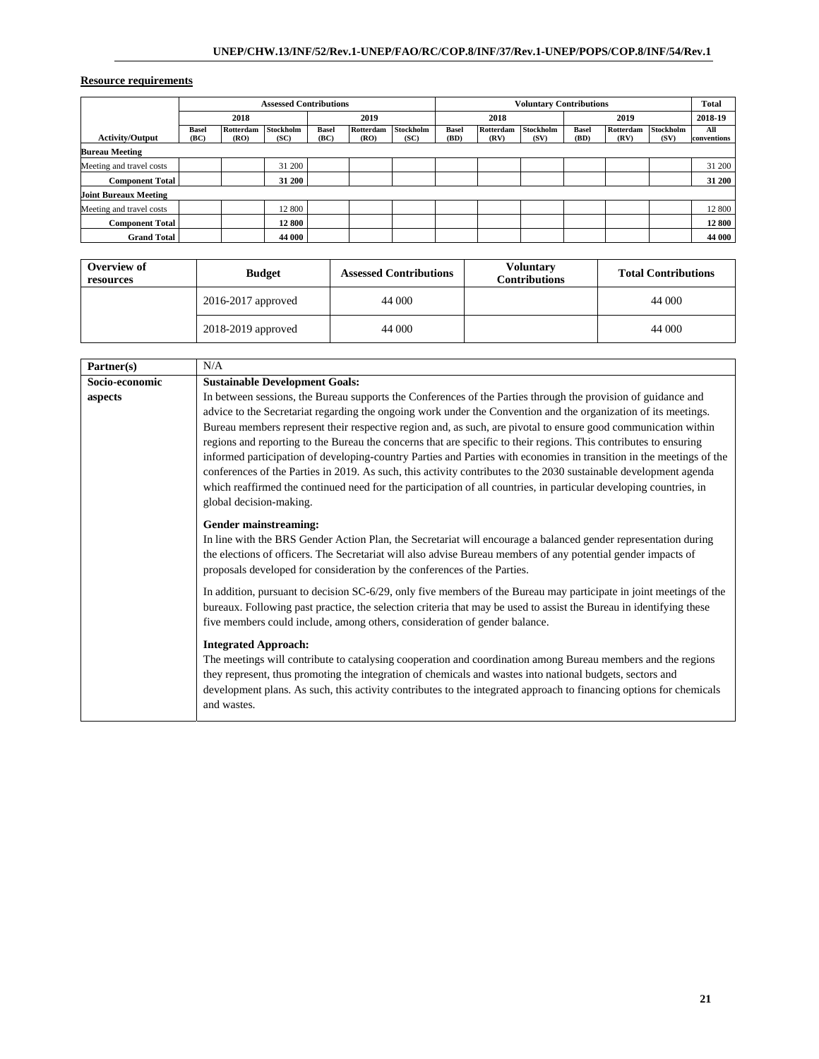**Resource requirements**

| | Assessed Contributions | | | | | | Voluntary Contributions | | | | | | Total |
|---|---|---|---|---|---|---|---|---|---|---|---|---|---|
| | 2018 | | | 2019 | | | 2018 | | | 2019 | | | 2018-19 |
| Activity/Output | Basel (BC) | Rotterdam (RO) | Stockholm (SC) | Basel (BC) | Rotterdam (RO) | Stockholm (SC) | Basel (BD) | Rotterdam (RV) | Stockholm (SV) | Basel (BD) | Rotterdam (RV) | Stockholm (SV) | All conventions |
| **Bureau Meeting** | | | | | | | | | | | | | |
| Meeting and travel costs | | | 31 200 | | | | | | | | | | 31 200 |
| **Component Total** | | | **31 200** | | | | | | | | | | **31 200** |
| **Joint Bureaux Meeting** | | | | | | | | | | | | | |
| Meeting and travel costs | | | 12 800 | | | | | | | | | | 12 800 |
| **Component Total** | | | **12 800** | | | | | | | | | | **12 800** |
| **Grand Total** | | | **44 000** | | | | | | | | | | **44 000** |

| Overview of resources | Budget | Assessed Contributions | Voluntary Contributions | Total Contributions |
|---|---|---|---|---|
| | 2016-2017 approved | 44 000 | | 44 000 |
| | 2018-2019 approved | 44 000 | | 44 000 |

| | |
|---|---|
| **Partner(s)** | N/A |
| **Socio-economic aspects** | **Sustainable Development Goals:**<br>In between sessions, the Bureau supports the Conferences of the Parties through the provision of guidance and advice to the Secretariat regarding the ongoing work under the Convention and the organization of its meetings. Bureau members represent their respective region and, as such, are pivotal to ensure good communication within regions and reporting to the Bureau the concerns that are specific to their regions. This contributes to ensuring informed participation of developing-country Parties and Parties with economies in transition in the meetings of the conferences of the Parties in 2019. As such, this activity contributes to the 2030 sustainable development agenda which reaffirmed the continued need for the participation of all countries, in particular developing countries, in global decision-making.<br><br>**Gender mainstreaming:**<br>In line with the BRS Gender Action Plan, the Secretariat will encourage a balanced gender representation during the elections of officers. The Secretariat will also advise Bureau members of any potential gender impacts of proposals developed for consideration by the conferences of the Parties.<br><br>In addition, pursuant to decision SC-6/29, only five members of the Bureau may participate in joint meetings of the bureaux. Following past practice, the selection criteria that may be used to assist the Bureau in identifying these five members could include, among others, consideration of gender balance.<br><br>**Integrated Approach:**<br>The meetings will contribute to catalysing cooperation and coordination among Bureau members and the regions they represent, thus promoting the integration of chemicals and wastes into national budgets, sectors and development plans. As such, this activity contributes to the integrated approach to financing options for chemicals and wastes. |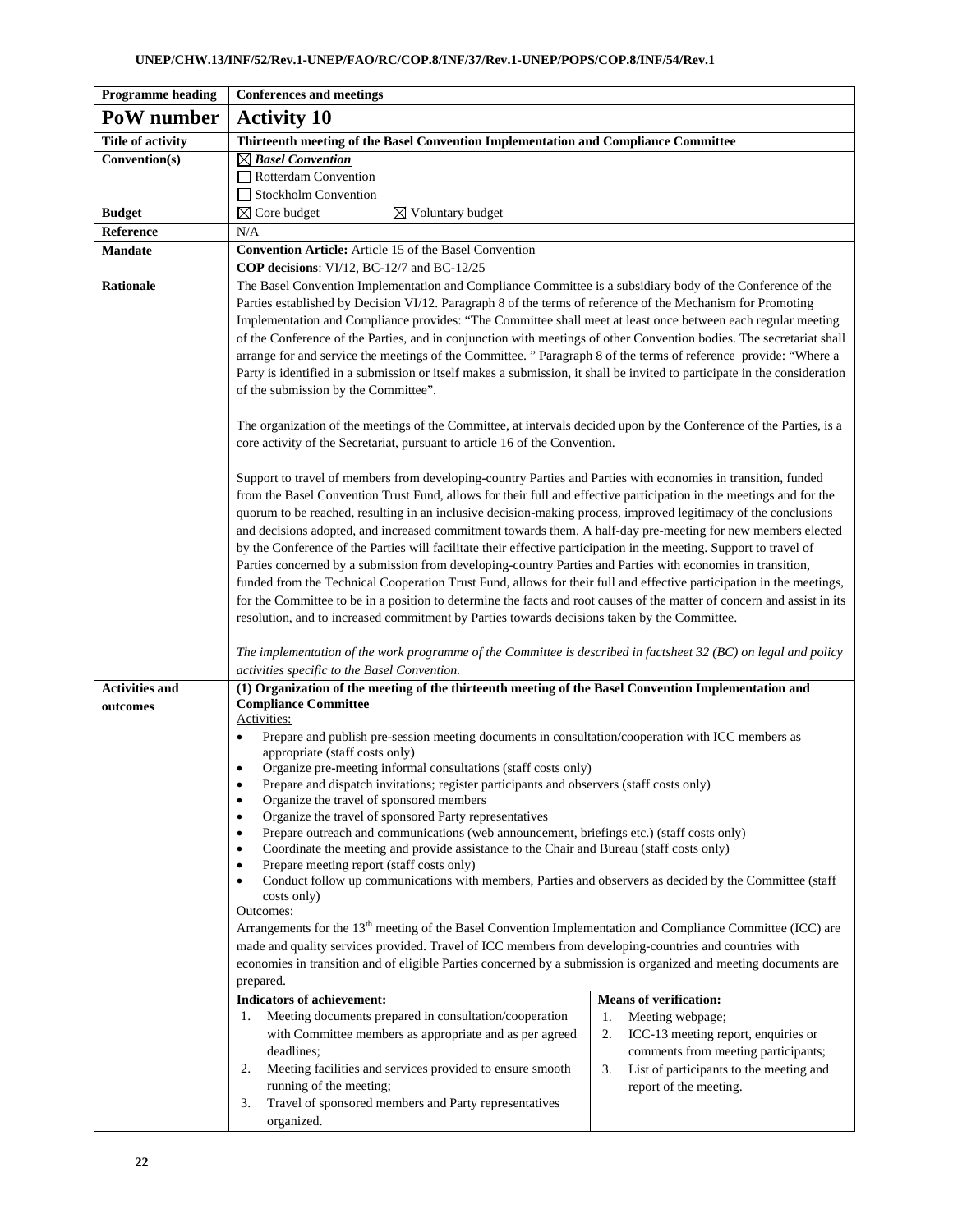| Programme heading | Conferences and meetings | |
|---|---|---|
| **PoW number** | **Activity 10** | |
| **Title of activity** | **Thirteenth meeting of the Basel Convention Implementation and Compliance Committee** | |
| **Convention(s)** | ☒ ***Basel Convention***<br>☐ Rotterdam Convention<br>☐ Stockholm Convention | |
| **Budget** | ☒ Core budget ☒ Voluntary budget | |
| **Reference** | N/A | |
| **Mandate** | **Convention Article:** Article 15 of the Basel Convention<br>**COP decisions**: VI/12, BC-12/7 and BC-12/25 | |
| **Rationale** | The Basel Convention Implementation and Compliance Committee is a subsidiary body of the Conference of the Parties established by Decision VI/12. Paragraph 8 of the terms of reference of the Mechanism for Promoting Implementation and Compliance provides: "The Committee shall meet at least once between each regular meeting of the Conference of the Parties, and in conjunction with meetings of other Convention bodies. The secretariat shall arrange for and service the meetings of the Committee. " Paragraph 8 of the terms of reference provide: "Where a Party is identified in a submission or itself makes a submission, it shall be invited to participate in the consideration of the submission by the Committee".<br><br>The organization of the meetings of the Committee, at intervals decided upon by the Conference of the Parties, is a core activity of the Secretariat, pursuant to article 16 of the Convention.<br><br>Support to travel of members from developing-country Parties and Parties with economies in transition, funded from the Basel Convention Trust Fund, allows for their full and effective participation in the meetings and for the quorum to be reached, resulting in an inclusive decision-making process, improved legitimacy of the conclusions and decisions adopted, and increased commitment towards them. A half-day pre-meeting for new members elected by the Conference of the Parties will facilitate their effective participation in the meeting. Support to travel of Parties concerned by a submission from developing-country Parties and Parties with economies in transition, funded from the Technical Cooperation Trust Fund, allows for their full and effective participation in the meetings, for the Committee to be in a position to determine the facts and root causes of the matter of concern and assist in its resolution, and to increased commitment by Parties towards decisions taken by the Committee.<br><br>*The implementation of the work programme of the Committee is described in factsheet 32 (BC) on legal and policy activities specific to the Basel Convention.* | |
| **Activities and outcomes** | **(1) Organization of the meeting of the thirteenth meeting of the Basel Convention Implementation and Compliance Committee**<br>Activities:<br>• Prepare and publish pre-session meeting documents in consultation/cooperation with ICC members as appropriate (staff costs only)<br>• Organize pre-meeting informal consultations (staff costs only)<br>• Prepare and dispatch invitations; register participants and observers (staff costs only)<br>• Organize the travel of sponsored members<br>• Organize the travel of sponsored Party representatives<br>• Prepare outreach and communications (web announcement, briefings etc.) (staff costs only)<br>• Coordinate the meeting and provide assistance to the Chair and Bureau (staff costs only)<br>• Prepare meeting report (staff costs only)<br>• Conduct follow up communications with members, Parties and observers as decided by the Committee (staff costs only)<br>Outcomes:<br>Arrangements for the 13th meeting of the Basel Convention Implementation and Compliance Committee (ICC) are made and quality services provided. Travel of ICC members from developing-countries and countries with economies in transition and of eligible Parties concerned by a submission is organized and meeting documents are prepared. | |
| | **Indicators of achievement:**<br>1. Meeting documents prepared in consultation/cooperation with Committee members as appropriate and as per agreed deadlines;<br>2. Meeting facilities and services provided to ensure smooth running of the meeting;<br>3. Travel of sponsored members and Party representatives organized. | **Means of verification:**<br>1. Meeting webpage;<br>2. ICC-13 meeting report, enquiries or comments from meeting participants;<br>3. List of participants to the meeting and report of the meeting. |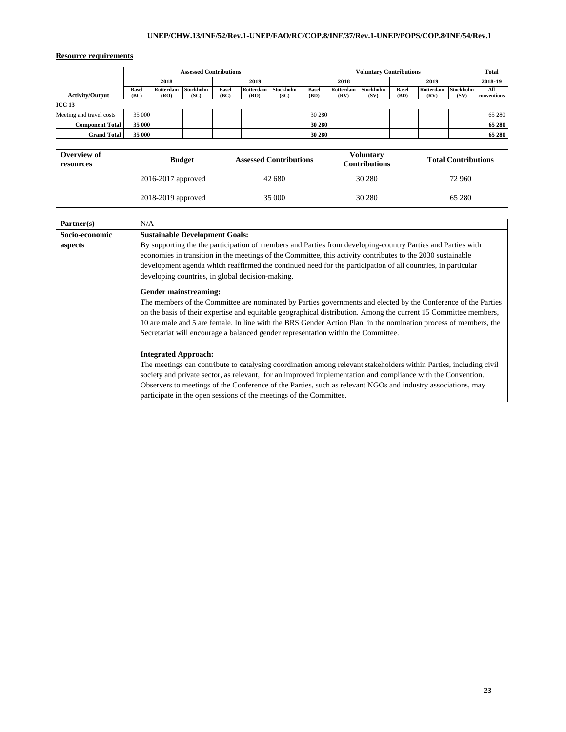**Resource requirements**

| Activity/Output | Assessed Contributions | | | | | | Voluntary Contributions | | | | | | Total |
|---|---|---|---|---|---|---|---|---|---|---|---|---|---|
| | 2018 | | | 2019 | | | 2018 | | | 2019 | | | 2018-19 |
| | Basel (BC) | Rotterdam (RO) | Stockholm (SC) | Basel (BC) | Rotterdam (RO) | Stockholm (SC) | Basel (BD) | Rotterdam (RV) | Stockholm (SV) | Basel (BD) | Rotterdam (RV) | Stockholm (SV) | All conventions |
| **ICC 13** | | | | | | | | | | | | | |
| Meeting and travel costs | 35 000 | | | | | | 30 280 | | | | | | 65 280 |
| **Component Total** | **35 000** | | | | | | **30 280** | | | | | | **65 280** |
| **Grand Total** | **35 000** | | | | | | **30 280** | | | | | | **65 280** |

| Overview of resources | Budget | Assessed Contributions | Voluntary Contributions | Total Contributions |
|---|---|---|---|---|
| | 2016-2017 approved | 42 680 | 30 280 | 72 960 |
| | 2018-2019 approved | 35 000 | 30 280 | 65 280 |

| | |
|---|---|
| **Partner(s)** | N/A |
| **Socio-economic aspects** | **Sustainable Development Goals:**<br>By supporting the the participation of members and Parties from developing-country Parties and Parties with economies in transition in the meetings of the Committee, this activity contributes to the 2030 sustainable development agenda which reaffirmed the continued need for the participation of all countries, in particular developing countries, in global decision-making.<br><br>**Gender mainstreaming:**<br>The members of the Committee are nominated by Parties governments and elected by the Conference of the Parties on the basis of their expertise and equitable geographical distribution. Among the current 15 Committee members, 10 are male and 5 are female. In line with the BRS Gender Action Plan, in the nomination process of members, the Secretariat will encourage a balanced gender representation within the Committee.<br><br>**Integrated Approach:**<br>The meetings can contribute to catalysing coordination among relevant stakeholders within Parties, including civil society and private sector, as relevant, for an improved implementation and compliance with the Convention. Observers to meetings of the Conference of the Parties, such as relevant NGOs and industry associations, may participate in the open sessions of the meetings of the Committee. |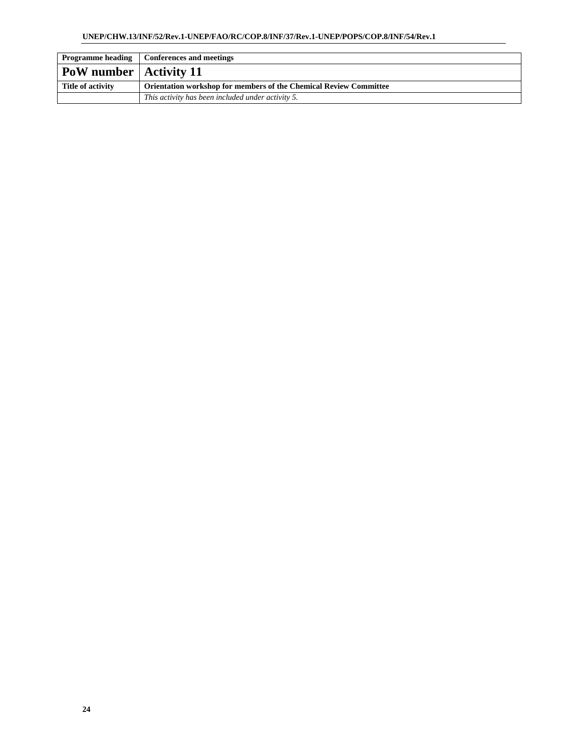| Programme heading | Conferences and meetings |
|---|---|
| **PoW number** | **Activity 11** |
| **Title of activity** | **Orientation workshop for members of the Chemical Review Committee** |
| | *This activity has been included under activity 5.* |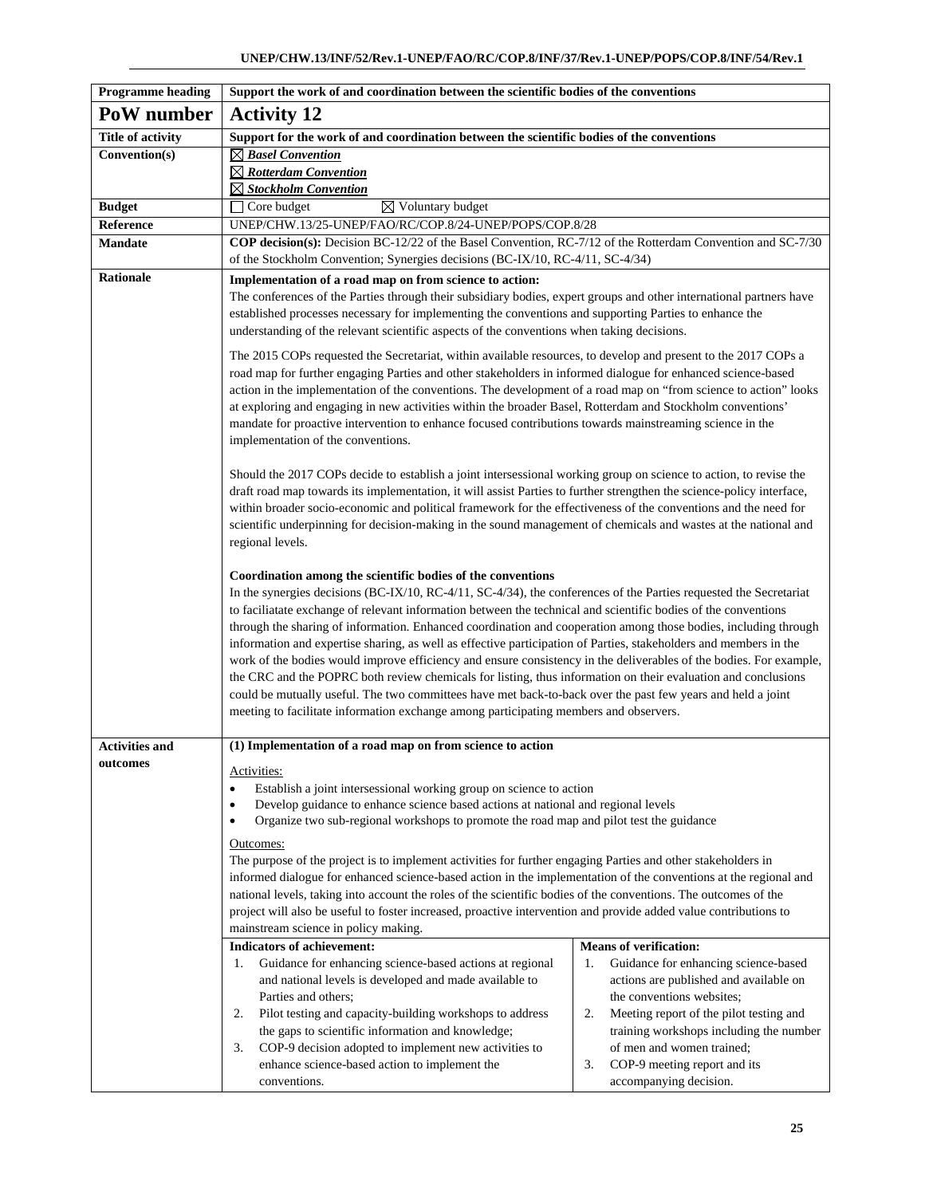| Programme heading | Support the work of and coordination between the scientific bodies of the conventions | |
|---|---|---|
| **PoW number** | **Activity 12** | |
| Title of activity | Support for the work of and coordination between the scientific bodies of the conventions | |
| Convention(s) | ☒ ***Basel Convention***<br>☒ ***Rotterdam Convention***<br>☒ ***Stockholm Convention*** | |
| Budget | ☐ Core budget ☒ Voluntary budget | |
| Reference | UNEP/CHW.13/25-UNEP/FAO/RC/COP.8/24-UNEP/POPS/COP.8/28 | |
| Mandate | **COP decision(s):** Decision BC-12/22 of the Basel Convention, RC-7/12 of the Rotterdam Convention and SC-7/30 of the Stockholm Convention; Synergies decisions (BC-IX/10, RC-4/11, SC-4/34) | |
| Rationale | **Implementation of a road map on from science to action:**<br>The conferences of the Parties through their subsidiary bodies, expert groups and other international partners have established processes necessary for implementing the conventions and supporting Parties to enhance the understanding of the relevant scientific aspects of the conventions when taking decisions.<br><br>The 2015 COPs requested the Secretariat, within available resources, to develop and present to the 2017 COPs a road map for further engaging Parties and other stakeholders in informed dialogue for enhanced science-based action in the implementation of the conventions. The development of a road map on "from science to action" looks at exploring and engaging in new activities within the broader Basel, Rotterdam and Stockholm conventions' mandate for proactive intervention to enhance focused contributions towards mainstreaming science in the implementation of the conventions.<br><br>Should the 2017 COPs decide to establish a joint intersessional working group on science to action, to revise the draft road map towards its implementation, it will assist Parties to further strengthen the science-policy interface, within broader socio-economic and political framework for the effectiveness of the conventions and the need for scientific underpinning for decision-making in the sound management of chemicals and wastes at the national and regional levels.<br><br>**Coordination among the scientific bodies of the conventions**<br>In the synergies decisions (BC-IX/10, RC-4/11, SC-4/34), the conferences of the Parties requested the Secretariat to faciliatate exchange of relevant information between the technical and scientific bodies of the conventions through the sharing of information. Enhanced coordination and cooperation among those bodies, including through information and expertise sharing, as well as effective participation of Parties, stakeholders and members in the work of the bodies would improve efficiency and ensure consistency in the deliverables of the bodies. For example, the CRC and the POPRC both review chemicals for listing, thus information on their evaluation and conclusions could be mutually useful. The two committees have met back-to-back over the past few years and held a joint meeting to facilitate information exchange among participating members and observers. | |
| Activities and outcomes | **(1) Implementation of a road map on from science to action**<br><br>Activities:<br>• Establish a joint intersessional working group on science to action<br>• Develop guidance to enhance science based actions at national and regional levels<br>• Organize two sub-regional workshops to promote the road map and pilot test the guidance<br><br>Outcomes:<br>The purpose of the project is to implement activities for further engaging Parties and other stakeholders in informed dialogue for enhanced science-based action in the implementation of the conventions at the regional and national levels, taking into account the roles of the scientific bodies of the conventions. The outcomes of the project will also be useful to foster increased, proactive intervention and provide added value contributions to mainstream science in policy making. | |
| | **Indicators of achievement:**<br>1. Guidance for enhancing science-based actions at regional and national levels is developed and made available to Parties and others;<br>2. Pilot testing and capacity-building workshops to address the gaps to scientific information and knowledge;<br>3. COP-9 decision adopted to implement new activities to enhance science-based action to implement the conventions. | **Means of verification:**<br>1. Guidance for enhancing science-based actions are published and available on the conventions websites;<br>2. Meeting report of the pilot testing and training workshops including the number of men and women trained;<br>3. COP-9 meeting report and its accompanying decision. |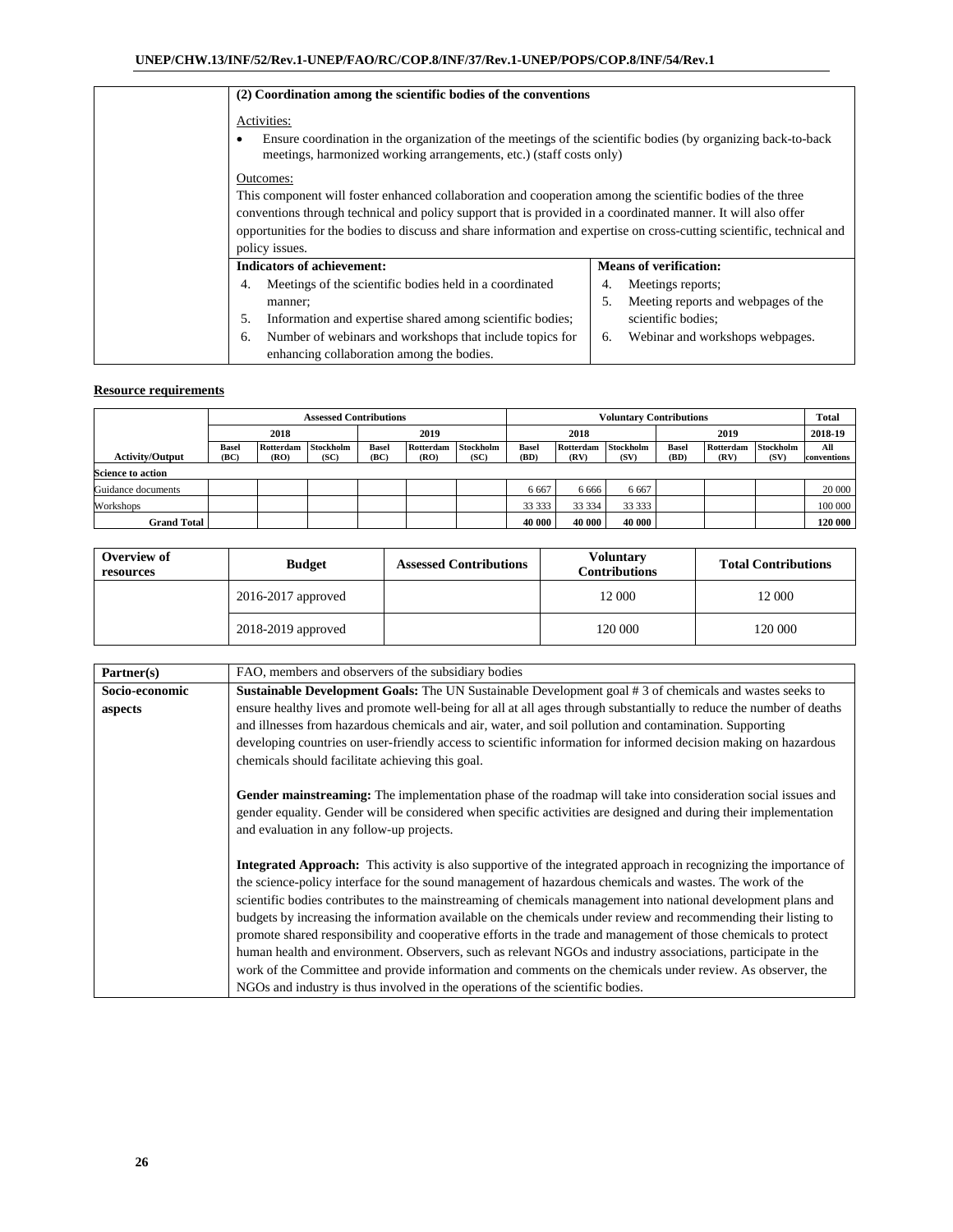| | (2) Coordination among the scientific bodies of the conventions |
|---|---|
| | Activities:<br>• Ensure coordination in the organization of the meetings of the scientific bodies (by organizing back-to-back meetings, harmonized working arrangements, etc.) (staff costs only)<br><br>Outcomes:<br>This component will foster enhanced collaboration and cooperation among the scientific bodies of the three conventions through technical and policy support that is provided in a coordinated manner. It will also offer opportunities for the bodies to discuss and share information and expertise on cross-cutting scientific, technical and policy issues. |

| | Indicators of achievement: | Means of verification: |
|---|---|---|
| | 4. Meetings of the scientific bodies held in a coordinated manner;<br>5. Information and expertise shared among scientific bodies;<br>6. Number of webinars and workshops that include topics for enhancing collaboration among the bodies. | 4. Meetings reports;<br>5. Meeting reports and webpages of the scientific bodies;<br>6. Webinar and workshops webpages. |

**Resource requirements**

| | Assessed Contributions | | | | | | Voluntary Contributions | | | | | | Total |
|---|---|---|---|---|---|---|---|---|---|---|---|---|---|
| | 2018 | | | 2019 | | | 2018 | | | 2019 | | | 2018-19 |
| Activity/Output | Basel (BC) | Rotterdam (RO) | Stockholm (SC) | Basel (BC) | Rotterdam (RO) | Stockholm (SC) | Basel (BD) | Rotterdam (RV) | Stockholm (SV) | Basel (BD) | Rotterdam (RV) | Stockholm (SV) | All conventions |
| Science to action | | | | | | | | | | | | | |
| Guidance documents | | | | | | | 6 667 | 6 666 | 6 667 | | | | 20 000 |
| Workshops | | | | | | | 33 333 | 33 334 | 33 333 | | | | 100 000 |
| **Grand Total** | | | | | | | **40 000** | **40 000** | **40 000** | | | | **120 000** |

| Overview of resources | Budget | Assessed Contributions | Voluntary Contributions | Total Contributions |
|---|---|---|---|---|
| | 2016-2017 approved | | 12 000 | 12 000 |
| | 2018-2019 approved | | 120 000 | 120 000 |

| Partner(s) | FAO, members and observers of the subsidiary bodies |
|---|---|
| Socio-economic aspects | **Sustainable Development Goals:** The UN Sustainable Development goal # 3 of chemicals and wastes seeks to ensure healthy lives and promote well-being for all at all ages through substantially to reduce the number of deaths and illnesses from hazardous chemicals and air, water, and soil pollution and contamination. Supporting developing countries on user-friendly access to scientific information for informed decision making on hazardous chemicals should facilitate achieving this goal.<br><br>**Gender mainstreaming:** The implementation phase of the roadmap will take into consideration social issues and gender equality. Gender will be considered when specific activities are designed and during their implementation and evaluation in any follow-up projects.<br><br>**Integrated Approach:** This activity is also supportive of the integrated approach in recognizing the importance of the science-policy interface for the sound management of hazardous chemicals and wastes. The work of the scientific bodies contributes to the mainstreaming of chemicals management into national development plans and budgets by increasing the information available on the chemicals under review and recommending their listing to promote shared responsibility and cooperative efforts in the trade and management of those chemicals to protect human health and environment. Observers, such as relevant NGOs and industry associations, participate in the work of the Committee and provide information and comments on the chemicals under review. As observer, the NGOs and industry is thus involved in the operations of the scientific bodies. |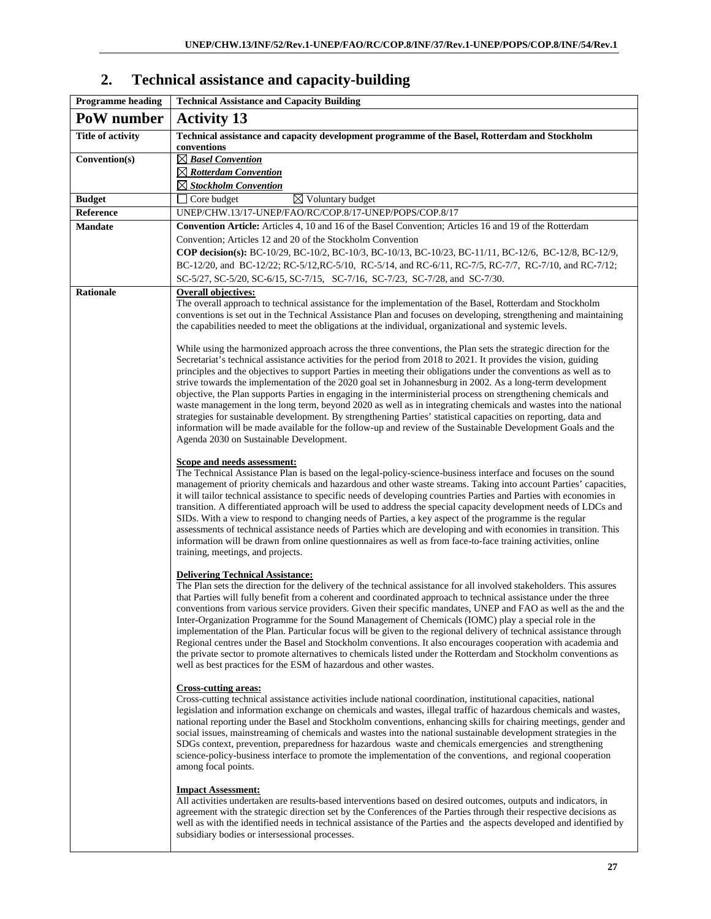## 2. Technical assistance and capacity-building

| Programme heading | Technical Assistance and Capacity Building |
|---|---|
| **PoW number** | **Activity 13** |
| **Title of activity** | **Technical assistance and capacity development programme of the Basel, Rotterdam and Stockholm conventions** |
| **Convention(s)** | ☒ ***Basel Convention***<br>☒ ***Rotterdam Convention***<br>☒ ***Stockholm Convention*** |
| **Budget** | ☐ Core budget ☒ Voluntary budget |
| **Reference** | UNEP/CHW.13/17-UNEP/FAO/RC/COP.8/17-UNEP/POPS/COP.8/17 |
| **Mandate** | **Convention Article:** Articles 4, 10 and 16 of the Basel Convention; Articles 16 and 19 of the Rotterdam Convention; Articles 12 and 20 of the Stockholm Convention<br>**COP decision(s):** BC-10/29, BC-10/2, BC-10/3, BC-10/13, BC-10/23, BC-11/11, BC-12/6, BC-12/8, BC-12/9, BC-12/20, and BC-12/22; RC-5/12,RC-5/10, RC-5/14, and RC-6/11, RC-7/5, RC-7/7, RC-7/10, and RC-7/12; SC-5/27, SC-5/20, SC-6/15, SC-7/15, SC-7/16, SC-7/23, SC-7/28, and SC-7/30. |
| **Rationale** | **Overall objectives:**<br>The overall approach to technical assistance for the implementation of the Basel, Rotterdam and Stockholm conventions is set out in the Technical Assistance Plan and focuses on developing, strengthening and maintaining the capabilities needed to meet the obligations at the individual, organizational and systemic levels.<br><br>While using the harmonized approach across the three conventions, the Plan sets the strategic direction for the Secretariat's technical assistance activities for the period from 2018 to 2021. It provides the vision, guiding principles and the objectives to support Parties in meeting their obligations under the conventions as well as to strive towards the implementation of the 2020 goal set in Johannesburg in 2002. As a long-term development objective, the Plan supports Parties in engaging in the interministerial process on strengthening chemicals and waste management in the long term, beyond 2020 as well as in integrating chemicals and wastes into the national strategies for sustainable development. By strengthening Parties' statistical capacities on reporting, data and information will be made available for the follow-up and review of the Sustainable Development Goals and the Agenda 2030 on Sustainable Development.<br><br>**Scope and needs assessment:**<br>The Technical Assistance Plan is based on the legal-policy-science-business interface and focuses on the sound management of priority chemicals and hazardous and other waste streams. Taking into account Parties' capacities, it will tailor technical assistance to specific needs of developing countries Parties and Parties with economies in transition. A differentiated approach will be used to address the special capacity development needs of LDCs and SIDs. With a view to respond to changing needs of Parties, a key aspect of the programme is the regular assessments of technical assistance needs of Parties which are developing and with economies in transition. This information will be drawn from online questionnaires as well as from face-to-face training activities, online training, meetings, and projects.<br><br>**Delivering Technical Assistance:**<br>The Plan sets the direction for the delivery of the technical assistance for all involved stakeholders. This assures that Parties will fully benefit from a coherent and coordinated approach to technical assistance under the three conventions from various service providers. Given their specific mandates, UNEP and FAO as well as the and the Inter-Organization Programme for the Sound Management of Chemicals (IOMC) play a special role in the implementation of the Plan. Particular focus will be given to the regional delivery of technical assistance through Regional centres under the Basel and Stockholm conventions. It also encourages cooperation with academia and the private sector to promote alternatives to chemicals listed under the Rotterdam and Stockholm conventions as well as best practices for the ESM of hazardous and other wastes.<br><br>**Cross-cutting areas:**<br>Cross-cutting technical assistance activities include national coordination, institutional capacities, national legislation and information exchange on chemicals and wastes, illegal traffic of hazardous chemicals and wastes, national reporting under the Basel and Stockholm conventions, enhancing skills for chairing meetings, gender and social issues, mainstreaming of chemicals and wastes into the national sustainable development strategies in the SDGs context, prevention, preparedness for hazardous waste and chemicals emergencies and strengthening science-policy-business interface to promote the implementation of the conventions, and regional cooperation among focal points.<br><br>**Impact Assessment:**<br>All activities undertaken are results-based interventions based on desired outcomes, outputs and indicators, in agreement with the strategic direction set by the Conferences of the Parties through their respective decisions as well as with the identified needs in technical assistance of the Parties and the aspects developed and identified by subsidiary bodies or intersessional processes. |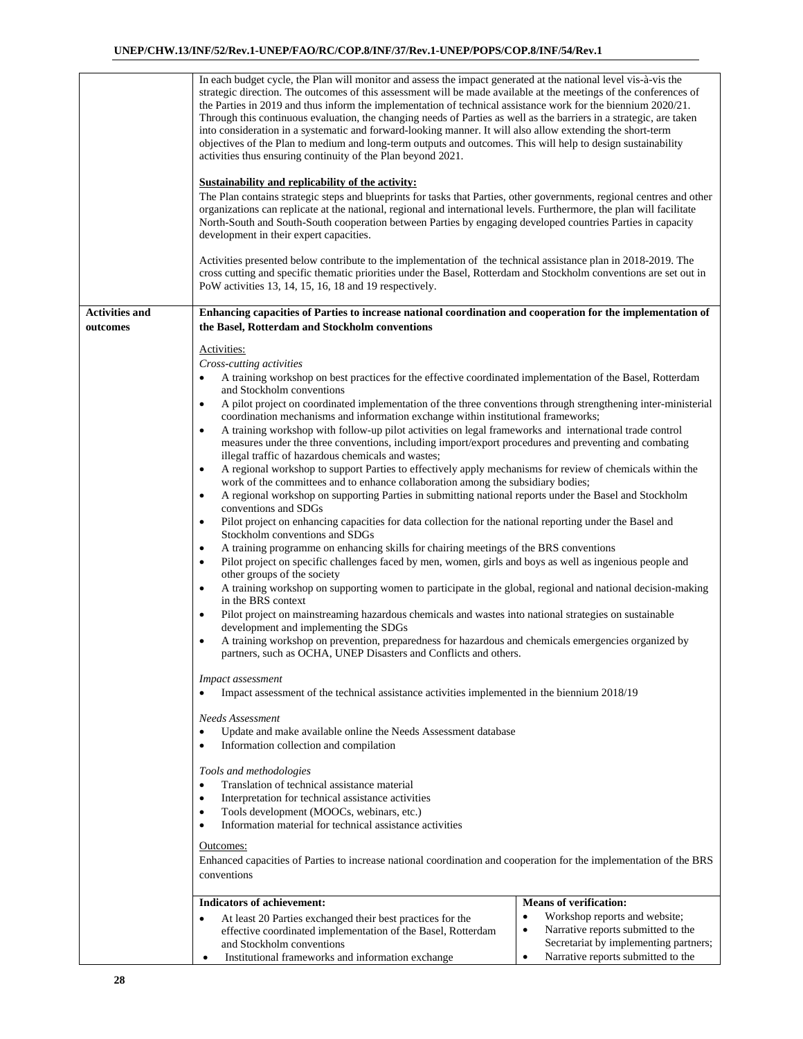| | |
|---|---|
| | In each budget cycle, the Plan will monitor and assess the impact generated at the national level vis-à-vis the strategic direction. The outcomes of this assessment will be made available at the meetings of the conferences of the Parties in 2019 and thus inform the implementation of technical assistance work for the biennium 2020/21. Through this continuous evaluation, the changing needs of Parties as well as the barriers in a strategic, are taken into consideration in a systematic and forward-looking manner. It will also allow extending the short-term objectives of the Plan to medium and long-term outputs and outcomes. This will help to design sustainability activities thus ensuring continuity of the Plan beyond 2021.<br><br>**Sustainability and replicability of the activity:**<br>The Plan contains strategic steps and blueprints for tasks that Parties, other governments, regional centres and other organizations can replicate at the national, regional and international levels. Furthermore, the plan will facilitate North-South and South-South cooperation between Parties by engaging developed countries Parties in capacity development in their expert capacities.<br><br>Activities presented below contribute to the implementation of the technical assistance plan in 2018-2019. The cross cutting and specific thematic priorities under the Basel, Rotterdam and Stockholm conventions are set out in PoW activities 13, 14, 15, 16, 18 and 19 respectively. |
| **Activities and outcomes** | **Enhancing capacities of Parties to increase national coordination and cooperation for the implementation of the Basel, Rotterdam and Stockholm conventions**<br><br>Activities:<br>*Cross-cutting activities*<br>• A training workshop on best practices for the effective coordinated implementation of the Basel, Rotterdam and Stockholm conventions<br>• A pilot project on coordinated implementation of the three conventions through strengthening inter-ministerial coordination mechanisms and information exchange within institutional frameworks;<br>• A training workshop with follow-up pilot activities on legal frameworks and international trade control measures under the three conventions, including import/export procedures and preventing and combating illegal traffic of hazardous chemicals and wastes;<br>• A regional workshop to support Parties to effectively apply mechanisms for review of chemicals within the work of the committees and to enhance collaboration among the subsidiary bodies;<br>• A regional workshop on supporting Parties in submitting national reports under the Basel and Stockholm conventions and SDGs<br>• Pilot project on enhancing capacities for data collection for the national reporting under the Basel and Stockholm conventions and SDGs<br>• A training programme on enhancing skills for chairing meetings of the BRS conventions<br>• Pilot project on specific challenges faced by men, women, girls and boys as well as ingenious people and other groups of the society<br>• A training workshop on supporting women to participate in the global, regional and national decision-making in the BRS context<br>• Pilot project on mainstreaming hazardous chemicals and wastes into national strategies on sustainable development and implementing the SDGs<br>• A training workshop on prevention, preparedness for hazardous and chemicals emergencies organized by partners, such as OCHA, UNEP Disasters and Conflicts and others.<br><br>*Impact assessment*<br>• Impact assessment of the technical assistance activities implemented in the biennium 2018/19<br><br>*Needs Assessment*<br>• Update and make available online the Needs Assessment database<br>• Information collection and compilation<br><br>*Tools and methodologies*<br>• Translation of technical assistance material<br>• Interpretation for technical assistance activities<br>• Tools development (MOOCs, webinars, etc.)<br>• Information material for technical assistance activities<br><br>Outcomes:<br>Enhanced capacities of Parties to increase national coordination and cooperation for the implementation of the BRS conventions |

| Indicators of achievement: | Means of verification: |
|---|---|
| • At least 20 Parties exchanged their best practices for the effective coordinated implementation of the Basel, Rotterdam and Stockholm conventions<br>• Institutional frameworks and information exchange | • Workshop reports and website;<br>• Narrative reports submitted to the Secretariat by implementing partners;<br>• Narrative reports submitted to the |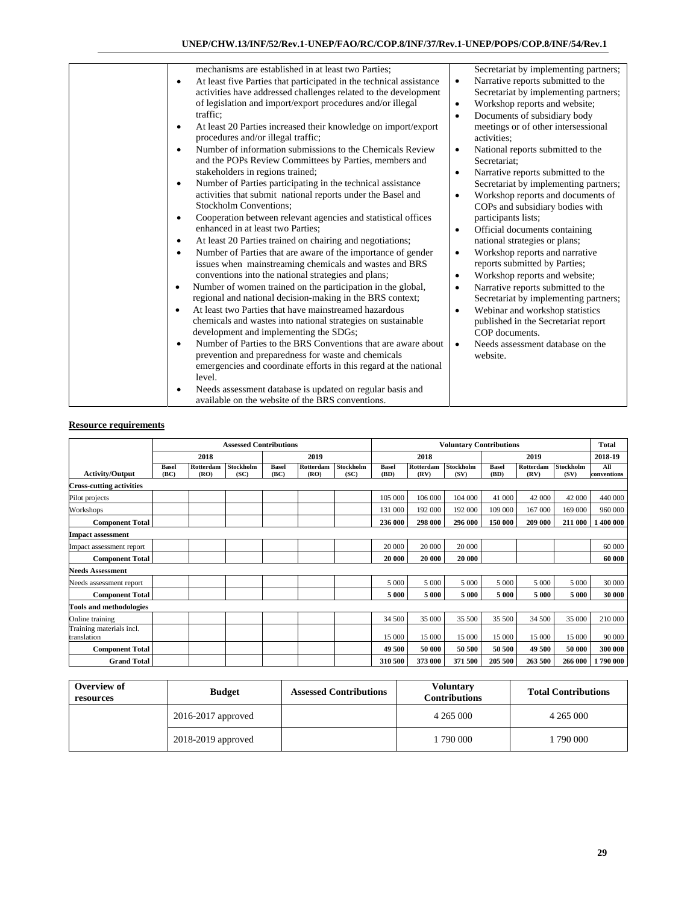| | | |
|---|---|---|
| | mechanisms are established in at least two Parties;<br>• At least five Parties that participated in the technical assistance activities have addressed challenges related to the development of legislation and import/export procedures and/or illegal traffic;<br>• At least 20 Parties increased their knowledge on import/export procedures and/or illegal traffic;<br>• Number of information submissions to the Chemicals Review and the POPs Review Committees by Parties, members and stakeholders in regions trained;<br>• Number of Parties participating in the technical assistance activities that submit national reports under the Basel and Stockholm Conventions;<br>• Cooperation between relevant agencies and statistical offices enhanced in at least two Parties;<br>• At least 20 Parties trained on chairing and negotiations;<br>• Number of Parties that are aware of the importance of gender issues when mainstreaming chemicals and wastes and BRS conventions into the national strategies and plans;<br>• Number of women trained on the participation in the global, regional and national decision-making in the BRS context;<br>• At least two Parties that have mainstreamed hazardous chemicals and wastes into national strategies on sustainable development and implementing the SDGs;<br>• Number of Parties to the BRS Conventions that are aware about prevention and preparedness for waste and chemicals emergencies and coordinate efforts in this regard at the national level.<br>• Needs assessment database is updated on regular basis and available on the website of the BRS conventions. | Secretariat by implementing partners;<br>• Narrative reports submitted to the Secretariat by implementing partners;<br>• Workshop reports and website;<br>• Documents of subsidiary body meetings or of other intersessional activities;<br>• National reports submitted to the Secretariat;<br>• Narrative reports submitted to the Secretariat by implementing partners;<br>• Workshop reports and documents of COPs and subsidiary bodies with participants lists;<br>• Official documents containing national strategies or plans;<br>• Workshop reports and narrative reports submitted by Parties;<br>• Workshop reports and website;<br>• Narrative reports submitted to the Secretariat by implementing partners;<br>• Webinar and workshop statistics published in the Secretariat report COP documents.<br>• Needs assessment database on the website. |

**Resource requirements**

| | Assessed Contributions | | | | | | Voluntary Contributions | | | | | | Total |
|---|---|---|---|---|---|---|---|---|---|---|---|---|---|
| | 2018 | | | 2019 | | | 2018 | | | 2019 | | | 2018-19 |
| Activity/Output | Basel (BC) | Rotterdam (RO) | Stockholm (SC) | Basel (BC) | Rotterdam (RO) | Stockholm (SC) | Basel (BD) | Rotterdam (RV) | Stockholm (SV) | Basel (BD) | Rotterdam (RV) | Stockholm (SV) | All conventions |
| **Cross-cutting activities** | | | | | | | | | | | | | |
| Pilot projects | | | | | | | 105 000 | 106 000 | 104 000 | 41 000 | 42 000 | 42 000 | 440 000 |
| Workshops | | | | | | | 131 000 | 192 000 | 192 000 | 109 000 | 167 000 | 169 000 | 960 000 |
| **Component Total** | | | | | | | **236 000** | **298 000** | **296 000** | **150 000** | **209 000** | **211 000** | **1 400 000** |
| **Impact assessment** | | | | | | | | | | | | | |
| Impact assessment report | | | | | | | 20 000 | 20 000 | 20 000 | | | | 60 000 |
| **Component Total** | | | | | | | **20 000** | **20 000** | **20 000** | | | | **60 000** |
| **Needs Assessment** | | | | | | | | | | | | | |
| Needs assessment report | | | | | | | 5 000 | 5 000 | 5 000 | 5 000 | 5 000 | 5 000 | 30 000 |
| **Component Total** | | | | | | | **5 000** | **5 000** | **5 000** | **5 000** | **5 000** | **5 000** | **30 000** |
| **Tools and methodologies** | | | | | | | | | | | | | |
| Online training | | | | | | | 34 500 | 35 000 | 35 500 | 35 500 | 34 500 | 35 000 | 210 000 |
| Training materials incl. translation | | | | | | | 15 000 | 15 000 | 15 000 | 15 000 | 15 000 | 15 000 | 90 000 |
| **Component Total** | | | | | | | **49 500** | **50 000** | **50 500** | **50 500** | **49 500** | **50 000** | **300 000** |
| **Grand Total** | | | | | | | **310 500** | **373 000** | **371 500** | **205 500** | **263 500** | **266 000** | **1 790 000** |

| Overview of resources | Budget | Assessed Contributions | Voluntary Contributions | Total Contributions |
|---|---|---|---|---|
| | 2016-2017 approved | | 4 265 000 | 4 265 000 |
| | 2018-2019 approved | | 1 790 000 | 1 790 000 |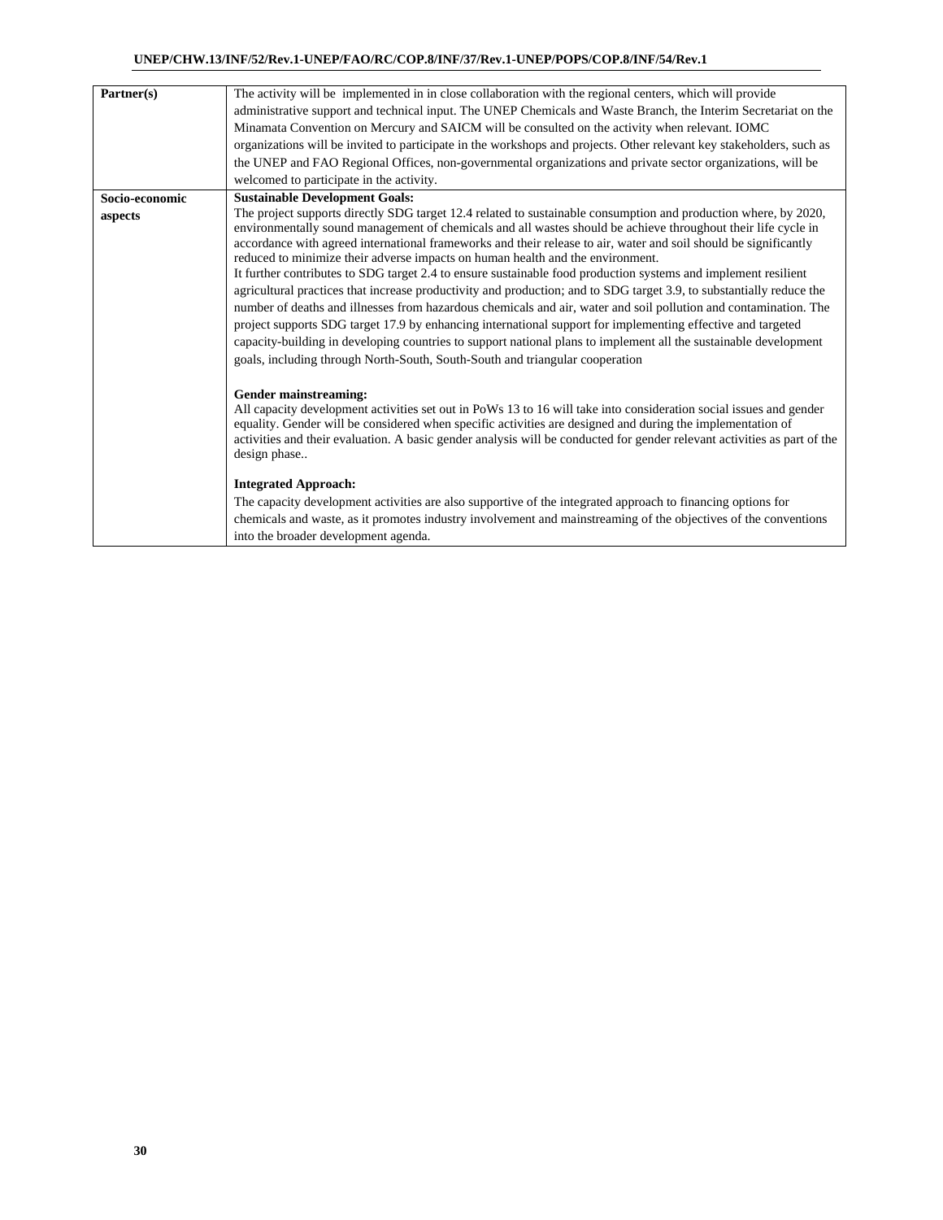| | |
|---|---|
| **Partner(s)** | The activity will be implemented in in close collaboration with the regional centers, which will provide administrative support and technical input. The UNEP Chemicals and Waste Branch, the Interim Secretariat on the Minamata Convention on Mercury and SAICM will be consulted on the activity when relevant. IOMC organizations will be invited to participate in the workshops and projects. Other relevant key stakeholders, such as the UNEP and FAO Regional Offices, non-governmental organizations and private sector organizations, will be welcomed to participate in the activity. |
| **Socio-economic aspects** | **Sustainable Development Goals:**<br>The project supports directly SDG target 12.4 related to sustainable consumption and production where, by 2020, environmentally sound management of chemicals and all wastes should be achieve throughout their life cycle in accordance with agreed international frameworks and their release to air, water and soil should be significantly reduced to minimize their adverse impacts on human health and the environment.<br>It further contributes to SDG target 2.4 to ensure sustainable food production systems and implement resilient agricultural practices that increase productivity and production; and to SDG target 3.9, to substantially reduce the number of deaths and illnesses from hazardous chemicals and air, water and soil pollution and contamination. The project supports SDG target 17.9 by enhancing international support for implementing effective and targeted capacity-building in developing countries to support national plans to implement all the sustainable development goals, including through North-South, South-South and triangular cooperation<br><br>**Gender mainstreaming:**<br>All capacity development activities set out in PoWs 13 to 16 will take into consideration social issues and gender equality. Gender will be considered when specific activities are designed and during the implementation of activities and their evaluation. A basic gender analysis will be conducted for gender relevant activities as part of the design phase..<br><br>**Integrated Approach:**<br>The capacity development activities are also supportive of the integrated approach to financing options for chemicals and waste, as it promotes industry involvement and mainstreaming of the objectives of the conventions into the broader development agenda. |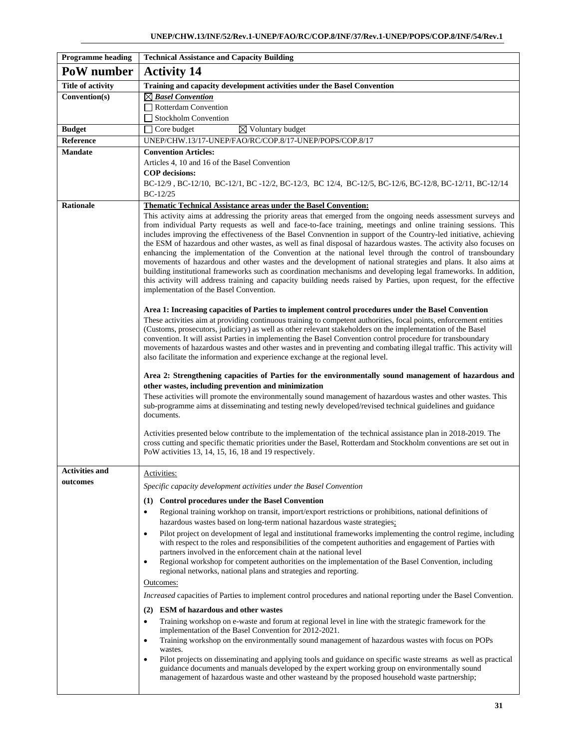| Programme heading | Technical Assistance and Capacity Building |
|---|---|
| **PoW number** | **Activity 14** |
| **Title of activity** | **Training and capacity development activities under the Basel Convention** |
| **Convention(s)** | ☒ ***Basel Convention***<br>☐ Rotterdam Convention<br>☐ Stockholm Convention |
| **Budget** | ☐ Core budget ☒ Voluntary budget |
| **Reference** | UNEP/CHW.13/17-UNEP/FAO/RC/COP.8/17-UNEP/POPS/COP.8/17 |
| **Mandate** | **Convention Articles:**<br>Articles 4, 10 and 16 of the Basel Convention<br>**COP decisions:**<br>BC-12/9 , BC-12/10, BC-12/1, BC -12/2, BC-12/3, BC 12/4, BC-12/5, BC-12/6, BC-12/8, BC-12/11, BC-12/14 BC-12/25 |
| **Rationale** | **Thematic Technical Assistance areas under the Basel Convention:**<br>This activity aims at addressing the priority areas that emerged from the ongoing needs assessment surveys and from individual Party requests as well and face-to-face training, meetings and online training sessions. This includes improving the effectiveness of the Basel Convnention in support of the Country-led initiative, achieving the ESM of hazardous and other wastes, as well as final disposal of hazardous wastes. The activity also focuses on enhancing the implementation of the Convention at the national level through the control of transboundary movements of hazardous and other wastes and the development of national strategies and plans. It also aims at building institutional frameworks such as coordination mechanisms and developing legal frameworks. In addition, this activity will address training and capacity building needs raised by Parties, upon request, for the effective implementation of the Basel Convention.<br><br>**Area 1: Increasing capacities of Parties to implement control procedures under the Basel Convention**<br>These activities aim at providing continuous training to competent authorities, focal points, enforcement entities (Customs, prosecutors, judiciary) as well as other relevant stakeholders on the implementation of the Basel convention. It will assist Parties in implementing the Basel Convention control procedure for transboundary movements of hazardous wastes and other wastes and in preventing and combating illegal traffic. This activity will also facilitate the information and experience exchange at the regional level.<br><br>**Area 2: Strengthening capacities of Parties for the environmentally sound management of hazardous and other wastes, including prevention and minimization**<br>These activities will promote the environmentally sound management of hazardous wastes and other wastes. This sub-programme aims at disseminating and testing newly developed/revised technical guidelines and guidance documents.<br><br>Activities presented below contribute to the implementation of the technical assistance plan in 2018-2019. The cross cutting and specific thematic priorities under the Basel, Rotterdam and Stockholm conventions are set out in PoW activities 13, 14, 15, 16, 18 and 19 respectively. |
| **Activities and outcomes** | Activities:<br>*Specific capacity development activities under the Basel Convention*<br><br>**(1) Control procedures under the Basel Convention**<br>• Regional training workhop on transit, import/export restrictions or prohibitions, national definitions of hazardous wastes based on long-term national hazardous waste strategies;<br>• Pilot project on development of legal and institutional frameworks implementing the control regime, including with respect to the roles and responsibilities of the competent authorities and engagement of Parties with partners involved in the enforcement chain at the national level<br>• Regional workshop for competent authorities on the implementation of the Basel Convention, including regional networks, national plans and strategies and reporting.<br><br>Outcomes:<br>*Increased* capacities of Parties to implement control procedures and national reporting under the Basel Convention.<br><br>**(2) ESM of hazardous and other wastes**<br>• Training workshop on e-waste and forum at regional level in line with the strategic framework for the implementation of the Basel Convention for 2012-2021.<br>• Training workshop on the environmentally sound management of hazardous wastes with focus on POPs wastes.<br>• Pilot projects on disseminating and applying tools and guidance on specific waste streams as well as practical guidance documents and manuals developed by the expert working group on environmentally sound management of hazardous waste and other wasteand by the proposed household waste partnership; |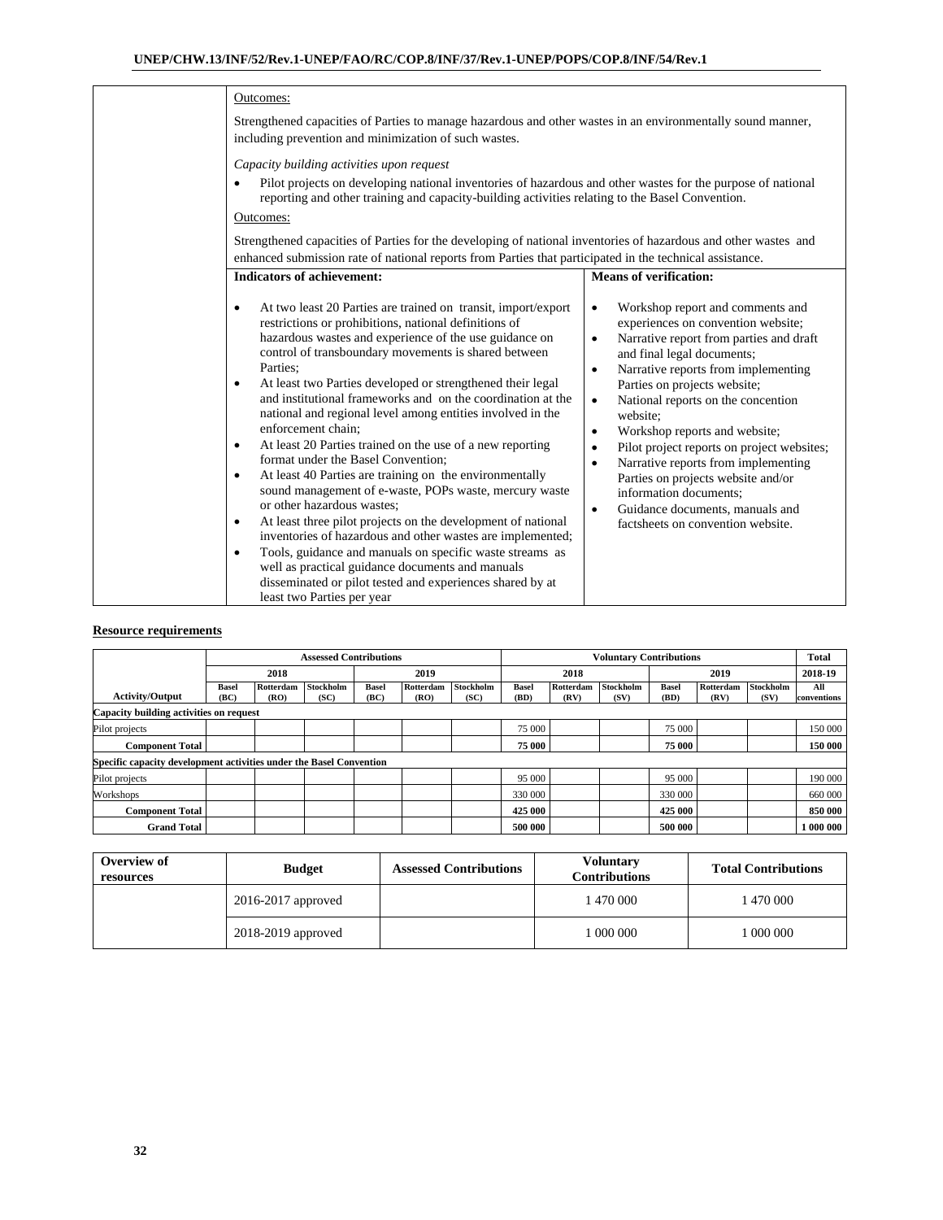| | |
|---|---|
| | Outcomes:<br><br>Strengthened capacities of Parties to manage hazardous and other wastes in an environmentally sound manner, including prevention and minimization of such wastes.<br><br>*Capacity building activities upon request*<br><br>• Pilot projects on developing national inventories of hazardous and other wastes for the purpose of national reporting and other training and capacity-building activities relating to the Basel Convention.<br><br>Outcomes:<br><br>Strengthened capacities of Parties for the developing of national inventories of hazardous and other wastes and enhanced submission rate of national reports from Parties that participated in the technical assistance. |

| **Indicators of achievement:** | **Means of verification:** |
|---|---|
| • At two least 20 Parties are trained on transit, import/export restrictions or prohibitions, national definitions of hazardous wastes and experience of the use guidance on control of transboundary movements is shared between Parties;<br>• At least two Parties developed or strengthened their legal and institutional frameworks and on the coordination at the national and regional level among entities involved in the enforcement chain;<br>• At least 20 Parties trained on the use of a new reporting format under the Basel Convention;<br>• At least 40 Parties are training on the environmentally sound management of e-waste, POPs waste, mercury waste or other hazardous wastes;<br>• At least three pilot projects on the development of national inventories of hazardous and other wastes are implemented;<br>• Tools, guidance and manuals on specific waste streams as well as practical guidance documents and manuals disseminated or pilot tested and experiences shared by at least two Parties per year | • Workshop report and comments and experiences on convention website;<br>• Narrative report from parties and draft and final legal documents;<br>• Narrative reports from implementing Parties on projects website;<br>• National reports on the concention website;<br>• Workshop reports and website;<br>• Pilot project reports on project websites;<br>• Narrative reports from implementing Parties on projects website and/or information documents;<br>• Guidance documents, manuals and factsheets on convention website. |

**Resource requirements**

| | Assessed Contributions | | | | | | Voluntary Contributions | | | | | | Total |
|---|---|---|---|---|---|---|---|---|---|---|---|---|---|
| | 2018 | | | 2019 | | | 2018 | | | 2019 | | | 2018-19 |
| Activity/Output | Basel (BC) | Rotterdam (RO) | Stockholm (SC) | Basel (BC) | Rotterdam (RO) | Stockholm (SC) | Basel (BD) | Rotterdam (RV) | Stockholm (SV) | Basel (BD) | Rotterdam (RV) | Stockholm (SV) | All conventions |
| **Capacity building activities on request** | | | | | | | | | | | | | |
| Pilot projects | | | | | | | 75 000 | | | 75 000 | | | 150 000 |
| **Component Total** | | | | | | | **75 000** | | | **75 000** | | | **150 000** |
| **Specific capacity development activities under the Basel Convention** | | | | | | | | | | | | | |
| Pilot projects | | | | | | | 95 000 | | | 95 000 | | | 190 000 |
| Workshops | | | | | | | 330 000 | | | 330 000 | | | 660 000 |
| **Component Total** | | | | | | | **425 000** | | | **425 000** | | | **850 000** |
| **Grand Total** | | | | | | | **500 000** | | | **500 000** | | | **1 000 000** |

| **Overview of resources** | **Budget** | **Assessed Contributions** | **Voluntary Contributions** | **Total Contributions** |
|---|---|---|---|---|
| | 2016-2017 approved | | 1 470 000 | 1 470 000 |
| | 2018-2019 approved | | 1 000 000 | 1 000 000 |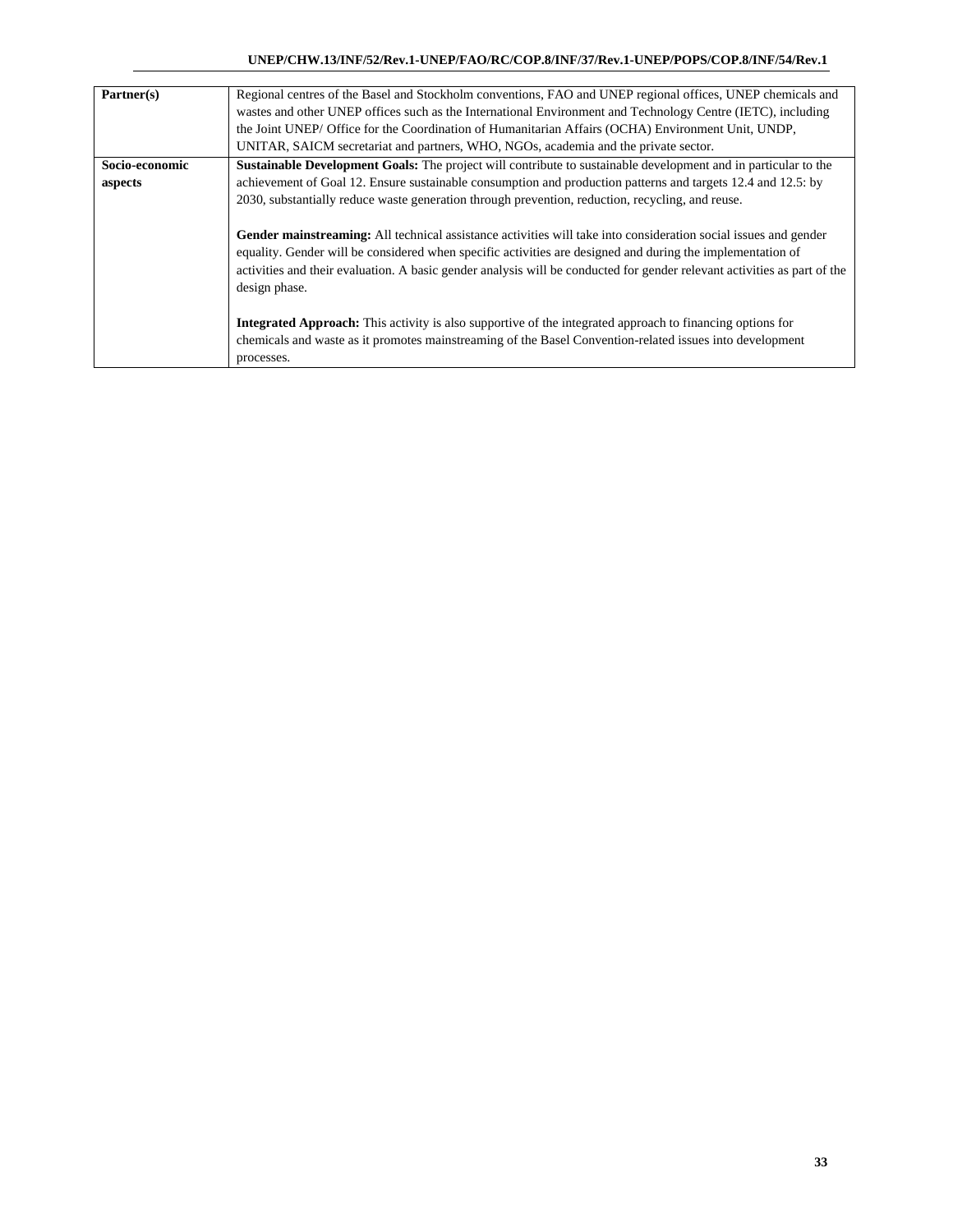| | |
|---|---|
| **Partner(s)** | Regional centres of the Basel and Stockholm conventions, FAO and UNEP regional offices, UNEP chemicals and wastes and other UNEP offices such as the International Environment and Technology Centre (IETC), including the Joint UNEP/ Office for the Coordination of Humanitarian Affairs (OCHA) Environment Unit, UNDP, UNITAR, SAICM secretariat and partners, WHO, NGOs, academia and the private sector. |
| **Socio-economic aspects** | **Sustainable Development Goals:** The project will contribute to sustainable development and in particular to the achievement of Goal 12. Ensure sustainable consumption and production patterns and targets 12.4 and 12.5: by 2030, substantially reduce waste generation through prevention, reduction, recycling, and reuse.<br><br>**Gender mainstreaming:** All technical assistance activities will take into consideration social issues and gender equality. Gender will be considered when specific activities are designed and during the implementation of activities and their evaluation. A basic gender analysis will be conducted for gender relevant activities as part of the design phase.<br><br>**Integrated Approach:** This activity is also supportive of the integrated approach to financing options for chemicals and waste as it promotes mainstreaming of the Basel Convention-related issues into development processes. |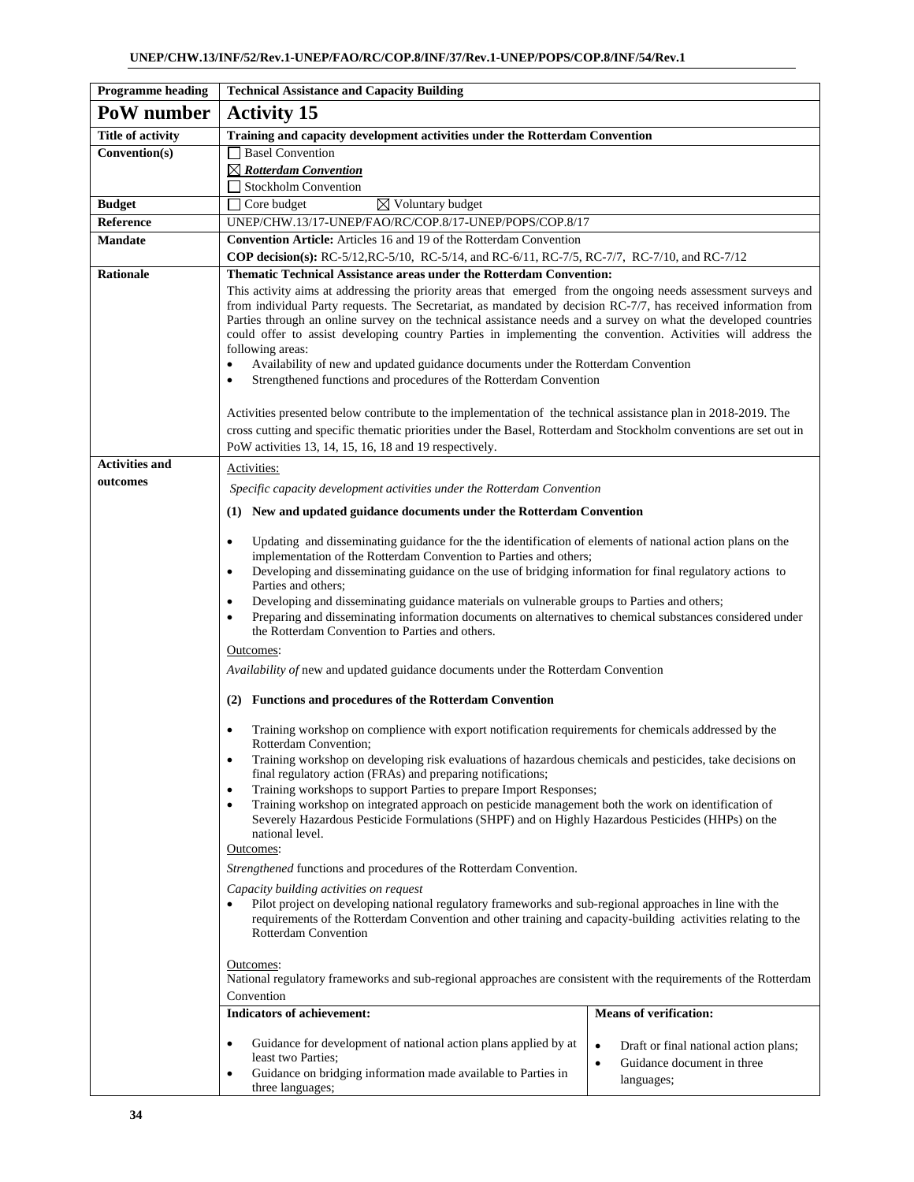| Programme heading | Technical Assistance and Capacity Building | |
|---|---|---|
| **PoW number** | **Activity 15** | |
| **Title of activity** | **Training and capacity development activities under the Rotterdam Convention** | |
| **Convention(s)** | ☐ Basel Convention<br>☒ ***Rotterdam Convention***<br>☐ Stockholm Convention | |
| **Budget** | ☐ Core budget ☒ Voluntary budget | |
| **Reference** | UNEP/CHW.13/17-UNEP/FAO/RC/COP.8/17-UNEP/POPS/COP.8/17 | |
| **Mandate** | **Convention Article:** Articles 16 and 19 of the Rotterdam Convention<br>**COP decision(s):** RC-5/12,RC-5/10, RC-5/14, and RC-6/11, RC-7/5, RC-7/7, RC-7/10, and RC-7/12 | |
| **Rationale** | **Thematic Technical Assistance areas under the Rotterdam Convention:**<br>This activity aims at addressing the priority areas that emerged from the ongoing needs assessment surveys and from individual Party requests. The Secretariat, as mandated by decision RC-7/7, has received information from Parties through an online survey on the technical assistance needs and a survey on what the developed countries could offer to assist developing country Parties in implementing the convention. Activities will address the following areas:<br>• Availability of new and updated guidance documents under the Rotterdam Convention<br>• Strengthened functions and procedures of the Rotterdam Convention<br><br>Activities presented below contribute to the implementation of the technical assistance plan in 2018-2019. The cross cutting and specific thematic priorities under the Basel, Rotterdam and Stockholm conventions are set out in PoW activities 13, 14, 15, 16, 18 and 19 respectively. | |
| **Activities and outcomes** | Activities:<br>*Specific capacity development activities under the Rotterdam Convention*<br>**(1) New and updated guidance documents under the Rotterdam Convention**<br>• Updating and disseminating guidance for the the identification of elements of national action plans on the implementation of the Rotterdam Convention to Parties and others;<br>• Developing and disseminating guidance on the use of bridging information for final regulatory actions to Parties and others;<br>• Developing and disseminating guidance materials on vulnerable groups to Parties and others;<br>• Preparing and disseminating information documents on alternatives to chemical substances considered under the Rotterdam Convention to Parties and others.<br>Outcomes:<br>*Availability of* new and updated guidance documents under the Rotterdam Convention<br>**(2) Functions and procedures of the Rotterdam Convention**<br>• Training workshop on complience with export notification requirements for chemicals addressed by the Rotterdam Convention;<br>• Training workshop on developing risk evaluations of hazardous chemicals and pesticides, take decisions on final regulatory action (FRAs) and preparing notifications;<br>• Training workshops to support Parties to prepare Import Responses;<br>• Training workshop on integrated approach on pesticide management both the work on identification of Severely Hazardous Pesticide Formulations (SHPF) and on Highly Hazardous Pesticides (HHPs) on the national level.<br>Outcomes:<br>*Strengthened* functions and procedures of the Rotterdam Convention.<br>*Capacity building activities on request*<br>• Pilot project on developing national regulatory frameworks and sub-regional approaches in line with the requirements of the Rotterdam Convention and other training and capacity-building activities relating to the Rotterdam Convention<br><br>Outcomes:<br>National regulatory frameworks and sub-regional approaches are consistent with the requirements of the Rotterdam Convention | |
| | **Indicators of achievement:**<br>• Guidance for development of national action plans applied by at least two Parties;<br>• Guidance on bridging information made available to Parties in three languages; | **Means of verification:**<br>• Draft or final national action plans;<br>• Guidance document in three languages; |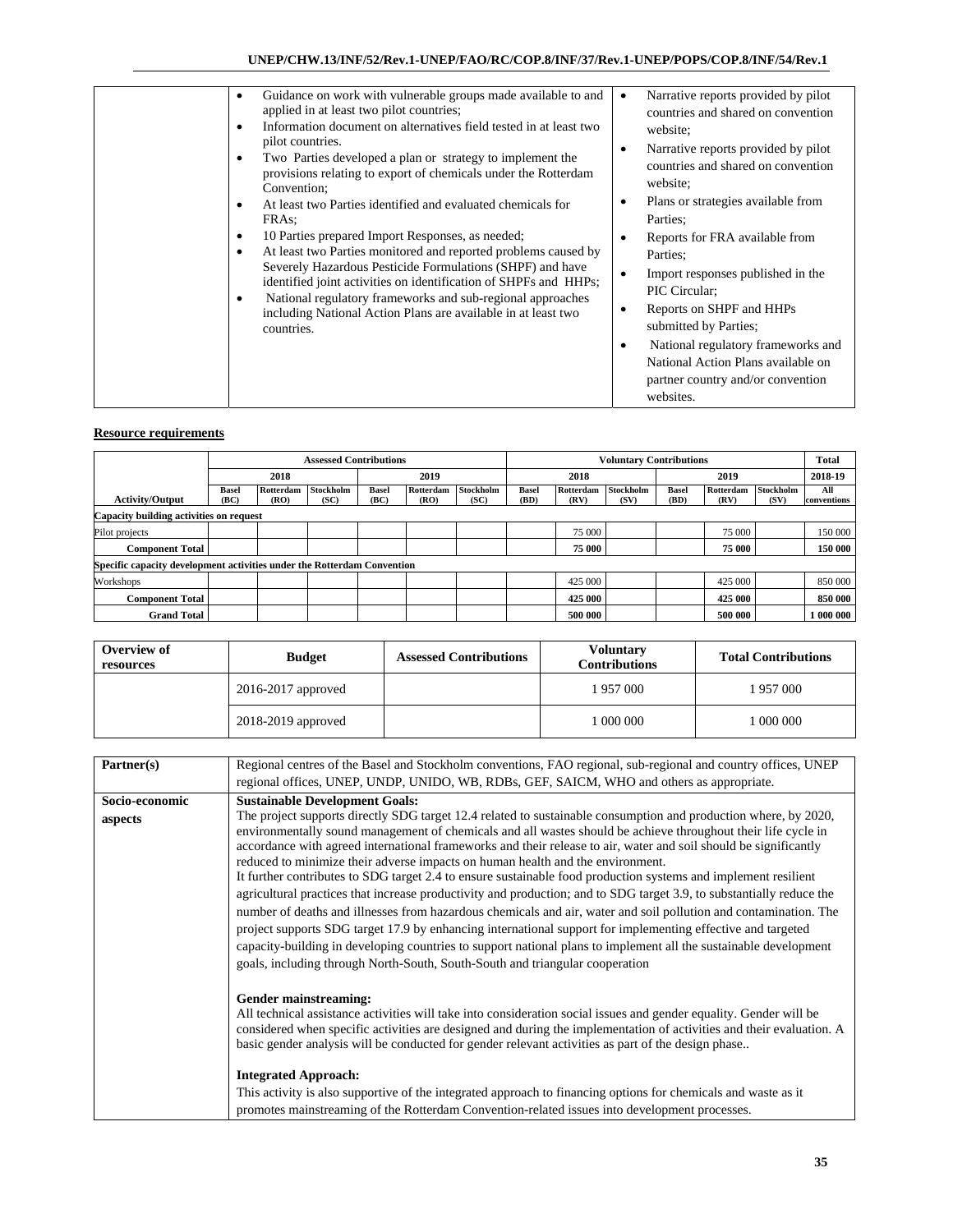| | | |
|---|---|---|
| | • Guidance on work with vulnerable groups made available to and applied in at least two pilot countries;<br>• Information document on alternatives field tested in at least two pilot countries.<br>• Two Parties developed a plan or strategy to implement the provisions relating to export of chemicals under the Rotterdam Convention;<br>• At least two Parties identified and evaluated chemicals for FRAs;<br>• 10 Parties prepared Import Responses, as needed;<br>• At least two Parties monitored and reported problems caused by Severely Hazardous Pesticide Formulations (SHPF) and have identified joint activities on identification of SHPFs and HHPs;<br>• National regulatory frameworks and sub-regional approaches including National Action Plans are available in at least two countries. | • Narrative reports provided by pilot countries and shared on convention website;<br>• Narrative reports provided by pilot countries and shared on convention website;<br>• Plans or strategies available from Parties;<br>• Reports for FRA available from Parties;<br>• Import responses published in the PIC Circular;<br>• Reports on SHPF and HHPs submitted by Parties;<br>• National regulatory frameworks and National Action Plans available on partner country and/or convention websites. |

**Resource requirements**

| | Assessed Contributions | | | | | | Voluntary Contributions | | | | | | Total |
|---|---|---|---|---|---|---|---|---|---|---|---|---|---|
| | 2018 | | | 2019 | | | 2018 | | | 2019 | | | 2018-19 |
| Activity/Output | Basel (BC) | Rotterdam (RO) | Stockholm (SC) | Basel (BC) | Rotterdam (RO) | Stockholm (SC) | Basel (BD) | Rotterdam (RV) | Stockholm (SV) | Basel (BD) | Rotterdam (RV) | Stockholm (SV) | All conventions |
| **Capacity building activities on request** | | | | | | | | | | | | | |
| Pilot projects | | | | | | | | 75 000 | | | 75 000 | | 150 000 |
| **Component Total** | | | | | | | | **75 000** | | | **75 000** | | **150 000** |
| **Specific capacity development activities under the Rotterdam Convention** | | | | | | | | | | | | | |
| Workshops | | | | | | | | 425 000 | | | 425 000 | | 850 000 |
| **Component Total** | | | | | | | | **425 000** | | | **425 000** | | **850 000** |
| **Grand Total** | | | | | | | | **500 000** | | | **500 000** | | **1 000 000** |

| Overview of resources | Budget | Assessed Contributions | Voluntary Contributions | Total Contributions |
|---|---|---|---|---|
| | 2016-2017 approved | | 1 957 000 | 1 957 000 |
| | 2018-2019 approved | | 1 000 000 | 1 000 000 |

| | |
|---|---|
| **Partner(s)** | Regional centres of the Basel and Stockholm conventions, FAO regional, sub-regional and country offices, UNEP regional offices, UNEP, UNDP, UNIDO, WB, RDBs, GEF, SAICM, WHO and others as appropriate. |
| **Socio-economic aspects** | **Sustainable Development Goals:**<br>The project supports directly SDG target 12.4 related to sustainable consumption and production where, by 2020, environmentally sound management of chemicals and all wastes should be achieve throughout their life cycle in accordance with agreed international frameworks and their release to air, water and soil should be significantly reduced to minimize their adverse impacts on human health and the environment.<br>It further contributes to SDG target 2.4 to ensure sustainable food production systems and implement resilient agricultural practices that increase productivity and production; and to SDG target 3.9, to substantially reduce the number of deaths and illnesses from hazardous chemicals and air, water and soil pollution and contamination. The project supports SDG target 17.9 by enhancing international support for implementing effective and targeted capacity-building in developing countries to support national plans to implement all the sustainable development goals, including through North-South, South-South and triangular cooperation<br><br>**Gender mainstreaming:**<br>All technical assistance activities will take into consideration social issues and gender equality. Gender will be considered when specific activities are designed and during the implementation of activities and their evaluation. A basic gender analysis will be conducted for gender relevant activities as part of the design phase..<br><br>**Integrated Approach:**<br>This activity is also supportive of the integrated approach to financing options for chemicals and waste as it promotes mainstreaming of the Rotterdam Convention-related issues into development processes. |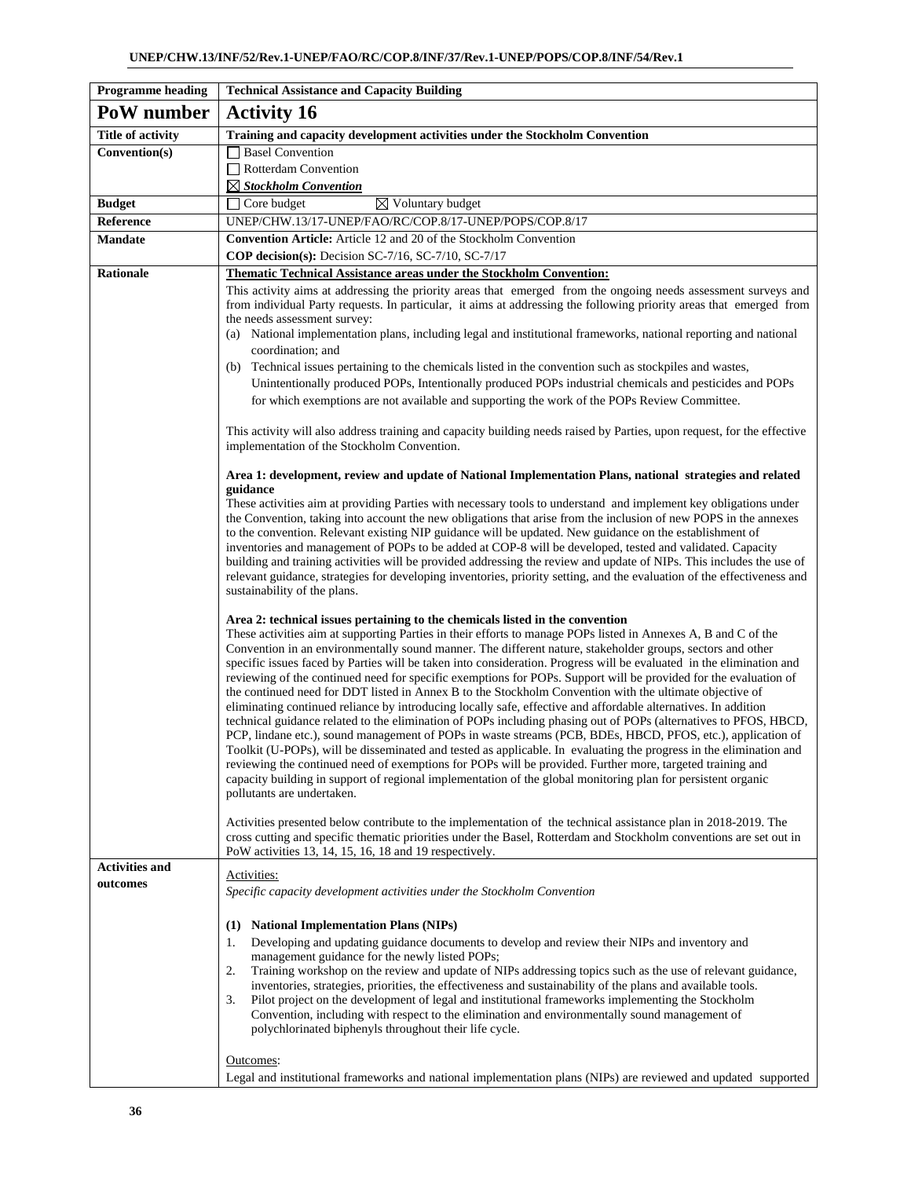| Programme heading | Technical Assistance and Capacity Building |
|---|---|
| **PoW number** | **Activity 16** |
| **Title of activity** | **Training and capacity development activities under the Stockholm Convention** |
| **Convention(s)** | ☐ Basel Convention<br>☐ Rotterdam Convention<br>☒ ***Stockholm Convention*** |
| **Budget** | ☐ Core budget ☒ Voluntary budget |
| **Reference** | UNEP/CHW.13/17-UNEP/FAO/RC/COP.8/17-UNEP/POPS/COP.8/17 |
| **Mandate** | **Convention Article:** Article 12 and 20 of the Stockholm Convention<br>**COP decision(s):** Decision SC-7/16, SC-7/10, SC-7/17 |
| **Rationale** | **Thematic Technical Assistance areas under the Stockholm Convention:**<br>This activity aims at addressing the priority areas that emerged from the ongoing needs assessment surveys and from individual Party requests. In particular, it aims at addressing the following priority areas that emerged from the needs assessment survey:<br>(a) National implementation plans, including legal and institutional frameworks, national reporting and national coordination; and<br>(b) Technical issues pertaining to the chemicals listed in the convention such as stockpiles and wastes, Unintentionally produced POPs, Intentionally produced POPs industrial chemicals and pesticides and POPs for which exemptions are not available and supporting the work of the POPs Review Committee.<br><br>This activity will also address training and capacity building needs raised by Parties, upon request, for the effective implementation of the Stockholm Convention.<br><br>**Area 1: development, review and update of National Implementation Plans, national strategies and related guidance**<br>These activities aim at providing Parties with necessary tools to understand and implement key obligations under the Convention, taking into account the new obligations that arise from the inclusion of new POPS in the annexes to the convention. Relevant existing NIP guidance will be updated. New guidance on the establishment of inventories and management of POPs to be added at COP-8 will be developed, tested and validated. Capacity building and training activities will be provided addressing the review and update of NIPs. This includes the use of relevant guidance, strategies for developing inventories, priority setting, and the evaluation of the effectiveness and sustainability of the plans.<br><br>**Area 2: technical issues pertaining to the chemicals listed in the convention**<br>These activities aim at supporting Parties in their efforts to manage POPs listed in Annexes A, B and C of the Convention in an environmentally sound manner. The different nature, stakeholder groups, sectors and other specific issues faced by Parties will be taken into consideration. Progress will be evaluated in the elimination and reviewing of the continued need for specific exemptions for POPs. Support will be provided for the evaluation of the continued need for DDT listed in Annex B to the Stockholm Convention with the ultimate objective of eliminating continued reliance by introducing locally safe, effective and affordable alternatives. In addition technical guidance related to the elimination of POPs including phasing out of POPs (alternatives to PFOS, HBCD, PCP, lindane etc.), sound management of POPs in waste streams (PCB, BDEs, HBCD, PFOS, etc.), application of Toolkit (U-POPs), will be disseminated and tested as applicable. In evaluating the progress in the elimination and reviewing the continued need of exemptions for POPs will be provided. Further more, targeted training and capacity building in support of regional implementation of the global monitoring plan for persistent organic pollutants are undertaken.<br><br>Activities presented below contribute to the implementation of the technical assistance plan in 2018-2019. The cross cutting and specific thematic priorities under the Basel, Rotterdam and Stockholm conventions are set out in PoW activities 13, 14, 15, 16, 18 and 19 respectively. |
| **Activities and outcomes** | Activities:<br>*Specific capacity development activities under the Stockholm Convention*<br><br>**(1) National Implementation Plans (NIPs)**<br>1. Developing and updating guidance documents to develop and review their NIPs and inventory and management guidance for the newly listed POPs;<br>2. Training workshop on the review and update of NIPs addressing topics such as the use of relevant guidance, inventories, strategies, priorities, the effectiveness and sustainability of the plans and available tools.<br>3. Pilot project on the development of legal and institutional frameworks implementing the Stockholm Convention, including with respect to the elimination and environmentally sound management of polychlorinated biphenyls throughout their life cycle.<br><br>Outcomes:<br>Legal and institutional frameworks and national implementation plans (NIPs) are reviewed and updated supported |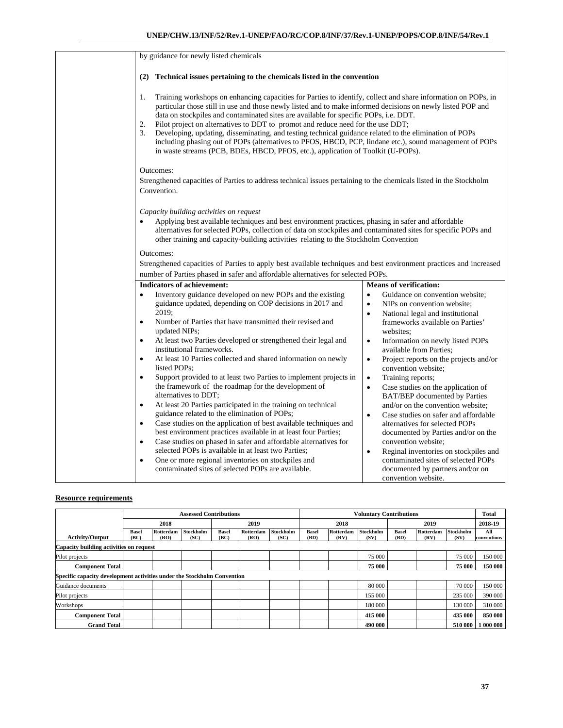| | |
|---|---|
| | by guidance for newly listed chemicals<br><br>**(2) Technical issues pertaining to the chemicals listed in the convention**<br><br>1. Training workshops on enhancing capacities for Parties to identify, collect and share information on POPs, in particular those still in use and those newly listed and to make informed decisions on newly listed POP and data on stockpiles and contaminated sites are available for specific POPs, i.e. DDT.<br>2. Pilot project on alternatives to DDT to promot and reduce need for the use DDT;<br>3. Developing, updating, disseminating, and testing technical guidance related to the elimination of POPs including phasing out of POPs (alternatives to PFOS, HBCD, PCP, lindane etc.), sound management of POPs in waste streams (PCB, BDEs, HBCD, PFOS, etc.), application of Toolkit (U-POPs).<br><br>Outcomes:<br>Strengthened capacities of Parties to address technical issues pertaining to the chemicals listed in the Stockholm Convention.<br><br>*Capacity building activities on request*<br>• Applying best available techniques and best environment practices, phasing in safer and affordable alternatives for selected POPs, collection of data on stockpiles and contaminated sites for specific POPs and other training and capacity-building activities relating to the Stockholm Convention<br><br>Outcomes:<br>Strengthened capacities of Parties to apply best available techniques and best environment practices and increased number of Parties phased in safer and affordable alternatives for selected POPs. |

| Indicators of achievement: | Means of verification: |
|---|---|
| • Inventory guidance developed on new POPs and the existing guidance updated, depending on COP decisions in 2017 and 2019;<br>• Number of Parties that have transmitted their revised and updated NIPs;<br>• At least two Parties developed or strengthened their legal and institutional frameworks.<br>• At least 10 Parties collected and shared information on newly listed POPs;<br>• Support provided to at least two Parties to implement projects in the framework of the roadmap for the development of alternatives to DDT;<br>• At least 20 Parties participated in the training on technical guidance related to the elimination of POPs;<br>• Case studies on the application of best available techniques and best environment practices available in at least four Parties;<br>• Case studies on phased in safer and affordable alternatives for selected POPs is available in at least two Parties;<br>• One or more regional inventories on stockpiles and contaminated sites of selected POPs are available. | • Guidance on convention website;<br>• NIPs on convention website;<br>• National legal and institutional frameworks available on Parties' websites;<br>• Information on newly listed POPs available from Parties;<br>• Project reports on the projects and/or convention website;<br>• Training reports;<br>• Case studies on the application of BAT/BEP documented by Parties and/or on the convention website;<br>• Case studies on safer and affordable alternatives for selected POPs documented by Parties and/or on the convention website;<br>• Reginal inventories on stockpiles and contaminated sites of selected POPs documented by partners and/or on convention website. |

**Resource requirements**

| | Assessed Contributions | | | | | | Voluntary Contributions | | | | | | Total |
|---|---|---|---|---|---|---|---|---|---|---|---|---|---|
| | 2018 | | | 2019 | | | 2018 | | | 2019 | | | 2018-19 |
| Activity/Output | Basel (BC) | Rotterdam (RO) | Stockholm (SC) | Basel (BC) | Rotterdam (RO) | Stockholm (SC) | Basel (BD) | Rotterdam (RV) | Stockholm (SV) | Basel (BD) | Rotterdam (RV) | Stockholm (SV) | All conventions |
| **Capacity building activities on request** | | | | | | | | | | | | | |
| Pilot projects | | | | | | | | | 75 000 | | | 75 000 | 150 000 |
| **Component Total** | | | | | | | | | **75 000** | | | **75 000** | **150 000** |
| **Specific capacity development activities under the Stockholm Convention** | | | | | | | | | | | | | |
| Guidance documents | | | | | | | | | 80 000 | | | 70 000 | 150 000 |
| Pilot projects | | | | | | | | | 155 000 | | | 235 000 | 390 000 |
| Workshops | | | | | | | | | 180 000 | | | 130 000 | 310 000 |
| **Component Total** | | | | | | | | | **415 000** | | | **435 000** | **850 000** |
| **Grand Total** | | | | | | | | | **490 000** | | | **510 000** | **1 000 000** |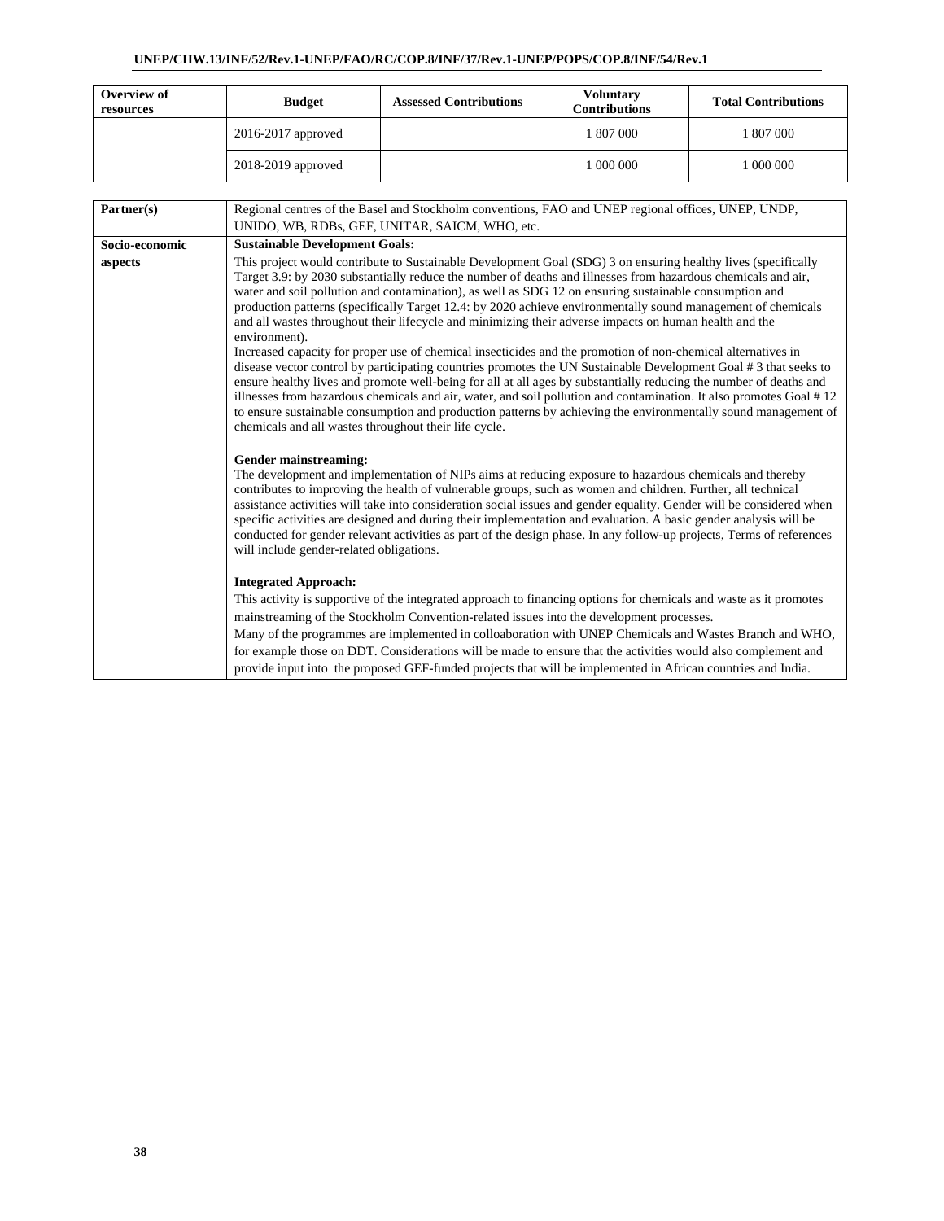| Overview of resources | Budget | Assessed Contributions | Voluntary Contributions | Total Contributions |
|---|---|---|---|---|
| | 2016-2017 approved | | 1 807 000 | 1 807 000 |
| | 2018-2019 approved | | 1 000 000 | 1 000 000 |

| | |
|---|---|
| **Partner(s)** | Regional centres of the Basel and Stockholm conventions, FAO and UNEP regional offices, UNEP, UNDP, UNIDO, WB, RDBs, GEF, UNITAR, SAICM, WHO, etc. |
| **Socio-economic aspects** | **Sustainable Development Goals:**<br>This project would contribute to Sustainable Development Goal (SDG) 3 on ensuring healthy lives (specifically Target 3.9: by 2030 substantially reduce the number of deaths and illnesses from hazardous chemicals and air, water and soil pollution and contamination), as well as SDG 12 on ensuring sustainable consumption and production patterns (specifically Target 12.4: by 2020 achieve environmentally sound management of chemicals and all wastes throughout their lifecycle and minimizing their adverse impacts on human health and the environment).<br>Increased capacity for proper use of chemical insecticides and the promotion of non-chemical alternatives in disease vector control by participating countries promotes the UN Sustainable Development Goal # 3 that seeks to ensure healthy lives and promote well-being for all at all ages by substantially reducing the number of deaths and illnesses from hazardous chemicals and air, water, and soil pollution and contamination. It also promotes Goal # 12 to ensure sustainable consumption and production patterns by achieving the environmentally sound management of chemicals and all wastes throughout their life cycle.<br><br>**Gender mainstreaming:**<br>The development and implementation of NIPs aims at reducing exposure to hazardous chemicals and thereby contributes to improving the health of vulnerable groups, such as women and children. Further, all technical assistance activities will take into consideration social issues and gender equality. Gender will be considered when specific activities are designed and during their implementation and evaluation. A basic gender analysis will be conducted for gender relevant activities as part of the design phase. In any follow-up projects, Terms of references will include gender-related obligations.<br><br>**Integrated Approach:**<br>This activity is supportive of the integrated approach to financing options for chemicals and waste as it promotes mainstreaming of the Stockholm Convention-related issues into the development processes.<br>Many of the programmes are implemented in colloaboration with UNEP Chemicals and Wastes Branch and WHO, for example those on DDT. Considerations will be made to ensure that the activities would also complement and provide input into the proposed GEF-funded projects that will be implemented in African countries and India. |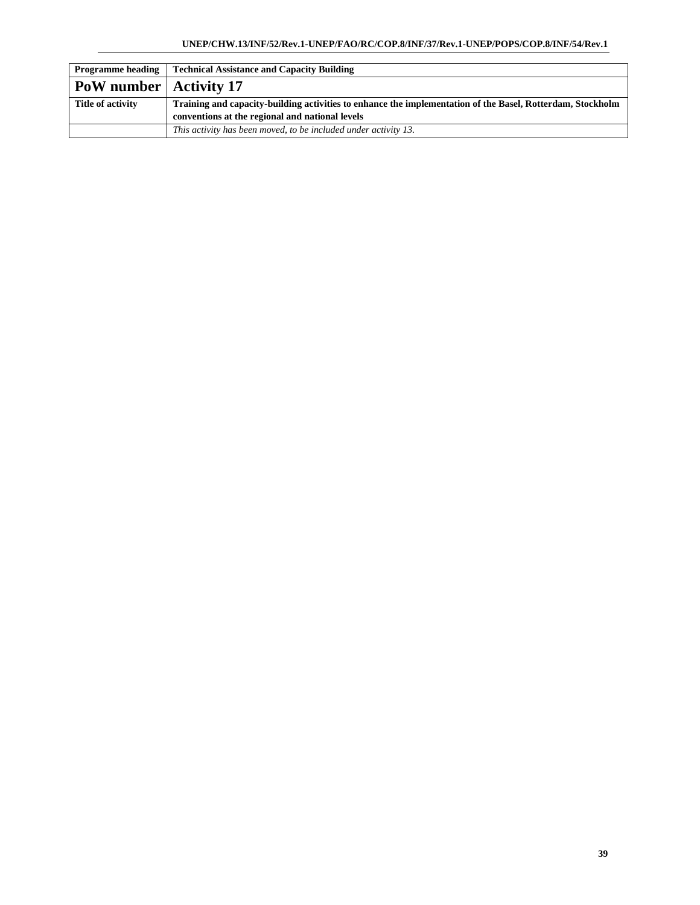| **Programme heading** | **Technical Assistance and Capacity Building** |
|---|---|
| **PoW number** | **Activity 17** |
| **Title of activity** | **Training and capacity-building activities to enhance the implementation of the Basel, Rotterdam, Stockholm conventions at the regional and national levels** |
| | *This activity has been moved, to be included under activity 13.* |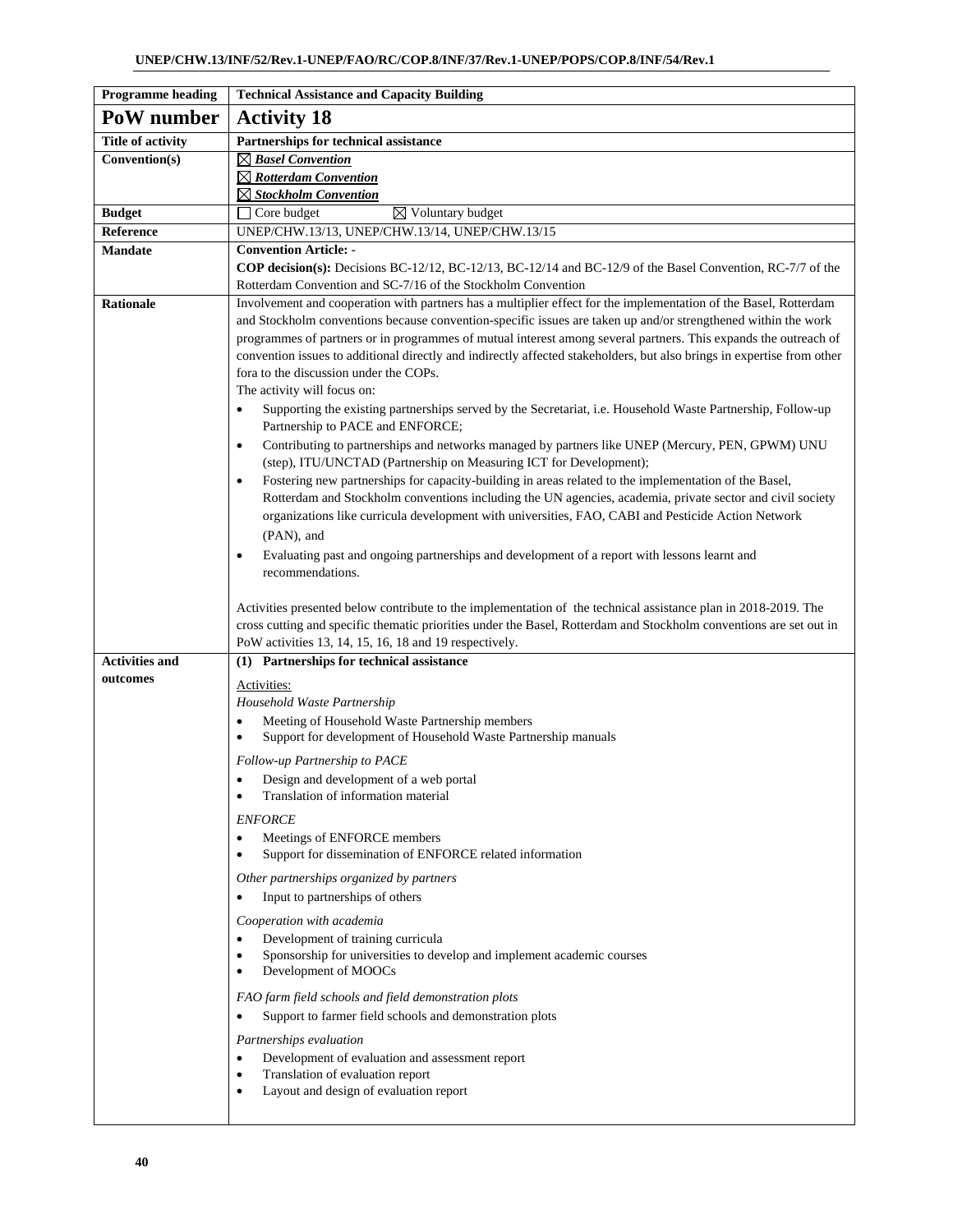| Programme heading | Technical Assistance and Capacity Building |
|---|---|
| **PoW number** | **Activity 18** |
| **Title of activity** | **Partnerships for technical assistance** |
| **Convention(s)** | ☒ ***Basel Convention***<br>☒ ***Rotterdam Convention***<br>☒ ***Stockholm Convention*** |
| **Budget** | ☐ Core budget ☒ Voluntary budget |
| **Reference** | UNEP/CHW.13/13, UNEP/CHW.13/14, UNEP/CHW.13/15 |
| **Mandate** | **Convention Article:** -<br>**COP decision(s):** Decisions BC-12/12, BC-12/13, BC-12/14 and BC-12/9 of the Basel Convention, RC-7/7 of the Rotterdam Convention and SC-7/16 of the Stockholm Convention |
| **Rationale** | Involvement and cooperation with partners has a multiplier effect for the implementation of the Basel, Rotterdam and Stockholm conventions because convention-specific issues are taken up and/or strengthened within the work programmes of partners or in programmes of mutual interest among several partners. This expands the outreach of convention issues to additional directly and indirectly affected stakeholders, but also brings in expertise from other fora to the discussion under the COPs.<br>The activity will focus on:<br>• Supporting the existing partnerships served by the Secretariat, i.e. Household Waste Partnership, Follow-up Partnership to PACE and ENFORCE;<br>• Contributing to partnerships and networks managed by partners like UNEP (Mercury, PEN, GPWM) UNU (step), ITU/UNCTAD (Partnership on Measuring ICT for Development);<br>• Fostering new partnerships for capacity-building in areas related to the implementation of the Basel, Rotterdam and Stockholm conventions including the UN agencies, academia, private sector and civil society organizations like curricula development with universities, FAO, CABI and Pesticide Action Network (PAN), and<br>• Evaluating past and ongoing partnerships and development of a report with lessons learnt and recommendations.<br><br>Activities presented below contribute to the implementation of the technical assistance plan in 2018-2019. The cross cutting and specific thematic priorities under the Basel, Rotterdam and Stockholm conventions are set out in PoW activities 13, 14, 15, 16, 18 and 19 respectively. |
| **Activities and outcomes** | **(1) Partnerships for technical assistance**<br><br>Activities:<br>*Household Waste Partnership*<br>• Meeting of Household Waste Partnership members<br>• Support for development of Household Waste Partnership manuals<br><br>*Follow-up Partnership to PACE*<br>• Design and development of a web portal<br>• Translation of information material<br><br>*ENFORCE*<br>• Meetings of ENFORCE members<br>• Support for dissemination of ENFORCE related information<br><br>*Other partnerships organized by partners*<br>• Input to partnerships of others<br><br>*Cooperation with academia*<br>• Development of training curricula<br>• Sponsorship for universities to develop and implement academic courses<br>• Development of MOOCs<br><br>*FAO farm field schools and field demonstration plots*<br>• Support to farmer field schools and demonstration plots<br><br>*Partnerships evaluation*<br>• Development of evaluation and assessment report<br>• Translation of evaluation report<br>• Layout and design of evaluation report |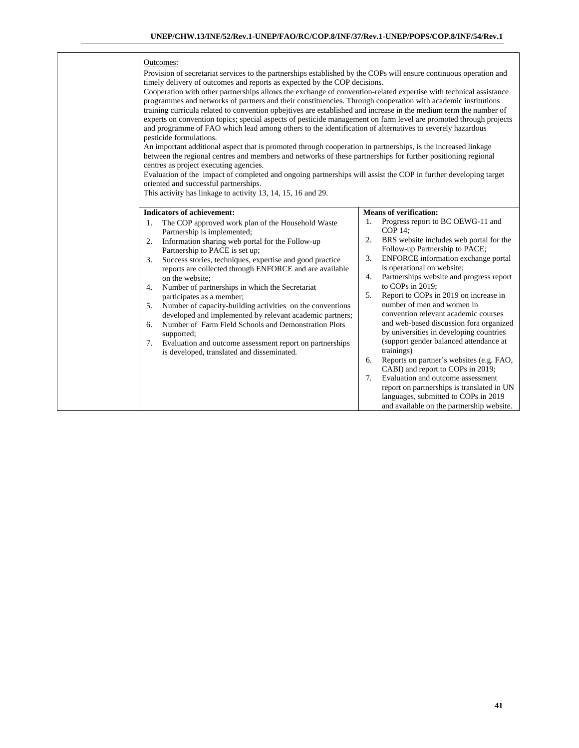| | | |
|---|---|---|
| | Outcomes:<br>Provision of secretariat services to the partnerships established by the COPs will ensure continuous operation and timely delivery of outcomes and reports as expected by the COP decisions.<br>Cooperation with other partnerships allows the exchange of convention-related expertise with technical assistance programmes and networks of partners and their constituencies. Through cooperation with academic institutions training curricula related to convention opbejtives are established and increase in the medium term the number of experts on convention topics; special aspects of pesticide management on farm level are promoted through projects and programme of FAO which lead among others to the identification of alternatives to severely hazardous pesticide formulations.<br>An important additional aspect that is promoted through cooperation in partnerships, is the increased linkage between the regional centres and members and networks of these partnerships for further positioning regional centres as project executing agencies.<br>Evaluation of the impact of completed and ongoing partnerships will assist the COP in further developing target oriented and successful partnerships.<br>This activity has linkage to activity 13, 14, 15, 16 and 29. | |
| | **Indicators of achievement:**<br>1. The COP approved work plan of the Household Waste Partnership is implemented;<br>2. Information sharing web portal for the Follow-up Partnership to PACE is set up;<br>3. Success stories, techniques, expertise and good practice reports are collected through ENFORCE and are available on the website;<br>4. Number of partnerships in which the Secretariat participates as a member;<br>5. Number of capacity-building activities on the conventions developed and implemented by relevant academic partners;<br>6. Number of Farm Field Schools and Demonstration Plots supported;<br>7. Evaluation and outcome assessment report on partnerships is developed, translated and disseminated. | **Means of verification:**<br>1. Progress report to BC OEWG-11 and COP 14;<br>2. BRS website includes web portal for the Follow-up Partnership to PACE;<br>3. ENFORCE information exchange portal is operational on website;<br>4. Partnerships website and progress report to COPs in 2019;<br>5. Report to COPs in 2019 on increase in number of men and women in convention relevant academic courses and web-based discussion fora organized by universities in developing countries (support gender balanced attendance at trainings)<br>6. Reports on partner's websites (e.g. FAO, CABI) and report to COPs in 2019;<br>7. Evaluation and outcome assessment report on partnerships is translated in UN languages, submitted to COPs in 2019 and available on the partnership website. |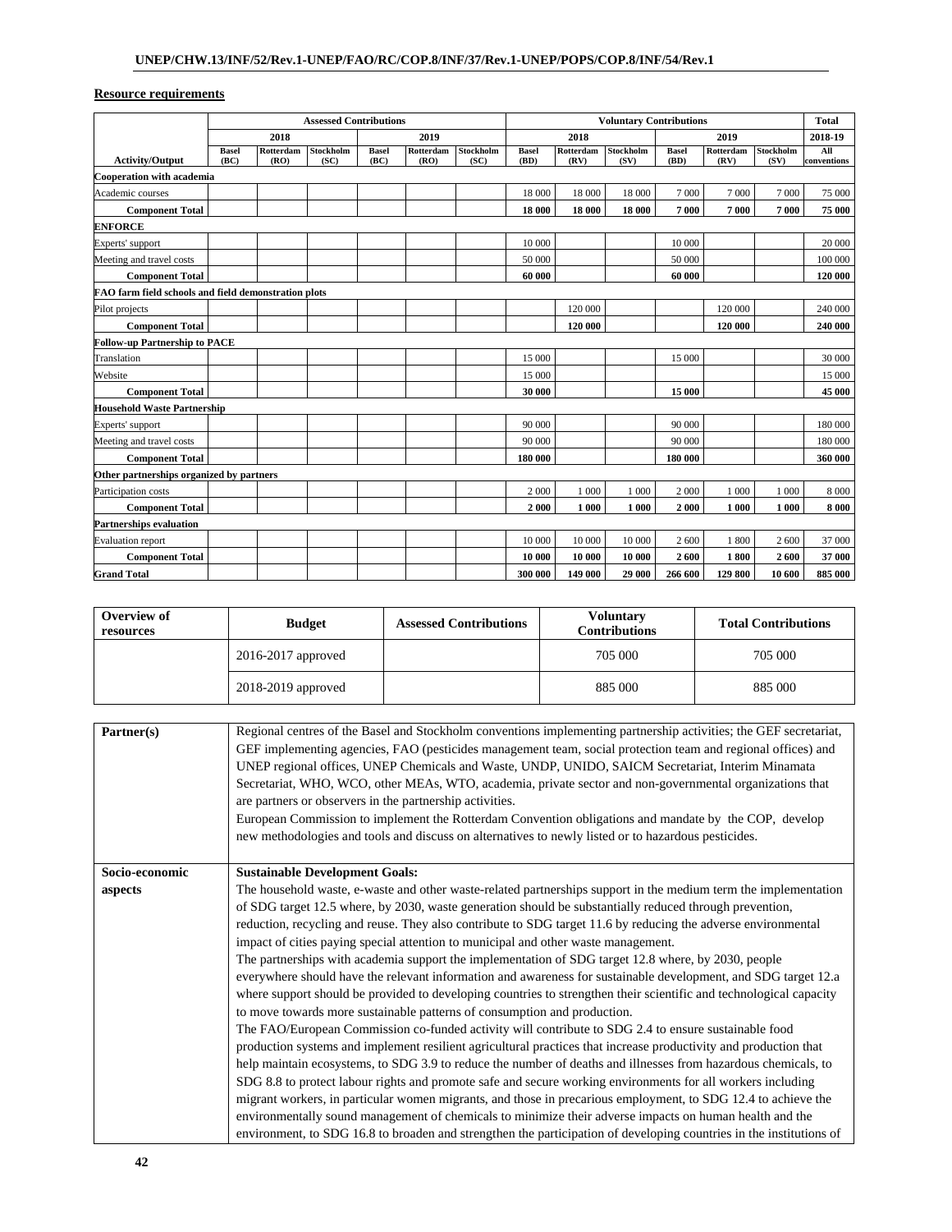**Resource requirements**

| | Assessed Contributions | | | | | | Voluntary Contributions | | | | | | Total |
|---|---|---|---|---|---|---|---|---|---|---|---|---|---|
| | 2018 | | | 2019 | | | 2018 | | | 2019 | | | 2018-19 |
| Activity/Output | Basel (BC) | Rotterdam (RO) | Stockholm (SC) | Basel (BC) | Rotterdam (RO) | Stockholm (SC) | Basel (BD) | Rotterdam (RV) | Stockholm (SV) | Basel (BD) | Rotterdam (RV) | Stockholm (SV) | All conventions |
| **Cooperation with academia** | | | | | | | | | | | | | |
| Academic courses | | | | | | | 18 000 | 18 000 | 18 000 | 7 000 | 7 000 | 7 000 | 75 000 |
| **Component Total** | | | | | | | **18 000** | **18 000** | **18 000** | **7 000** | **7 000** | **7 000** | **75 000** |
| **ENFORCE** | | | | | | | | | | | | | |
| Experts' support | | | | | | | 10 000 | | | 10 000 | | | 20 000 |
| Meeting and travel costs | | | | | | | 50 000 | | | 50 000 | | | 100 000 |
| **Component Total** | | | | | | | **60 000** | | | **60 000** | | | **120 000** |
| **FAO farm field schools and field demonstration plots** | | | | | | | | | | | | | |
| Pilot projects | | | | | | | | 120 000 | | | 120 000 | | 240 000 |
| **Component Total** | | | | | | | | **120 000** | | | **120 000** | | **240 000** |
| **Follow-up Partnership to PACE** | | | | | | | | | | | | | |
| Translation | | | | | | | 15 000 | | | 15 000 | | | 30 000 |
| Website | | | | | | | 15 000 | | | | | | 15 000 |
| **Component Total** | | | | | | | **30 000** | | | **15 000** | | | **45 000** |
| **Household Waste Partnership** | | | | | | | | | | | | | |
| Experts' support | | | | | | | 90 000 | | | 90 000 | | | 180 000 |
| Meeting and travel costs | | | | | | | 90 000 | | | 90 000 | | | 180 000 |
| **Component Total** | | | | | | | **180 000** | | | **180 000** | | | **360 000** |
| **Other partnerships organized by partners** | | | | | | | | | | | | | |
| Participation costs | | | | | | | 2 000 | 1 000 | 1 000 | 2 000 | 1 000 | 1 000 | 8 000 |
| **Component Total** | | | | | | | **2 000** | **1 000** | **1 000** | **2 000** | **1 000** | **1 000** | **8 000** |
| **Partnerships evaluation** | | | | | | | | | | | | | |
| Evaluation report | | | | | | | 10 000 | 10 000 | 10 000 | 2 600 | 1 800 | 2 600 | 37 000 |
| **Component Total** | | | | | | | **10 000** | **10 000** | **10 000** | **2 600** | **1 800** | **2 600** | **37 000** |
| **Grand Total** | | | | | | | **300 000** | **149 000** | **29 000** | **266 600** | **129 800** | **10 600** | **885 000** |

| Overview of resources | Budget | Assessed Contributions | Voluntary Contributions | Total Contributions |
|---|---|---|---|---|
| | 2016-2017 approved | | 705 000 | 705 000 |
| | 2018-2019 approved | | 885 000 | 885 000 |

| | |
|---|---|
| **Partner(s)** | Regional centres of the Basel and Stockholm conventions implementing partnership activities; the GEF secretariat, GEF implementing agencies, FAO (pesticides management team, social protection team and regional offices) and UNEP regional offices, UNEP Chemicals and Waste, UNDP, UNIDO, SAICM Secretariat, Interim Minamata Secretariat, WHO, WCO, other MEAs, WTO, academia, private sector and non-governmental organizations that are partners or observers in the partnership activities.<br>European Commission to implement the Rotterdam Convention obligations and mandate by the COP, develop new methodologies and tools and discuss on alternatives to newly listed or to hazardous pesticides. |
| **Socio-economic aspects** | **Sustainable Development Goals:**<br>The household waste, e-waste and other waste-related partnerships support in the medium term the implementation of SDG target 12.5 where, by 2030, waste generation should be substantially reduced through prevention, reduction, recycling and reuse. They also contribute to SDG target 11.6 by reducing the adverse environmental impact of cities paying special attention to municipal and other waste management.<br>The partnerships with academia support the implementation of SDG target 12.8 where, by 2030, people everywhere should have the relevant information and awareness for sustainable development, and SDG target 12.a where support should be provided to developing countries to strengthen their scientific and technological capacity to move towards more sustainable patterns of consumption and production.<br>The FAO/European Commission co-funded activity will contribute to SDG 2.4 to ensure sustainable food production systems and implement resilient agricultural practices that increase productivity and production that help maintain ecosystems, to SDG 3.9 to reduce the number of deaths and illnesses from hazardous chemicals, to SDG 8.8 to protect labour rights and promote safe and secure working environments for all workers including migrant workers, in particular women migrants, and those in precarious employment, to SDG 12.4 to achieve the environmentally sound management of chemicals to minimize their adverse impacts on human health and the environment, to SDG 16.8 to broaden and strengthen the participation of developing countries in the institutions of |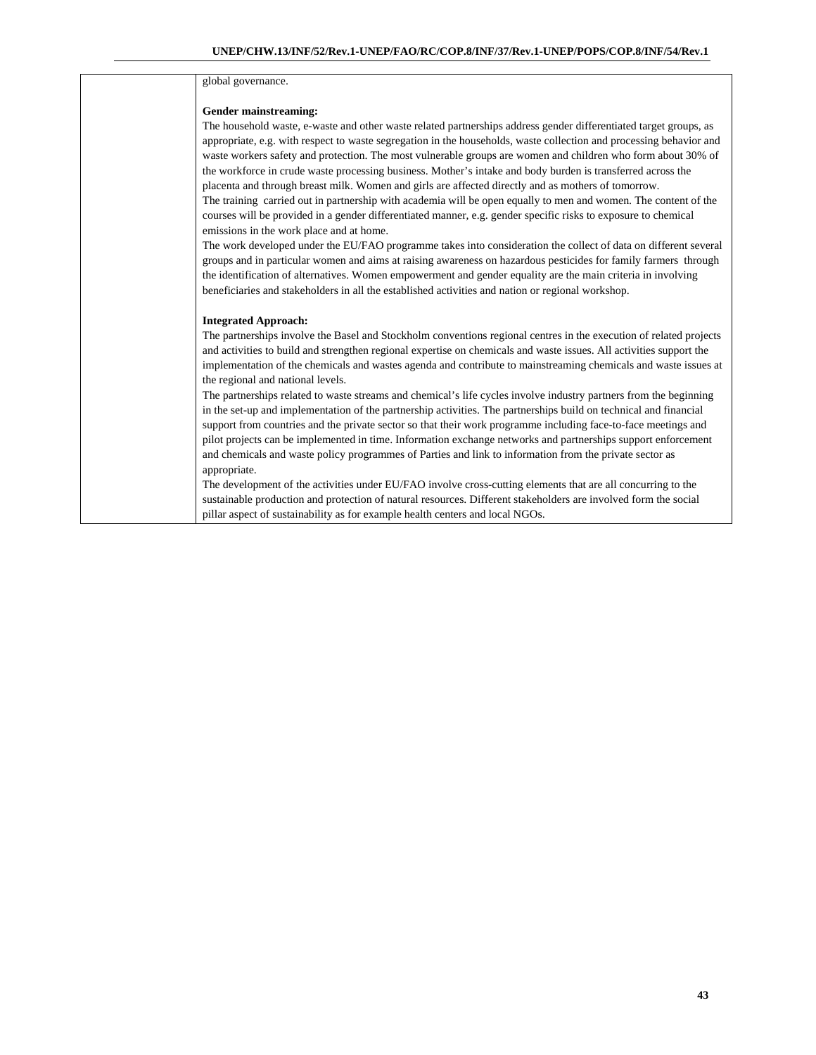| | global governance.<br><br>**Gender mainstreaming:**<br>The household waste, e-waste and other waste related partnerships address gender differentiated target groups, as appropriate, e.g. with respect to waste segregation in the households, waste collection and processing behavior and waste workers safety and protection. The most vulnerable groups are women and children who form about 30% of the workforce in crude waste processing business. Mother's intake and body burden is transferred across the placenta and through breast milk. Women and girls are affected directly and as mothers of tomorrow.<br>The training carried out in partnership with academia will be open equally to men and women. The content of the courses will be provided in a gender differentiated manner, e.g. gender specific risks to exposure to chemical emissions in the work place and at home.<br>The work developed under the EU/FAO programme takes into consideration the collect of data on different several groups and in particular women and aims at raising awareness on hazardous pesticides for family farmers through the identification of alternatives. Women empowerment and gender equality are the main criteria in involving beneficiaries and stakeholders in all the established activities and nation or regional workshop.<br><br>**Integrated Approach:**<br>The partnerships involve the Basel and Stockholm conventions regional centres in the execution of related projects and activities to build and strengthen regional expertise on chemicals and waste issues. All activities support the implementation of the chemicals and wastes agenda and contribute to mainstreaming chemicals and waste issues at the regional and national levels.<br>The partnerships related to waste streams and chemical's life cycles involve industry partners from the beginning in the set-up and implementation of the partnership activities. The partnerships build on technical and financial support from countries and the private sector so that their work programme including face-to-face meetings and pilot projects can be implemented in time. Information exchange networks and partnerships support enforcement and chemicals and waste policy programmes of Parties and link to information from the private sector as appropriate.<br>The development of the activities under EU/FAO involve cross-cutting elements that are all concurring to the sustainable production and protection of natural resources. Different stakeholders are involved form the social pillar aspect of sustainability as for example health centers and local NGOs. |
|---|---|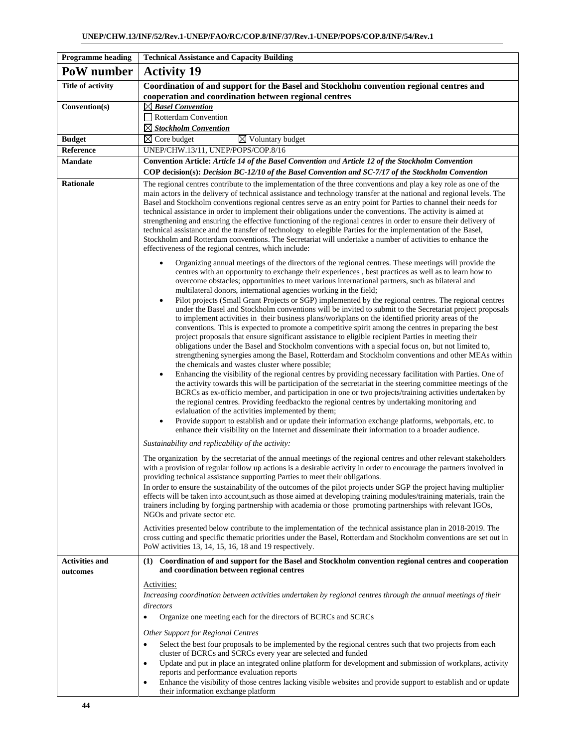| Programme heading | Technical Assistance and Capacity Building |
|---|---|
| **PoW number** | **Activity 19** |
| **Title of activity** | **Coordination of and support for the Basel and Stockholm convention regional centres and cooperation and coordination between regional centres** |
| **Convention(s)** | ☒ ***Basel Convention***<br>☐ Rotterdam Convention<br>☒ ***Stockholm Convention*** |
| **Budget** | ☒ Core budget ☒ Voluntary budget |
| **Reference** | UNEP/CHW.13/11, UNEP/POPS/COP.8/16 |
| **Mandate** | **Convention Article: *Article 14 of the Basel Convention* and *Article 12 of the Stockholm Convention***<br>**COP decision(s): *Decision BC-12/10 of the Basel Convention and SC-7/17 of the Stockholm Convention*** |
| **Rationale** | The regional centres contribute to the implementation of the three conventions and play a key role as one of the main actors in the delivery of technical assistance and technology transfer at the national and regional levels. The Basel and Stockholm conventions regional centres serve as an entry point for Parties to channel their needs for technical assistance in order to implement their obligations under the conventions. The activity is aimed at strengthening and ensuring the effective functioning of the regional centres in order to ensure their delivery of technical assistance and the transfer of technology to elegible Parties for the implementation of the Basel, Stockholm and Rotterdam conventions. The Secretariat will undertake a number of activities to enhance the effectiveness of the regional centres, which include:<br>• Organizing annual meetings of the directors of the regional centres. These meetings will provide the centres with an opportunity to exchange their experiences , best practices as well as to learn how to overcome obstacles; opportunities to meet various international partners, such as bilateral and multilateral donors, international agencies working in the field;<br>• Pilot projects (Small Grant Projects or SGP) implemented by the regional centres. The regional centres under the Basel and Stockholm conventions will be invited to submit to the Secretariat project proposals to implement activities in their business plans/workplans on the identified priority areas of the conventions. This is expected to promote a competitive spirit among the centres in preparing the best project proposals that ensure significant assistance to eligible recipient Parties in meeting their obligations under the Basel and Stockholm conventions with a special focus on, but not limited to, strengthening synergies among the Basel, Rotterdam and Stockholm conventions and other MEAs within the chemicals and wastes cluster where possible;<br>• Enhancing the visibility of the regional centres by providing necessary facilitation with Parties. One of the activity towards this will be participation of the secretariat in the steering committee meetings of the BCRCs as ex-officio member, and participation in one or two projects/training activities undertaken by the regional centres. Providing feedbackto the regional centres by undertaking monitoring and evlaluation of the activities implemented by them;<br>• Provide support to establish and or update their information exchange platforms, webportals, etc. to enhance their visibility on the Internet and disseminate their information to a broader audience.<br>*Sustainability and replicability of the activity:*<br>The organization by the secretariat of the annual meetings of the regional centres and other relevant stakeholders with a provision of regular follow up actions is a desirable activity in order to encourage the partners involved in providing technical assistance supporting Parties to meet their obligations.<br>In order to ensure the sustainability of the outcomes of the pilot projects under SGP the project having multiplier effects will be taken into account,such as those aimed at developing training modules/training materials, train the trainers including by forging partnership with academia or those promoting partnerships with relevant IGOs, NGOs and private sector etc.<br>Activities presented below contribute to the implementation of the technical assistance plan in 2018-2019. The cross cutting and specific thematic priorities under the Basel, Rotterdam and Stockholm conventions are set out in PoW activities 13, 14, 15, 16, 18 and 19 respectively. |
| **Activities and outcomes** | **(1) Coordination of and support for the Basel and Stockholm convention regional centres and cooperation and coordination between regional centres**<br>Activities:<br>*Increasing coordination between activities undertaken by regional centres through the annual meetings of their directors*<br>• Organize one meeting each for the directors of BCRCs and SCRCs<br>*Other Support for Regional Centres*<br>• Select the best four proposals to be implemented by the regional centres such that two projects from each cluster of BCRCs and SCRCs every year are selected and funded<br>• Update and put in place an integrated online platform for development and submission of workplans, activity reports and performance evaluation reports<br>• Enhance the visibility of those centres lacking visible websites and provide support to establish and or update their information exchange platform |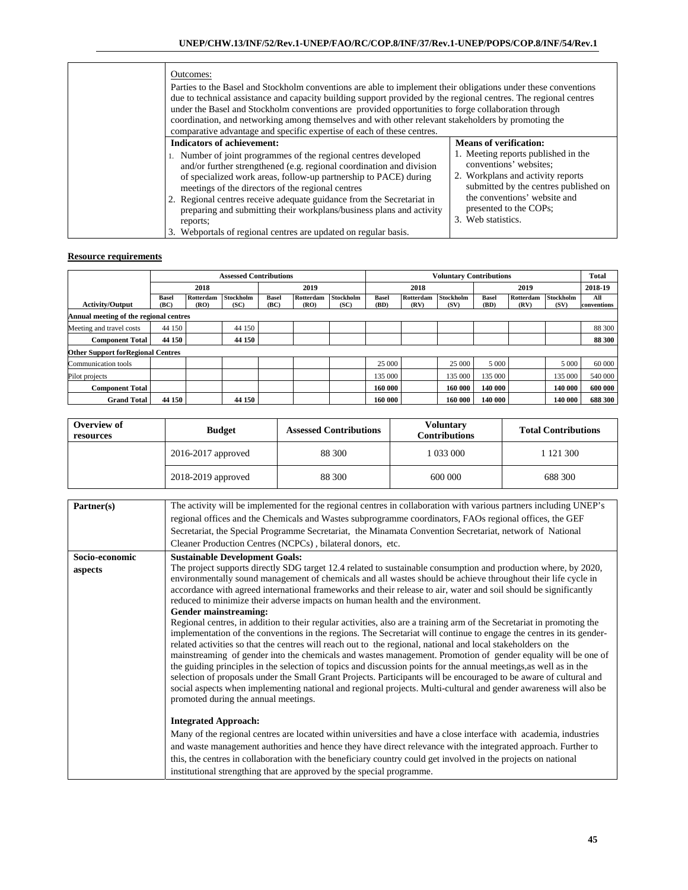| | Outcomes:<br>Parties to the Basel and Stockholm conventions are able to implement their obligations under these conventions due to technical assistance and capacity building support provided by the regional centres. The regional centres under the Basel and Stockholm conventions are provided opportunities to forge collaboration through coordination, and networking among themselves and with other relevant stakeholders by promoting the comparative advantage and specific expertise of each of these centres. | |
|---|---|---|
| | **Indicators of achievement:**<br>1. Number of joint programmes of the regional centres developed and/or further strengthened (e.g. regional coordination and division of specialized work areas, follow-up partnership to PACE) during meetings of the directors of the regional centres<br>2. Regional centres receive adequate guidance from the Secretariat in preparing and submitting their workplans/business plans and activity reports;<br>3. Webportals of regional centres are updated on regular basis. | **Means of verification:**<br>1. Meeting reports published in the conventions' websites;<br>2. Workplans and activity reports submitted by the centres published on the conventions' website and presented to the COPs;<br>3. Web statistics. |

**Resource requirements**

| | Assessed Contributions | | | | | | Voluntary Contributions | | | | | | Total |
|---|---|---|---|---|---|---|---|---|---|---|---|---|---|
| | 2018 | | | 2019 | | | 2018 | | | 2019 | | | 2018-19 |
| **Activity/Output** | **Basel (BC)** | **Rotterdam (RO)** | **Stockholm (SC)** | **Basel (BC)** | **Rotterdam (RO)** | **Stockholm (SC)** | **Basel (BD)** | **Rotterdam (RV)** | **Stockholm (SV)** | **Basel (BD)** | **Rotterdam (RV)** | **Stockholm (SV)** | **All conventions** |
| **Annual meeting of the regional centres** | | | | | | | | | | | | | |
| Meeting and travel costs | 44 150 | | 44 150 | | | | | | | | | | 88 300 |
| **Component Total** | **44 150** | | **44 150** | | | | | | | | | | **88 300** |
| **Other Support forRegional Centres** | | | | | | | | | | | | | |
| Communication tools | | | | | | | 25 000 | | 25 000 | 5 000 | | 5 000 | 60 000 |
| Pilot projects | | | | | | | 135 000 | | 135 000 | 135 000 | | 135 000 | 540 000 |
| **Component Total** | | | | | | | **160 000** | | **160 000** | **140 000** | | **140 000** | **600 000** |
| **Grand Total** | **44 150** | | **44 150** | | | | **160 000** | | **160 000** | **140 000** | | **140 000** | **688 300** |

| **Overview of resources** | **Budget** | **Assessed Contributions** | **Voluntary Contributions** | **Total Contributions** |
|---|---|---|---|---|
| | 2016-2017 approved | 88 300 | 1 033 000 | 1 121 300 |
| | 2018-2019 approved | 88 300 | 600 000 | 688 300 |

| **Partner(s)** | The activity will be implemented for the regional centres in collaboration with various partners including UNEP's regional offices and the Chemicals and Wastes subprogramme coordinators, FAOs regional offices, the GEF Secretariat, the Special Programme Secretariat, the Minamata Convention Secretariat, network of National Cleaner Production Centres (NCPCs) , bilateral donors, etc. |
|---|---|
| **Socio-economic aspects** | **Sustainable Development Goals:**<br>The project supports directly SDG target 12.4 related to sustainable consumption and production where, by 2020, environmentally sound management of chemicals and all wastes should be achieve throughout their life cycle in accordance with agreed international frameworks and their release to air, water and soil should be significantly reduced to minimize their adverse impacts on human health and the environment.<br>**Gender mainstreaming:**<br>Regional centres, in addition to their regular activities, also are a training arm of the Secretariat in promoting the implementation of the conventions in the regions. The Secretariat will continue to engage the centres in gender-related activities so that the centres will reach out to the regional, national and local stakeholders on the mainstreaming of gender into the chemicals and wastes management. Promotion of gender equality will be one of the guiding principles in the selection of topics and discussion points for the annual meetings,as well as in the selection of proposals under the Small Grant Projects. Participants will be encouraged to be aware of cultural and social aspects when implementing national and regional projects. Multi-cultural and gender awareness will also be promoted during the annual meetings.<br><br>**Integrated Approach:**<br>Many of the regional centres are located within universities and have a close interface with academia, industries and waste management authorities and hence they have direct relevance with the integrated approach. Further to this, the centres in collaboration with the beneficiary country could get involved in the projects on national institutional strengthing that are approved by the special programme. |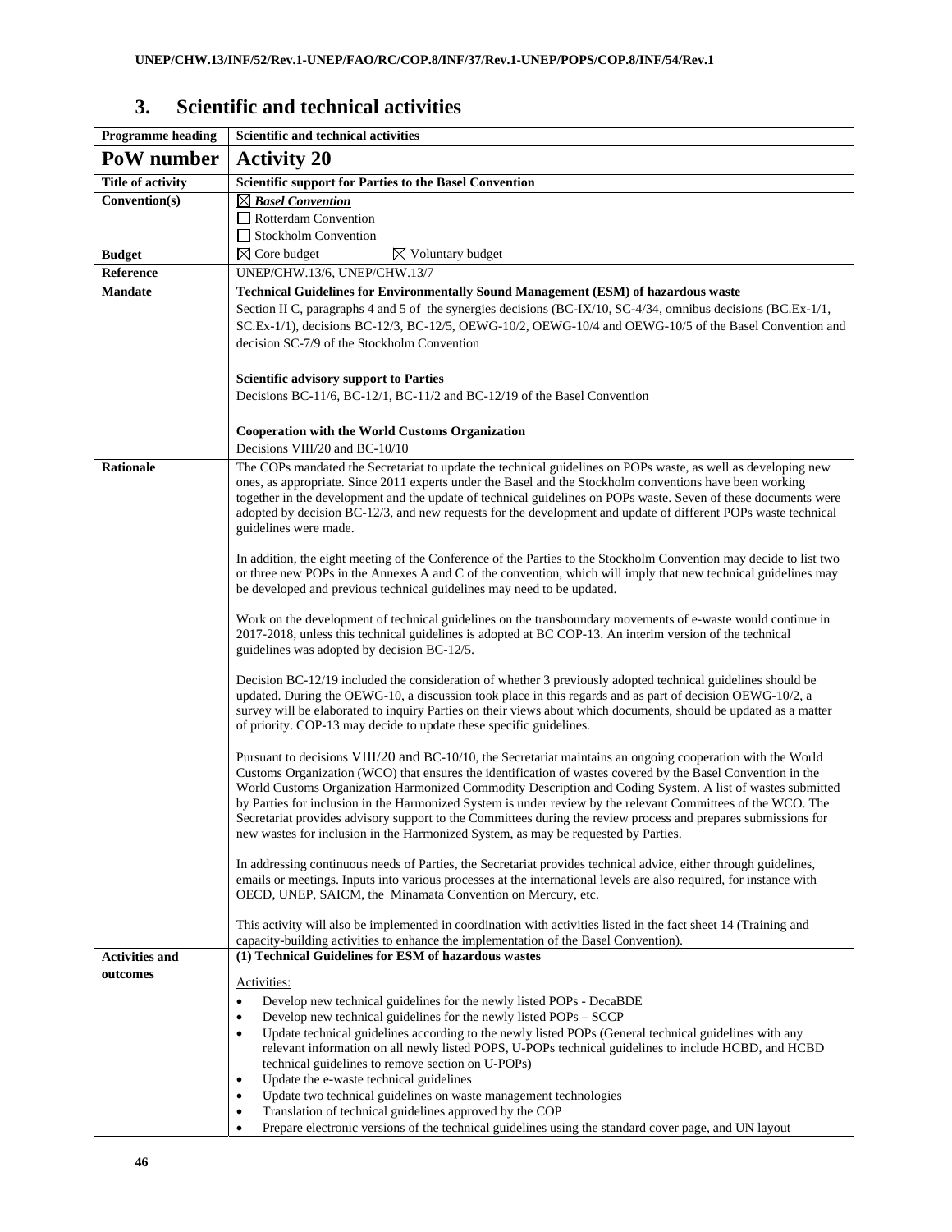## 3. Scientific and technical activities

| Programme heading | Scientific and technical activities |
|---|---|
| **PoW number** | **Activity 20** |
| **Title of activity** | **Scientific support for Parties to the Basel Convention** |
| **Convention(s)** | ☒ ***Basel Convention***<br>☐ Rotterdam Convention<br>☐ Stockholm Convention |
| **Budget** | ☒ Core budget ☒ Voluntary budget |
| **Reference** | UNEP/CHW.13/6, UNEP/CHW.13/7 |
| **Mandate** | **Technical Guidelines for Environmentally Sound Management (ESM) of hazardous waste**<br>Section II C, paragraphs 4 and 5 of the synergies decisions (BC-IX/10, SC-4/34, omnibus decisions (BC.Ex-1/1, SC.Ex-1/1), decisions BC-12/3, BC-12/5, OEWG-10/2, OEWG-10/4 and OEWG-10/5 of the Basel Convention and decision SC-7/9 of the Stockholm Convention<br><br>**Scientific advisory support to Parties**<br>Decisions BC-11/6, BC-12/1, BC-11/2 and BC-12/19 of the Basel Convention<br><br>**Cooperation with the World Customs Organization**<br>Decisions VIII/20 and BC-10/10 |
| **Rationale** | The COPs mandated the Secretariat to update the technical guidelines on POPs waste, as well as developing new ones, as appropriate. Since 2011 experts under the Basel and the Stockholm conventions have been working together in the development and the update of technical guidelines on POPs waste. Seven of these documents were adopted by decision BC-12/3, and new requests for the development and update of different POPs waste technical guidelines were made.<br><br>In addition, the eight meeting of the Conference of the Parties to the Stockholm Convention may decide to list two or three new POPs in the Annexes A and C of the convention, which will imply that new technical guidelines may be developed and previous technical guidelines may need to be updated.<br><br>Work on the development of technical guidelines on the transboundary movements of e-waste would continue in 2017-2018, unless this technical guidelines is adopted at BC COP-13. An interim version of the technical guidelines was adopted by decision BC-12/5.<br><br>Decision BC-12/19 included the consideration of whether 3 previously adopted technical guidelines should be updated. During the OEWG-10, a discussion took place in this regards and as part of decision OEWG-10/2, a survey will be elaborated to inquiry Parties on their views about which documents, should be updated as a matter of priority. COP-13 may decide to update these specific guidelines.<br><br>Pursuant to decisions VIII/20 and BC-10/10, the Secretariat maintains an ongoing cooperation with the World Customs Organization (WCO) that ensures the identification of wastes covered by the Basel Convention in the World Customs Organization Harmonized Commodity Description and Coding System. A list of wastes submitted by Parties for inclusion in the Harmonized System is under review by the relevant Committees of the WCO. The Secretariat provides advisory support to the Committees during the review process and prepares submissions for new wastes for inclusion in the Harmonized System, as may be requested by Parties.<br><br>In addressing continuous needs of Parties, the Secretariat provides technical advice, either through guidelines, emails or meetings. Inputs into various processes at the international levels are also required, for instance with OECD, UNEP, SAICM, the Minamata Convention on Mercury, etc.<br><br>This activity will also be implemented in coordination with activities listed in the fact sheet 14 (Training and capacity-building activities to enhance the implementation of the Basel Convention). |
| **Activities and outcomes** | **(1) Technical Guidelines for ESM of hazardous wastes**<br><br><u>Activities:</u><br>• Develop new technical guidelines for the newly listed POPs - DecaBDE<br>• Develop new technical guidelines for the newly listed POPs – SCCP<br>• Update technical guidelines according to the newly listed POPs (General technical guidelines with any relevant information on all newly listed POPS, U-POPs technical guidelines to include HCBD, and HCBD technical guidelines to remove section on U-POPs)<br>• Update the e-waste technical guidelines<br>• Update two technical guidelines on waste management technologies<br>• Translation of technical guidelines approved by the COP<br>• Prepare electronic versions of the technical guidelines using the standard cover page, and UN layout |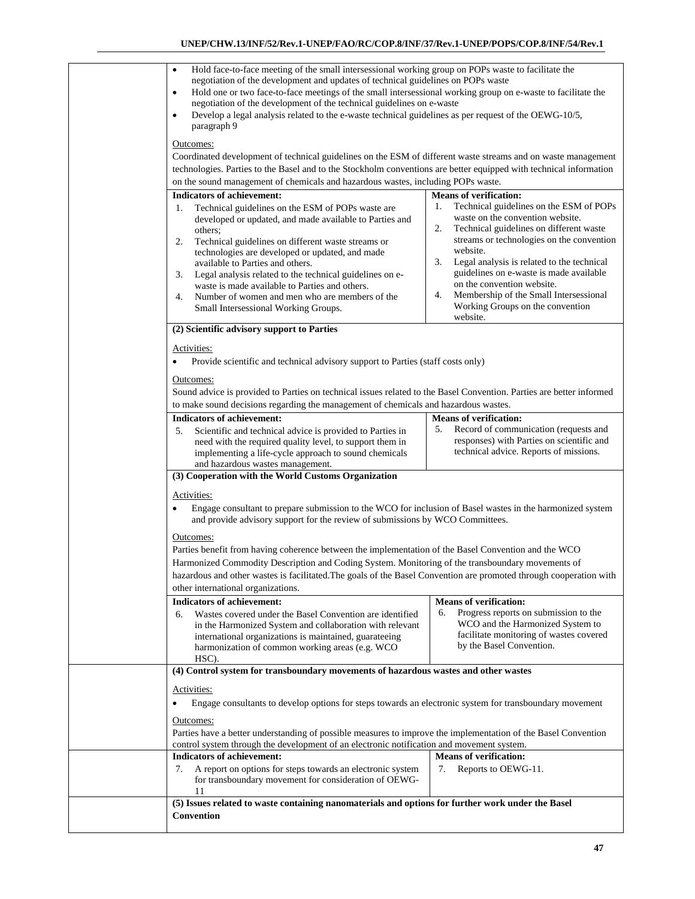- Hold face-to-face meeting of the small intersessional working group on POPs waste to facilitate the negotiation of the development and updates of technical guidelines on POPs waste
- Hold one or two face-to-face meetings of the small intersessional working group on e-waste to facilitate the negotiation of the development of the technical guidelines on e-waste
- Develop a legal analysis related to the e-waste technical guidelines as per request of the OEWG-10/5, paragraph 9

Outcomes:

Coordinated development of technical guidelines on the ESM of different waste streams and on waste management technologies. Parties to the Basel and to the Stockholm conventions are better equipped with technical information on the sound management of chemicals and hazardous wastes, including POPs waste.

| Indicators of achievement: | Means of verification: |
|---|---|
| 1. Technical guidelines on the ESM of POPs waste are developed or updated, and made available to Parties and others;<br>2. Technical guidelines on different waste streams or technologies are developed or updated, and made available to Parties and others.<br>3. Legal analysis related to the technical guidelines on e-waste is made available to Parties and others.<br>4. Number of women and men who are members of the Small Intersessional Working Groups. | 1. Technical guidelines on the ESM of POPs waste on the convention website.<br>2. Technical guidelines on different waste streams or technologies on the convention website.<br>3. Legal analysis is related to the technical guidelines on e-waste is made available on the convention website.<br>4. Membership of the Small Intersessional Working Groups on the convention website. |

**(2) Scientific advisory support to Parties**

Activities:

- Provide scientific and technical advisory support to Parties (staff costs only)

Outcomes:

Sound advice is provided to Parties on technical issues related to the Basel Convention. Parties are better informed to make sound decisions regarding the management of chemicals and hazardous wastes.

| Indicators of achievement: | Means of verification: |
|---|---|
| 5. Scientific and technical advice is provided to Parties in need with the required quality level, to support them in implementing a life-cycle approach to sound chemicals and hazardous wastes management. | 5. Record of communication (requests and responses) with Parties on scientific and technical advice. Reports of missions. |

**(3) Cooperation with the World Customs Organization**

Activities:

- Engage consultant to prepare submission to the WCO for inclusion of Basel wastes in the harmonized system and provide advisory support for the review of submissions by WCO Committees.

Outcomes:

Parties benefit from having coherence between the implementation of the Basel Convention and the WCO Harmonized Commodity Description and Coding System. Monitoring of the transboundary movements of hazardous and other wastes is facilitated.The goals of the Basel Convention are promoted through cooperation with other international organizations.

| Indicators of achievement: | Means of verification: |
|---|---|
| 6. Wastes covered under the Basel Convention are identified in the Harmonized System and collaboration with relevant international organizations is maintained, guarateeing harmonization of common working areas (e.g. WCO HSC). | 6. Progress reports on submission to the WCO and the Harmonized System to facilitate monitoring of wastes covered by the Basel Convention. |

**(4) Control system for transboundary movements of hazardous wastes and other wastes**

Activities:

- Engage consultants to develop options for steps towards an electronic system for transboundary movement

Outcomes:

Parties have a better understanding of possible measures to improve the implementation of the Basel Convention control system through the development of an electronic notification and movement system.

| Indicators of achievement: | Means of verification: |
|---|---|
| 7. A report on options for steps towards an electronic system for transboundary movement for consideration of OEWG-11 | 7. Reports to OEWG-11. |

**(5) Issues related to waste containing nanomaterials and options for further work under the Basel Convention**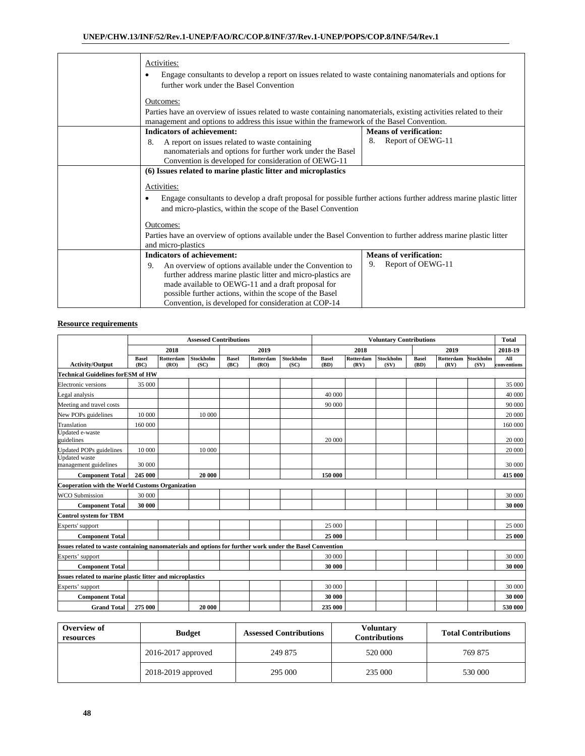| | |
|---|---|
| | Activities:<br>• Engage consultants to develop a report on issues related to waste containing nanomaterials and options for further work under the Basel Convention<br><br>Outcomes:<br>Parties have an overview of issues related to waste containing nanomaterials, existing activities related to their management and options to address this issue within the framework of the Basel Convention. |
| | **Indicators of achievement:**<br>8. A report on issues related to waste containing nanomaterials and options for further work under the Basel Convention is developed for consideration of OEWG-11 — **Means of verification:**<br>8. Report of OEWG-11 |
| | **(6) Issues related to marine plastic litter and microplastics**<br><br>Activities:<br>• Engage consultants to develop a draft proposal for possible further actions further address marine plastic litter and micro-plastics, within the scope of the Basel Convention<br><br>Outcomes:<br>Parties have an overview of options available under the Basel Convention to further address marine plastic litter and micro-plastics |
| | **Indicators of achievement:**<br>9. An overview of options available under the Convention to further address marine plastic litter and micro-plastics are made available to OEWG-11 and a draft proposal for possible further actions, within the scope of the Basel Convention, is developed for consideration at COP-14 — **Means of verification:**<br>9. Report of OEWG-11 |

**Resource requirements**

| | Assessed Contributions | | | | | | Voluntary Contributions | | | | | | Total |
|---|---|---|---|---|---|---|---|---|---|---|---|---|---|
| | 2018 | | | 2019 | | | 2018 | | | 2019 | | | 2018-19 |
| Activity/Output | Basel (BC) | Rotterdam (RO) | Stockholm (SC) | Basel (BC) | Rotterdam (RO) | Stockholm (SC) | Basel (BD) | Rotterdam (RV) | Stockholm (SV) | Basel (BD) | Rotterdam (RV) | Stockholm (SV) | All conventions |
| **Technical Guidelines forESM of HW** | | | | | | | | | | | | | |
| Electronic versions | 35 000 | | | | | | | | | | | | 35 000 |
| Legal analysis | | | | | | | 40 000 | | | | | | 40 000 |
| Meeting and travel costs | | | | | | | 90 000 | | | | | | 90 000 |
| New POPs guidelines | 10 000 | | 10 000 | | | | | | | | | | 20 000 |
| Translation | 160 000 | | | | | | | | | | | | 160 000 |
| Updated e-waste guidelines | | | | | | | 20 000 | | | | | | 20 000 |
| Updated POPs guidelines | 10 000 | | 10 000 | | | | | | | | | | 20 000 |
| Updated waste management guidelines | 30 000 | | | | | | | | | | | | 30 000 |
| **Component Total** | **245 000** | | **20 000** | | | | **150 000** | | | | | | **415 000** |
| **Cooperation with the World Customs Organization** | | | | | | | | | | | | | |
| WCO Submission | 30 000 | | | | | | | | | | | | 30 000 |
| **Component Total** | **30 000** | | | | | | | | | | | | **30 000** |
| **Control system for TBM** | | | | | | | | | | | | | |
| Experts' support | | | | | | | 25 000 | | | | | | 25 000 |
| **Component Total** | | | | | | | **25 000** | | | | | | **25 000** |
| **Issues related to waste containing nanomaterials and options for further work under the Basel Convention** | | | | | | | | | | | | | |
| Experts' support | | | | | | | 30 000 | | | | | | 30 000 |
| **Component Total** | | | | | | | **30 000** | | | | | | **30 000** |
| **Issues related to marine plastic litter and microplastics** | | | | | | | | | | | | | |
| Experts' support | | | | | | | 30 000 | | | | | | 30 000 |
| **Component Total** | | | | | | | **30 000** | | | | | | **30 000** |
| **Grand Total** | **275 000** | | **20 000** | | | | **235 000** | | | | | | **530 000** |

| Overview of resources | Budget | Assessed Contributions | Voluntary Contributions | Total Contributions |
|---|---|---|---|---|
| | 2016-2017 approved | 249 875 | 520 000 | 769 875 |
| | 2018-2019 approved | 295 000 | 235 000 | 530 000 |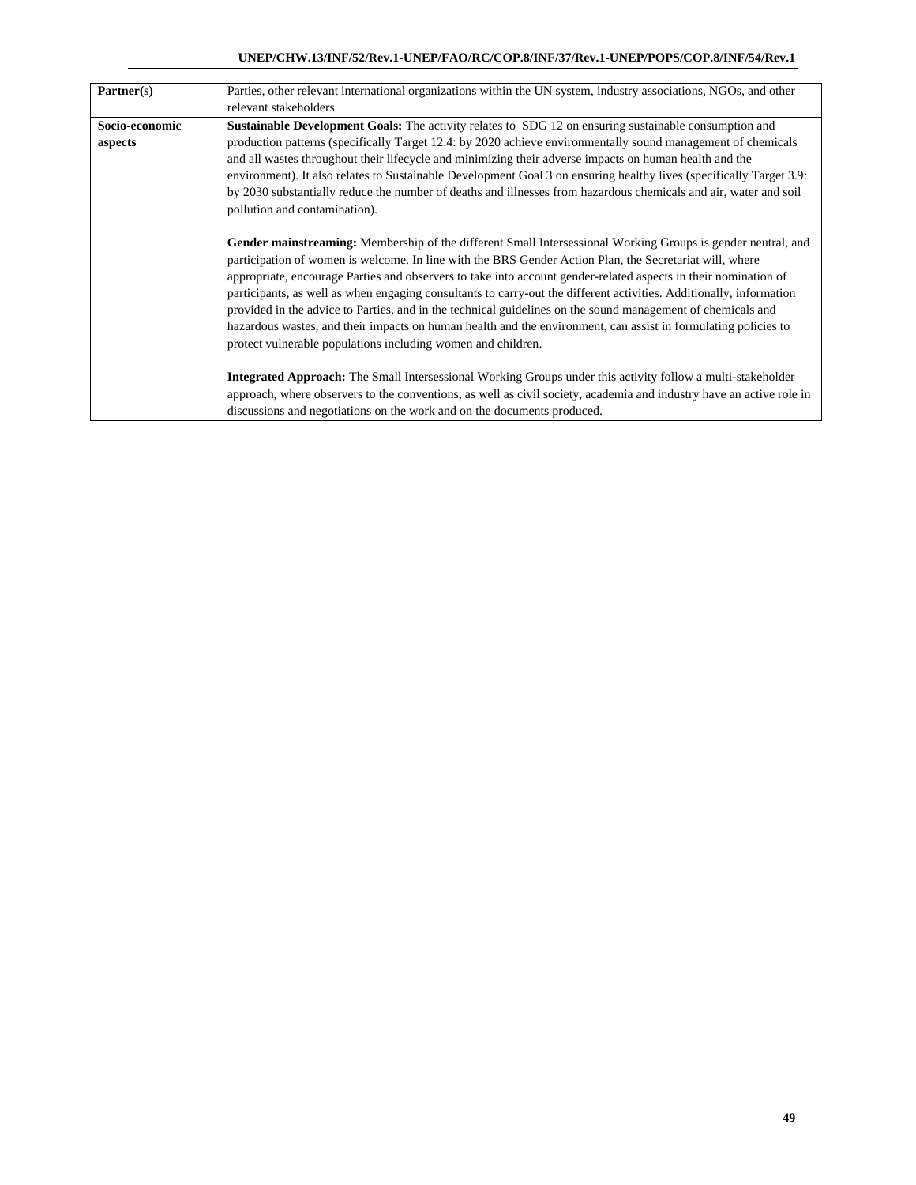| **Partner(s)** | Parties, other relevant international organizations within the UN system, industry associations, NGOs, and other relevant stakeholders |
| --- | --- |
| **Socio-economic aspects** | **Sustainable Development Goals:** The activity relates to SDG 12 on ensuring sustainable consumption and production patterns (specifically Target 12.4: by 2020 achieve environmentally sound management of chemicals and all wastes throughout their lifecycle and minimizing their adverse impacts on human health and the environment). It also relates to Sustainable Development Goal 3 on ensuring healthy lives (specifically Target 3.9: by 2030 substantially reduce the number of deaths and illnesses from hazardous chemicals and air, water and soil pollution and contamination).<br><br>**Gender mainstreaming:** Membership of the different Small Intersessional Working Groups is gender neutral, and participation of women is welcome. In line with the BRS Gender Action Plan, the Secretariat will, where appropriate, encourage Parties and observers to take into account gender-related aspects in their nomination of participants, as well as when engaging consultants to carry-out the different activities. Additionally, information provided in the advice to Parties, and in the technical guidelines on the sound management of chemicals and hazardous wastes, and their impacts on human health and the environment, can assist in formulating policies to protect vulnerable populations including women and children.<br><br>**Integrated Approach:** The Small Intersessional Working Groups under this activity follow a multi-stakeholder approach, where observers to the conventions, as well as civil society, academia and industry have an active role in discussions and negotiations on the work and on the documents produced. |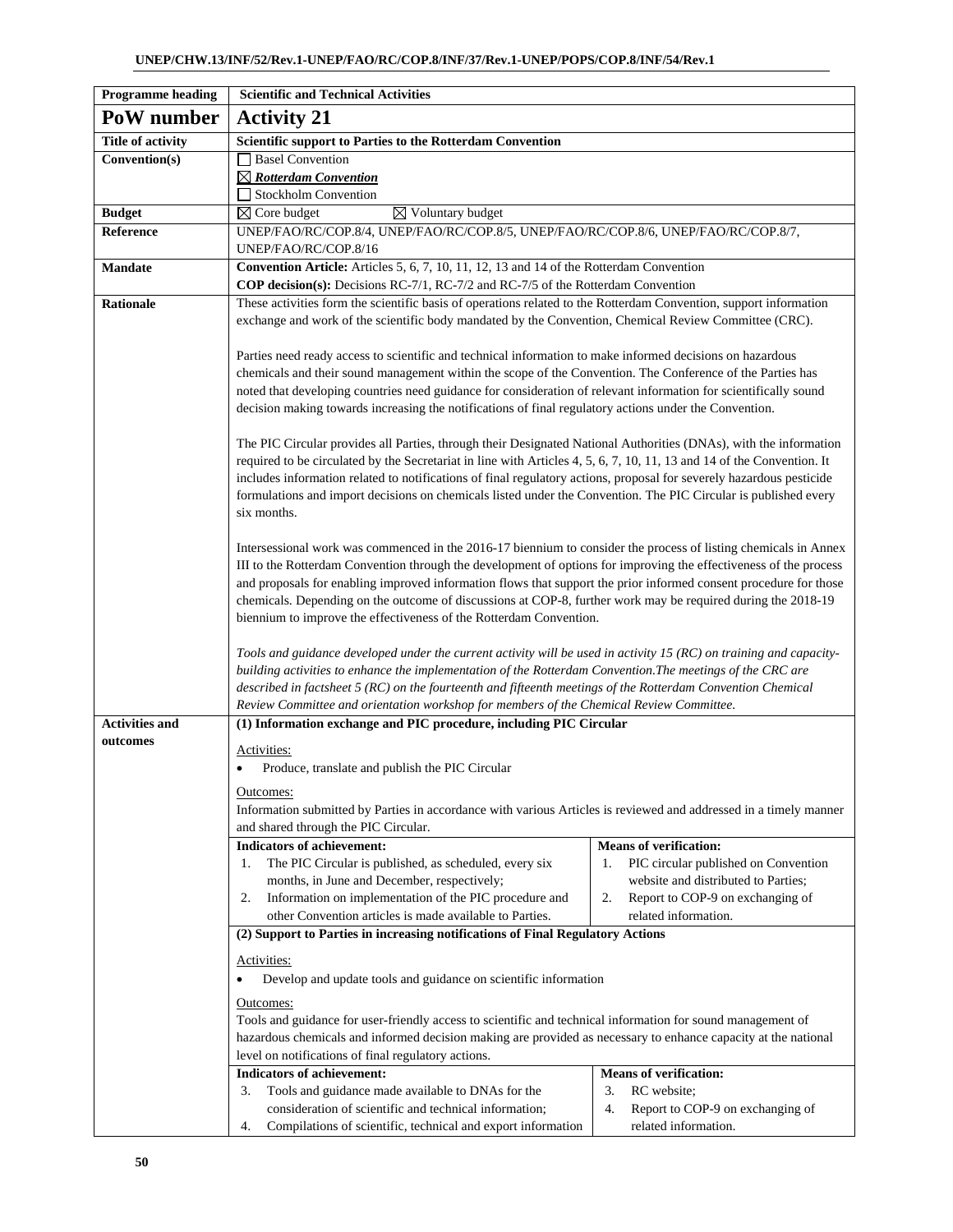| Programme heading | Scientific and Technical Activities |
|---|---|
| **PoW number** | **Activity 21** |
| **Title of activity** | **Scientific support to Parties to the Rotterdam Convention** |
| **Convention(s)** | ☐ Basel Convention<br>☒ ***Rotterdam Convention***<br>☐ Stockholm Convention |
| **Budget** | ☒ Core budget ☒ Voluntary budget |
| **Reference** | UNEP/FAO/RC/COP.8/4, UNEP/FAO/RC/COP.8/5, UNEP/FAO/RC/COP.8/6, UNEP/FAO/RC/COP.8/7, UNEP/FAO/RC/COP.8/16 |
| **Mandate** | **Convention Article:** Articles 5, 6, 7, 10, 11, 12, 13 and 14 of the Rotterdam Convention<br>**COP decision(s):** Decisions RC-7/1, RC-7/2 and RC-7/5 of the Rotterdam Convention |
| **Rationale** | These activities form the scientific basis of operations related to the Rotterdam Convention, support information exchange and work of the scientific body mandated by the Convention, Chemical Review Committee (CRC).<br><br>Parties need ready access to scientific and technical information to make informed decisions on hazardous chemicals and their sound management within the scope of the Convention. The Conference of the Parties has noted that developing countries need guidance for consideration of relevant information for scientifically sound decision making towards increasing the notifications of final regulatory actions under the Convention.<br><br>The PIC Circular provides all Parties, through their Designated National Authorities (DNAs), with the information required to be circulated by the Secretariat in line with Articles 4, 5, 6, 7, 10, 11, 13 and 14 of the Convention. It includes information related to notifications of final regulatory actions, proposal for severely hazardous pesticide formulations and import decisions on chemicals listed under the Convention. The PIC Circular is published every six months.<br><br>Intersessional work was commenced in the 2016-17 biennium to consider the process of listing chemicals in Annex III to the Rotterdam Convention through the development of options for improving the effectiveness of the process and proposals for enabling improved information flows that support the prior informed consent procedure for those chemicals. Depending on the outcome of discussions at COP-8, further work may be required during the 2018-19 biennium to improve the effectiveness of the Rotterdam Convention.<br><br>*Tools and guidance developed under the current activity will be used in activity 15 (RC) on training and capacity-building activities to enhance the implementation of the Rotterdam Convention.The meetings of the CRC are described in factsheet 5 (RC) on the fourteenth and fifteenth meetings of the Rotterdam Convention Chemical Review Committee and orientation workshop for members of the Chemical Review Committee.* |
| **Activities and outcomes** | **(1) Information exchange and PIC procedure, including PIC Circular**<br><br>Activities:<br>• Produce, translate and publish the PIC Circular<br><br>Outcomes:<br>Information submitted by Parties in accordance with various Articles is reviewed and addressed in a timely manner and shared through the PIC Circular.<br><br>**Indicators of achievement:**<br>1. The PIC Circular is published, as scheduled, every six months, in June and December, respectively;<br>2. Information on implementation of the PIC procedure and other Convention articles is made available to Parties.<br><br>**Means of verification:**<br>1. PIC circular published on Convention website and distributed to Parties;<br>2. Report to COP-9 on exchanging of related information.<br><br>**(2) Support to Parties in increasing notifications of Final Regulatory Actions**<br><br>Activities:<br>• Develop and update tools and guidance on scientific information<br><br>Outcomes:<br>Tools and guidance for user-friendly access to scientific and technical information for sound management of hazardous chemicals and informed decision making are provided as necessary to enhance capacity at the national level on notifications of final regulatory actions.<br><br>**Indicators of achievement:**<br>3. Tools and guidance made available to DNAs for the consideration of scientific and technical information;<br>4. Compilations of scientific, technical and export information<br><br>**Means of verification:**<br>3. RC website;<br>4. Report to COP-9 on exchanging of related information. |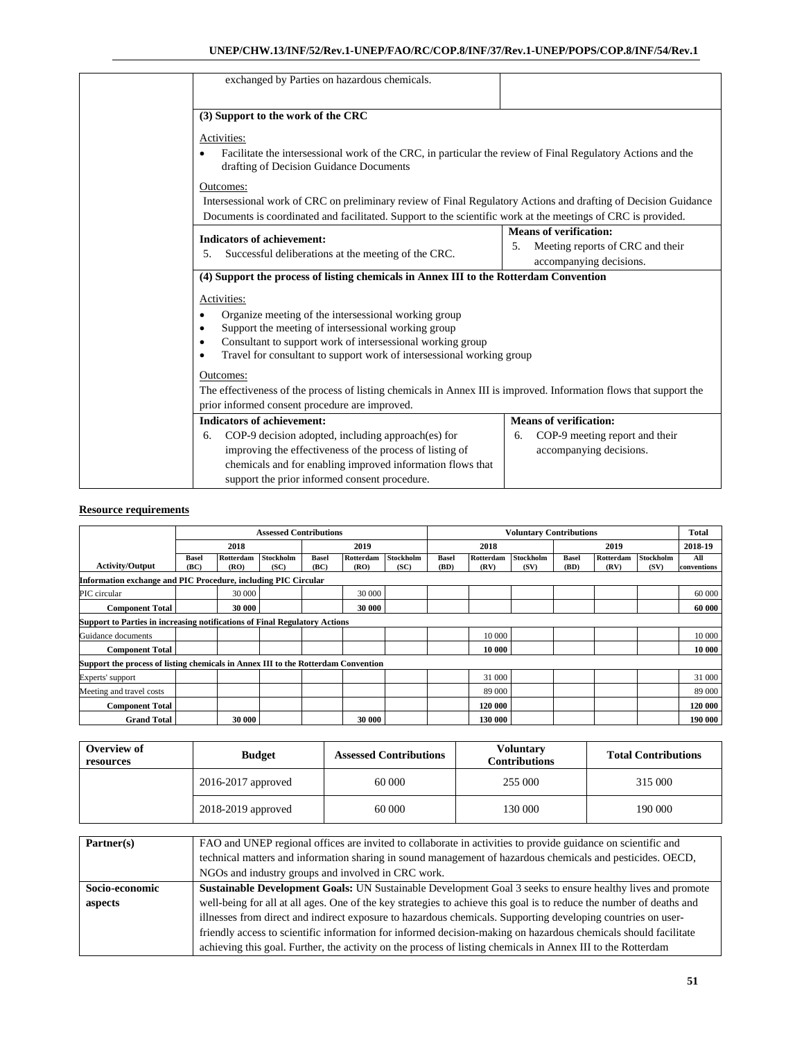| | exchanged by Parties on hazardous chemicals. | |
|---|---|---|
| | **(3) Support to the work of the CRC**<br><br>Activities:<br>• Facilitate the intersessional work of the CRC, in particular the review of Final Regulatory Actions and the drafting of Decision Guidance Documents<br><br>Outcomes:<br>Intersessional work of CRC on preliminary review of Final Regulatory Actions and drafting of Decision Guidance Documents is coordinated and facilitated. Support to the scientific work at the meetings of CRC is provided. | |
| | **Indicators of achievement:**<br>5. Successful deliberations at the meeting of the CRC. | **Means of verification:**<br>5. Meeting reports of CRC and their accompanying decisions. |
| | **(4) Support the process of listing chemicals in Annex III to the Rotterdam Convention**<br><br>Activities:<br>• Organize meeting of the intersessional working group<br>• Support the meeting of intersessional working group<br>• Consultant to support work of intersessional working group<br>• Travel for consultant to support work of intersessional working group<br><br>Outcomes:<br>The effectiveness of the process of listing chemicals in Annex III is improved. Information flows that support the prior informed consent procedure are improved. | |
| | **Indicators of achievement:**<br>6. COP-9 decision adopted, including approach(es) for improving the effectiveness of the process of listing of chemicals and for enabling improved information flows that support the prior informed consent procedure. | **Means of verification:**<br>6. COP-9 meeting report and their accompanying decisions. |

**Resource requirements**

| | Assessed Contributions | | | | | | Voluntary Contributions | | | | | | Total |
|---|---|---|---|---|---|---|---|---|---|---|---|---|---|
| | 2018 | | | 2019 | | | 2018 | | | 2019 | | | 2018-19 |
| **Activity/Output** | **Basel (BC)** | **Rotterdam (RO)** | **Stockholm (SC)** | **Basel (BC)** | **Rotterdam (RO)** | **Stockholm (SC)** | **Basel (BD)** | **Rotterdam (RV)** | **Stockholm (SV)** | **Basel (BD)** | **Rotterdam (RV)** | **Stockholm (SV)** | **All conventions** |
| **Information exchange and PIC Procedure, including PIC Circular** | | | | | | | | | | | | | |
| PIC circular | | 30 000 | | | 30 000 | | | | | | | | 60 000 |
| **Component Total** | | **30 000** | | | **30 000** | | | | | | | | **60 000** |
| **Support to Parties in increasing notifications of Final Regulatory Actions** | | | | | | | | | | | | | |
| Guidance documents | | | | | | | | 10 000 | | | | | 10 000 |
| **Component Total** | | | | | | | | **10 000** | | | | | **10 000** |
| **Support the process of listing chemicals in Annex III to the Rotterdam Convention** | | | | | | | | | | | | | |
| Experts' support | | | | | | | | 31 000 | | | | | 31 000 |
| Meeting and travel costs | | | | | | | | 89 000 | | | | | 89 000 |
| **Component Total** | | | | | | | | **120 000** | | | | | **120 000** |
| **Grand Total** | | **30 000** | | | **30 000** | | | **130 000** | | | | | **190 000** |

| **Overview of resources** | **Budget** | **Assessed Contributions** | **Voluntary Contributions** | **Total Contributions** |
|---|---|---|---|---|
| | 2016-2017 approved | 60 000 | 255 000 | 315 000 |
| | 2018-2019 approved | 60 000 | 130 000 | 190 000 |

| **Partner(s)** | FAO and UNEP regional offices are invited to collaborate in activities to provide guidance on scientific and technical matters and information sharing in sound management of hazardous chemicals and pesticides. OECD, NGOs and industry groups and involved in CRC work. |
|---|---|
| **Socio-economic aspects** | **Sustainable Development Goals:** UN Sustainable Development Goal 3 seeks to ensure healthy lives and promote well-being for all at all ages. One of the key strategies to achieve this goal is to reduce the number of deaths and illnesses from direct and indirect exposure to hazardous chemicals. Supporting developing countries on user-friendly access to scientific information for informed decision-making on hazardous chemicals should facilitate achieving this goal. Further, the activity on the process of listing chemicals in Annex III to the Rotterdam |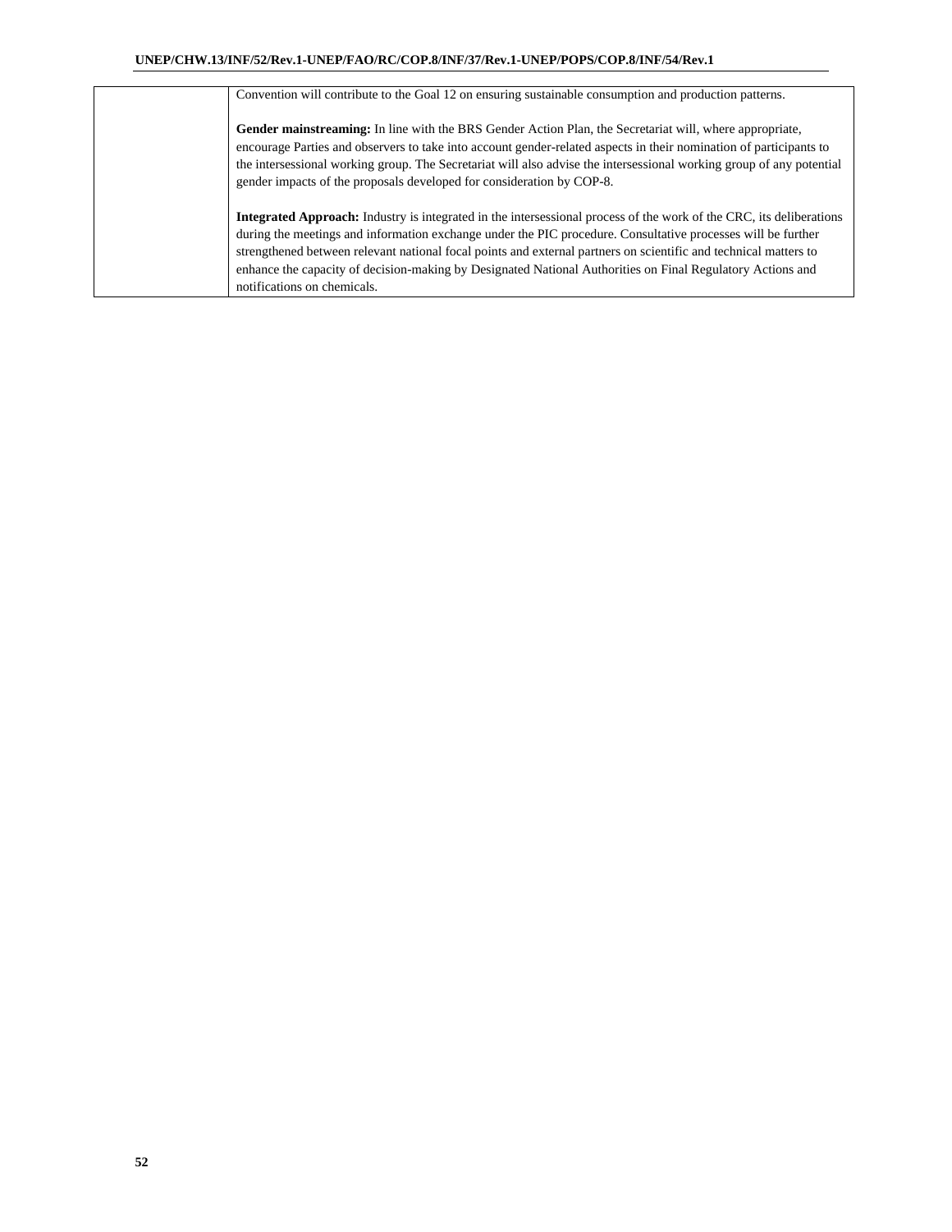| | |
|---|---|
| | Convention will contribute to the Goal 12 on ensuring sustainable consumption and production patterns.<br><br>**Gender mainstreaming:** In line with the BRS Gender Action Plan, the Secretariat will, where appropriate, encourage Parties and observers to take into account gender-related aspects in their nomination of participants to the intersessional working group. The Secretariat will also advise the intersessional working group of any potential gender impacts of the proposals developed for consideration by COP-8.<br><br>**Integrated Approach:** Industry is integrated in the intersessional process of the work of the CRC, its deliberations during the meetings and information exchange under the PIC procedure. Consultative processes will be further strengthened between relevant national focal points and external partners on scientific and technical matters to enhance the capacity of decision-making by Designated National Authorities on Final Regulatory Actions and notifications on chemicals. |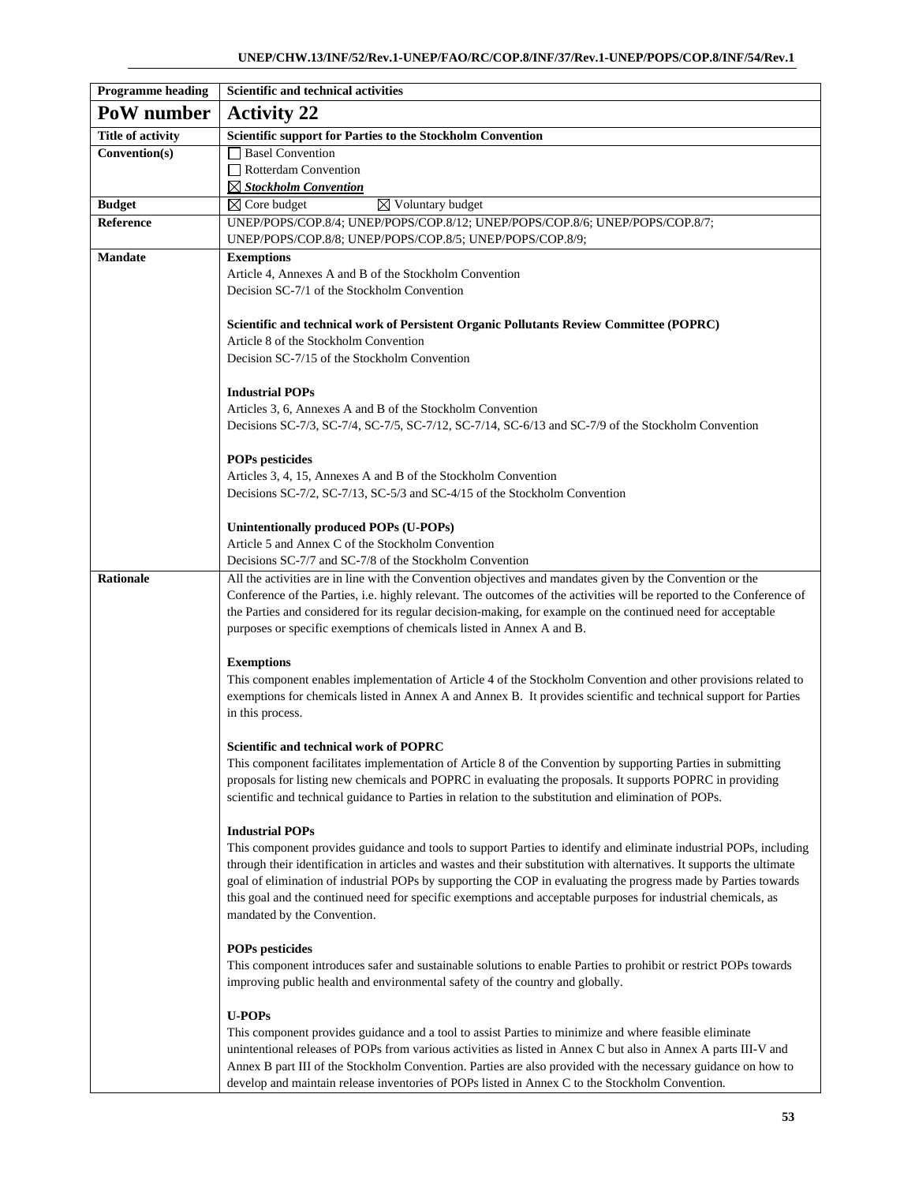| Programme heading | Scientific and technical activities |
|---|---|
| **PoW number** | **Activity 22** |
| **Title of activity** | **Scientific support for Parties to the Stockholm Convention** |
| **Convention(s)** | ☐ Basel Convention<br>☐ Rotterdam Convention<br>☒ ***Stockholm Convention*** |
| **Budget** | ☒ Core budget ☒ Voluntary budget |
| **Reference** | UNEP/POPS/COP.8/4; UNEP/POPS/COP.8/12; UNEP/POPS/COP.8/6; UNEP/POPS/COP.8/7; UNEP/POPS/COP.8/8; UNEP/POPS/COP.8/5; UNEP/POPS/COP.8/9; |
| **Mandate** | **Exemptions**<br>Article 4, Annexes A and B of the Stockholm Convention<br>Decision SC-7/1 of the Stockholm Convention<br><br>**Scientific and technical work of Persistent Organic Pollutants Review Committee (POPRC)**<br>Article 8 of the Stockholm Convention<br>Decision SC-7/15 of the Stockholm Convention<br><br>**Industrial POPs**<br>Articles 3, 6, Annexes A and B of the Stockholm Convention<br>Decisions SC-7/3, SC-7/4, SC-7/5, SC-7/12, SC-7/14, SC-6/13 and SC-7/9 of the Stockholm Convention<br><br>**POPs pesticides**<br>Articles 3, 4, 15, Annexes A and B of the Stockholm Convention<br>Decisions SC-7/2, SC-7/13, SC-5/3 and SC-4/15 of the Stockholm Convention<br><br>**Unintentionally produced POPs (U-POPs)**<br>Article 5 and Annex C of the Stockholm Convention<br>Decisions SC-7/7 and SC-7/8 of the Stockholm Convention |
| **Rationale** | All the activities are in line with the Convention objectives and mandates given by the Convention or the Conference of the Parties, i.e. highly relevant. The outcomes of the activities will be reported to the Conference of the Parties and considered for its regular decision-making, for example on the continued need for acceptable purposes or specific exemptions of chemicals listed in Annex A and B.<br><br>**Exemptions**<br>This component enables implementation of Article 4 of the Stockholm Convention and other provisions related to exemptions for chemicals listed in Annex A and Annex B. It provides scientific and technical support for Parties in this process.<br><br>**Scientific and technical work of POPRC**<br>This component facilitates implementation of Article 8 of the Convention by supporting Parties in submitting proposals for listing new chemicals and POPRC in evaluating the proposals. It supports POPRC in providing scientific and technical guidance to Parties in relation to the substitution and elimination of POPs.<br><br>**Industrial POPs**<br>This component provides guidance and tools to support Parties to identify and eliminate industrial POPs, including through their identification in articles and wastes and their substitution with alternatives. It supports the ultimate goal of elimination of industrial POPs by supporting the COP in evaluating the progress made by Parties towards this goal and the continued need for specific exemptions and acceptable purposes for industrial chemicals, as mandated by the Convention.<br><br>**POPs pesticides**<br>This component introduces safer and sustainable solutions to enable Parties to prohibit or restrict POPs towards improving public health and environmental safety of the country and globally.<br><br>**U-POPs**<br>This component provides guidance and a tool to assist Parties to minimize and where feasible eliminate unintentional releases of POPs from various activities as listed in Annex C but also in Annex A parts III-V and Annex B part III of the Stockholm Convention. Parties are also provided with the necessary guidance on how to develop and maintain release inventories of POPs listed in Annex C to the Stockholm Convention. |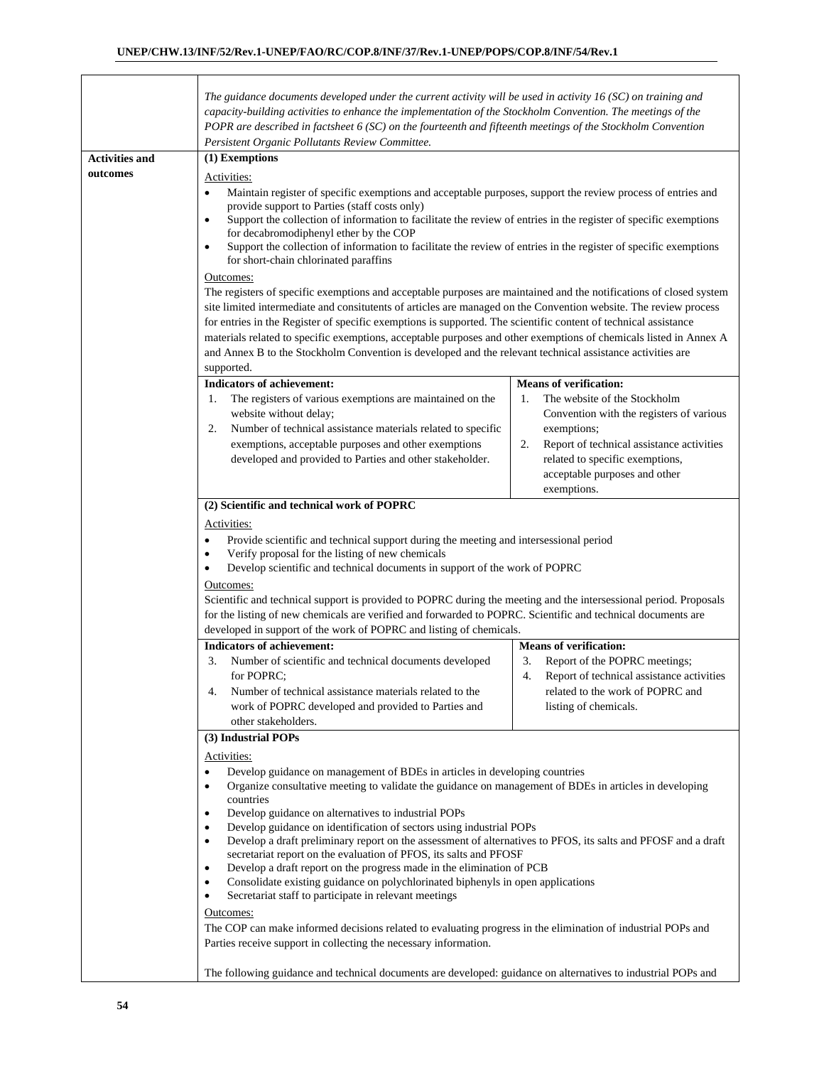*The guidance documents developed under the current activity will be used in activity 16 (SC) on training and capacity-building activities to enhance the implementation of the Stockholm Convention. The meetings of the POPR are described in factsheet 6 (SC) on the fourteenth and fifteenth meetings of the Stockholm Convention Persistent Organic Pollutants Review Committee.*

**Activities and outcomes**

**(1) Exemptions**

Activities:

- Maintain register of specific exemptions and acceptable purposes, support the review process of entries and provide support to Parties (staff costs only)
- Support the collection of information to facilitate the review of entries in the register of specific exemptions for decabromodiphenyl ether by the COP
- Support the collection of information to facilitate the review of entries in the register of specific exemptions for short-chain chlorinated paraffins

Outcomes:

The registers of specific exemptions and acceptable purposes are maintained and the notifications of closed system site limited intermediate and consitutents of articles are managed on the Convention website. The review process for entries in the Register of specific exemptions is supported. The scientific content of technical assistance materials related to specific exemptions, acceptable purposes and other exemptions of chemicals listed in Annex A and Annex B to the Stockholm Convention is developed and the relevant technical assistance activities are supported.

| Indicators of achievement: | Means of verification: |
|---|---|
| 1. The registers of various exemptions are maintained on the website without delay;<br>2. Number of technical assistance materials related to specific exemptions, acceptable purposes and other exemptions developed and provided to Parties and other stakeholder. | 1. The website of the Stockholm Convention with the registers of various exemptions;<br>2. Report of technical assistance activities related to specific exemptions, acceptable purposes and other exemptions. |

**(2) Scientific and technical work of POPRC**

Activities:

- Provide scientific and technical support during the meeting and intersessional period
- Verify proposal for the listing of new chemicals
- Develop scientific and technical documents in support of the work of POPRC

Outcomes:

Scientific and technical support is provided to POPRC during the meeting and the intersessional period. Proposals for the listing of new chemicals are verified and forwarded to POPRC. Scientific and technical documents are developed in support of the work of POPRC and listing of chemicals.

| Indicators of achievement: | Means of verification: |
|---|---|
| 3. Number of scientific and technical documents developed for POPRC;<br>4. Number of technical assistance materials related to the work of POPRC developed and provided to Parties and other stakeholders. | 3. Report of the POPRC meetings;<br>4. Report of technical assistance activities related to the work of POPRC and listing of chemicals. |

**(3) Industrial POPs**

Activities:

- Develop guidance on management of BDEs in articles in developing countries
- Organize consultative meeting to validate the guidance on management of BDEs in articles in developing countries
- Develop guidance on alternatives to industrial POPs
- Develop guidance on identification of sectors using industrial POPs
- Develop a draft preliminary report on the assessment of alternatives to PFOS, its salts and PFOSF and a draft secretariat report on the evaluation of PFOS, its salts and PFOSF
- Develop a draft report on the progress made in the elimination of PCB
- Consolidate existing guidance on polychlorinated biphenyls in open applications
- Secretariat staff to participate in relevant meetings

Outcomes:

The COP can make informed decisions related to evaluating progress in the elimination of industrial POPs and Parties receive support in collecting the necessary information.

The following guidance and technical documents are developed: guidance on alternatives to industrial POPs and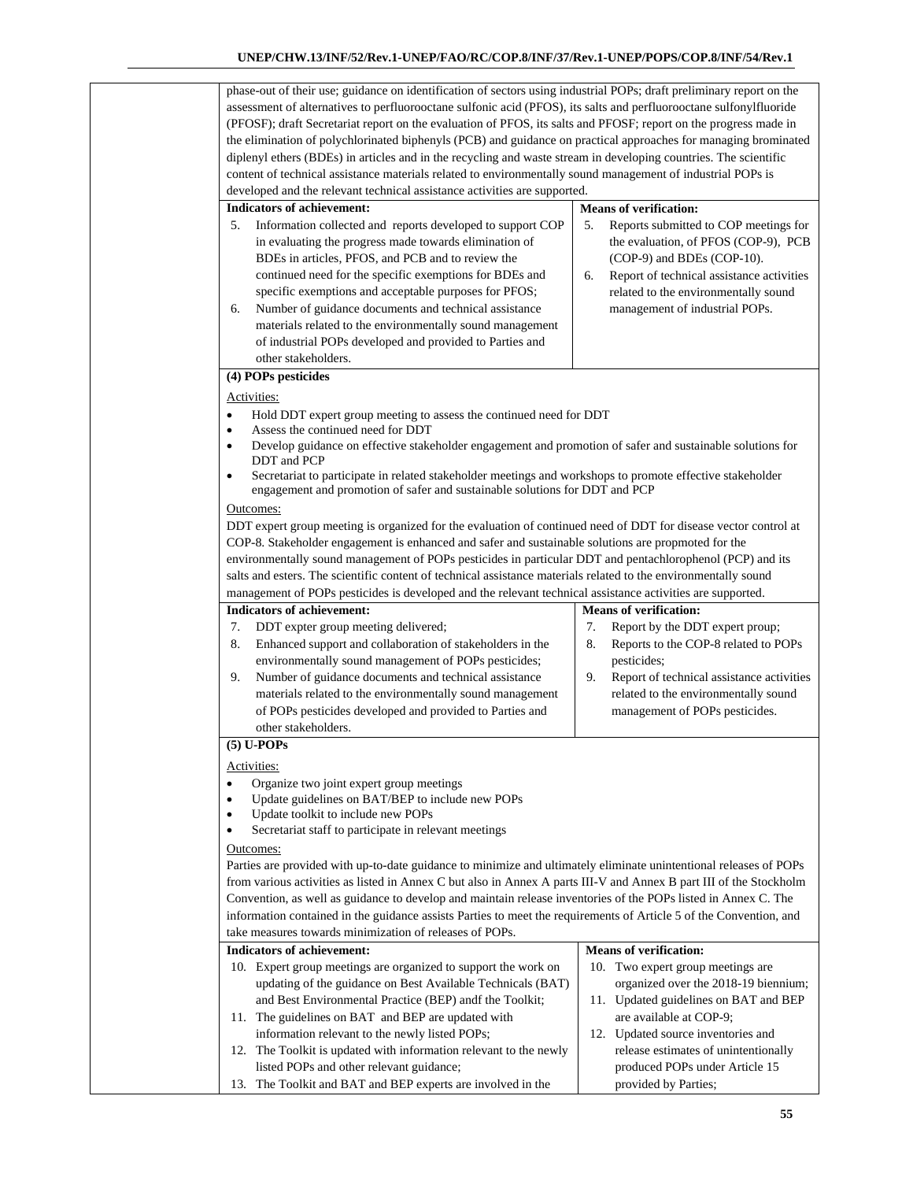phase-out of their use; guidance on identification of sectors using industrial POPs; draft preliminary report on the assessment of alternatives to perfluorooctane sulfonic acid (PFOS), its salts and perfluorooctane sulfonylfluoride (PFOSF); draft Secretariat report on the evaluation of PFOS, its salts and PFOSF; report on the progress made in the elimination of polychlorinated biphenyls (PCB) and guidance on practical approaches for managing brominated diplenyl ethers (BDEs) in articles and in the recycling and waste stream in developing countries. The scientific content of technical assistance materials related to environmentally sound management of industrial POPs is developed and the relevant technical assistance activities are supported.

| Indicators of achievement: | Means of verification: |
|---|---|
| 5. Information collected and reports developed to support COP in evaluating the progress made towards elimination of BDEs in articles, PFOS, and PCB and to review the continued need for the specific exemptions for BDEs and specific exemptions and acceptable purposes for PFOS;<br>6. Number of guidance documents and technical assistance materials related to the environmentally sound management of industrial POPs developed and provided to Parties and other stakeholders. | 5. Reports submitted to COP meetings for the evaluation, of PFOS (COP-9), PCB (COP-9) and BDEs (COP-10).<br>6. Report of technical assistance activities related to the environmentally sound management of industrial POPs. |

**(4) POPs pesticides**

Activities:

- Hold DDT expert group meeting to assess the continued need for DDT
- Assess the continued need for DDT
- Develop guidance on effective stakeholder engagement and promotion of safer and sustainable solutions for DDT and PCP
- Secretariat to participate in related stakeholder meetings and workshops to promote effective stakeholder engagement and promotion of safer and sustainable solutions for DDT and PCP

Outcomes:

DDT expert group meeting is organized for the evaluation of continued need of DDT for disease vector control at COP-8. Stakeholder engagement is enhanced and safer and sustainable solutions are propmoted for the environmentally sound management of POPs pesticides in particular DDT and pentachlorophenol (PCP) and its salts and esters. The scientific content of technical assistance materials related to the environmentally sound management of POPs pesticides is developed and the relevant technical assistance activities are supported.

| Indicators of achievement: | Means of verification: |
|---|---|
| 7. DDT expter group meeting delivered;<br>8. Enhanced support and collaboration of stakeholders in the environmentally sound management of POPs pesticides;<br>9. Number of guidance documents and technical assistance materials related to the environmentally sound management of POPs pesticides developed and provided to Parties and other stakeholders. | 7. Report by the DDT expert proup;<br>8. Reports to the COP-8 related to POPs pesticides;<br>9. Report of technical assistance activities related to the environmentally sound management of POPs pesticides. |

**(5) U-POPs**

Activities:

- Organize two joint expert group meetings
- Update guidelines on BAT/BEP to include new POPs
- Update toolkit to include new POPs
- Secretariat staff to participate in relevant meetings

Outcomes:

Parties are provided with up-to-date guidance to minimize and ultimately eliminate unintentional releases of POPs from various activities as listed in Annex C but also in Annex A parts III-V and Annex B part III of the Stockholm Convention, as well as guidance to develop and maintain release inventories of the POPs listed in Annex C. The information contained in the guidance assists Parties to meet the requirements of Article 5 of the Convention, and take measures towards minimization of releases of POPs.

| Indicators of achievement: | Means of verification: |
|---|---|
| 10. Expert group meetings are organized to support the work on updating of the guidance on Best Available Technicals (BAT) and Best Environmental Practice (BEP) andf the Toolkit;<br>11. The guidelines on BAT and BEP are updated with information relevant to the newly listed POPs;<br>12. The Toolkit is updated with information relevant to the newly listed POPs and other relevant guidance;<br>13. The Toolkit and BAT and BEP experts are involved in the | 10. Two expert group meetings are organized over the 2018-19 biennium;<br>11. Updated guidelines on BAT and BEP are available at COP-9;<br>12. Updated source inventories and release estimates of unintentionally produced POPs under Article 15 provided by Parties; |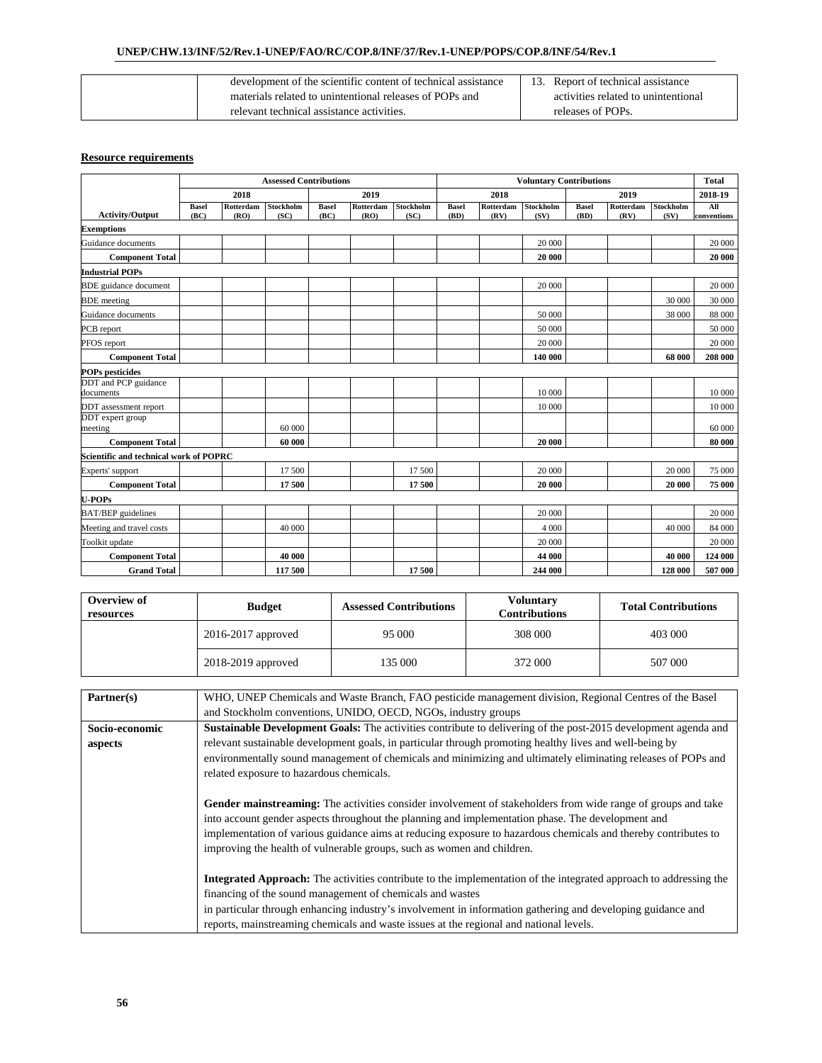| | development of the scientific content of technical assistance materials related to unintentional releases of POPs and relevant technical assistance activities. | 13. Report of technical assistance activities related to unintentional releases of POPs. |
|---|---|---|

**Resource requirements**

| | Assessed Contributions | | | | | | Voluntary Contributions | | | | | | Total |
|---|---|---|---|---|---|---|---|---|---|---|---|---|---|
| | 2018 | | | 2019 | | | 2018 | | | 2019 | | | 2018-19 |
| Activity/Output | Basel (BC) | Rotterdam (RO) | Stockholm (SC) | Basel (BC) | Rotterdam (RO) | Stockholm (SC) | Basel (BD) | Rotterdam (RV) | Stockholm (SV) | Basel (BD) | Rotterdam (RV) | Stockholm (SV) | All conventions |
| **Exemptions** | | | | | | | | | | | | | |
| Guidance documents | | | | | | | | | 20 000 | | | | 20 000 |
| **Component Total** | | | | | | | | | **20 000** | | | | **20 000** |
| **Industrial POPs** | | | | | | | | | | | | | |
| BDE guidance document | | | | | | | | | 20 000 | | | | 20 000 |
| BDE meeting | | | | | | | | | | | | 30 000 | 30 000 |
| Guidance documents | | | | | | | | | 50 000 | | | 38 000 | 88 000 |
| PCB report | | | | | | | | | 50 000 | | | | 50 000 |
| PFOS report | | | | | | | | | 20 000 | | | | 20 000 |
| **Component Total** | | | | | | | | | **140 000** | | | **68 000** | **208 000** |
| **POPs pesticides** | | | | | | | | | | | | | |
| DDT and PCP guidance documents | | | | | | | | | 10 000 | | | | 10 000 |
| DDT assessment report | | | | | | | | | 10 000 | | | | 10 000 |
| DDT expert group meeting | | | 60 000 | | | | | | | | | | 60 000 |
| **Component Total** | | | **60 000** | | | | | | **20 000** | | | | **80 000** |
| **Scientific and technical work of POPRC** | | | | | | | | | | | | | |
| Experts' support | | | 17 500 | | | 17 500 | | | 20 000 | | | 20 000 | 75 000 |
| **Component Total** | | | **17 500** | | | **17 500** | | | **20 000** | | | **20 000** | **75 000** |
| **U-POPs** | | | | | | | | | | | | | |
| BAT/BEP guidelines | | | | | | | | | 20 000 | | | | 20 000 |
| Meeting and travel costs | | | 40 000 | | | | | | 4 000 | | | 40 000 | 84 000 |
| Toolkit update | | | | | | | | | 20 000 | | | | 20 000 |
| **Component Total** | | | **40 000** | | | | | | **44 000** | | | **40 000** | **124 000** |
| **Grand Total** | | | **117 500** | | | **17 500** | | | **244 000** | | | **128 000** | **507 000** |

| Overview of resources | Budget | Assessed Contributions | Voluntary Contributions | Total Contributions |
|---|---|---|---|---|
| | 2016-2017 approved | 95 000 | 308 000 | 403 000 |
| | 2018-2019 approved | 135 000 | 372 000 | 507 000 |

| | |
|---|---|
| **Partner(s)** | WHO, UNEP Chemicals and Waste Branch, FAO pesticide management division, Regional Centres of the Basel and Stockholm conventions, UNIDO, OECD, NGOs, industry groups |
| **Socio-economic aspects** | **Sustainable Development Goals:** The activities contribute to delivering of the post-2015 development agenda and relevant sustainable development goals, in particular through promoting healthy lives and well-being by environmentally sound management of chemicals and minimizing and ultimately eliminating releases of POPs and related exposure to hazardous chemicals.<br><br>**Gender mainstreaming:** The activities consider involvement of stakeholders from wide range of groups and take into account gender aspects throughout the planning and implementation phase. The development and implementation of various guidance aims at reducing exposure to hazardous chemicals and thereby contributes to improving the health of vulnerable groups, such as women and children.<br><br>**Integrated Approach:** The activities contribute to the implementation of the integrated approach to addressing the financing of the sound management of chemicals and wastes in particular through enhancing industry's involvement in information gathering and developing guidance and reports, mainstreaming chemicals and waste issues at the regional and national levels. |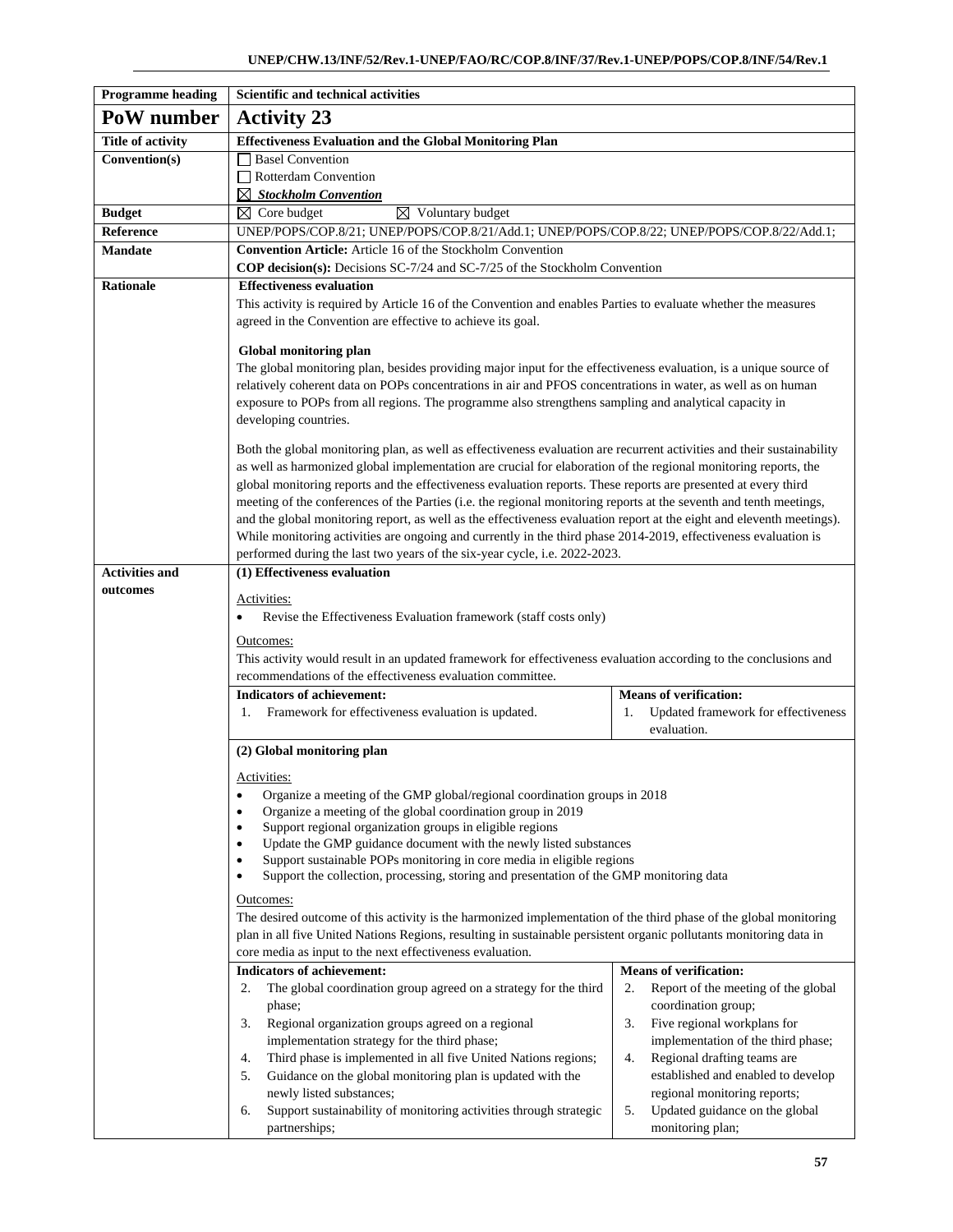| Programme heading | Scientific and technical activities | |
|---|---|---|
| **PoW number** | **Activity 23** | |
| **Title of activity** | **Effectiveness Evaluation and the Global Monitoring Plan** | |
| **Convention(s)** | ☐ Basel Convention<br>☐ Rotterdam Convention<br>☒ ***Stockholm Convention*** | |
| **Budget** | ☒ Core budget ☒ Voluntary budget | |
| **Reference** | UNEP/POPS/COP.8/21; UNEP/POPS/COP.8/21/Add.1; UNEP/POPS/COP.8/22; UNEP/POPS/COP.8/22/Add.1; | |
| **Mandate** | **Convention Article:** Article 16 of the Stockholm Convention<br>**COP decision(s):** Decisions SC-7/24 and SC-7/25 of the Stockholm Convention | |
| **Rationale** | **Effectiveness evaluation**<br>This activity is required by Article 16 of the Convention and enables Parties to evaluate whether the measures agreed in the Convention are effective to achieve its goal.<br><br>**Global monitoring plan**<br>The global monitoring plan, besides providing major input for the effectiveness evaluation, is a unique source of relatively coherent data on POPs concentrations in air and PFOS concentrations in water, as well as on human exposure to POPs from all regions. The programme also strengthens sampling and analytical capacity in developing countries.<br><br>Both the global monitoring plan, as well as effectiveness evaluation are recurrent activities and their sustainability as well as harmonized global implementation are crucial for elaboration of the regional monitoring reports, the global monitoring reports and the effectiveness evaluation reports. These reports are presented at every third meeting of the conferences of the Parties (i.e. the regional monitoring reports at the seventh and tenth meetings, and the global monitoring report, as well as the effectiveness evaluation report at the eight and eleventh meetings). While monitoring activities are ongoing and currently in the third phase 2014-2019, effectiveness evaluation is performed during the last two years of the six-year cycle, i.e. 2022-2023. | |
| **Activities and outcomes** | **(1) Effectiveness evaluation**<br><br>Activities:<br>• Revise the Effectiveness Evaluation framework (staff costs only)<br><br>Outcomes:<br>This activity would result in an updated framework for effectiveness evaluation according to the conclusions and recommendations of the effectiveness evaluation committee. | |
| | **Indicators of achievement:**<br>1. Framework for effectiveness evaluation is updated. | **Means of verification:**<br>1. Updated framework for effectiveness evaluation. |
| | **(2) Global monitoring plan**<br><br>Activities:<br>• Organize a meeting of the GMP global/regional coordination groups in 2018<br>• Organize a meeting of the global coordination group in 2019<br>• Support regional organization groups in eligible regions<br>• Update the GMP guidance document with the newly listed substances<br>• Support sustainable POPs monitoring in core media in eligible regions<br>• Support the collection, processing, storing and presentation of the GMP monitoring data<br><br>Outcomes:<br>The desired outcome of this activity is the harmonized implementation of the third phase of the global monitoring plan in all five United Nations Regions, resulting in sustainable persistent organic pollutants monitoring data in core media as input to the next effectiveness evaluation. | |
| | **Indicators of achievement:**<br>2. The global coordination group agreed on a strategy for the third phase;<br>3. Regional organization groups agreed on a regional implementation strategy for the third phase;<br>4. Third phase is implemented in all five United Nations regions;<br>5. Guidance on the global monitoring plan is updated with the newly listed substances;<br>6. Support sustainability of monitoring activities through strategic partnerships; | **Means of verification:**<br>2. Report of the meeting of the global coordination group;<br>3. Five regional workplans for implementation of the third phase;<br>4. Regional drafting teams are established and enabled to develop regional monitoring reports;<br>5. Updated guidance on the global monitoring plan; |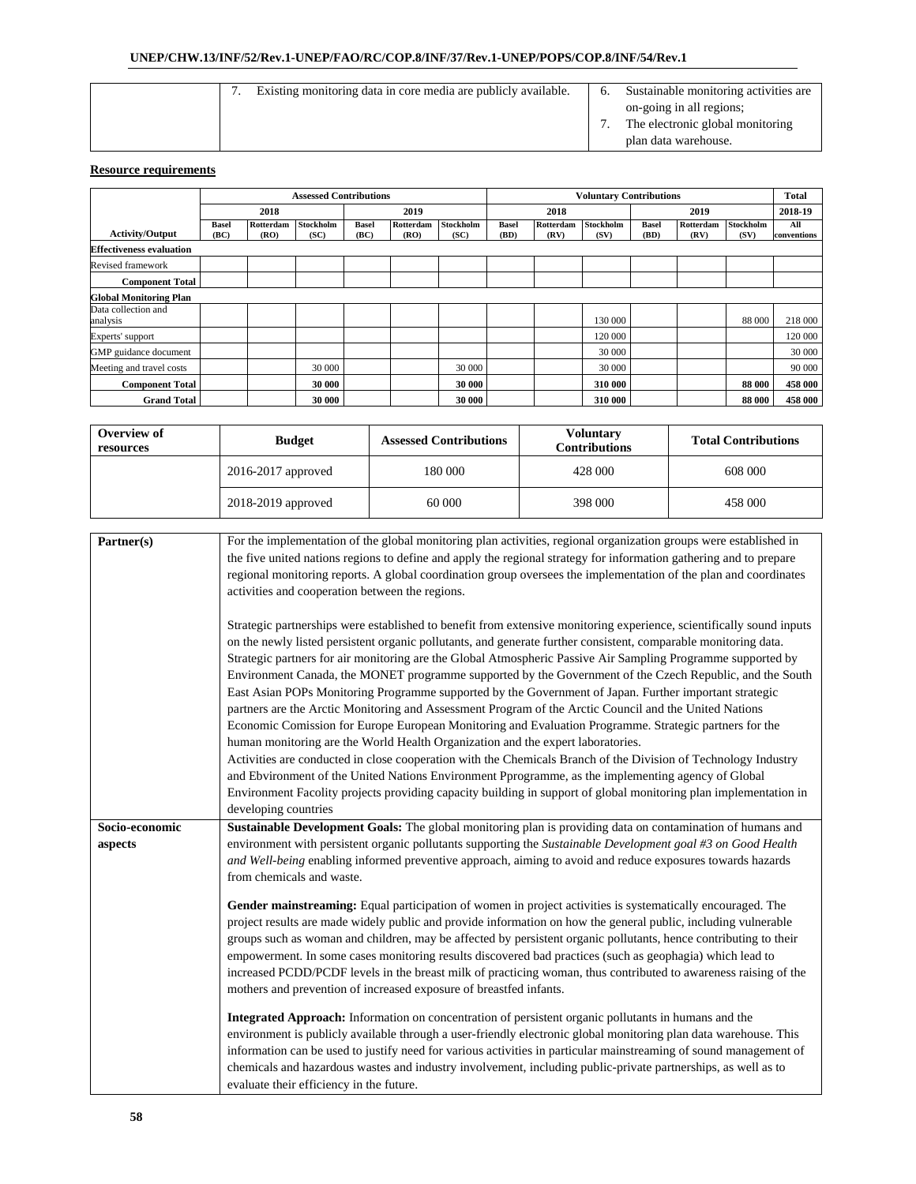| | 7. Existing monitoring data in core media are publicly available. | 6. Sustainable monitoring activities are on-going in all regions;<br>7. The electronic global monitoring plan data warehouse. |
|---|---|---|

**Resource requirements**

| | Assessed Contributions | | | | | | Voluntary Contributions | | | | | | Total |
|---|---|---|---|---|---|---|---|---|---|---|---|---|---|
| | 2018 | | | 2019 | | | 2018 | | | 2019 | | | 2018-19 |
| Activity/Output | Basel (BC) | Rotterdam (RO) | Stockholm (SC) | Basel (BC) | Rotterdam (RO) | Stockholm (SC) | Basel (BD) | Rotterdam (RV) | Stockholm (SV) | Basel (BD) | Rotterdam (RV) | Stockholm (SV) | All conventions |
| **Effectiveness evaluation** | | | | | | | | | | | | | |
| Revised framework | | | | | | | | | | | | | |
| **Component Total** | | | | | | | | | | | | | |
| **Global Monitoring Plan** | | | | | | | | | | | | | |
| Data collection and analysis | | | | | | | | | 130 000 | | | 88 000 | 218 000 |
| Experts' support | | | | | | | | | 120 000 | | | | 120 000 |
| GMP guidance document | | | | | | | | | 30 000 | | | | 30 000 |
| Meeting and travel costs | | | 30 000 | | | 30 000 | | | 30 000 | | | | 90 000 |
| **Component Total** | | | **30 000** | | | **30 000** | | | **310 000** | | | **88 000** | **458 000** |
| **Grand Total** | | | **30 000** | | | **30 000** | | | **310 000** | | | **88 000** | **458 000** |

| Overview of resources | Budget | Assessed Contributions | Voluntary Contributions | Total Contributions |
|---|---|---|---|---|
| | 2016-2017 approved | 180 000 | 428 000 | 608 000 |
| | 2018-2019 approved | 60 000 | 398 000 | 458 000 |

| | |
|---|---|
| **Partner(s)** | For the implementation of the global monitoring plan activities, regional organization groups were established in the five united nations regions to define and apply the regional strategy for information gathering and to prepare regional monitoring reports. A global coordination group oversees the implementation of the plan and coordinates activities and cooperation between the regions.<br><br>Strategic partnerships were established to benefit from extensive monitoring experience, scientifically sound inputs on the newly listed persistent organic pollutants, and generate further consistent, comparable monitoring data. Strategic partners for air monitoring are the Global Atmospheric Passive Air Sampling Programme supported by Environment Canada, the MONET programme supported by the Government of the Czech Republic, and the South East Asian POPs Monitoring Programme supported by the Government of Japan. Further important strategic partners are the Arctic Monitoring and Assessment Program of the Arctic Council and the United Nations Economic Comission for Europe European Monitoring and Evaluation Programme. Strategic partners for the human monitoring are the World Health Organization and the expert laboratories.<br>Activities are conducted in close cooperation with the Chemicals Branch of the Division of Technology Industry and Ebvironment of the United Nations Environment Pprogramme, as the implementing agency of Global Environment Facolity projects providing capacity building in support of global monitoring plan implementation in developing countries |
| **Socio-economic aspects** | **Sustainable Development Goals:** The global monitoring plan is providing data on contamination of humans and environment with persistent organic pollutants supporting the *Sustainable Development goal #3 on Good Health and Well-being* enabling informed preventive approach, aiming to avoid and reduce exposures towards hazards from chemicals and waste.<br><br>**Gender mainstreaming:** Equal participation of women in project activities is systematically encouraged. The project results are made widely public and provide information on how the general public, including vulnerable groups such as woman and children, may be affected by persistent organic pollutants, hence contributing to their empowerment. In some cases monitoring results discovered bad practices (such as geophagia) which lead to increased PCDD/PCDF levels in the breast milk of practicing woman, thus contributed to awareness raising of the mothers and prevention of increased exposure of breastfed infants.<br><br>**Integrated Approach:** Information on concentration of persistent organic pollutants in humans and the environment is publicly available through a user-friendly electronic global monitoring plan data warehouse. This information can be used to justify need for various activities in particular mainstreaming of sound management of chemicals and hazardous wastes and industry involvement, including public-private partnerships, as well as to evaluate their efficiency in the future. |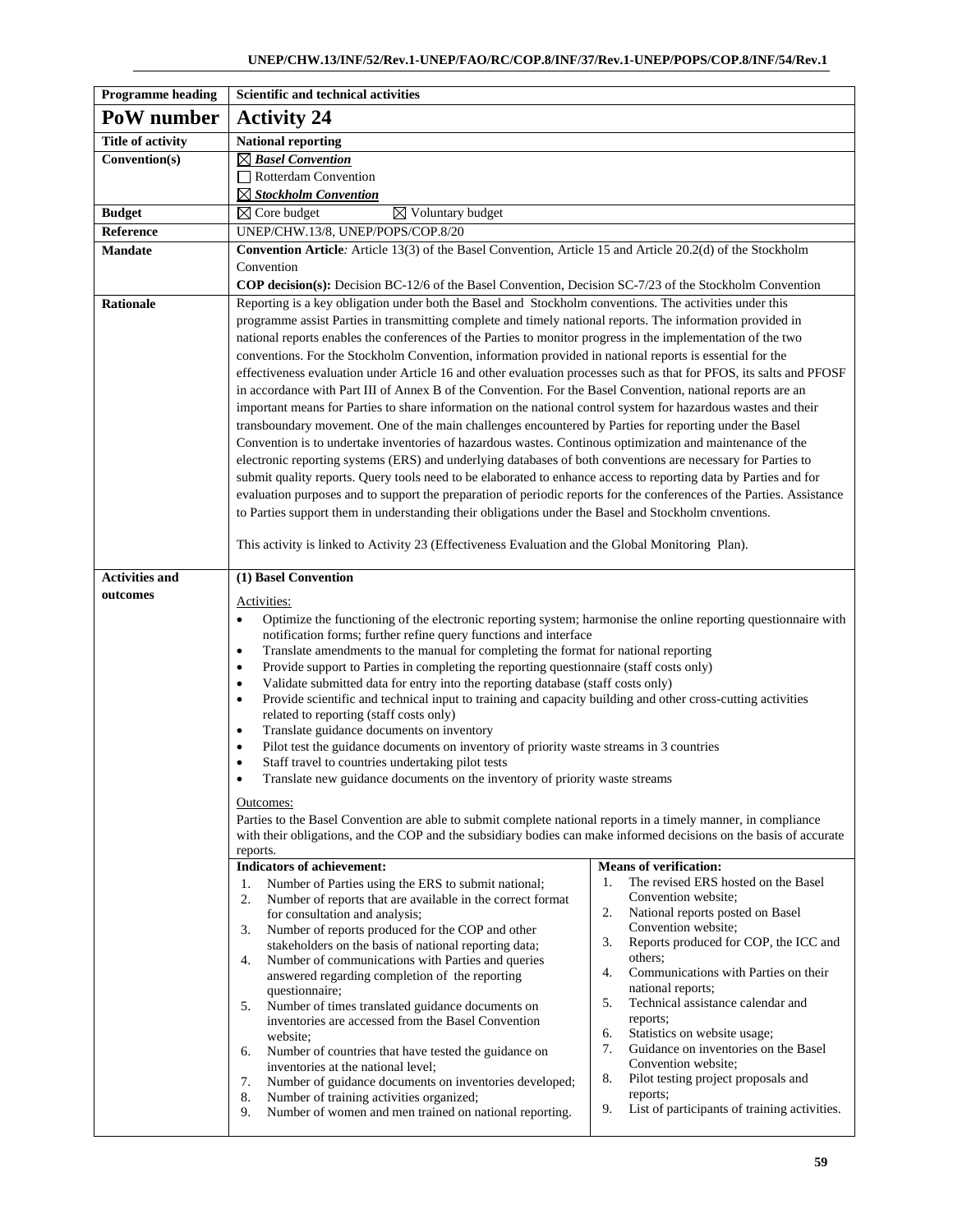| Programme heading | Scientific and technical activities | |
|---|---|---|
| **PoW number** | **Activity 24** | |
| **Title of activity** | **National reporting** | |
| **Convention(s)** | ☒ ***Basel Convention***<br>☐ Rotterdam Convention<br>☒ ***Stockholm Convention*** | |
| **Budget** | ☒ Core budget ☒ Voluntary budget | |
| **Reference** | UNEP/CHW.13/8, UNEP/POPS/COP.8/20 | |
| **Mandate** | **Convention Article***:* Article 13(3) of the Basel Convention, Article 15 and Article 20.2(d) of the Stockholm Convention<br>**COP decision(s):** Decision BC-12/6 of the Basel Convention, Decision SC-7/23 of the Stockholm Convention | |
| **Rationale** | Reporting is a key obligation under both the Basel and Stockholm conventions. The activities under this programme assist Parties in transmitting complete and timely national reports. The information provided in national reports enables the conferences of the Parties to monitor progress in the implementation of the two conventions. For the Stockholm Convention, information provided in national reports is essential for the effectiveness evaluation under Article 16 and other evaluation processes such as that for PFOS, its salts and PFOSF in accordance with Part III of Annex B of the Convention. For the Basel Convention, national reports are an important means for Parties to share information on the national control system for hazardous wastes and their transboundary movement. One of the main challenges encountered by Parties for reporting under the Basel Convention is to undertake inventories of hazardous wastes. Continous optimization and maintenance of the electronic reporting systems (ERS) and underlying databases of both conventions are necessary for Parties to submit quality reports. Query tools need to be elaborated to enhance access to reporting data by Parties and for evaluation purposes and to support the preparation of periodic reports for the conferences of the Parties. Assistance to Parties support them in understanding their obligations under the Basel and Stockholm cnventions.<br><br>This activity is linked to Activity 23 (Effectiveness Evaluation and the Global Monitoring Plan). | |
| **Activities and outcomes** | **(1) Basel Convention**<br><br>Activities:<br>• Optimize the functioning of the electronic reporting system; harmonise the online reporting questionnaire with notification forms; further refine query functions and interface<br>• Translate amendments to the manual for completing the format for national reporting<br>• Provide support to Parties in completing the reporting questionnaire (staff costs only)<br>• Validate submitted data for entry into the reporting database (staff costs only)<br>• Provide scientific and technical input to training and capacity building and other cross-cutting activities related to reporting (staff costs only)<br>• Translate guidance documents on inventory<br>• Pilot test the guidance documents on inventory of priority waste streams in 3 countries<br>• Staff travel to countries undertaking pilot tests<br>• Translate new guidance documents on the inventory of priority waste streams<br><br>Outcomes:<br>Parties to the Basel Convention are able to submit complete national reports in a timely manner, in compliance with their obligations, and the COP and the subsidiary bodies can make informed decisions on the basis of accurate reports. | |
| | **Indicators of achievement:**<br>1. Number of Parties using the ERS to submit national;<br>2. Number of reports that are available in the correct format for consultation and analysis;<br>3. Number of reports produced for the COP and other stakeholders on the basis of national reporting data;<br>4. Number of communications with Parties and queries answered regarding completion of the reporting questionnaire;<br>5. Number of times translated guidance documents on inventories are accessed from the Basel Convention website;<br>6. Number of countries that have tested the guidance on inventories at the national level;<br>7. Number of guidance documents on inventories developed;<br>8. Number of training activities organized;<br>9. Number of women and men trained on national reporting. | **Means of verification:**<br>1. The revised ERS hosted on the Basel Convention website;<br>2. National reports posted on Basel Convention website;<br>3. Reports produced for COP, the ICC and others;<br>4. Communications with Parties on their national reports;<br>5. Technical assistance calendar and reports;<br>6. Statistics on website usage;<br>7. Guidance on inventories on the Basel Convention website;<br>8. Pilot testing project proposals and reports;<br>9. List of participants of training activities. |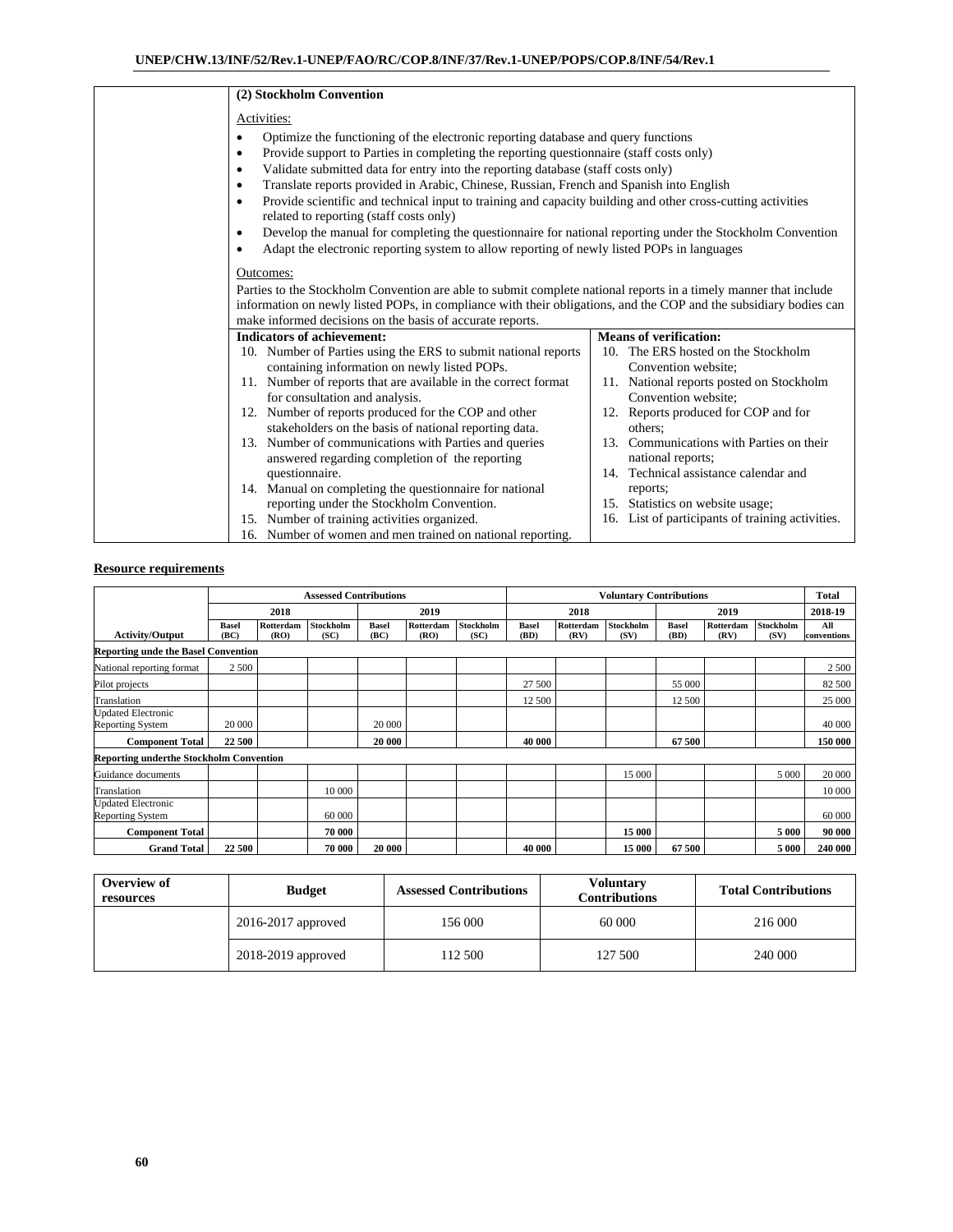| | **(2) Stockholm Convention** | |
|---|---|---|
| | Activities:<br>• Optimize the functioning of the electronic reporting database and query functions<br>• Provide support to Parties in completing the reporting questionnaire (staff costs only)<br>• Validate submitted data for entry into the reporting database (staff costs only)<br>• Translate reports provided in Arabic, Chinese, Russian, French and Spanish into English<br>• Provide scientific and technical input to training and capacity building and other cross-cutting activities related to reporting (staff costs only)<br>• Develop the manual for completing the questionnaire for national reporting under the Stockholm Convention<br>• Adapt the electronic reporting system to allow reporting of newly listed POPs in languages<br><br>Outcomes:<br>Parties to the Stockholm Convention are able to submit complete national reports in a timely manner that include information on newly listed POPs, in compliance with their obligations, and the COP and the subsidiary bodies can make informed decisions on the basis of accurate reports. | |
| | **Indicators of achievement:**<br>10. Number of Parties using the ERS to submit national reports containing information on newly listed POPs.<br>11. Number of reports that are available in the correct format for consultation and analysis.<br>12. Number of reports produced for the COP and other stakeholders on the basis of national reporting data.<br>13. Number of communications with Parties and queries answered regarding completion of the reporting questionnaire.<br>14. Manual on completing the questionnaire for national reporting under the Stockholm Convention.<br>15. Number of training activities organized.<br>16. Number of women and men trained on national reporting. | **Means of verification:**<br>10. The ERS hosted on the Stockholm Convention website;<br>11. National reports posted on Stockholm Convention website;<br>12. Reports produced for COP and for others;<br>13. Communications with Parties on their national reports;<br>14. Technical assistance calendar and reports;<br>15. Statistics on website usage;<br>16. List of participants of training activities. |

**Resource requirements**

| | Assessed Contributions | | | | | | Voluntary Contributions | | | | | | Total |
|---|---|---|---|---|---|---|---|---|---|---|---|---|---|
| | 2018 | | | 2019 | | | 2018 | | | 2019 | | | 2018-19 |
| **Activity/Output** | **Basel (BC)** | **Rotterdam (RO)** | **Stockholm (SC)** | **Basel (BC)** | **Rotterdam (RO)** | **Stockholm (SC)** | **Basel (BD)** | **Rotterdam (RV)** | **Stockholm (SV)** | **Basel (BD)** | **Rotterdam (RV)** | **Stockholm (SV)** | **All conventions** |
| **Reporting unde the Basel Convention** | | | | | | | | | | | | | |
| National reporting format | 2 500 | | | | | | | | | | | | 2 500 |
| Pilot projects | | | | | | | 27 500 | | | 55 000 | | | 82 500 |
| Translation | | | | | | | 12 500 | | | 12 500 | | | 25 000 |
| Updated Electronic Reporting System | 20 000 | | | 20 000 | | | | | | | | | 40 000 |
| **Component Total** | **22 500** | | | **20 000** | | | **40 000** | | | **67 500** | | | **150 000** |
| **Reporting underthe Stockholm Convention** | | | | | | | | | | | | | |
| Guidance documents | | | | | | | | | 15 000 | | | 5 000 | 20 000 |
| Translation | | | 10 000 | | | | | | | | | | 10 000 |
| Updated Electronic Reporting System | | | 60 000 | | | | | | | | | | 60 000 |
| **Component Total** | | | **70 000** | | | | | | **15 000** | | | **5 000** | **90 000** |
| **Grand Total** | **22 500** | | **70 000** | **20 000** | | | **40 000** | | **15 000** | **67 500** | | **5 000** | **240 000** |

| Overview of resources | Budget | Assessed Contributions | Voluntary Contributions | Total Contributions |
|---|---|---|---|---|
| | 2016-2017 approved | 156 000 | 60 000 | 216 000 |
| | 2018-2019 approved | 112 500 | 127 500 | 240 000 |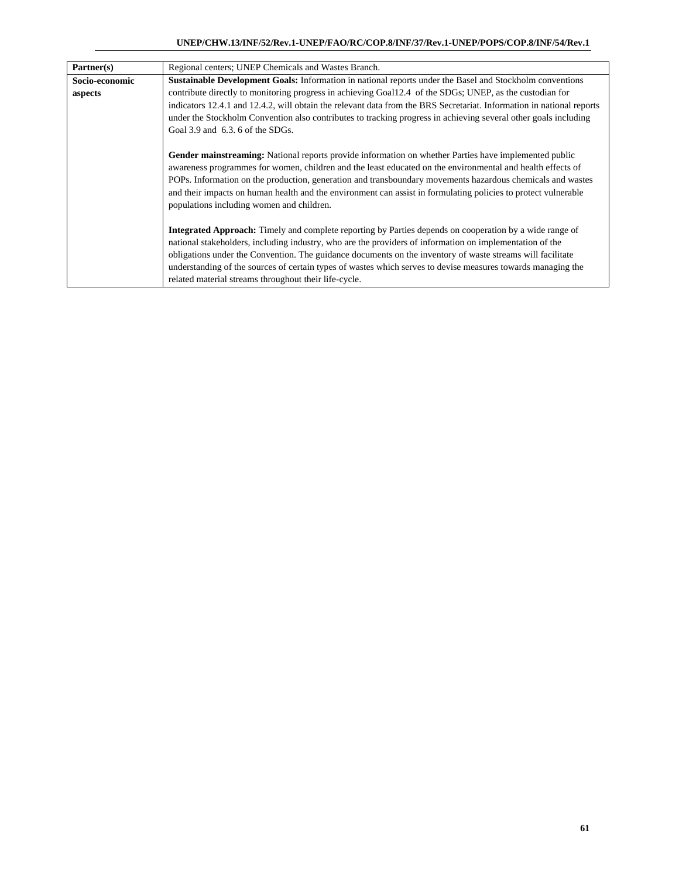| **Partner(s)** | Regional centers; UNEP Chemicals and Wastes Branch. |
|---|---|
| **Socio-economic aspects** | **Sustainable Development Goals:** Information in national reports under the Basel and Stockholm conventions contribute directly to monitoring progress in achieving Goal12.4 of the SDGs; UNEP, as the custodian for indicators 12.4.1 and 12.4.2, will obtain the relevant data from the BRS Secretariat. Information in national reports under the Stockholm Convention also contributes to tracking progress in achieving several other goals including Goal 3.9 and 6.3. 6 of the SDGs.<br><br>**Gender mainstreaming:** National reports provide information on whether Parties have implemented public awareness programmes for women, children and the least educated on the environmental and health effects of POPs. Information on the production, generation and transboundary movements hazardous chemicals and wastes and their impacts on human health and the environment can assist in formulating policies to protect vulnerable populations including women and children.<br><br>**Integrated Approach:** Timely and complete reporting by Parties depends on cooperation by a wide range of national stakeholders, including industry, who are the providers of information on implementation of the obligations under the Convention. The guidance documents on the inventory of waste streams will facilitate understanding of the sources of certain types of wastes which serves to devise measures towards managing the related material streams throughout their life-cycle. |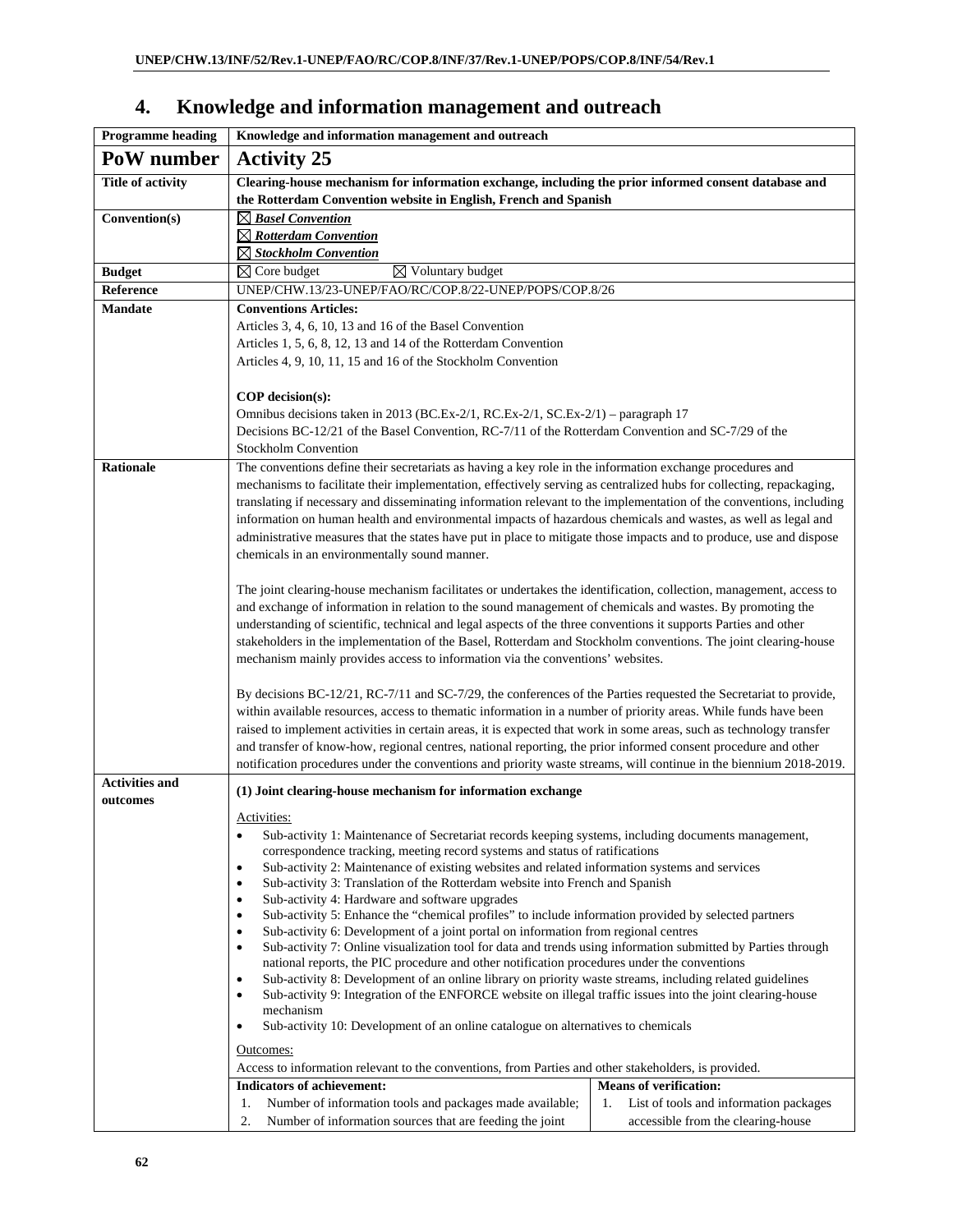## 4. Knowledge and information management and outreach

| **Programme heading** | **Knowledge and information management and outreach** |
|---|---|
| **PoW number** | **Activity 25** |
| **Title of activity** | **Clearing-house mechanism for information exchange, including the prior informed consent database and the Rotterdam Convention website in English, French and Spanish** |
| **Convention(s)** | ☒ ***Basel Convention***<br>☒ ***Rotterdam Convention***<br>☒ ***Stockholm Convention*** |
| **Budget** | ☒ Core budget ☒ Voluntary budget |
| **Reference** | UNEP/CHW.13/23-UNEP/FAO/RC/COP.8/22-UNEP/POPS/COP.8/26 |
| **Mandate** | **Conventions Articles:**<br>Articles 3, 4, 6, 10, 13 and 16 of the Basel Convention<br>Articles 1, 5, 6, 8, 12, 13 and 14 of the Rotterdam Convention<br>Articles 4, 9, 10, 11, 15 and 16 of the Stockholm Convention<br><br>**COP decision(s):**<br>Omnibus decisions taken in 2013 (BC.Ex-2/1, RC.Ex-2/1, SC.Ex-2/1) – paragraph 17<br>Decisions BC-12/21 of the Basel Convention, RC-7/11 of the Rotterdam Convention and SC-7/29 of the Stockholm Convention |
| **Rationale** | The conventions define their secretariats as having a key role in the information exchange procedures and mechanisms to facilitate their implementation, effectively serving as centralized hubs for collecting, repackaging, translating if necessary and disseminating information relevant to the implementation of the conventions, including information on human health and environmental impacts of hazardous chemicals and wastes, as well as legal and administrative measures that the states have put in place to mitigate those impacts and to produce, use and dispose chemicals in an environmentally sound manner.<br><br>The joint clearing-house mechanism facilitates or undertakes the identification, collection, management, access to and exchange of information in relation to the sound management of chemicals and wastes. By promoting the understanding of scientific, technical and legal aspects of the three conventions it supports Parties and other stakeholders in the implementation of the Basel, Rotterdam and Stockholm conventions. The joint clearing-house mechanism mainly provides access to information via the conventions' websites.<br><br>By decisions BC-12/21, RC-7/11 and SC-7/29, the conferences of the Parties requested the Secretariat to provide, within available resources, access to thematic information in a number of priority areas. While funds have been raised to implement activities in certain areas, it is expected that work in some areas, such as technology transfer and transfer of know-how, regional centres, national reporting, the prior informed consent procedure and other notification procedures under the conventions and priority waste streams, will continue in the biennium 2018-2019. |
| **Activities and outcomes** | **(1) Joint clearing-house mechanism for information exchange**<br><br>Activities:<br>• Sub-activity 1: Maintenance of Secretariat records keeping systems, including documents management, correspondence tracking, meeting record systems and status of ratifications<br>• Sub-activity 2: Maintenance of existing websites and related information systems and services<br>• Sub-activity 3: Translation of the Rotterdam website into French and Spanish<br>• Sub-activity 4: Hardware and software upgrades<br>• Sub-activity 5: Enhance the "chemical profiles" to include information provided by selected partners<br>• Sub-activity 6: Development of a joint portal on information from regional centres<br>• Sub-activity 7: Online visualization tool for data and trends using information submitted by Parties through national reports, the PIC procedure and other notification procedures under the conventions<br>• Sub-activity 8: Development of an online library on priority waste streams, including related guidelines<br>• Sub-activity 9: Integration of the ENFORCE website on illegal traffic issues into the joint clearing-house mechanism<br>• Sub-activity 10: Development of an online catalogue on alternatives to chemicals<br><br>Outcomes:<br>Access to information relevant to the conventions, from Parties and other stakeholders, is provided.<br><br>**Indicators of achievement:**<br>1. Number of information tools and packages made available;<br>2. Number of information sources that are feeding the joint<br><br>**Means of verification:**<br>1. List of tools and information packages accessible from the clearing-house |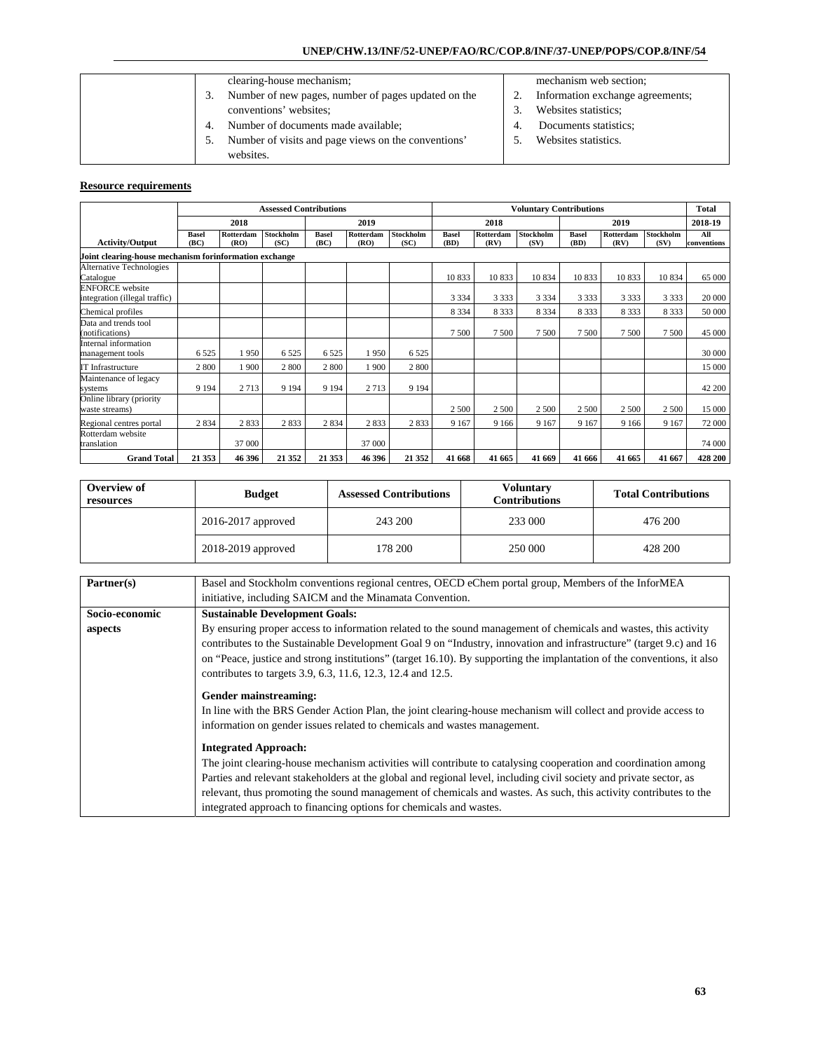| | clearing-house mechanism;<br>3. Number of new pages, number of pages updated on the conventions' websites;<br>4. Number of documents made available;<br>5. Number of visits and page views on the conventions' websites. | mechanism web section;<br>2. Information exchange agreements;<br>3. Websites statistics;<br>4. Documents statistics;<br>5. Websites statistics. |
|---|---|---|

**Resource requirements**

| | Assessed Contributions | | | | | | Voluntary Contributions | | | | | | Total |
|---|---|---|---|---|---|---|---|---|---|---|---|---|---|
| | 2018 | | | 2019 | | | 2018 | | | 2019 | | | 2018-19 |
| Activity/Output | Basel (BC) | Rotterdam (RO) | Stockholm (SC) | Basel (BC) | Rotterdam (RO) | Stockholm (SC) | Basel (BD) | Rotterdam (RV) | Stockholm (SV) | Basel (BD) | Rotterdam (RV) | Stockholm (SV) | All conventions |
| Joint clearing-house mechanism forinformation exchange | | | | | | | | | | | | | |
| Alternative Technologies Catalogue | | | | | | | 10 833 | 10 833 | 10 834 | 10 833 | 10 833 | 10 834 | 65 000 |
| ENFORCE website integration (illegal traffic) | | | | | | | 3 334 | 3 333 | 3 334 | 3 333 | 3 333 | 3 333 | 20 000 |
| Chemical profiles | | | | | | | 8 334 | 8 333 | 8 334 | 8 333 | 8 333 | 8 333 | 50 000 |
| Data and trends tool (notifications) | | | | | | | 7 500 | 7 500 | 7 500 | 7 500 | 7 500 | 7 500 | 45 000 |
| Internal information management tools | 6 525 | 1 950 | 6 525 | 6 525 | 1 950 | 6 525 | | | | | | | 30 000 |
| IT Infrastructure | 2 800 | 1 900 | 2 800 | 2 800 | 1 900 | 2 800 | | | | | | | 15 000 |
| Maintenance of legacy systems | 9 194 | 2 713 | 9 194 | 9 194 | 2 713 | 9 194 | | | | | | | 42 200 |
| Online library (priority waste streams) | | | | | | | 2 500 | 2 500 | 2 500 | 2 500 | 2 500 | 2 500 | 15 000 |
| Regional centres portal | 2 834 | 2 833 | 2 833 | 2 834 | 2 833 | 2 833 | 9 167 | 9 166 | 9 167 | 9 167 | 9 166 | 9 167 | 72 000 |
| Rotterdam website translation | | 37 000 | | | 37 000 | | | | | | | | 74 000 |
| **Grand Total** | **21 353** | **46 396** | **21 352** | **21 353** | **46 396** | **21 352** | **41 668** | **41 665** | **41 669** | **41 666** | **41 665** | **41 667** | **428 200** |

| Overview of resources | Budget | Assessed Contributions | Voluntary Contributions | Total Contributions |
|---|---|---|---|---|
| | 2016-2017 approved | 243 200 | 233 000 | 476 200 |
| | 2018-2019 approved | 178 200 | 250 000 | 428 200 |

| | |
|---|---|
| **Partner(s)** | Basel and Stockholm conventions regional centres, OECD eChem portal group, Members of the InforMEA initiative, including SAICM and the Minamata Convention. |
| **Socio-economic aspects** | **Sustainable Development Goals:**<br>By ensuring proper access to information related to the sound management of chemicals and wastes, this activity contributes to the Sustainable Development Goal 9 on "Industry, innovation and infrastructure" (target 9.c) and 16 on "Peace, justice and strong institutions" (target 16.10). By supporting the implantation of the conventions, it also contributes to targets 3.9, 6.3, 11.6, 12.3, 12.4 and 12.5.<br><br>**Gender mainstreaming:**<br>In line with the BRS Gender Action Plan, the joint clearing-house mechanism will collect and provide access to information on gender issues related to chemicals and wastes management.<br><br>**Integrated Approach:**<br>The joint clearing-house mechanism activities will contribute to catalysing cooperation and coordination among Parties and relevant stakeholders at the global and regional level, including civil society and private sector, as relevant, thus promoting the sound management of chemicals and wastes. As such, this activity contributes to the integrated approach to financing options for chemicals and wastes. |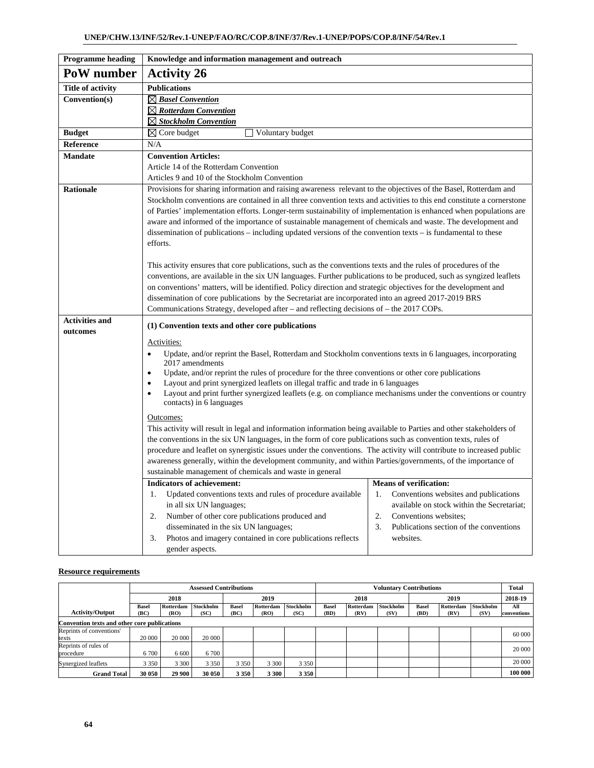| Programme heading | Knowledge and information management and outreach |
|---|---|
| **PoW number** | **Activity 26** |
| **Title of activity** | **Publications** |
| **Convention(s)** | ☒ ***Basel Convention***<br>☒ ***Rotterdam Convention***<br>☒ ***Stockholm Convention*** |
| **Budget** | ☒ Core budget ☐ Voluntary budget |
| **Reference** | N/A |
| **Mandate** | **Convention Articles:**<br>Article 14 of the Rotterdam Convention<br>Articles 9 and 10 of the Stockholm Convention |
| **Rationale** | Provisions for sharing information and raising awareness relevant to the objectives of the Basel, Rotterdam and Stockholm conventions are contained in all three convention texts and activities to this end constitute a cornerstone of Parties' implementation efforts. Longer-term sustainability of implementation is enhanced when populations are aware and informed of the importance of sustainable management of chemicals and waste. The development and dissemination of publications – including updated versions of the convention texts – is fundamental to these efforts.<br><br>This activity ensures that core publications, such as the conventions texts and the rules of procedures of the conventions, are available in the six UN languages. Further publications to be produced, such as syngized leaflets on conventions' matters, will be identified. Policy direction and strategic objectives for the development and dissemination of core publications by the Secretariat are incorporated into an agreed 2017-2019 BRS Communications Strategy, developed after – and reflecting decisions of – the 2017 COPs. |
| **Activities and outcomes** | **(1) Convention texts and other core publications**<br><br>Activities:<br>• Update, and/or reprint the Basel, Rotterdam and Stockholm conventions texts in 6 languages, incorporating 2017 amendments<br>• Update, and/or reprint the rules of procedure for the three conventions or other core publications<br>• Layout and print synergized leaflets on illegal traffic and trade in 6 languages<br>• Layout and print further synergized leaflets (e.g. on compliance mechanisms under the conventions or country contacts) in 6 languages<br><br>Outcomes:<br>This activity will result in legal and information information being available to Parties and other stakeholders of the conventions in the six UN languages, in the form of core publications such as convention texts, rules of procedure and leaflet on synergistic issues under the conventions. The activity will contribute to increased public awareness generally, within the development community, and within Parties/governments, of the importance of sustainable management of chemicals and waste in general<br><br>**Indicators of achievement:**<br>1. Updated conventions texts and rules of procedure available in all six UN languages;<br>2. Number of other core publications produced and disseminated in the six UN languages;<br>3. Photos and imagery contained in core publications reflects gender aspects.<br><br>**Means of verification:**<br>1. Conventions websites and publications available on stock within the Secretariat;<br>2. Conventions websites;<br>3. Publications section of the conventions websites. |

**Resource requirements**

| | Assessed Contributions | | | | | | Voluntary Contributions | | | | | | Total |
|---|---|---|---|---|---|---|---|---|---|---|---|---|---|
| | 2018 | | | 2019 | | | 2018 | | | 2019 | | | 2018-19 |
| **Activity/Output** | Basel (BC) | Rotterdam (RO) | Stockholm (SC) | Basel (BC) | Rotterdam (RO) | Stockholm (SC) | Basel (BD) | Rotterdam (RV) | Stockholm (SV) | Basel (BD) | Rotterdam (RV) | Stockholm (SV) | All conventions |
| **Convention texts and other core publications** | | | | | | | | | | | | | |
| Reprints of conventions' texts | 20 000 | 20 000 | 20 000 | | | | | | | | | | 60 000 |
| Reprints of rules of procedure | 6 700 | 6 600 | 6 700 | | | | | | | | | | 20 000 |
| Synergized leaflets | 3 350 | 3 300 | 3 350 | 3 350 | 3 300 | 3 350 | | | | | | | 20 000 |
| **Grand Total** | **30 050** | **29 900** | **30 050** | **3 350** | **3 300** | **3 350** | | | | | | | **100 000** |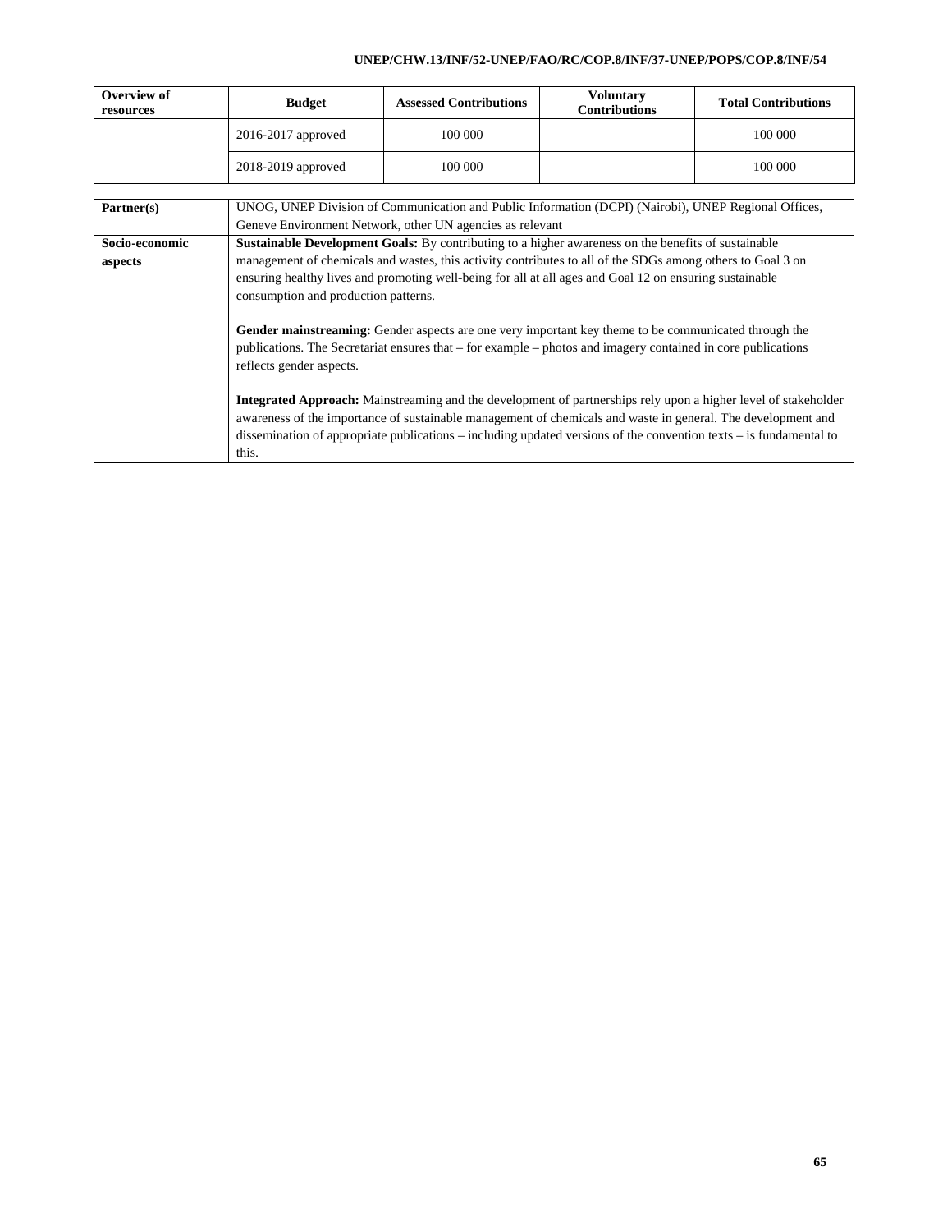| Overview of resources | Budget | Assessed Contributions | Voluntary Contributions | Total Contributions |
|---|---|---|---|---|
| | 2016-2017 approved | 100 000 | | 100 000 |
| | 2018-2019 approved | 100 000 | | 100 000 |

| | |
|---|---|
| **Partner(s)** | UNOG, UNEP Division of Communication and Public Information (DCPI) (Nairobi), UNEP Regional Offices, Geneve Environment Network, other UN agencies as relevant |
| **Socio-economic aspects** | **Sustainable Development Goals:** By contributing to a higher awareness on the benefits of sustainable management of chemicals and wastes, this activity contributes to all of the SDGs among others to Goal 3 on ensuring healthy lives and promoting well-being for all at all ages and Goal 12 on ensuring sustainable consumption and production patterns.<br><br>**Gender mainstreaming:** Gender aspects are one very important key theme to be communicated through the publications. The Secretariat ensures that – for example – photos and imagery contained in core publications reflects gender aspects.<br><br>**Integrated Approach:** Mainstreaming and the development of partnerships rely upon a higher level of stakeholder awareness of the importance of sustainable management of chemicals and waste in general. The development and dissemination of appropriate publications – including updated versions of the convention texts – is fundamental to this. |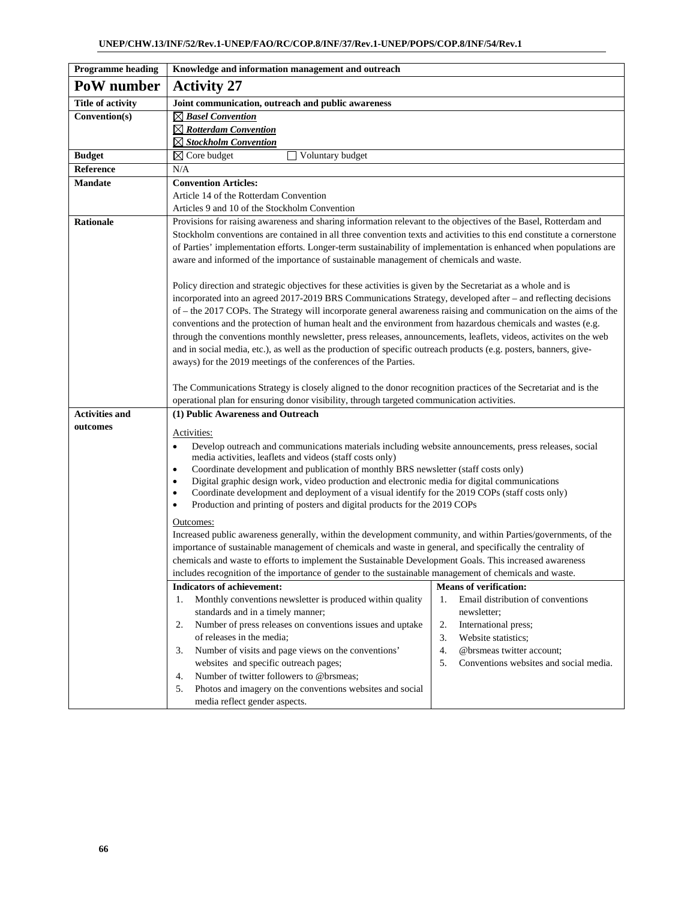| Programme heading | Knowledge and information management and outreach | |
|---|---|---|
| **PoW number** | **Activity 27** | |
| **Title of activity** | **Joint communication, outreach and public awareness** | |
| **Convention(s)** | ☒ ***Basel Convention***<br>☒ ***Rotterdam Convention***<br>☒ ***Stockholm Convention*** | |
| **Budget** | ☒ Core budget ☐ Voluntary budget | |
| **Reference** | N/A | |
| **Mandate** | **Convention Articles:**<br>Article 14 of the Rotterdam Convention<br>Articles 9 and 10 of the Stockholm Convention | |
| **Rationale** | Provisions for raising awareness and sharing information relevant to the objectives of the Basel, Rotterdam and Stockholm conventions are contained in all three convention texts and activities to this end constitute a cornerstone of Parties' implementation efforts. Longer-term sustainability of implementation is enhanced when populations are aware and informed of the importance of sustainable management of chemicals and waste.<br><br>Policy direction and strategic objectives for these activities is given by the Secretariat as a whole and is incorporated into an agreed 2017-2019 BRS Communications Strategy, developed after – and reflecting decisions of – the 2017 COPs. The Strategy will incorporate general awareness raising and communication on the aims of the conventions and the protection of human healt and the environment from hazardous chemicals and wastes (e.g. through the conventions monthly newsletter, press releases, announcements, leaflets, videos, activites on the web and in social media, etc.), as well as the production of specific outreach products (e.g. posters, banners, give-aways) for the 2019 meetings of the conferences of the Parties.<br><br>The Communications Strategy is closely aligned to the donor recognition practices of the Secretariat and is the operational plan for ensuring donor visibility, through targeted communication activities. | |
| **Activities and outcomes** | **(1) Public Awareness and Outreach**<br><br>Activities:<br>• Develop outreach and communications materials including website announcements, press releases, social media activities, leaflets and videos (staff costs only)<br>• Coordinate development and publication of monthly BRS newsletter (staff costs only)<br>• Digital graphic design work, video production and electronic media for digital communications<br>• Coordinate development and deployment of a visual identify for the 2019 COPs (staff costs only)<br>• Production and printing of posters and digital products for the 2019 COPs<br><br>Outcomes:<br>Increased public awareness generally, within the development community, and within Parties/governments, of the importance of sustainable management of chemicals and waste in general, and specifically the centrality of chemicals and waste to efforts to implement the Sustainable Development Goals. This increased awareness includes recognition of the importance of gender to the sustainable management of chemicals and waste. | |
| | **Indicators of achievement:**<br>1. Monthly conventions newsletter is produced within quality standards and in a timely manner;<br>2. Number of press releases on conventions issues and uptake of releases in the media;<br>3. Number of visits and page views on the conventions' websites and specific outreach pages;<br>4. Number of twitter followers to @brsmeas;<br>5. Photos and imagery on the conventions websites and social media reflect gender aspects. | **Means of verification:**<br>1. Email distribution of conventions newsletter;<br>2. International press;<br>3. Website statistics;<br>4. @brsmeas twitter account;<br>5. Conventions websites and social media. |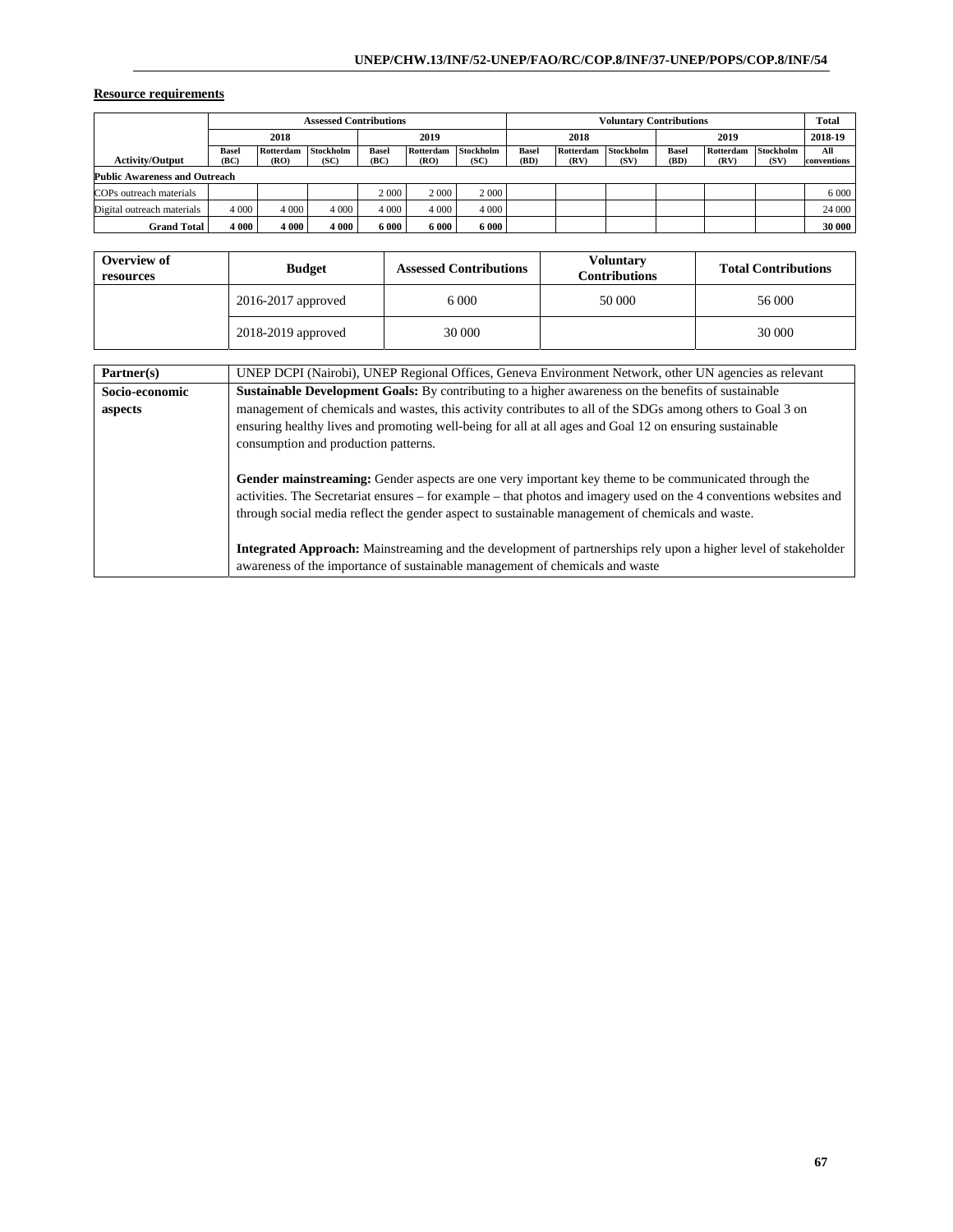**Resource requirements**

| Activity/Output | Assessed Contributions | | | | | | Voluntary Contributions | | | | | | Total |
|---|---|---|---|---|---|---|---|---|---|---|---|---|---|
| | 2018 | | | 2019 | | | 2018 | | | 2019 | | | 2018-19 |
| | Basel (BC) | Rotterdam (RO) | Stockholm (SC) | Basel (BC) | Rotterdam (RO) | Stockholm (SC) | Basel (BD) | Rotterdam (RV) | Stockholm (SV) | Basel (BD) | Rotterdam (RV) | Stockholm (SV) | All conventions |
| **Public Awareness and Outreach** | | | | | | | | | | | | | |
| COPs outreach materials | | | | 2 000 | 2 000 | 2 000 | | | | | | | 6 000 |
| Digital outreach materials | 4 000 | 4 000 | 4 000 | 4 000 | 4 000 | 4 000 | | | | | | | 24 000 |
| **Grand Total** | **4 000** | **4 000** | **4 000** | **6 000** | **6 000** | **6 000** | | | | | | | **30 000** |

| Overview of resources | Budget | Assessed Contributions | Voluntary Contributions | Total Contributions |
|---|---|---|---|---|
| | 2016-2017 approved | 6 000 | 50 000 | 56 000 |
| | 2018-2019 approved | 30 000 | | 30 000 |

| | |
|---|---|
| **Partner(s)** | UNEP DCPI (Nairobi), UNEP Regional Offices, Geneva Environment Network, other UN agencies as relevant |
| **Socio-economic aspects** | **Sustainable Development Goals:** By contributing to a higher awareness on the benefits of sustainable management of chemicals and wastes, this activity contributes to all of the SDGs among others to Goal 3 on ensuring healthy lives and promoting well-being for all at all ages and Goal 12 on ensuring sustainable consumption and production patterns.<br><br>**Gender mainstreaming:** Gender aspects are one very important key theme to be communicated through the activities. The Secretariat ensures – for example – that photos and imagery used on the 4 conventions websites and through social media reflect the gender aspect to sustainable management of chemicals and waste.<br><br>**Integrated Approach:** Mainstreaming and the development of partnerships rely upon a higher level of stakeholder awareness of the importance of sustainable management of chemicals and waste |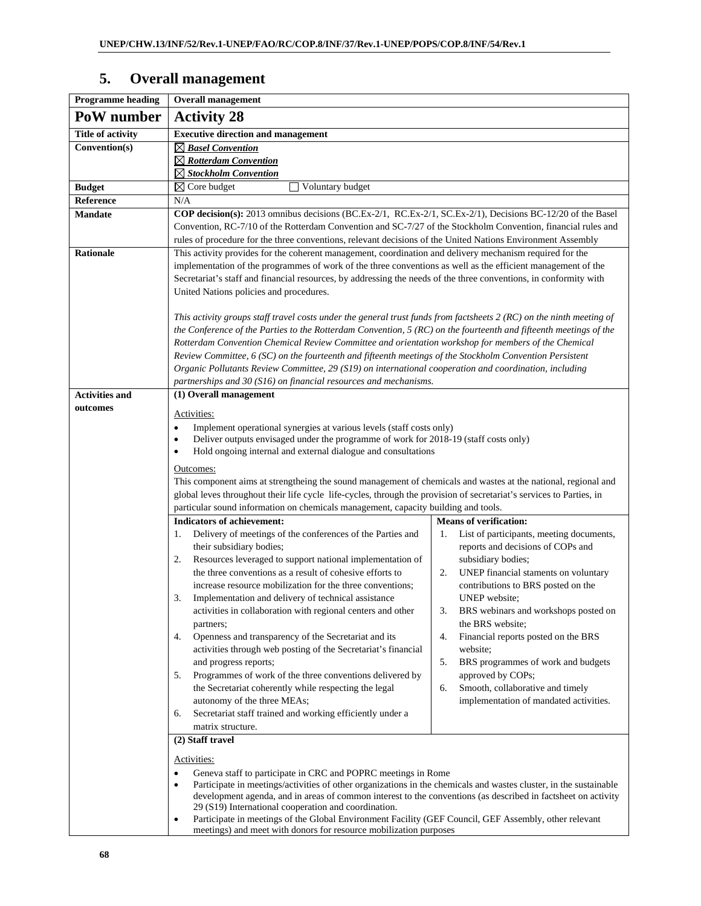## 5. Overall management

| Programme heading | Overall management |
|---|---|
| **PoW number** | **Activity 28** |
| **Title of activity** | **Executive direction and management** |
| **Convention(s)** | ☒ ***Basel Convention***<br>☒ ***Rotterdam Convention***<br>☒ ***Stockholm Convention*** |
| **Budget** | ☒ Core budget ☐ Voluntary budget |
| **Reference** | N/A |
| **Mandate** | **COP decision(s):** 2013 omnibus decisions (BC.Ex-2/1, RC.Ex-2/1, SC.Ex-2/1), Decisions BC-12/20 of the Basel Convention, RC-7/10 of the Rotterdam Convention and SC-7/27 of the Stockholm Convention, financial rules and rules of procedure for the three conventions, relevant decisions of the United Nations Environment Assembly |
| **Rationale** | This activity provides for the coherent management, coordination and delivery mechanism required for the implementation of the programmes of work of the three conventions as well as the efficient management of the Secretariat's staff and financial resources, by addressing the needs of the three conventions, in conformity with United Nations policies and procedures.<br><br>*This activity groups staff travel costs under the general trust funds from factsheets 2 (RC) on the ninth meeting of the Conference of the Parties to the Rotterdam Convention, 5 (RC) on the fourteenth and fifteenth meetings of the Rotterdam Convention Chemical Review Committee and orientation workshop for members of the Chemical Review Committee, 6 (SC) on the fourteenth and fifteenth meetings of the Stockholm Convention Persistent Organic Pollutants Review Committee, 29 (S19) on international cooperation and coordination, including partnerships and 30 (S16) on financial resources and mechanisms.* |
| **Activities and outcomes** | **(1) Overall management**<br><br>Activities:<br>• Implement operational synergies at various levels (staff costs only)<br>• Deliver outputs envisaged under the programme of work for 2018-19 (staff costs only)<br>• Hold ongoing internal and external dialogue and consultations<br><br>Outcomes:<br>This component aims at strengtheing the sound management of chemicals and wastes at the national, regional and global leves throughout their life cycle life-cycles, through the provision of secretariat's services to Parties, in particular sound information on chemicals management, capacity building and tools.<br><br>**Indicators of achievement:**<br>1. Delivery of meetings of the conferences of the Parties and their subsidiary bodies;<br>2. Resources leveraged to support national implementation of the three conventions as a result of cohesive efforts to increase resource mobilization for the three conventions;<br>3. Implementation and delivery of technical assistance activities in collaboration with regional centers and other partners;<br>4. Openness and transparency of the Secretariat and its activities through web posting of the Secretariat's financial and progress reports;<br>5. Programmes of work of the three conventions delivered by the Secretariat coherently while respecting the legal autonomy of the three MEAs;<br>6. Secretariat staff trained and working efficiently under a matrix structure.<br><br>**Means of verification:**<br>1. List of participants, meeting documents, reports and decisions of COPs and subsidiary bodies;<br>2. UNEP financial staments on voluntary contributions to BRS posted on the UNEP website;<br>3. BRS webinars and workshops posted on the BRS website;<br>4. Financial reports posted on the BRS website;<br>5. BRS programmes of work and budgets approved by COPs;<br>6. Smooth, collaborative and timely implementation of mandated activities.<br><br>**(2) Staff travel**<br><br>Activities:<br>• Geneva staff to participate in CRC and POPRC meetings in Rome<br>• Participate in meetings/activities of other organizations in the chemicals and wastes cluster, in the sustainable development agenda, and in areas of common interest to the conventions (as described in factsheet on activity 29 (S19) International cooperation and coordination.<br>• Participate in meetings of the Global Environment Facility (GEF Council, GEF Assembly, other relevant meetings) and meet with donors for resource mobilization purposes |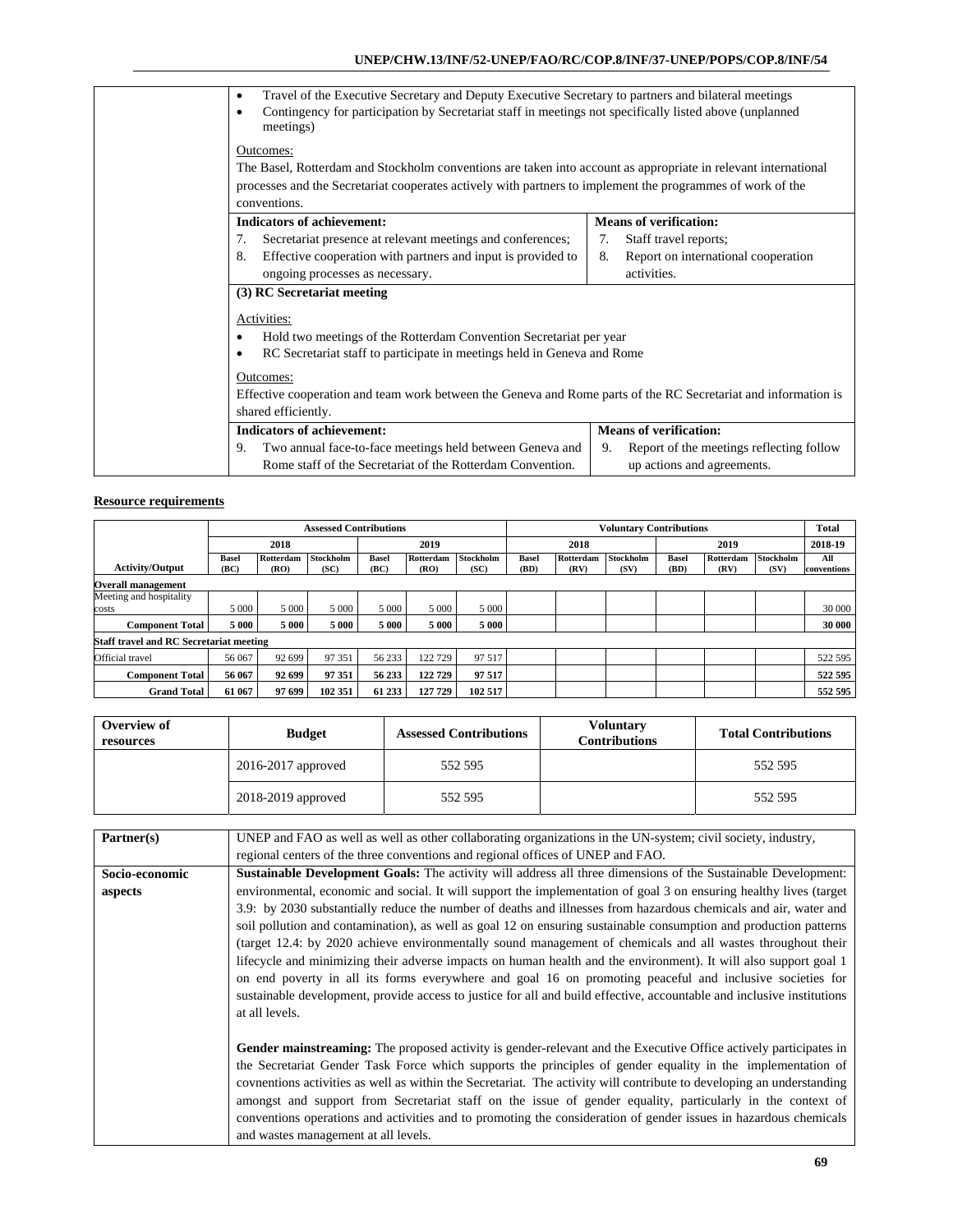- Travel of the Executive Secretary and Deputy Executive Secretary to partners and bilateral meetings
- Contingency for participation by Secretariat staff in meetings not specifically listed above (unplanned meetings)

Outcomes:

The Basel, Rotterdam and Stockholm conventions are taken into account as appropriate in relevant international processes and the Secretariat cooperates actively with partners to implement the programmes of work of the conventions.

| Indicators of achievement: | Means of verification: |
|---|---|
| 7. Secretariat presence at relevant meetings and conferences; | 7. Staff travel reports; |
| 8. Effective cooperation with partners and input is provided to ongoing processes as necessary. | 8. Report on international cooperation activities. |

**(3) RC Secretariat meeting**

Activities:

- Hold two meetings of the Rotterdam Convention Secretariat per year
- RC Secretariat staff to participate in meetings held in Geneva and Rome

Outcomes:

Effective cooperation and team work between the Geneva and Rome parts of the RC Secretariat and information is shared efficiently.

| Indicators of achievement: | Means of verification: |
|---|---|
| 9. Two annual face-to-face meetings held between Geneva and Rome staff of the Secretariat of the Rotterdam Convention. | 9. Report of the meetings reflecting follow up actions and agreements. |

**Resource requirements**

| | Assessed Contributions | | | | | | Voluntary Contributions | | | | | | Total |
|---|---|---|---|---|---|---|---|---|---|---|---|---|---|
| | 2018 | | | 2019 | | | 2018 | | | 2019 | | | 2018-19 |
| Activity/Output | Basel (BC) | Rotterdam (RO) | Stockholm (SC) | Basel (BC) | Rotterdam (RO) | Stockholm (SC) | Basel (BD) | Rotterdam (RV) | Stockholm (SV) | Basel (BD) | Rotterdam (RV) | Stockholm (SV) | All conventions |
| **Overall management** | | | | | | | | | | | | | |
| Meeting and hospitality costs | 5 000 | 5 000 | 5 000 | 5 000 | 5 000 | 5 000 | | | | | | | 30 000 |
| **Component Total** | **5 000** | **5 000** | **5 000** | **5 000** | **5 000** | **5 000** | | | | | | | **30 000** |
| **Staff travel and RC Secretariat meeting** | | | | | | | | | | | | | |
| Official travel | 56 067 | 92 699 | 97 351 | 56 233 | 122 729 | 97 517 | | | | | | | 522 595 |
| **Component Total** | **56 067** | **92 699** | **97 351** | **56 233** | **122 729** | **97 517** | | | | | | | **522 595** |
| **Grand Total** | **61 067** | **97 699** | **102 351** | **61 233** | **127 729** | **102 517** | | | | | | | **552 595** |

| Overview of resources | Budget | Assessed Contributions | Voluntary Contributions | Total Contributions |
|---|---|---|---|---|
| | 2016-2017 approved | 552 595 | | 552 595 |
| | 2018-2019 approved | 552 595 | | 552 595 |

| | |
|---|---|
| **Partner(s)** | UNEP and FAO as well as well as other collaborating organizations in the UN-system; civil society, industry, regional centers of the three conventions and regional offices of UNEP and FAO. |
| **Socio-economic aspects** | **Sustainable Development Goals:** The activity will address all three dimensions of the Sustainable Development: environmental, economic and social. It will support the implementation of goal 3 on ensuring healthy lives (target 3.9: by 2030 substantially reduce the number of deaths and illnesses from hazardous chemicals and air, water and soil pollution and contamination), as well as goal 12 on ensuring sustainable consumption and production patterns (target 12.4: by 2020 achieve environmentally sound management of chemicals and all wastes throughout their lifecycle and minimizing their adverse impacts on human health and the environment). It will also support goal 1 on end poverty in all its forms everywhere and goal 16 on promoting peaceful and inclusive societies for sustainable development, provide access to justice for all and build effective, accountable and inclusive institutions at all levels.<br><br>**Gender mainstreaming:** The proposed activity is gender-relevant and the Executive Office actively participates in the Secretariat Gender Task Force which supports the principles of gender equality in the implementation of covnentions activities as well as within the Secretariat. The activity will contribute to developing an understanding amongst and support from Secretariat staff on the issue of gender equality, particularly in the context of conventions operations and activities and to promoting the consideration of gender issues in hazardous chemicals and wastes management at all levels. |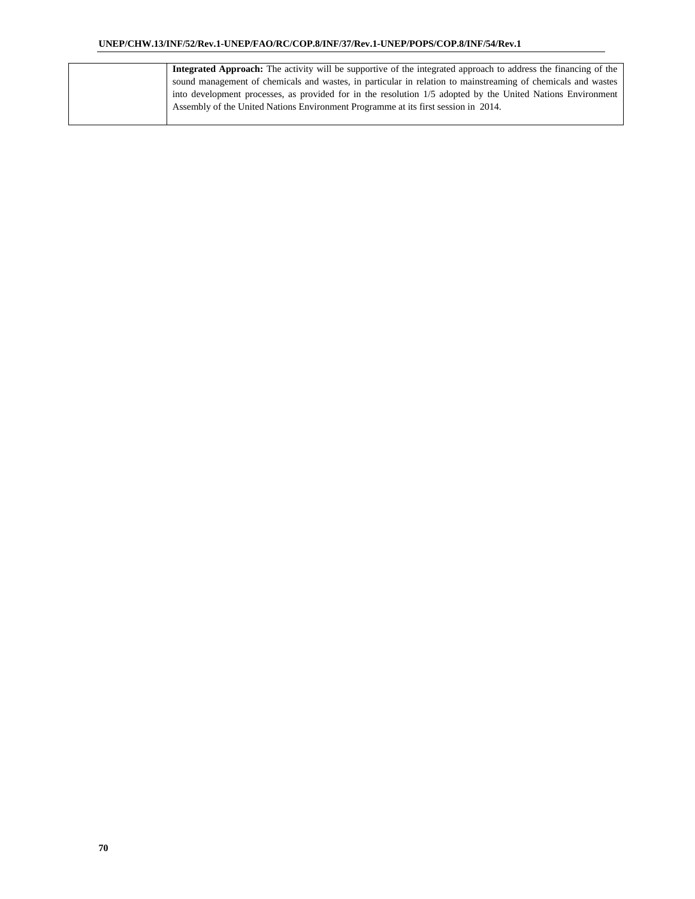| | |
|---|---|
| | **Integrated Approach:** The activity will be supportive of the integrated approach to address the financing of the sound management of chemicals and wastes, in particular in relation to mainstreaming of chemicals and wastes into development processes, as provided for in the resolution 1/5 adopted by the United Nations Environment Assembly of the United Nations Environment Programme at its first session in 2014. |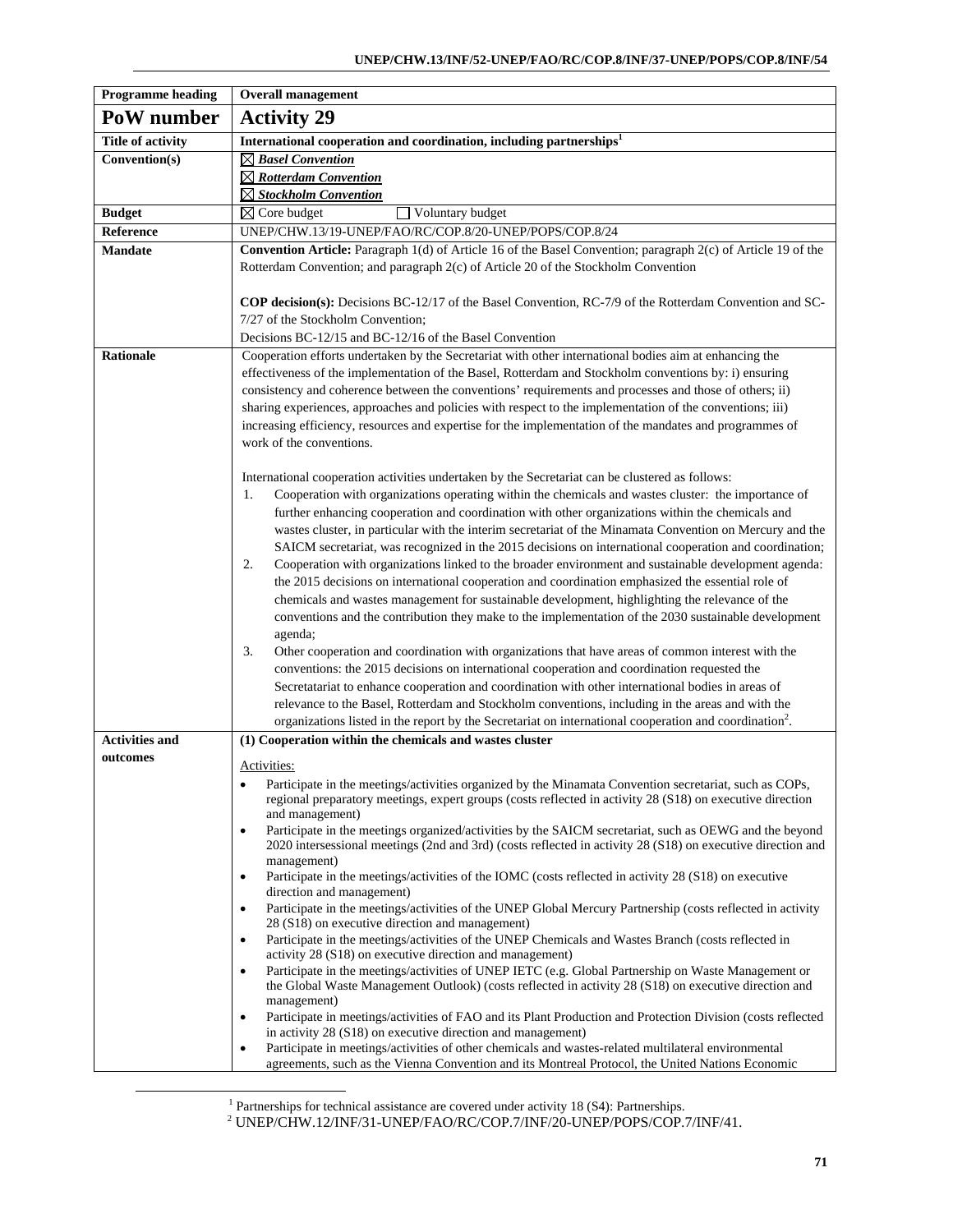| Programme heading | Overall management |
|---|---|
| **PoW number** | **Activity 29** |
| **Title of activity** | **International cooperation and coordination, including partnerships[1]** |
| **Convention(s)** | ☒ ***Basel Convention***<br>☒ ***Rotterdam Convention***<br>☒ ***Stockholm Convention*** |
| **Budget** | ☒ Core budget ☐ Voluntary budget |
| **Reference** | UNEP/CHW.13/19-UNEP/FAO/RC/COP.8/20-UNEP/POPS/COP.8/24 |
| **Mandate** | **Convention Article:** Paragraph 1(d) of Article 16 of the Basel Convention; paragraph 2(c) of Article 19 of the Rotterdam Convention; and paragraph 2(c) of Article 20 of the Stockholm Convention<br><br>**COP decision(s):** Decisions BC-12/17 of the Basel Convention, RC-7/9 of the Rotterdam Convention and SC-7/27 of the Stockholm Convention;<br>Decisions BC-12/15 and BC-12/16 of the Basel Convention |
| **Rationale** | Cooperation efforts undertaken by the Secretariat with other international bodies aim at enhancing the effectiveness of the implementation of the Basel, Rotterdam and Stockholm conventions by: i) ensuring consistency and coherence between the conventions' requirements and processes and those of others; ii) sharing experiences, approaches and policies with respect to the implementation of the conventions; iii) increasing efficiency, resources and expertise for the implementation of the mandates and programmes of work of the conventions.<br><br>International cooperation activities undertaken by the Secretariat can be clustered as follows:<br>1. Cooperation with organizations operating within the chemicals and wastes cluster: the importance of further enhancing cooperation and coordination with other organizations within the chemicals and wastes cluster, in particular with the interim secretariat of the Minamata Convention on Mercury and the SAICM secretariat, was recognized in the 2015 decisions on international cooperation and coordination;<br>2. Cooperation with organizations linked to the broader environment and sustainable development agenda: the 2015 decisions on international cooperation and coordination emphasized the essential role of chemicals and wastes management for sustainable development, highlighting the relevance of the conventions and the contribution they make to the implementation of the 2030 sustainable development agenda;<br>3. Other cooperation and coordination with organizations that have areas of common interest with the conventions: the 2015 decisions on international cooperation and coordination requested the Secretatariat to enhance cooperation and coordination with other international bodies in areas of relevance to the Basel, Rotterdam and Stockholm conventions, including in the areas and with the organizations listed in the report by the Secretariat on international cooperation and coordination[2]. |
| **Activities and outcomes** | **(1) Cooperation within the chemicals and wastes cluster**<br><br>Activities:<br>• Participate in the meetings/activities organized by the Minamata Convention secretariat, such as COPs, regional preparatory meetings, expert groups (costs reflected in activity 28 (S18) on executive direction and management)<br>• Participate in the meetings organized/activities by the SAICM secretariat, such as OEWG and the beyond 2020 intersessional meetings (2nd and 3rd) (costs reflected in activity 28 (S18) on executive direction and management)<br>• Participate in the meetings/activities of the IOMC (costs reflected in activity 28 (S18) on executive direction and management)<br>• Participate in the meetings/activities of the UNEP Global Mercury Partnership (costs reflected in activity 28 (S18) on executive direction and management)<br>• Participate in the meetings/activities of the UNEP Chemicals and Wastes Branch (costs reflected in activity 28 (S18) on executive direction and management)<br>• Participate in the meetings/activities of UNEP IETC (e.g. Global Partnership on Waste Management or the Global Waste Management Outlook) (costs reflected in activity 28 (S18) on executive direction and management)<br>• Participate in meetings/activities of FAO and its Plant Production and Protection Division (costs reflected in activity 28 (S18) on executive direction and management)<br>• Participate in meetings/activities of other chemicals and wastes-related multilateral environmental agreements, such as the Vienna Convention and its Montreal Protocol, the United Nations Economic |

[1] Partnerships for technical assistance are covered under activity 18 (S4): Partnerships.

[2] UNEP/CHW.12/INF/31-UNEP/FAO/RC/COP.7/INF/20-UNEP/POPS/COP.7/INF/41.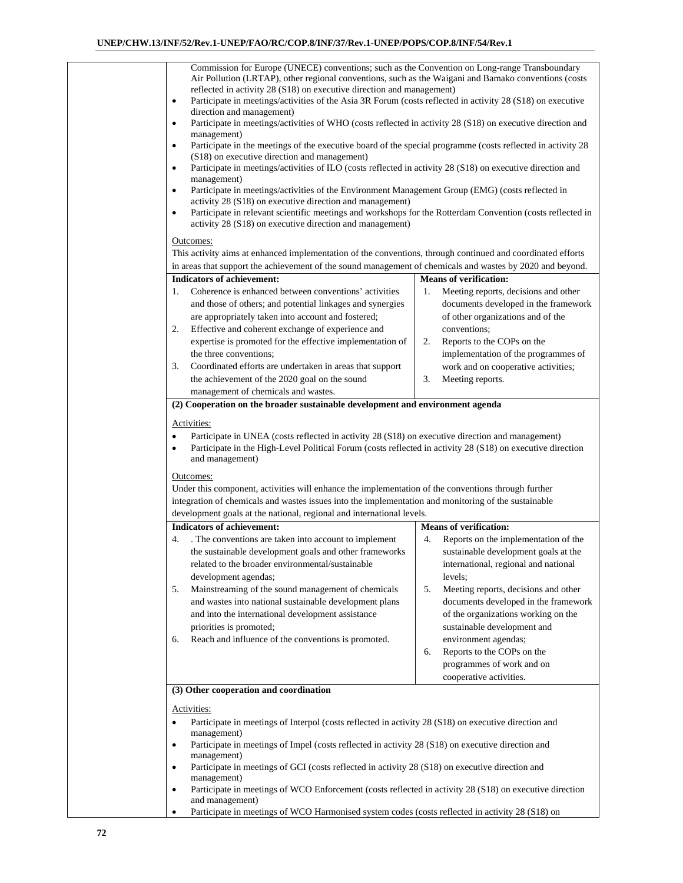Commission for Europe (UNECE) conventions; such as the Convention on Long-range Transboundary Air Pollution (LRTAP), other regional conventions, such as the Waigani and Bamako conventions (costs reflected in activity 28 (S18) on executive direction and management)

- Participate in meetings/activities of the Asia 3R Forum (costs reflected in activity 28 (S18) on executive direction and management)
- Participate in meetings/activities of WHO (costs reflected in activity 28 (S18) on executive direction and management)
- Participate in the meetings of the executive board of the special programme (costs reflected in activity 28 (S18) on executive direction and management)
- Participate in meetings/activities of ILO (costs reflected in activity 28 (S18) on executive direction and management)
- Participate in meetings/activities of the Environment Management Group (EMG) (costs reflected in activity 28 (S18) on executive direction and management)
- Participate in relevant scientific meetings and workshops for the Rotterdam Convention (costs reflected in activity 28 (S18) on executive direction and management)

Outcomes:

This activity aims at enhanced implementation of the conventions, through continued and coordinated efforts in areas that support the achievement of the sound management of chemicals and wastes by 2020 and beyond.

| Indicators of achievement: | Means of verification: |
|---|---|
| 1. Coherence is enhanced between conventions' activities and those of others; and potential linkages and synergies are appropriately taken into account and fostered;<br>2. Effective and coherent exchange of experience and expertise is promoted for the effective implementation of the three conventions;<br>3. Coordinated efforts are undertaken in areas that support the achievement of the 2020 goal on the sound management of chemicals and wastes. | 1. Meeting reports, decisions and other documents developed in the framework of other organizations and of the conventions;<br>2. Reports to the COPs on the implementation of the programmes of work and on cooperative activities;<br>3. Meeting reports. |

**(2) Cooperation on the broader sustainable development and environment agenda**

Activities:

- Participate in UNEA (costs reflected in activity 28 (S18) on executive direction and management)
- Participate in the High-Level Political Forum (costs reflected in activity 28 (S18) on executive direction and management)

Outcomes:

Under this component, activities will enhance the implementation of the conventions through further integration of chemicals and wastes issues into the implementation and monitoring of the sustainable development goals at the national, regional and international levels.

| Indicators of achievement: | Means of verification: |
|---|---|
| 4. . The conventions are taken into account to implement the sustainable development goals and other frameworks related to the broader environmental/sustainable development agendas;<br>5. Mainstreaming of the sound management of chemicals and wastes into national sustainable development plans and into the international development assistance priorities is promoted;<br>6. Reach and influence of the conventions is promoted. | 4. Reports on the implementation of the sustainable development goals at the international, regional and national levels;<br>5. Meeting reports, decisions and other documents developed in the framework of the organizations working on the sustainable development and environment agendas;<br>6. Reports to the COPs on the programmes of work and on cooperative activities. |

**(3) Other cooperation and coordination**

Activities:

- Participate in meetings of Interpol (costs reflected in activity 28 (S18) on executive direction and management)
- Participate in meetings of Impel (costs reflected in activity 28 (S18) on executive direction and management)
- Participate in meetings of GCI (costs reflected in activity 28 (S18) on executive direction and management)
- Participate in meetings of WCO Enforcement (costs reflected in activity 28 (S18) on executive direction and management)
- Participate in meetings of WCO Harmonised system codes (costs reflected in activity 28 (S18) on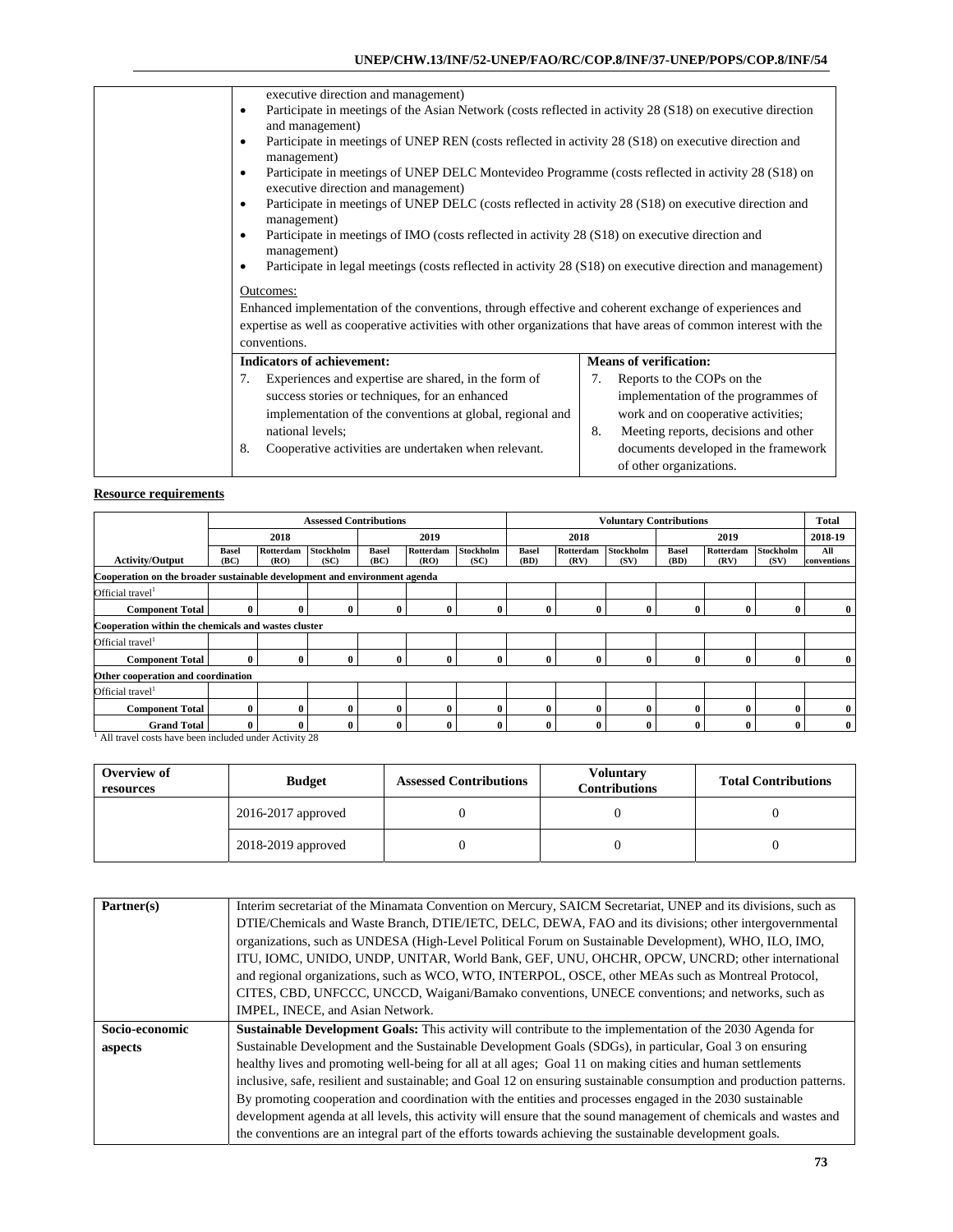| | |
|---|---|
| | executive direction and management)<br>• Participate in meetings of the Asian Network (costs reflected in activity 28 (S18) on executive direction and management)<br>• Participate in meetings of UNEP REN (costs reflected in activity 28 (S18) on executive direction and management)<br>• Participate in meetings of UNEP DELC Montevideo Programme (costs reflected in activity 28 (S18) on executive direction and management)<br>• Participate in meetings of UNEP DELC (costs reflected in activity 28 (S18) on executive direction and management)<br>• Participate in meetings of IMO (costs reflected in activity 28 (S18) on executive direction and management)<br>• Participate in legal meetings (costs reflected in activity 28 (S18) on executive direction and management)<br><br>Outcomes:<br>Enhanced implementation of the conventions, through effective and coherent exchange of experiences and expertise as well as cooperative activities with other organizations that have areas of common interest with the conventions. |
| | **Indicators of achievement:**<br>7. Experiences and expertise are shared, in the form of success stories or techniques, for an enhanced implementation of the conventions at global, regional and national levels;<br>8. Cooperative activities are undertaken when relevant.<br><br>**Means of verification:**<br>7. Reports to the COPs on the implementation of the programmes of work and on cooperative activities;<br>8. Meeting reports, decisions and other documents developed in the framework of other organizations. |

**Resource requirements**

| | Assessed Contributions | | | | | | Voluntary Contributions | | | | | | Total |
|---|---|---|---|---|---|---|---|---|---|---|---|---|---|
| | 2018 | | | 2019 | | | 2018 | | | 2019 | | | 2018-19 |
| Activity/Output | Basel (BC) | Rotterdam (RO) | Stockholm (SC) | Basel (BC) | Rotterdam (RO) | Stockholm (SC) | Basel (BD) | Rotterdam (RV) | Stockholm (SV) | Basel (BD) | Rotterdam (RV) | Stockholm (SV) | All conventions |
| **Cooperation on the broader sustainable development and environment agenda** | | | | | | | | | | | | | |
| Official travel[1] | | | | | | | | | | | | | |
| **Component Total** | 0 | 0 | 0 | 0 | 0 | 0 | 0 | 0 | 0 | 0 | 0 | 0 | 0 |
| **Cooperation within the chemicals and wastes cluster** | | | | | | | | | | | | | |
| Official travel[1] | | | | | | | | | | | | | |
| **Component Total** | 0 | 0 | 0 | 0 | 0 | 0 | 0 | 0 | 0 | 0 | 0 | 0 | 0 |
| **Other cooperation and coordination** | | | | | | | | | | | | | |
| Official travel[1] | | | | | | | | | | | | | |
| **Component Total** | 0 | 0 | 0 | 0 | 0 | 0 | 0 | 0 | 0 | 0 | 0 | 0 | 0 |
| **Grand Total** | 0 | 0 | 0 | 0 | 0 | 0 | 0 | 0 | 0 | 0 | 0 | 0 | 0 |

[1] All travel costs have been included under Activity 28

| Overview of resources | Budget | Assessed Contributions | Voluntary Contributions | Total Contributions |
|---|---|---|---|---|
| | 2016-2017 approved | 0 | 0 | 0 |
| | 2018-2019 approved | 0 | 0 | 0 |

| | |
|---|---|
| **Partner(s)** | Interim secretariat of the Minamata Convention on Mercury, SAICM Secretariat, UNEP and its divisions, such as DTIE/Chemicals and Waste Branch, DTIE/IETC, DELC, DEWA, FAO and its divisions; other intergovernmental organizations, such as UNDESA (High-Level Political Forum on Sustainable Development), WHO, ILO, IMO, ITU, IOMC, UNIDO, UNDP, UNITAR, World Bank, GEF, UNU, OHCHR, OPCW, UNCRD; other international and regional organizations, such as WCO, WTO, INTERPOL, OSCE, other MEAs such as Montreal Protocol, CITES, CBD, UNFCCC, UNCCD, Waigani/Bamako conventions, UNECE conventions; and networks, such as IMPEL, INECE, and Asian Network. |
| **Socio-economic aspects** | **Sustainable Development Goals:** This activity will contribute to the implementation of the 2030 Agenda for Sustainable Development and the Sustainable Development Goals (SDGs), in particular, Goal 3 on ensuring healthy lives and promoting well-being for all at all ages; Goal 11 on making cities and human settlements inclusive, safe, resilient and sustainable; and Goal 12 on ensuring sustainable consumption and production patterns. By promoting cooperation and coordination with the entities and processes engaged in the 2030 sustainable development agenda at all levels, this activity will ensure that the sound management of chemicals and wastes and the conventions are an integral part of the efforts towards achieving the sustainable development goals. |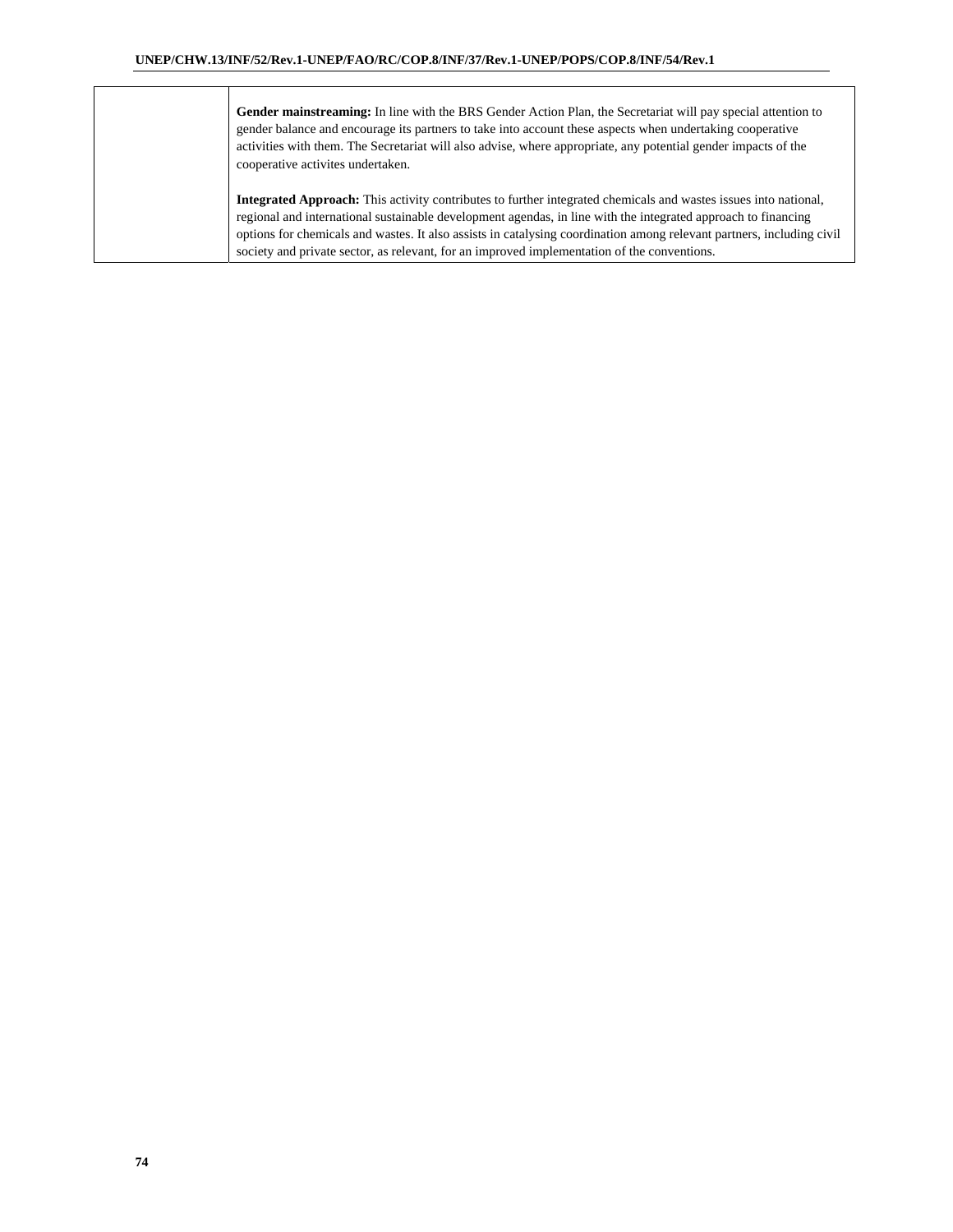| | |
|---|---|
| | **Gender mainstreaming:** In line with the BRS Gender Action Plan, the Secretariat will pay special attention to gender balance and encourage its partners to take into account these aspects when undertaking cooperative activities with them. The Secretariat will also advise, where appropriate, any potential gender impacts of the cooperative activites undertaken.<br><br>**Integrated Approach:** This activity contributes to further integrated chemicals and wastes issues into national, regional and international sustainable development agendas, in line with the integrated approach to financing options for chemicals and wastes. It also assists in catalysing coordination among relevant partners, including civil society and private sector, as relevant, for an improved implementation of the conventions. |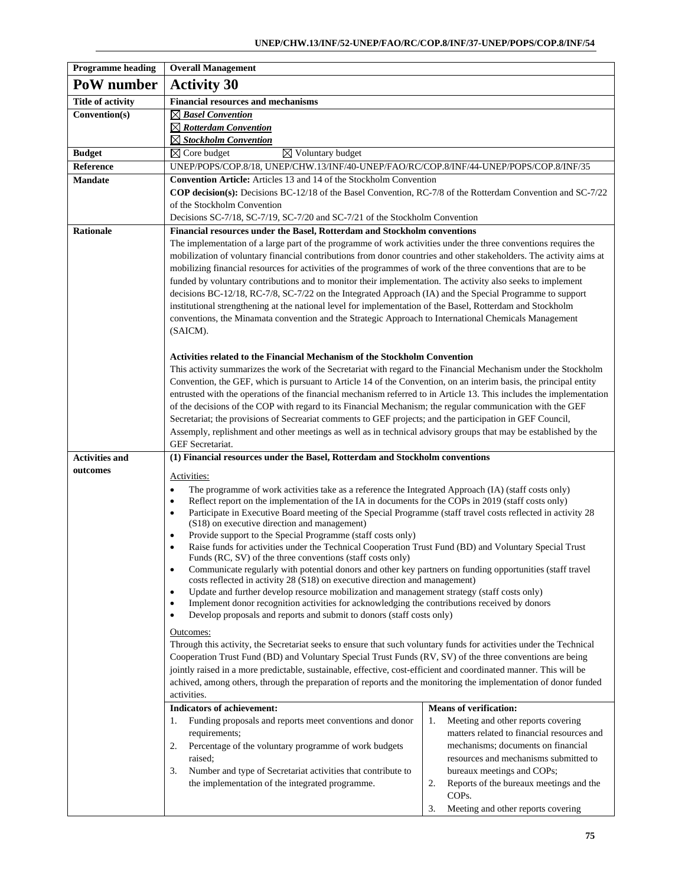| Programme heading | Overall Management | |
|---|---|---|
| **PoW number** | **Activity 30** | |
| **Title of activity** | **Financial resources and mechanisms** | |
| **Convention(s)** | ☒ ***Basel Convention***<br>☒ ***Rotterdam Convention***<br>☒ ***Stockholm Convention*** | |
| **Budget** | ☒ Core budget ☒ Voluntary budget | |
| **Reference** | UNEP/POPS/COP.8/18, UNEP/CHW.13/INF/40-UNEP/FAO/RC/COP.8/INF/44-UNEP/POPS/COP.8/INF/35 | |
| **Mandate** | **Convention Article:** Articles 13 and 14 of the Stockholm Convention<br>**COP decision(s):** Decisions BC-12/18 of the Basel Convention, RC-7/8 of the Rotterdam Convention and SC-7/22 of the Stockholm Convention<br>Decisions SC-7/18, SC-7/19, SC-7/20 and SC-7/21 of the Stockholm Convention | |
| **Rationale** | **Financial resources under the Basel, Rotterdam and Stockholm conventions**<br>The implementation of a large part of the programme of work activities under the three conventions requires the mobilization of voluntary financial contributions from donor countries and other stakeholders. The activity aims at mobilizing financial resources for activities of the programmes of work of the three conventions that are to be funded by voluntary contributions and to monitor their implementation. The activity also seeks to implement decisions BC-12/18, RC-7/8, SC-7/22 on the Integrated Approach (IA) and the Special Programme to support institutional strengthening at the national level for implementation of the Basel, Rotterdam and Stockholm conventions, the Minamata convention and the Strategic Approach to International Chemicals Management (SAICM).<br><br>**Activities related to the Financial Mechanism of the Stockholm Convention**<br>This activity summarizes the work of the Secretariat with regard to the Financial Mechanism under the Stockholm Convention, the GEF, which is pursuant to Article 14 of the Convention, on an interim basis, the principal entity entrusted with the operations of the financial mechanism referred to in Article 13. This includes the implementation of the decisions of the COP with regard to its Financial Mechanism; the regular communication with the GEF Secretariat; the provisions of Secreariat comments to GEF projects; and the participation in GEF Council, Assemply, replishment and other meetings as well as in technical advisory groups that may be established by the GEF Secretariat. | |
| **Activities and outcomes** | **(1) Financial resources under the Basel, Rotterdam and Stockholm conventions**<br><br>Activities:<br>• The programme of work activities take as a reference the Integrated Approach (IA) (staff costs only)<br>• Reflect report on the implementation of the IA in documents for the COPs in 2019 (staff costs only)<br>• Participate in Executive Board meeting of the Special Programme (staff travel costs reflected in activity 28 (S18) on executive direction and management)<br>• Provide support to the Special Programme (staff costs only)<br>• Raise funds for activities under the Technical Cooperation Trust Fund (BD) and Voluntary Special Trust Funds (RC, SV) of the three conventions (staff costs only)<br>• Communicate regularly with potential donors and other key partners on funding opportunities (staff travel costs reflected in activity 28 (S18) on executive direction and management)<br>• Update and further develop resource mobilization and management strategy (staff costs only)<br>• Implement donor recognition activities for acknowledging the contributions received by donors<br>• Develop proposals and reports and submit to donors (staff costs only)<br><br>Outcomes:<br>Through this activity, the Secretariat seeks to ensure that such voluntary funds for activities under the Technical Cooperation Trust Fund (BD) and Voluntary Special Trust Funds (RV, SV) of the three conventions are being jointly raised in a more predictable, sustainable, effective, cost-efficient and coordinated manner. This will be achived, among others, through the preparation of reports and the monitoring the implementation of donor funded activities. | |
| | **Indicators of achievement:**<br>1. Funding proposals and reports meet conventions and donor requirements;<br>2. Percentage of the voluntary programme of work budgets raised;<br>3. Number and type of Secretariat activities that contribute to the implementation of the integrated programme. | **Means of verification:**<br>1. Meeting and other reports covering matters related to financial resources and mechanisms; documents on financial resources and mechanisms submitted to bureaux meetings and COPs;<br>2. Reports of the bureaux meetings and the COPs.<br>3. Meeting and other reports covering |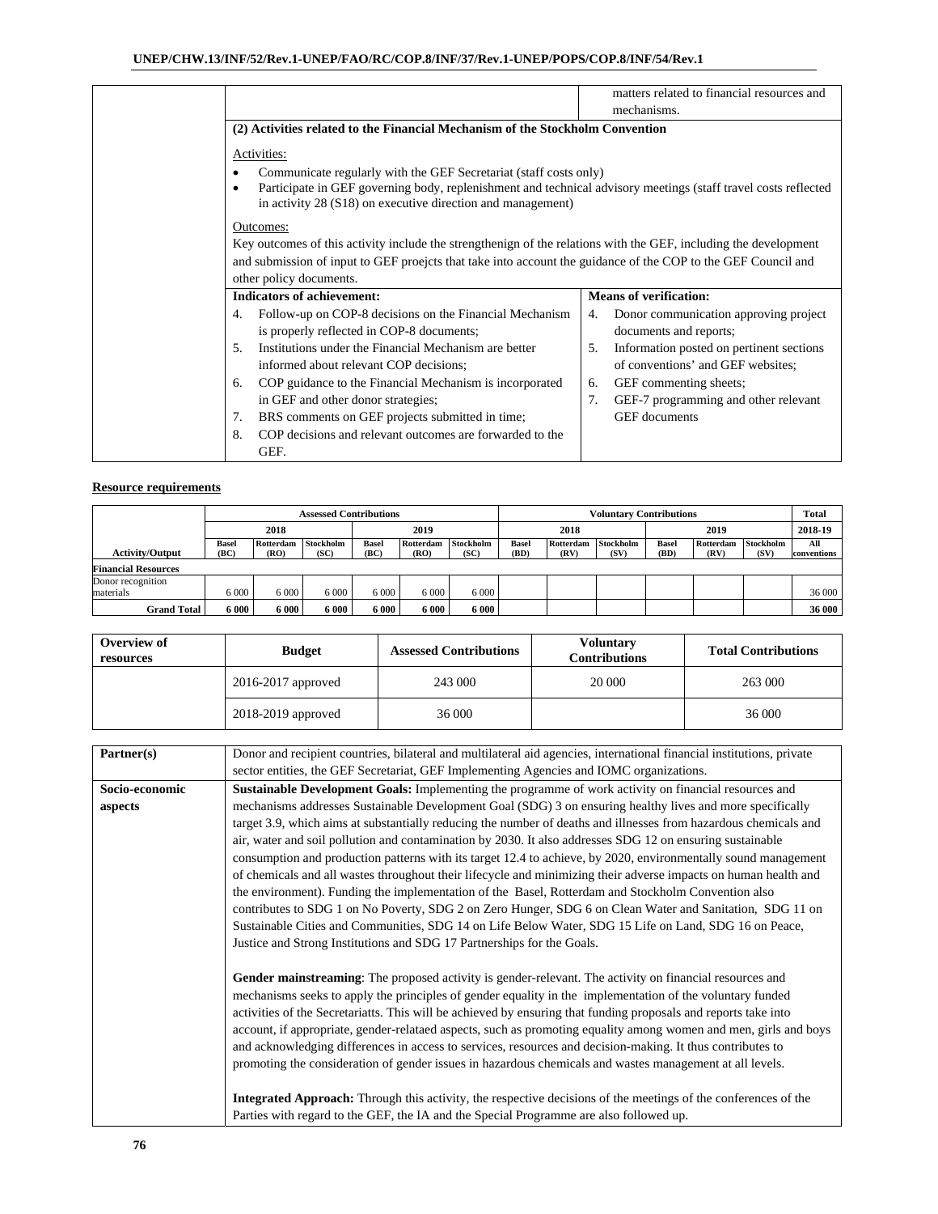| | | |
|---|---|---|
| | | matters related to financial resources and mechanisms. |
| | **(2) Activities related to the Financial Mechanism of the Stockholm Convention**<br><br>Activities:<br>• Communicate regularly with the GEF Secretariat (staff costs only)<br>• Participate in GEF governing body, replenishment and technical advisory meetings (staff travel costs reflected in activity 28 (S18) on executive direction and management)<br><br>Outcomes:<br>Key outcomes of this activity include the strengthenign of the relations with the GEF, including the development and submission of input to GEF proejcts that take into account the guidance of the COP to the GEF Council and other policy documents. | |
| | **Indicators of achievement:**<br>4. Follow-up on COP-8 decisions on the Financial Mechanism is properly reflected in COP-8 documents;<br>5. Institutions under the Financial Mechanism are better informed about relevant COP decisions;<br>6. COP guidance to the Financial Mechanism is incorporated in GEF and other donor strategies;<br>7. BRS comments on GEF projects submitted in time;<br>8. COP decisions and relevant outcomes are forwarded to the GEF. | **Means of verification:**<br>4. Donor communication approving project documents and reports;<br>5. Information posted on pertinent sections of conventions' and GEF websites;<br>6. GEF commenting sheets;<br>7. GEF-7 programming and other relevant GEF documents |

**Resource requirements**

| | Assessed Contributions | | | | | | Voluntary Contributions | | | | | | Total |
|---|---|---|---|---|---|---|---|---|---|---|---|---|---|
| | 2018 | | | 2019 | | | 2018 | | | 2019 | | | 2018-19 |
| **Activity/Output** | **Basel (BC)** | **Rotterdam (RO)** | **Stockholm (SC)** | **Basel (BC)** | **Rotterdam (RO)** | **Stockholm (SC)** | **Basel (BD)** | **Rotterdam (RV)** | **Stockholm (SV)** | **Basel (BD)** | **Rotterdam (RV)** | **Stockholm (SV)** | **All conventions** |
| **Financial Resources** | | | | | | | | | | | | | |
| Donor recognition materials | 6 000 | 6 000 | 6 000 | 6 000 | 6 000 | 6 000 | | | | | | | 36 000 |
| **Grand Total** | **6 000** | **6 000** | **6 000** | **6 000** | **6 000** | **6 000** | | | | | | | **36 000** |

| **Overview of resources** | **Budget** | **Assessed Contributions** | **Voluntary Contributions** | **Total Contributions** |
|---|---|---|---|---|
| | 2016-2017 approved | 243 000 | 20 000 | 263 000 |
| | 2018-2019 approved | 36 000 | | 36 000 |

| | |
|---|---|
| **Partner(s)** | Donor and recipient countries, bilateral and multilateral aid agencies, international financial institutions, private sector entities, the GEF Secretariat, GEF Implementing Agencies and IOMC organizations. |
| **Socio-economic aspects** | **Sustainable Development Goals:** Implementing the programme of work activity on financial resources and mechanisms addresses Sustainable Development Goal (SDG) 3 on ensuring healthy lives and more specifically target 3.9, which aims at substantially reducing the number of deaths and illnesses from hazardous chemicals and air, water and soil pollution and contamination by 2030. It also addresses SDG 12 on ensuring sustainable consumption and production patterns with its target 12.4 to achieve, by 2020, environmentally sound management of chemicals and all wastes throughout their lifecycle and minimizing their adverse impacts on human health and the environment). Funding the implementation of the Basel, Rotterdam and Stockholm Convention also contributes to SDG 1 on No Poverty, SDG 2 on Zero Hunger, SDG 6 on Clean Water and Sanitation, SDG 11 on Sustainable Cities and Communities, SDG 14 on Life Below Water, SDG 15 Life on Land, SDG 16 on Peace, Justice and Strong Institutions and SDG 17 Partnerships for the Goals.<br><br>**Gender mainstreaming**: The proposed activity is gender-relevant. The activity on financial resources and mechanisms seeks to apply the principles of gender equality in the implementation of the voluntary funded activities of the Secretariatts. This will be achieved by ensuring that funding proposals and reports take into account, if appropriate, gender-relataed aspects, such as promoting equality among women and men, girls and boys and acknowledging differences in access to services, resources and decision-making. It thus contributes to promoting the consideration of gender issues in hazardous chemicals and wastes management at all levels.<br><br>**Integrated Approach:** Through this activity, the respective decisions of the meetings of the conferences of the Parties with regard to the GEF, the IA and the Special Programme are also followed up. |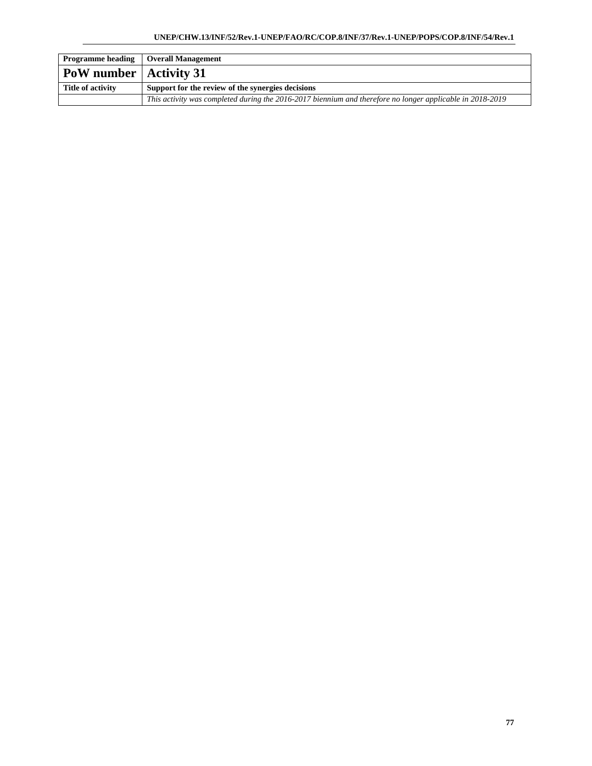| Programme heading | Overall Management |
|---|---|
| **PoW number** | **Activity 31** |
| **Title of activity** | **Support for the review of the synergies decisions** |
| | *This activity was completed during the 2016-2017 biennium and therefore no longer applicable in 2018-2019* |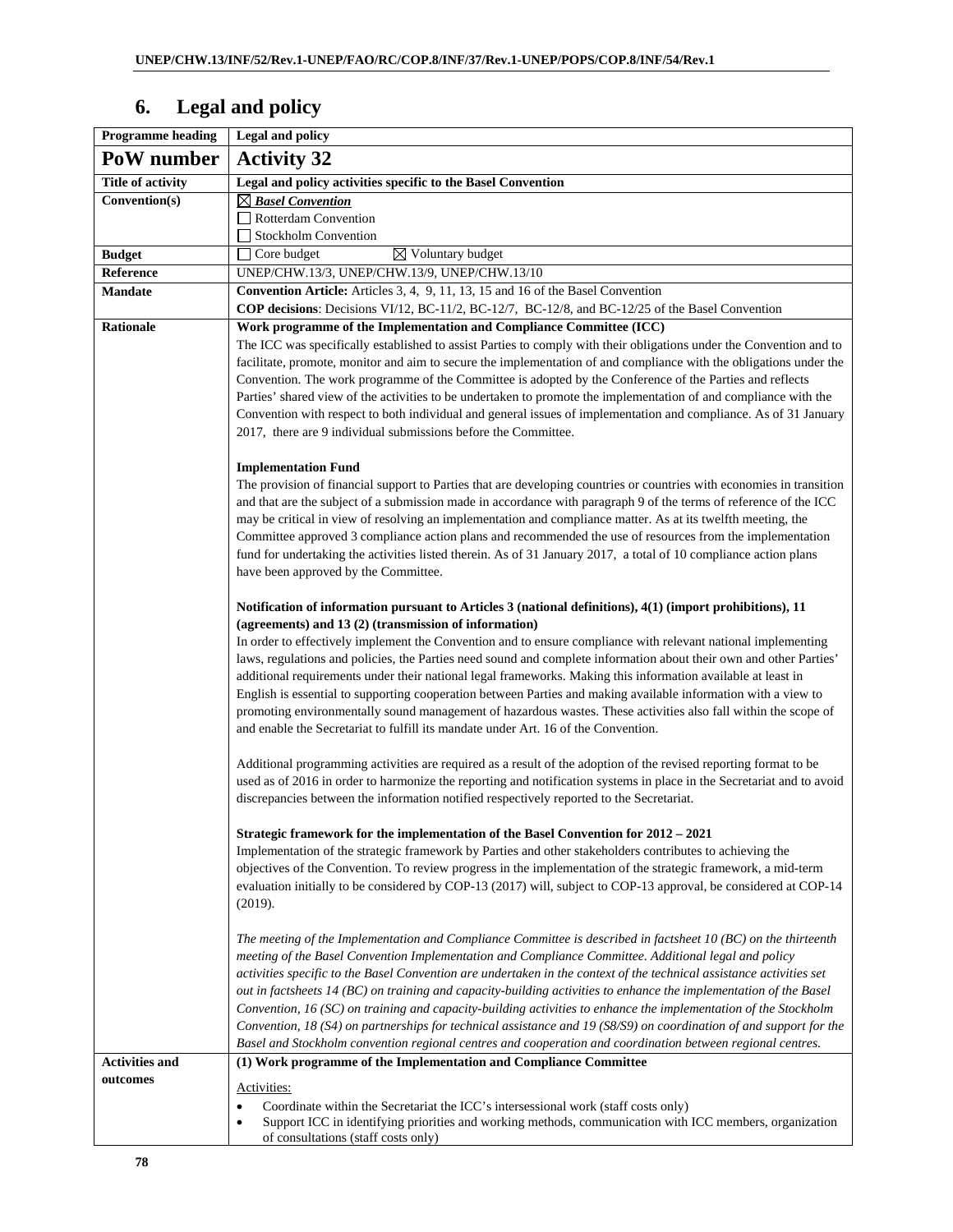# 6. Legal and policy

| Programme heading | Legal and policy |
|---|---|
| **PoW number** | **Activity 32** |
| **Title of activity** | **Legal and policy activities specific to the Basel Convention** |
| **Convention(s)** | ☒ ***Basel Convention***<br>☐ Rotterdam Convention<br>☐ Stockholm Convention |
| **Budget** | ☐ Core budget ☒ Voluntary budget |
| **Reference** | UNEP/CHW.13/3, UNEP/CHW.13/9, UNEP/CHW.13/10 |
| **Mandate** | **Convention Article:** Articles 3, 4, 9, 11, 13, 15 and 16 of the Basel Convention<br>**COP decisions**: Decisions VI/12, BC-11/2, BC-12/7, BC-12/8, and BC-12/25 of the Basel Convention |
| **Rationale** | **Work programme of the Implementation and Compliance Committee (ICC)**<br>The ICC was specifically established to assist Parties to comply with their obligations under the Convention and to facilitate, promote, monitor and aim to secure the implementation of and compliance with the obligations under the Convention. The work programme of the Committee is adopted by the Conference of the Parties and reflects Parties' shared view of the activities to be undertaken to promote the implementation of and compliance with the Convention with respect to both individual and general issues of implementation and compliance. As of 31 January 2017, there are 9 individual submissions before the Committee.<br><br>**Implementation Fund**<br>The provision of financial support to Parties that are developing countries or countries with economies in transition and that are the subject of a submission made in accordance with paragraph 9 of the terms of reference of the ICC may be critical in view of resolving an implementation and compliance matter. As at its twelfth meeting, the Committee approved 3 compliance action plans and recommended the use of resources from the implementation fund for undertaking the activities listed therein. As of 31 January 2017, a total of 10 compliance action plans have been approved by the Committee.<br><br>**Notification of information pursuant to Articles 3 (national definitions), 4(1) (import prohibitions), 11 (agreements) and 13 (2) (transmission of information)**<br>In order to effectively implement the Convention and to ensure compliance with relevant national implementing laws, regulations and policies, the Parties need sound and complete information about their own and other Parties' additional requirements under their national legal frameworks. Making this information available at least in English is essential to supporting cooperation between Parties and making available information with a view to promoting environmentally sound management of hazardous wastes. These activities also fall within the scope of and enable the Secretariat to fulfill its mandate under Art. 16 of the Convention.<br><br>Additional programming activities are required as a result of the adoption of the revised reporting format to be used as of 2016 in order to harmonize the reporting and notification systems in place in the Secretariat and to avoid discrepancies between the information notified respectively reported to the Secretariat.<br><br>**Strategic framework for the implementation of the Basel Convention for 2012 – 2021**<br>Implementation of the strategic framework by Parties and other stakeholders contributes to achieving the objectives of the Convention. To review progress in the implementation of the strategic framework, a mid-term evaluation initially to be considered by COP-13 (2017) will, subject to COP-13 approval, be considered at COP-14 (2019).<br><br>*The meeting of the Implementation and Compliance Committee is described in factsheet 10 (BC) on the thirteenth meeting of the Basel Convention Implementation and Compliance Committee. Additional legal and policy activities specific to the Basel Convention are undertaken in the context of the technical assistance activities set out in factsheets 14 (BC) on training and capacity-building activities to enhance the implementation of the Basel Convention, 16 (SC) on training and capacity-building activities to enhance the implementation of the Stockholm Convention, 18 (S4) on partnerships for technical assistance and 19 (S8/S9) on coordination of and support for the Basel and Stockholm convention regional centres and cooperation and coordination between regional centres.* |
| **Activities and outcomes** | **(1) Work programme of the Implementation and Compliance Committee**<br><br>Activities:<br>• Coordinate within the Secretariat the ICC's intersessional work (staff costs only)<br>• Support ICC in identifying priorities and working methods, communication with ICC members, organization of consultations (staff costs only) |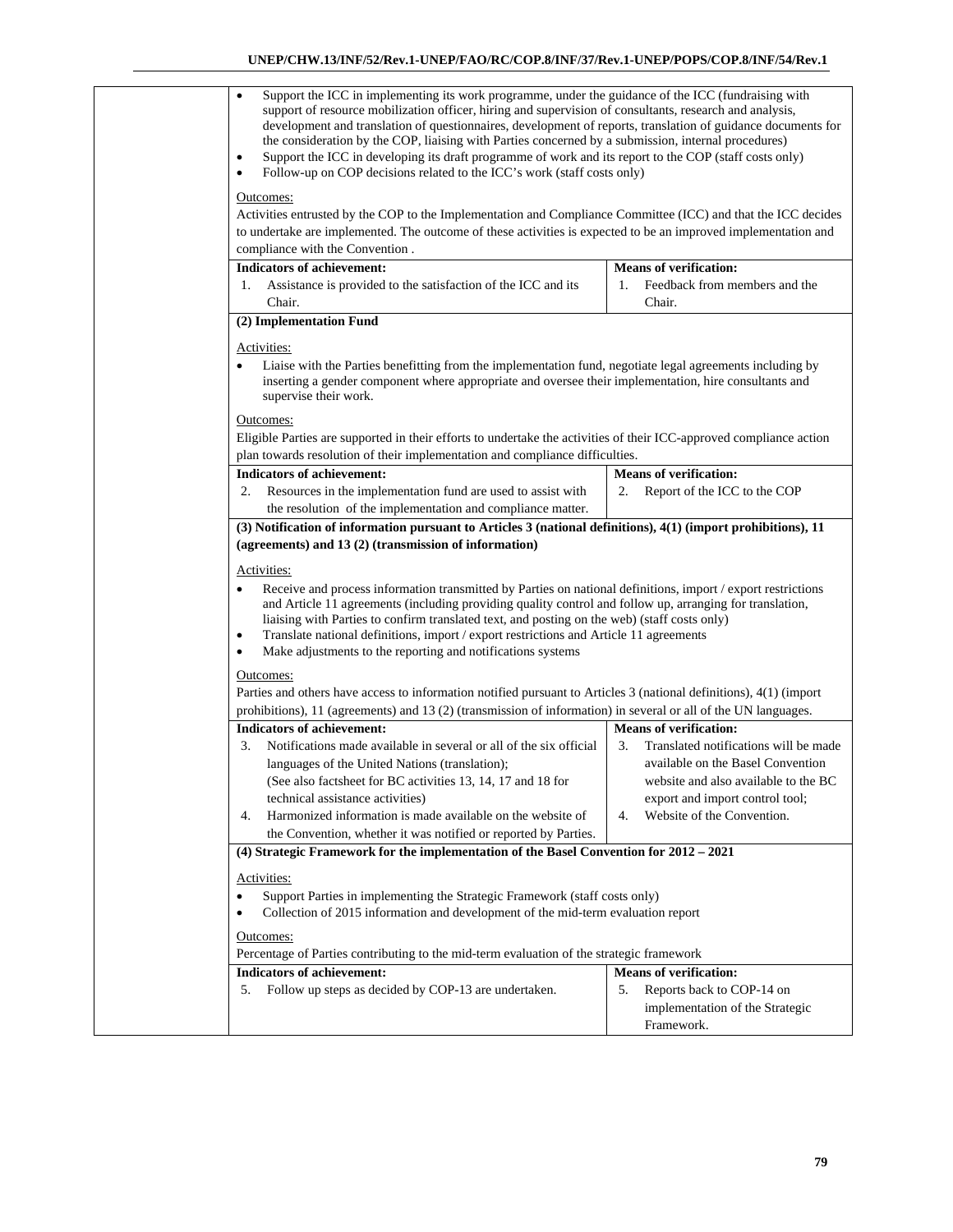- Support the ICC in implementing its work programme, under the guidance of the ICC (fundraising with support of resource mobilization officer, hiring and supervision of consultants, research and analysis, development and translation of questionnaires, development of reports, translation of guidance documents for the consideration by the COP, liaising with Parties concerned by a submission, internal procedures)
- Support the ICC in developing its draft programme of work and its report to the COP (staff costs only)
- Follow-up on COP decisions related to the ICC's work (staff costs only)

Outcomes:

Activities entrusted by the COP to the Implementation and Compliance Committee (ICC) and that the ICC decides to undertake are implemented. The outcome of these activities is expected to be an improved implementation and compliance with the Convention .

| **Indicators of achievement:** | **Means of verification:** |
|---|---|
| 1. Assistance is provided to the satisfaction of the ICC and its Chair. | 1. Feedback from members and the Chair. |

**(2) Implementation Fund**

Activities:

- Liaise with the Parties benefitting from the implementation fund, negotiate legal agreements including by inserting a gender component where appropriate and oversee their implementation, hire consultants and supervise their work.

Outcomes:

Eligible Parties are supported in their efforts to undertake the activities of their ICC-approved compliance action plan towards resolution of their implementation and compliance difficulties.

| **Indicators of achievement:** | **Means of verification:** |
|---|---|
| 2. Resources in the implementation fund are used to assist with the resolution of the implementation and compliance matter. | 2. Report of the ICC to the COP |

**(3) Notification of information pursuant to Articles 3 (national definitions), 4(1) (import prohibitions), 11 (agreements) and 13 (2) (transmission of information)**

Activities:

- Receive and process information transmitted by Parties on national definitions, import / export restrictions and Article 11 agreements (including providing quality control and follow up, arranging for translation, liaising with Parties to confirm translated text, and posting on the web) (staff costs only)
- Translate national definitions, import / export restrictions and Article 11 agreements
- Make adjustments to the reporting and notifications systems

Outcomes:

Parties and others have access to information notified pursuant to Articles 3 (national definitions), 4(1) (import prohibitions), 11 (agreements) and 13 (2) (transmission of information) in several or all of the UN languages.

| **Indicators of achievement:** | **Means of verification:** |
|---|---|
| 3. Notifications made available in several or all of the six official languages of the United Nations (translation); (See also factsheet for BC activities 13, 14, 17 and 18 for technical assistance activities) | 3. Translated notifications will be made available on the Basel Convention website and also available to the BC export and import control tool; |
| 4. Harmonized information is made available on the website of the Convention, whether it was notified or reported by Parties. | 4. Website of the Convention. |

**(4) Strategic Framework for the implementation of the Basel Convention for 2012 – 2021**

Activities:

- Support Parties in implementing the Strategic Framework (staff costs only)
- Collection of 2015 information and development of the mid-term evaluation report

Outcomes:

Percentage of Parties contributing to the mid-term evaluation of the strategic framework

| **Indicators of achievement:** | **Means of verification:** |
|---|---|
| 5. Follow up steps as decided by COP-13 are undertaken. | 5. Reports back to COP-14 on implementation of the Strategic Framework. |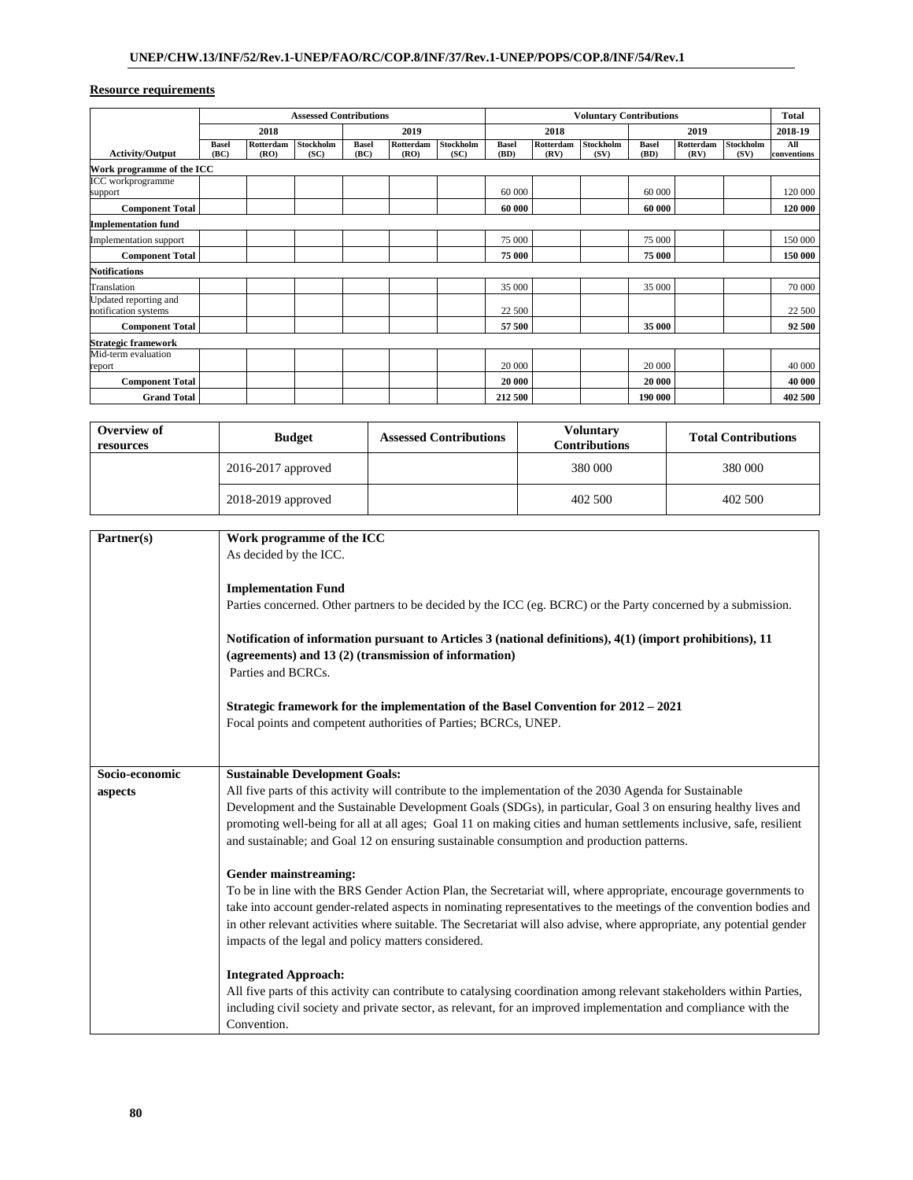**Resource requirements**

| Activity/Output | Assessed Contributions | | | | | | Voluntary Contributions | | | | | | Total |
|---|---|---|---|---|---|---|---|---|---|---|---|---|---|
| | 2018 | | | 2019 | | | 2018 | | | 2019 | | | 2018-19 |
| | Basel (BC) | Rotterdam (RO) | Stockholm (SC) | Basel (BC) | Rotterdam (RO) | Stockholm (SC) | Basel (BD) | Rotterdam (RV) | Stockholm (SV) | Basel (BD) | Rotterdam (RV) | Stockholm (SV) | All conventions |
| **Work programme of the ICC** | | | | | | | | | | | | | |
| ICC workprogramme support | | | | | | | 60 000 | | | 60 000 | | | 120 000 |
| **Component Total** | | | | | | | **60 000** | | | **60 000** | | | **120 000** |
| **Implementation fund** | | | | | | | | | | | | | |
| Implementation support | | | | | | | 75 000 | | | 75 000 | | | 150 000 |
| **Component Total** | | | | | | | **75 000** | | | **75 000** | | | **150 000** |
| **Notifications** | | | | | | | | | | | | | |
| Translation | | | | | | | 35 000 | | | 35 000 | | | 70 000 |
| Updated reporting and notification systems | | | | | | | 22 500 | | | | | | 22 500 |
| **Component Total** | | | | | | | **57 500** | | | **35 000** | | | **92 500** |
| **Strategic framework** | | | | | | | | | | | | | |
| Mid-term evaluation report | | | | | | | 20 000 | | | 20 000 | | | 40 000 |
| **Component Total** | | | | | | | **20 000** | | | **20 000** | | | **40 000** |
| **Grand Total** | | | | | | | **212 500** | | | **190 000** | | | **402 500** |

| Overview of resources | Budget | Assessed Contributions | Voluntary Contributions | Total Contributions |
|---|---|---|---|---|
| | 2016-2017 approved | | 380 000 | 380 000 |
| | 2018-2019 approved | | 402 500 | 402 500 |

| | |
|---|---|
| **Partner(s)** | **Work programme of the ICC**<br>As decided by the ICC.<br><br>**Implementation Fund**<br>Parties concerned. Other partners to be decided by the ICC (eg. BCRC) or the Party concerned by a submission.<br><br>**Notification of information pursuant to Articles 3 (national definitions), 4(1) (import prohibitions), 11 (agreements) and 13 (2) (transmission of information)**<br>Parties and BCRCs.<br><br>**Strategic framework for the implementation of the Basel Convention for 2012 – 2021**<br>Focal points and competent authorities of Parties; BCRCs, UNEP. |
| **Socio-economic aspects** | **Sustainable Development Goals:**<br>All five parts of this activity will contribute to the implementation of the 2030 Agenda for Sustainable Development and the Sustainable Development Goals (SDGs), in particular, Goal 3 on ensuring healthy lives and promoting well-being for all at all ages; Goal 11 on making cities and human settlements inclusive, safe, resilient and sustainable; and Goal 12 on ensuring sustainable consumption and production patterns.<br><br>**Gender mainstreaming:**<br>To be in line with the BRS Gender Action Plan, the Secretariat will, where appropriate, encourage governments to take into account gender-related aspects in nominating representatives to the meetings of the convention bodies and in other relevant activities where suitable. The Secretariat will also advise, where appropriate, any potential gender impacts of the legal and policy matters considered.<br><br>**Integrated Approach:**<br>All five parts of this activity can contribute to catalysing coordination among relevant stakeholders within Parties, including civil society and private sector, as relevant, for an improved implementation and compliance with the Convention. |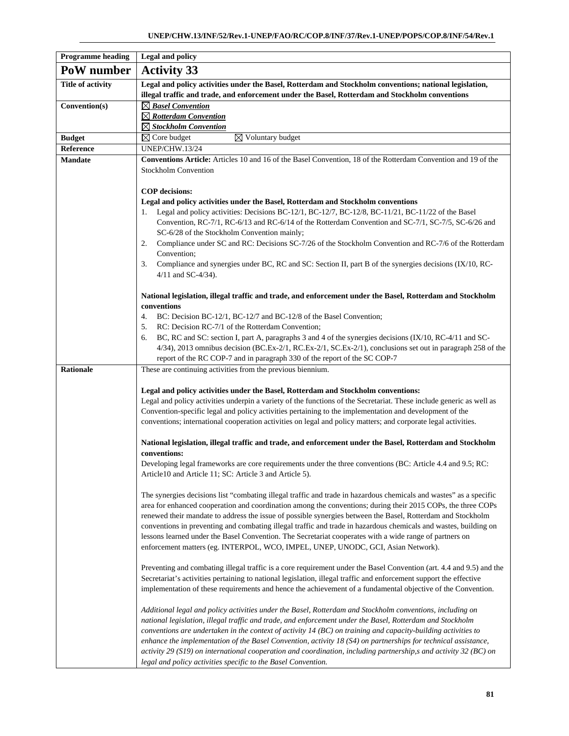| Programme heading | Legal and policy |
|---|---|
| **PoW number** | **Activity 33** |
| **Title of activity** | **Legal and policy activities under the Basel, Rotterdam and Stockholm conventions; national legislation, illegal traffic and trade, and enforcement under the Basel, Rotterdam and Stockholm conventions** |
| **Convention(s)** | ☒ ***Basel Convention***<br>☒ ***Rotterdam Convention***<br>☒ ***Stockholm Convention*** |
| **Budget** | ☒ Core budget ☒ Voluntary budget |
| **Reference** | UNEP/CHW.13/24 |
| **Mandate** | **Conventions Article:** Articles 10 and 16 of the Basel Convention, 18 of the Rotterdam Convention and 19 of the Stockholm Convention<br><br>**COP decisions:**<br>**Legal and policy activities under the Basel, Rotterdam and Stockholm conventions**<br>1. Legal and policy activities: Decisions BC-12/1, BC-12/7, BC-12/8, BC-11/21, BC-11/22 of the Basel Convention, RC-7/1, RC-6/13 and RC-6/14 of the Rotterdam Convention and SC-7/1, SC-7/5, SC-6/26 and SC-6/28 of the Stockholm Convention mainly;<br>2. Compliance under SC and RC: Decisions SC-7/26 of the Stockholm Convention and RC-7/6 of the Rotterdam Convention;<br>3. Compliance and synergies under BC, RC and SC: Section II, part B of the synergies decisions (IX/10, RC-4/11 and SC-4/34).<br><br>**National legislation, illegal traffic and trade, and enforcement under the Basel, Rotterdam and Stockholm conventions**<br>4. BC: Decision BC-12/1, BC-12/7 and BC-12/8 of the Basel Convention;<br>5. RC: Decision RC-7/1 of the Rotterdam Convention;<br>6. BC, RC and SC: section I, part A, paragraphs 3 and 4 of the synergies decisions (IX/10, RC-4/11 and SC-4/34), 2013 omnibus decision (BC.Ex-2/1, RC.Ex-2/1, SC.Ex-2/1), conclusions set out in paragraph 258 of the report of the RC COP-7 and in paragraph 330 of the report of the SC COP-7 |
| **Rationale** | These are continuing activities from the previous biennium.<br><br>**Legal and policy activities under the Basel, Rotterdam and Stockholm conventions:**<br>Legal and policy activities underpin a variety of the functions of the Secretariat. These include generic as well as Convention-specific legal and policy activities pertaining to the implementation and development of the conventions; international cooperation activities on legal and policy matters; and corporate legal activities.<br><br>**National legislation, illegal traffic and trade, and enforcement under the Basel, Rotterdam and Stockholm conventions:**<br>Developing legal frameworks are core requirements under the three conventions (BC: Article 4.4 and 9.5; RC: Article10 and Article 11; SC: Article 3 and Article 5).<br><br>The synergies decisions list "combating illegal traffic and trade in hazardous chemicals and wastes" as a specific area for enhanced cooperation and coordination among the conventions; during their 2015 COPs, the three COPs renewed their mandate to address the issue of possible synergies between the Basel, Rotterdam and Stockholm conventions in preventing and combating illegal traffic and trade in hazardous chemicals and wastes, building on lessons learned under the Basel Convention. The Secretariat cooperates with a wide range of partners on enforcement matters (eg. INTERPOL, WCO, IMPEL, UNEP, UNODC, GCI, Asian Network).<br><br>Preventing and combating illegal traffic is a core requirement under the Basel Convention (art. 4.4 and 9.5) and the Secretariat's activities pertaining to national legislation, illegal traffic and enforcement support the effective implementation of these requirements and hence the achievement of a fundamental objective of the Convention.<br><br>*Additional legal and policy activities under the Basel, Rotterdam and Stockholm conventions, including on national legislation, illegal traffic and trade, and enforcement under the Basel, Rotterdam and Stockholm conventions are undertaken in the context of activity 14 (BC) on training and capacity-building activities to enhance the implementation of the Basel Convention, activity 18 (S4) on partnerships for technical assistance, activity 29 (S19) on international cooperation and coordination, including partnership,s and activity 32 (BC) on legal and policy activities specific to the Basel Convention.* |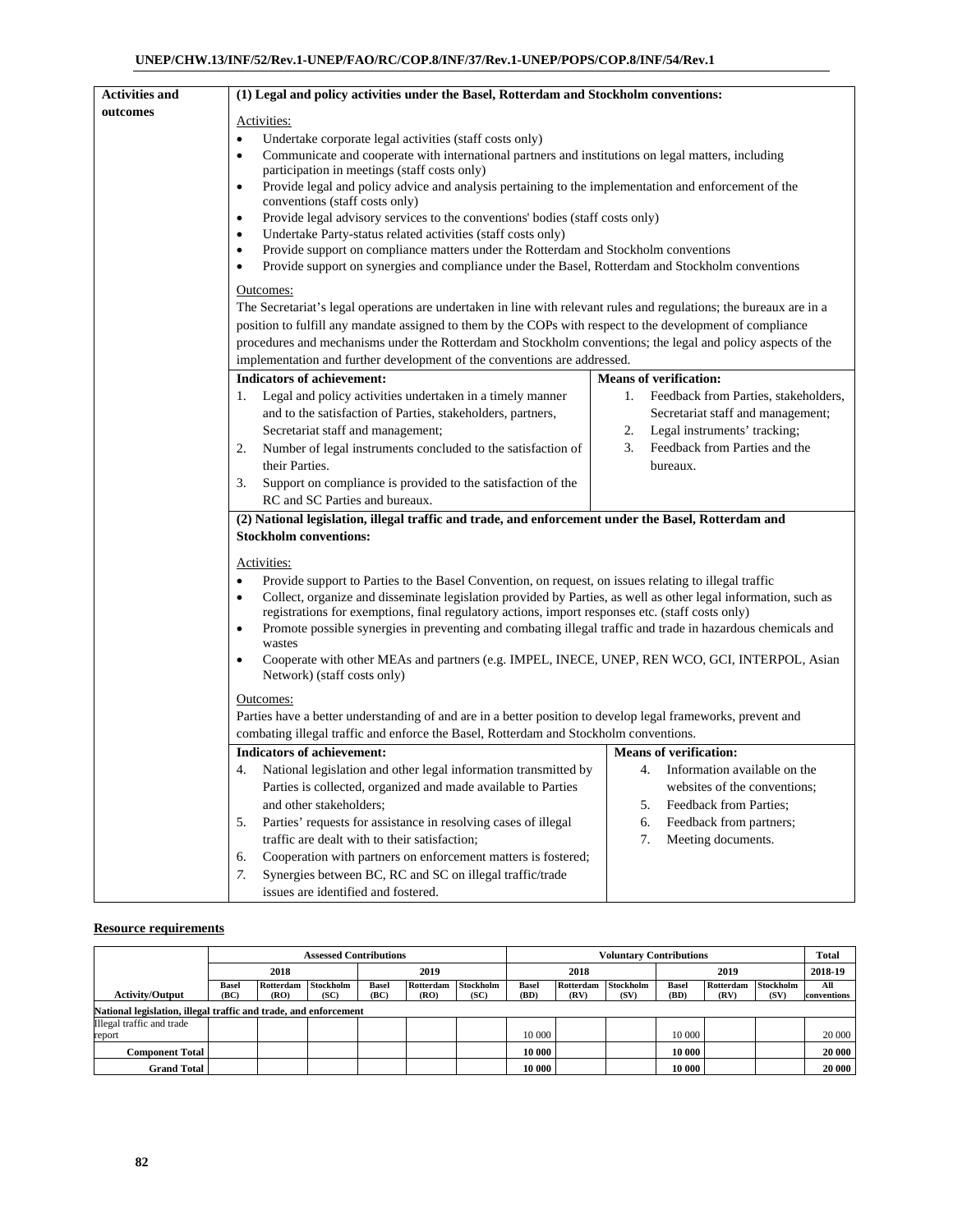| Activities and outcomes | (1) Legal and policy activities under the Basel, Rotterdam and Stockholm conventions: |
|---|---|

**Activities and outcomes**

**(1) Legal and policy activities under the Basel, Rotterdam and Stockholm conventions:**

Activities:

- Undertake corporate legal activities (staff costs only)
- Communicate and cooperate with international partners and institutions on legal matters, including participation in meetings (staff costs only)
- Provide legal and policy advice and analysis pertaining to the implementation and enforcement of the conventions (staff costs only)
- Provide legal advisory services to the conventions' bodies (staff costs only)
- Undertake Party-status related activities (staff costs only)
- Provide support on compliance matters under the Rotterdam and Stockholm conventions
- Provide support on synergies and compliance under the Basel, Rotterdam and Stockholm conventions

Outcomes:

The Secretariat's legal operations are undertaken in line with relevant rules and regulations; the bureaux are in a position to fulfill any mandate assigned to them by the COPs with respect to the development of compliance procedures and mechanisms under the Rotterdam and Stockholm conventions; the legal and policy aspects of the implementation and further development of the conventions are addressed.

| Indicators of achievement: | Means of verification: |
|---|---|
| 1. Legal and policy activities undertaken in a timely manner and to the satisfaction of Parties, stakeholders, partners, Secretariat staff and management;<br>2. Number of legal instruments concluded to the satisfaction of their Parties.<br>3. Support on compliance is provided to the satisfaction of the RC and SC Parties and bureaux. | 1. Feedback from Parties, stakeholders, Secretariat staff and management;<br>2. Legal instruments' tracking;<br>3. Feedback from Parties and the bureaux. |

**(2) National legislation, illegal traffic and trade, and enforcement under the Basel, Rotterdam and Stockholm conventions:**

Activities:

- Provide support to Parties to the Basel Convention, on request, on issues relating to illegal traffic
- Collect, organize and disseminate legislation provided by Parties, as well as other legal information, such as registrations for exemptions, final regulatory actions, import responses etc. (staff costs only)
- Promote possible synergies in preventing and combating illegal traffic and trade in hazardous chemicals and wastes
- Cooperate with other MEAs and partners (e.g. IMPEL, INECE, UNEP, REN WCO, GCI, INTERPOL, Asian Network) (staff costs only)

Outcomes:

Parties have a better understanding of and are in a better position to develop legal frameworks, prevent and combating illegal traffic and enforce the Basel, Rotterdam and Stockholm conventions.

| Indicators of achievement: | Means of verification: |
|---|---|
| 4. National legislation and other legal information transmitted by Parties is collected, organized and made available to Parties and other stakeholders;<br>5. Parties' requests for assistance in resolving cases of illegal traffic are dealt with to their satisfaction;<br>6. Cooperation with partners on enforcement matters is fostered;<br>7. Synergies between BC, RC and SC on illegal traffic/trade issues are identified and fostered. | 4. Information available on the websites of the conventions;<br>5. Feedback from Parties;<br>6. Feedback from partners;<br>7. Meeting documents. |

**Resource requirements**

| | Assessed Contributions | | | | | | Voluntary Contributions | | | | | | Total |
|---|---|---|---|---|---|---|---|---|---|---|---|---|---|
| | 2018 | | | 2019 | | | 2018 | | | 2019 | | | 2018-19 |
| Activity/Output | Basel (BC) | Rotterdam (RO) | Stockholm (SC) | Basel (BC) | Rotterdam (RO) | Stockholm (SC) | Basel (BD) | Rotterdam (RV) | Stockholm (SV) | Basel (BD) | Rotterdam (RV) | Stockholm (SV) | All conventions |
| **National legislation, illegal traffic and trade, and enforcement** | | | | | | | | | | | | | |
| Illegal traffic and trade report | | | | | | | 10 000 | | | 10 000 | | | 20 000 |
| **Component Total** | | | | | | | **10 000** | | | **10 000** | | | **20 000** |
| **Grand Total** | | | | | | | **10 000** | | | **10 000** | | | **20 000** |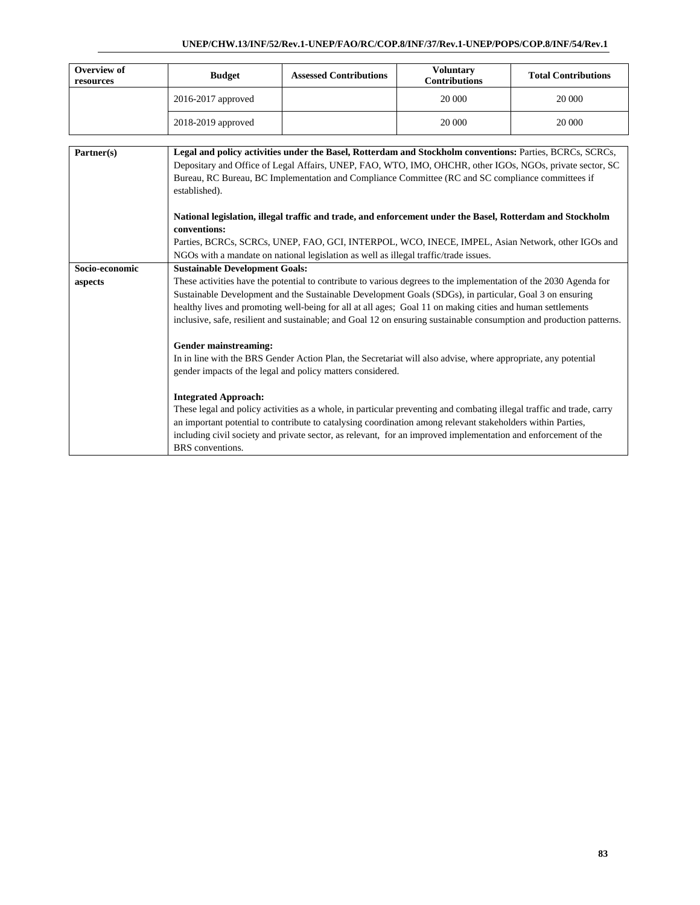| Overview of resources | Budget | Assessed Contributions | Voluntary Contributions | Total Contributions |
|---|---|---|---|---|
| | 2016-2017 approved | | 20 000 | 20 000 |
| | 2018-2019 approved | | 20 000 | 20 000 |

| | |
|---|---|
| **Partner(s)** | **Legal and policy activities under the Basel, Rotterdam and Stockholm conventions:** Parties, BCRCs, SCRCs, Depositary and Office of Legal Affairs, UNEP, FAO, WTO, IMO, OHCHR, other IGOs, NGOs, private sector, SC Bureau, RC Bureau, BC Implementation and Compliance Committee (RC and SC compliance committees if established).<br><br>**National legislation, illegal traffic and trade, and enforcement under the Basel, Rotterdam and Stockholm conventions:**<br>Parties, BCRCs, SCRCs, UNEP, FAO, GCI, INTERPOL, WCO, INECE, IMPEL, Asian Network, other IGOs and NGOs with a mandate on national legislation as well as illegal traffic/trade issues. |
| **Socio-economic aspects** | **Sustainable Development Goals:**<br>These activities have the potential to contribute to various degrees to the implementation of the 2030 Agenda for Sustainable Development and the Sustainable Development Goals (SDGs), in particular, Goal 3 on ensuring healthy lives and promoting well-being for all at all ages; Goal 11 on making cities and human settlements inclusive, safe, resilient and sustainable; and Goal 12 on ensuring sustainable consumption and production patterns.<br><br>**Gender mainstreaming:**<br>In in line with the BRS Gender Action Plan, the Secretariat will also advise, where appropriate, any potential gender impacts of the legal and policy matters considered.<br><br>**Integrated Approach:**<br>These legal and policy activities as a whole, in particular preventing and combating illegal traffic and trade, carry an important potential to contribute to catalysing coordination among relevant stakeholders within Parties, including civil society and private sector, as relevant, for an improved implementation and enforcement of the BRS conventions. |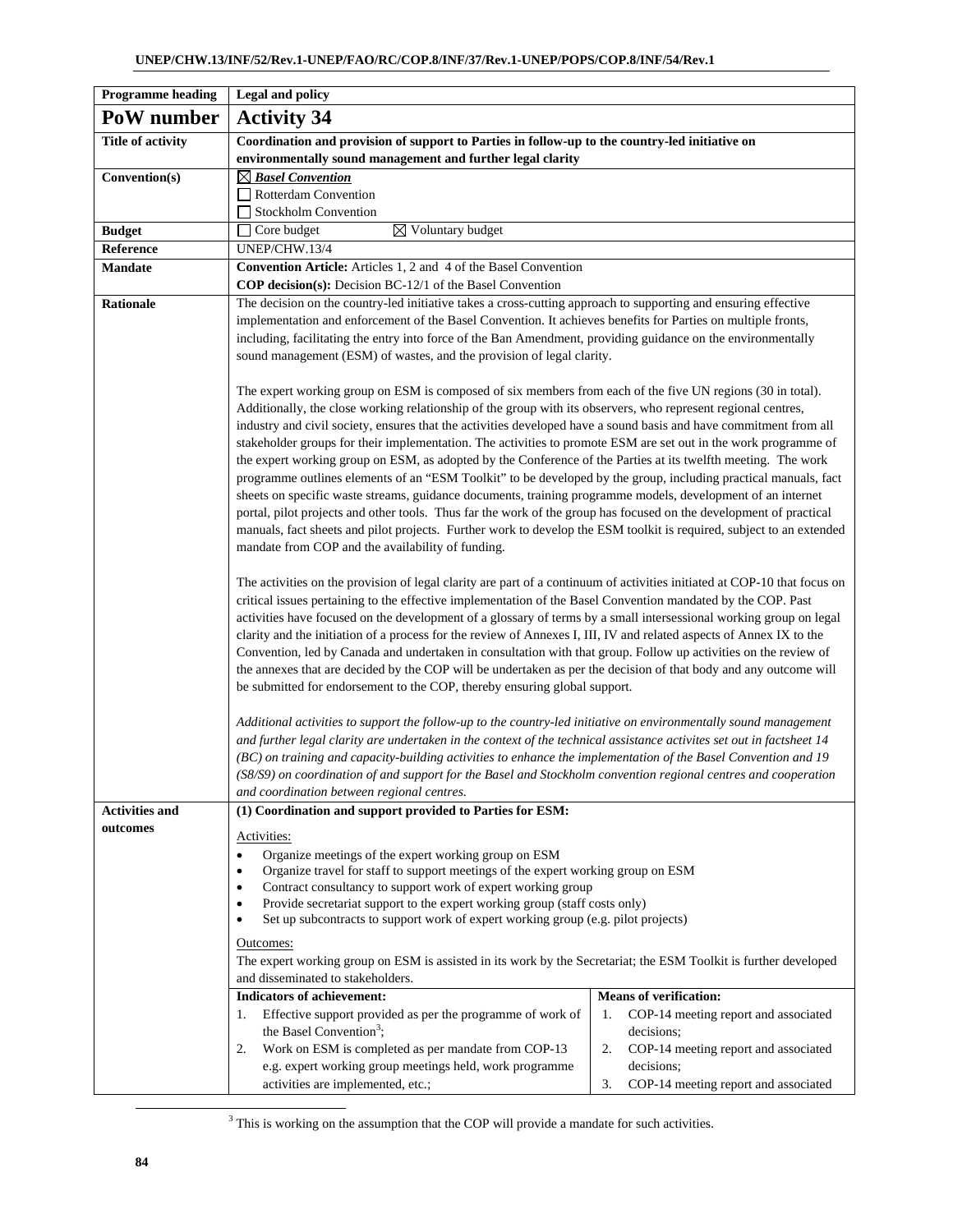| Programme heading | Legal and policy |
|---|---|
| **PoW number** | **Activity 34** |
| **Title of activity** | **Coordination and provision of support to Parties in follow-up to the country-led initiative on environmentally sound management and further legal clarity** |
| **Convention(s)** | ☒ ***Basel Convention***<br>☐ Rotterdam Convention<br>☐ Stockholm Convention |
| **Budget** | ☐ Core budget ☒ Voluntary budget |
| **Reference** | UNEP/CHW.13/4 |
| **Mandate** | **Convention Article:** Articles 1, 2 and 4 of the Basel Convention<br>**COP decision(s):** Decision BC-12/1 of the Basel Convention |
| **Rationale** | The decision on the country-led initiative takes a cross-cutting approach to supporting and ensuring effective implementation and enforcement of the Basel Convention. It achieves benefits for Parties on multiple fronts, including, facilitating the entry into force of the Ban Amendment, providing guidance on the environmentally sound management (ESM) of wastes, and the provision of legal clarity.<br><br>The expert working group on ESM is composed of six members from each of the five UN regions (30 in total). Additionally, the close working relationship of the group with its observers, who represent regional centres, industry and civil society, ensures that the activities developed have a sound basis and have commitment from all stakeholder groups for their implementation. The activities to promote ESM are set out in the work programme of the expert working group on ESM, as adopted by the Conference of the Parties at its twelfth meeting. The work programme outlines elements of an "ESM Toolkit" to be developed by the group, including practical manuals, fact sheets on specific waste streams, guidance documents, training programme models, development of an internet portal, pilot projects and other tools. Thus far the work of the group has focused on the development of practical manuals, fact sheets and pilot projects. Further work to develop the ESM toolkit is required, subject to an extended mandate from COP and the availability of funding.<br><br>The activities on the provision of legal clarity are part of a continuum of activities initiated at COP-10 that focus on critical issues pertaining to the effective implementation of the Basel Convention mandated by the COP. Past activities have focused on the development of a glossary of terms by a small intersessional working group on legal clarity and the initiation of a process for the review of Annexes I, III, IV and related aspects of Annex IX to the Convention, led by Canada and undertaken in consultation with that group. Follow up activities on the review of the annexes that are decided by the COP will be undertaken as per the decision of that body and any outcome will be submitted for endorsement to the COP, thereby ensuring global support.<br><br>*Additional activities to support the follow-up to the country-led initiative on environmentally sound management and further legal clarity are undertaken in the context of the technical assistance activites set out in factsheet 14 (BC) on training and capacity-building activities to enhance the implementation of the Basel Convention and 19 (S8/S9) on coordination of and support for the Basel and Stockholm convention regional centres and cooperation and coordination between regional centres.* |
| **Activities and outcomes** | **(1) Coordination and support provided to Parties for ESM:**<br><br>Activities:<br>• Organize meetings of the expert working group on ESM<br>• Organize travel for staff to support meetings of the expert working group on ESM<br>• Contract consultancy to support work of expert working group<br>• Provide secretariat support to the expert working group (staff costs only)<br>• Set up subcontracts to support work of expert working group (e.g. pilot projects)<br><br>Outcomes:<br>The expert working group on ESM is assisted in its work by the Secretariat; the ESM Toolkit is further developed and disseminated to stakeholders.<br><br>**Indicators of achievement:**<br>1. Effective support provided as per the programme of work of the Basel Convention[3];<br>2. Work on ESM is completed as per mandate from COP-13 e.g. expert working group meetings held, work programme activities are implemented, etc.;<br><br>**Means of verification:**<br>1. COP-14 meeting report and associated decisions;<br>2. COP-14 meeting report and associated decisions;<br>3. COP-14 meeting report and associated |

[3] This is working on the assumption that the COP will provide a mandate for such activities.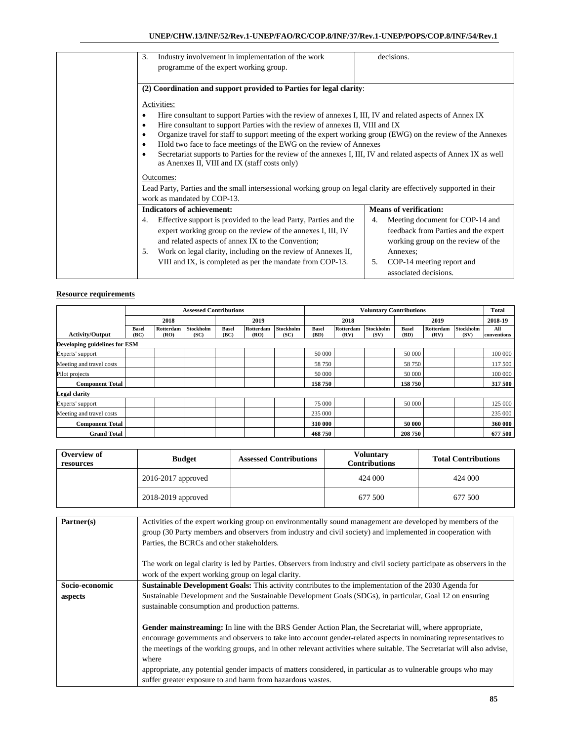| | 3. Industry involvement in implementation of the work programme of the expert working group. | decisions. |
|---|---|---|
| | **(2) Coordination and support provided to Parties for legal clarity**:<br><br>Activities:<br>• Hire consultant to support Parties with the review of annexes I, III, IV and related aspects of Annex IX<br>• Hire consultant to support Parties with the review of annexes II, VIII and IX<br>• Organize travel for staff to support meeting of the expert working group (EWG) on the review of the Annexes<br>• Hold two face to face meetings of the EWG on the review of Annexes<br>• Secretariat supports to Parties for the review of the annexes I, III, IV and related aspects of Annex IX as well as Anenxes II, VIII and IX (staff costs only)<br><br>Outcomes:<br>Lead Party, Parties and the small intersessional working group on legal clarity are effectively supported in their work as mandated by COP-13. | |
| | **Indicators of achievement:**<br>4. Effective support is provided to the lead Party, Parties and the expert working group on the review of the annexes I, III, IV and related aspects of annex IX to the Convention;<br>5. Work on legal clarity, including on the review of Annexes II, VIII and IX, is completed as per the mandate from COP-13. | **Means of verification:**<br>4. Meeting document for COP-14 and feedback from Parties and the expert working group on the review of the Annexes;<br>5. COP-14 meeting report and associated decisions. |

**Resource requirements**

| | Assessed Contributions | | | | | | Voluntary Contributions | | | | | | Total |
|---|---|---|---|---|---|---|---|---|---|---|---|---|---|
| | 2018 | | | 2019 | | | 2018 | | | 2019 | | | 2018-19 |
| Activity/Output | Basel (BC) | Rotterdam (RO) | Stockholm (SC) | Basel (BC) | Rotterdam (RO) | Stockholm (SC) | Basel (BD) | Rotterdam (RV) | Stockholm (SV) | Basel (BD) | Rotterdam (RV) | Stockholm (SV) | All conventions |
| **Developing guidelines for ESM** | | | | | | | | | | | | | |
| Experts' support | | | | | | | 50 000 | | | 50 000 | | | 100 000 |
| Meeting and travel costs | | | | | | | 58 750 | | | 58 750 | | | 117 500 |
| Pilot projects | | | | | | | 50 000 | | | 50 000 | | | 100 000 |
| **Component Total** | | | | | | | **158 750** | | | **158 750** | | | **317 500** |
| **Legal clarity** | | | | | | | | | | | | | |
| Experts' support | | | | | | | 75 000 | | | 50 000 | | | 125 000 |
| Meeting and travel costs | | | | | | | 235 000 | | | | | | 235 000 |
| **Component Total** | | | | | | | **310 000** | | | **50 000** | | | **360 000** |
| **Grand Total** | | | | | | | **468 750** | | | **208 750** | | | **677 500** |

| Overview of resources | Budget | Assessed Contributions | Voluntary Contributions | Total Contributions |
|---|---|---|---|---|
| | 2016-2017 approved | | 424 000 | 424 000 |
| | 2018-2019 approved | | 677 500 | 677 500 |

| **Partner(s)** | Activities of the expert working group on environmentally sound management are developed by members of the group (30 Party members and observers from industry and civil society) and implemented in cooperation with Parties, the BCRCs and other stakeholders.<br><br>The work on legal clarity is led by Parties. Observers from industry and civil society participate as observers in the work of the expert working group on legal clarity. |
|---|---|
| **Socio-economic aspects** | **Sustainable Development Goals:** This activity contributes to the implementation of the 2030 Agenda for Sustainable Development and the Sustainable Development Goals (SDGs), in particular, Goal 12 on ensuring sustainable consumption and production patterns.<br><br>**Gender mainstreaming:** In line with the BRS Gender Action Plan, the Secretariat will, where appropriate, encourage governments and observers to take into account gender-related aspects in nominating representatives to the meetings of the working groups, and in other relevant activities where suitable. The Secretariat will also advise, where<br>appropriate, any potential gender impacts of matters considered, in particular as to vulnerable groups who may suffer greater exposure to and harm from hazardous wastes. |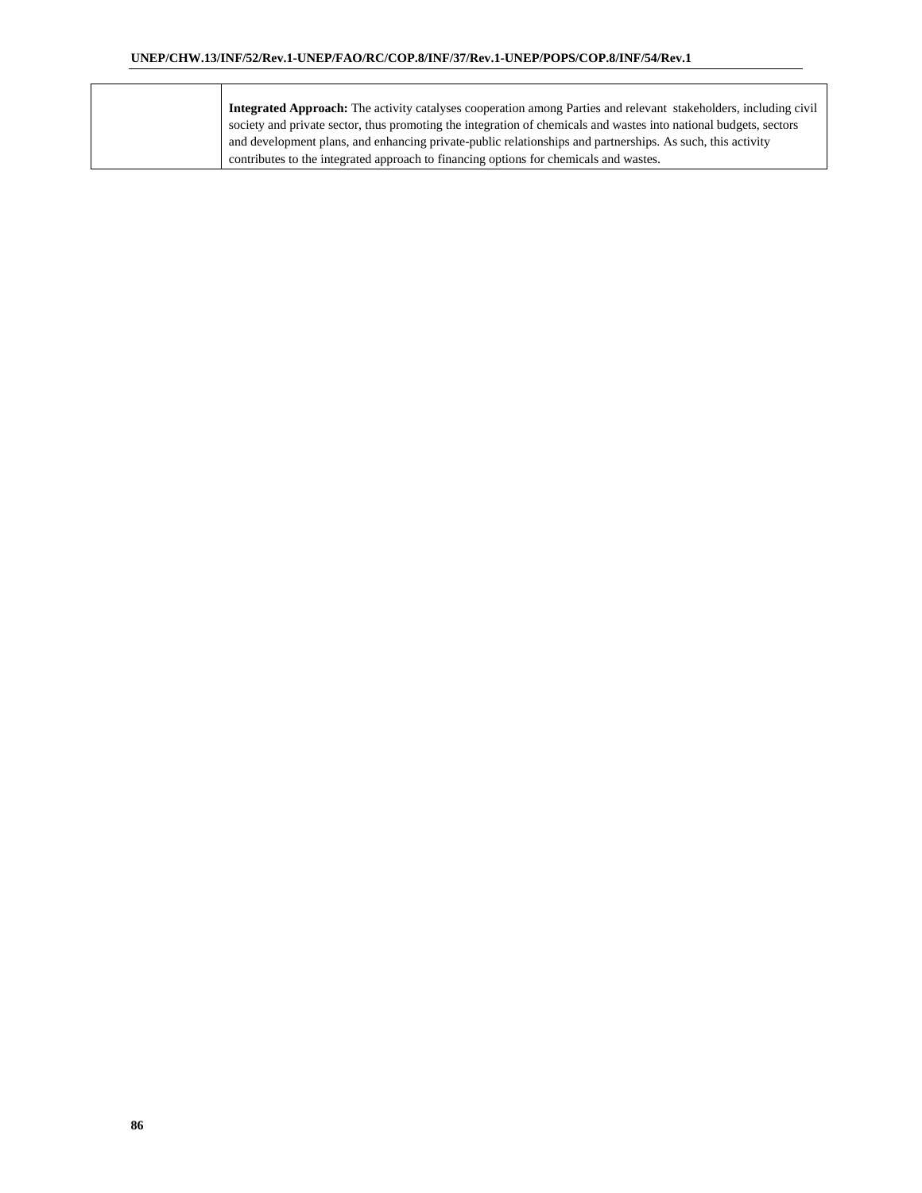| | |
|---|---|
| | **Integrated Approach:** The activity catalyses cooperation among Parties and relevant stakeholders, including civil society and private sector, thus promoting the integration of chemicals and wastes into national budgets, sectors and development plans, and enhancing private-public relationships and partnerships. As such, this activity contributes to the integrated approach to financing options for chemicals and wastes. |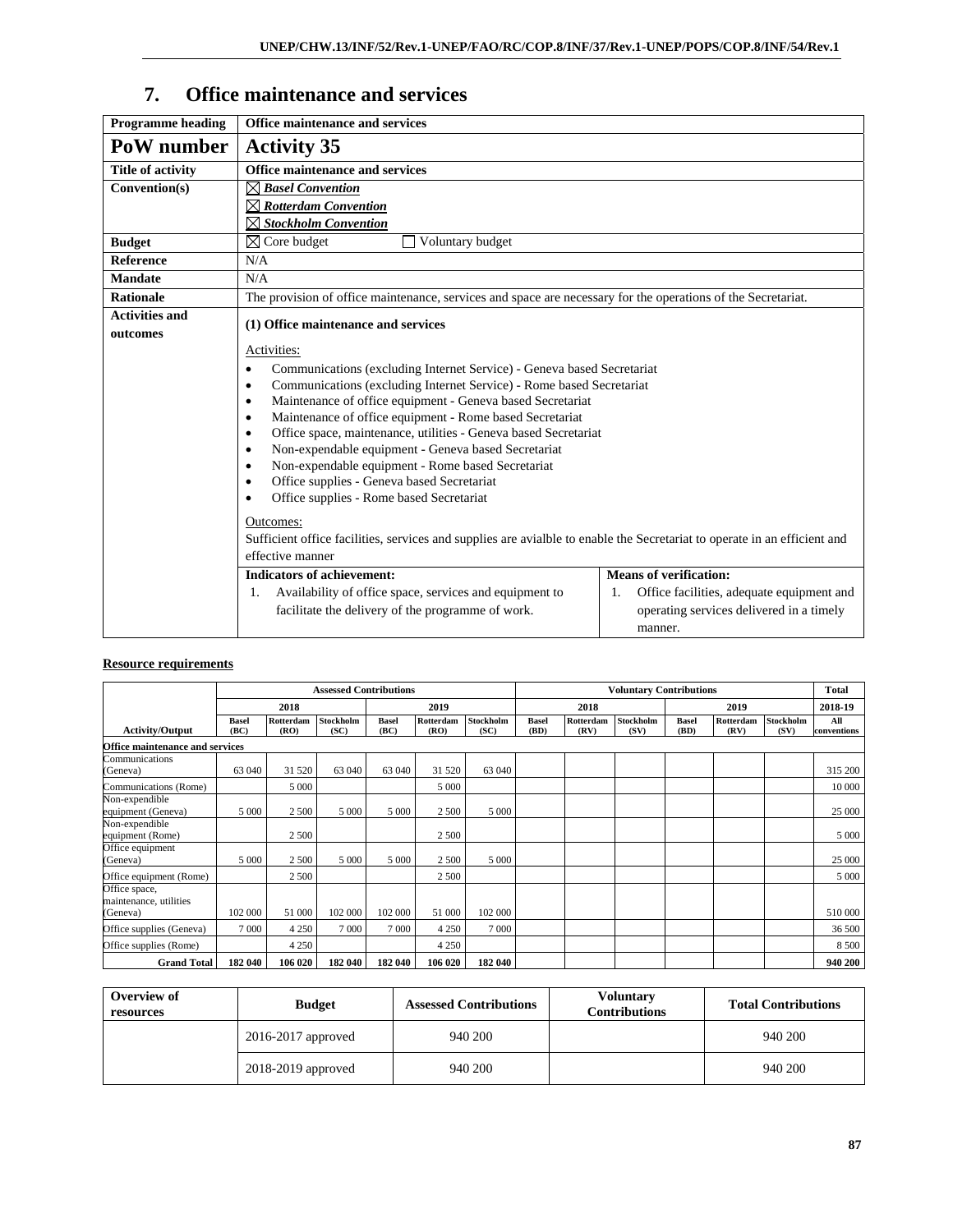## 7. Office maintenance and services

| **Programme heading** | **Office maintenance and services** | |
|---|---|---|
| **PoW number** | **Activity 35** | |
| **Title of activity** | **Office maintenance and services** | |
| **Convention(s)** | ☒ ***Basel Convention***<br>☒ ***Rotterdam Convention***<br>☒ ***Stockholm Convention*** | |
| **Budget** | ☒ Core budget ☐ Voluntary budget | |
| **Reference** | N/A | |
| **Mandate** | N/A | |
| **Rationale** | The provision of office maintenance, services and space are necessary for the operations of the Secretariat. | |
| **Activities and outcomes** | **(1) Office maintenance and services**<br><br>Activities:<br>• Communications (excluding Internet Service) - Geneva based Secretariat<br>• Communications (excluding Internet Service) - Rome based Secretariat<br>• Maintenance of office equipment - Geneva based Secretariat<br>• Maintenance of office equipment - Rome based Secretariat<br>• Office space, maintenance, utilities - Geneva based Secretariat<br>• Non-expendable equipment - Geneva based Secretariat<br>• Non-expendable equipment - Rome based Secretariat<br>• Office supplies - Geneva based Secretariat<br>• Office supplies - Rome based Secretariat<br><br>Outcomes:<br>Sufficient office facilities, services and supplies are avialble to enable the Secretariat to operate in an efficient and effective manner | |
| | **Indicators of achievement:**<br>1. Availability of office space, services and equipment to facilitate the delivery of the programme of work. | **Means of verification:**<br>1. Office facilities, adequate equipment and operating services delivered in a timely manner. |

**Resource requirements**

| | Assessed Contributions | | | | | | Voluntary Contributions | | | | | | Total |
|---|---|---|---|---|---|---|---|---|---|---|---|---|---|
| | 2018 | | | 2019 | | | 2018 | | | 2019 | | | 2018-19 |
| Activity/Output | Basel (BC) | Rotterdam (RO) | Stockholm (SC) | Basel (BC) | Rotterdam (RO) | Stockholm (SC) | Basel (BD) | Rotterdam (RV) | Stockholm (SV) | Basel (BD) | Rotterdam (RV) | Stockholm (SV) | All conventions |
| **Office maintenance and services** | | | | | | | | | | | | | |
| Communications (Geneva) | 63 040 | 31 520 | 63 040 | 63 040 | 31 520 | 63 040 | | | | | | | 315 200 |
| Communications (Rome) | | 5 000 | | | 5 000 | | | | | | | | 10 000 |
| Non-expendible equipment (Geneva) | 5 000 | 2 500 | 5 000 | 5 000 | 2 500 | 5 000 | | | | | | | 25 000 |
| Non-expendible equipment (Rome) | | 2 500 | | | 2 500 | | | | | | | | 5 000 |
| Office equipment (Geneva) | 5 000 | 2 500 | 5 000 | 5 000 | 2 500 | 5 000 | | | | | | | 25 000 |
| Office equipment (Rome) | | 2 500 | | | 2 500 | | | | | | | | 5 000 |
| Office space, maintenance, utilities (Geneva) | 102 000 | 51 000 | 102 000 | 102 000 | 51 000 | 102 000 | | | | | | | 510 000 |
| Office supplies (Geneva) | 7 000 | 4 250 | 7 000 | 7 000 | 4 250 | 7 000 | | | | | | | 36 500 |
| Office supplies (Rome) | | 4 250 | | | 4 250 | | | | | | | | 8 500 |
| **Grand Total** | **182 040** | **106 020** | **182 040** | **182 040** | **106 020** | **182 040** | | | | | | | **940 200** |

| **Overview of resources** | **Budget** | **Assessed Contributions** | **Voluntary Contributions** | **Total Contributions** |
|---|---|---|---|---|
| | 2016-2017 approved | 940 200 | | 940 200 |
| | 2018-2019 approved | 940 200 | | 940 200 |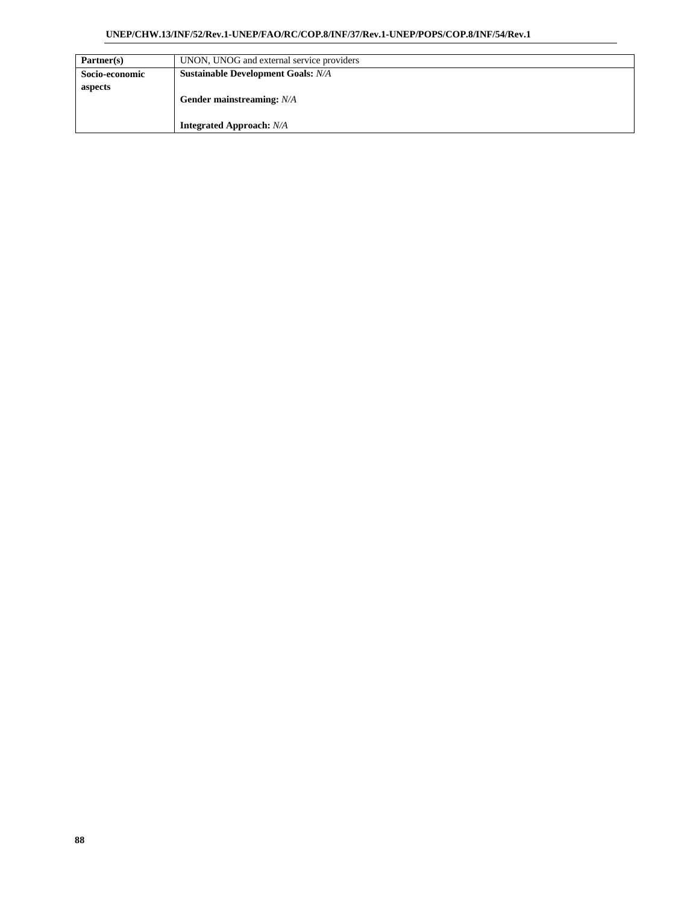| | |
|---|---|
| **Partner(s)** | UNON, UNOG and external service providers |
| **Socio-economic aspects** | **Sustainable Development Goals:** *N/A*<br><br>**Gender mainstreaming:** *N/A*<br><br>**Integrated Approach:** *N/A* |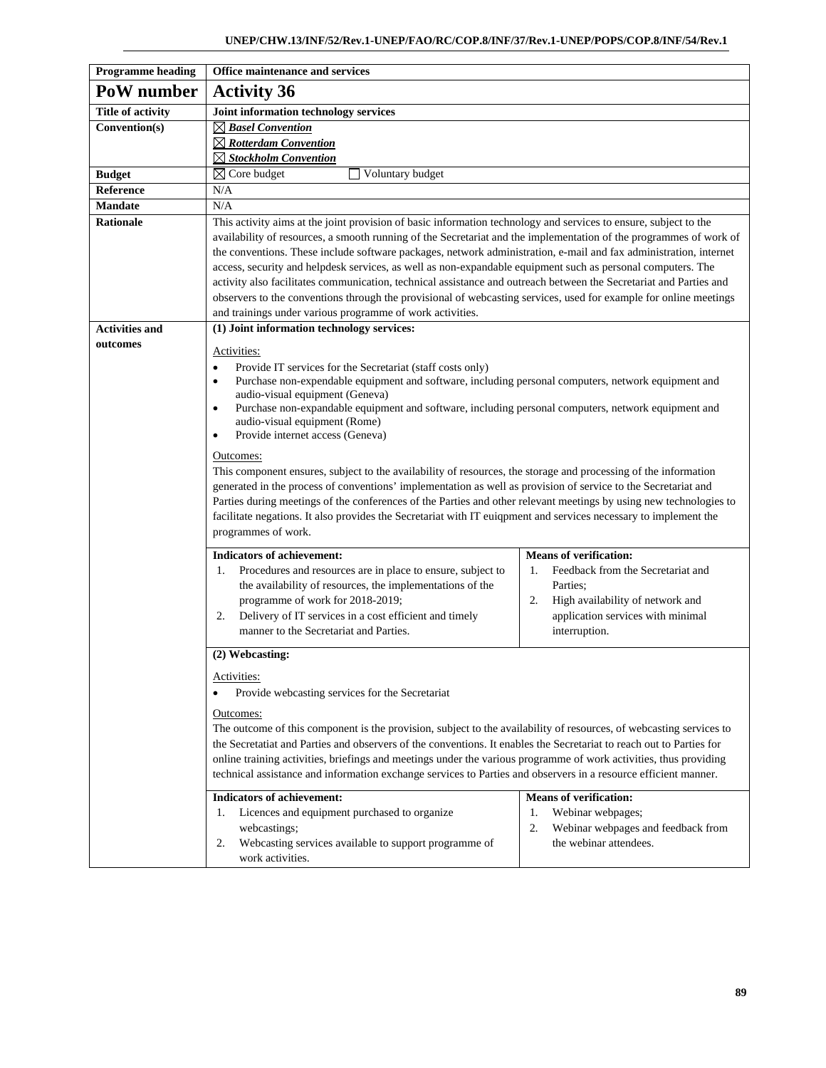| Programme heading | Office maintenance and services |
|---|---|
| **PoW number** | **Activity 36** |
| **Title of activity** | **Joint information technology services** |
| **Convention(s)** | ☒ ***Basel Convention***<br>☒ ***Rotterdam Convention***<br>☒ ***Stockholm Convention*** |
| **Budget** | ☒ Core budget ☐ Voluntary budget |
| **Reference** | N/A |
| **Mandate** | N/A |
| **Rationale** | This activity aims at the joint provision of basic information technology and services to ensure, subject to the availability of resources, a smooth running of the Secretariat and the implementation of the programmes of work of the conventions. These include software packages, network administration, e-mail and fax administration, internet access, security and helpdesk services, as well as non-expandable equipment such as personal computers. The activity also facilitates communication, technical assistance and outreach between the Secretariat and Parties and observers to the conventions through the provisional of webcasting services, used for example for online meetings and trainings under various programme of work activities. |
| **Activities and outcomes** | **(1) Joint information technology services:**<br><br>Activities:<br>• Provide IT services for the Secretariat (staff costs only)<br>• Purchase non-expendable equipment and software, including personal computers, network equipment and audio-visual equipment (Geneva)<br>• Purchase non-expendable equipment and software, including personal computers, network equipment and audio-visual equipment (Rome)<br>• Provide internet access (Geneva)<br><br>Outcomes:<br>This component ensures, subject to the availability of resources, the storage and processing of the information generated in the process of conventions' implementation as well as provision of service to the Secretariat and Parties during meetings of the conferences of the Parties and other relevant meetings by using new technologies to facilitate negations. It also provides the Secretariat with IT euiqpment and services necessary to implement the programmes of work.<br><br>**Indicators of achievement:**<br>1. Procedures and resources are in place to ensure, subject to the availability of resources, the implementations of the programme of work for 2018-2019;<br>2. Delivery of IT services in a cost efficient and timely manner to the Secretariat and Parties.<br><br>**Means of verification:**<br>1. Feedback from the Secretariat and Parties;<br>2. High availability of network and application services with minimal interruption.<br><br>**(2) Webcasting:**<br><br>Activities:<br>• Provide webcasting services for the Secretariat<br><br>Outcomes:<br>The outcome of this component is the provision, subject to the availability of resources, of webcasting services to the Secretatiat and Parties and observers of the conventions. It enables the Secretariat to reach out to Parties for online training activities, briefings and meetings under the various programme of work activities, thus providing technical assistance and information exchange services to Parties and observers in a resource efficient manner.<br><br>**Indicators of achievement:**<br>1. Licences and equipment purchased to organize webcastings;<br>2. Webcasting services available to support programme of work activities.<br><br>**Means of verification:**<br>1. Webinar webpages;<br>2. Webinar webpages and feedback from the webinar attendees. |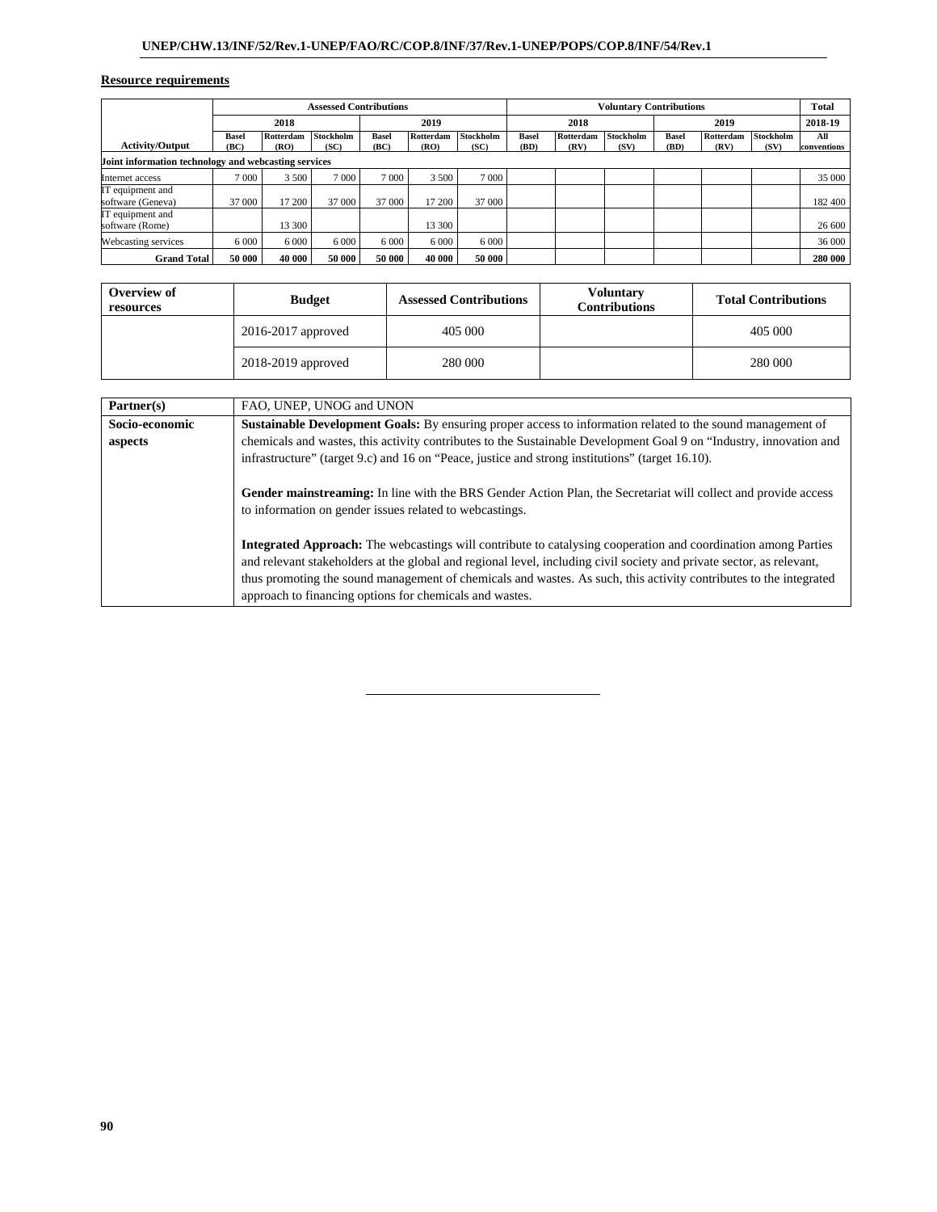**Resource requirements**

| | Assessed Contributions | | | | | | Voluntary Contributions | | | | | | Total |
|---|---|---|---|---|---|---|---|---|---|---|---|---|---|
| | 2018 | | | 2019 | | | 2018 | | | 2019 | | | 2018-19 |
| Activity/Output | Basel (BC) | Rotterdam (RO) | Stockholm (SC) | Basel (BC) | Rotterdam (RO) | Stockholm (SC) | Basel (BD) | Rotterdam (RV) | Stockholm (SV) | Basel (BD) | Rotterdam (RV) | Stockholm (SV) | All conventions |
| **Joint information technology and webcasting services** | | | | | | | | | | | | | |
| Internet access | 7 000 | 3 500 | 7 000 | 7 000 | 3 500 | 7 000 | | | | | | | 35 000 |
| IT equipment and software (Geneva) | 37 000 | 17 200 | 37 000 | 37 000 | 17 200 | 37 000 | | | | | | | 182 400 |
| IT equipment and software (Rome) | | 13 300 | | | 13 300 | | | | | | | | 26 600 |
| Webcasting services | 6 000 | 6 000 | 6 000 | 6 000 | 6 000 | 6 000 | | | | | | | 36 000 |
| **Grand Total** | **50 000** | **40 000** | **50 000** | **50 000** | **40 000** | **50 000** | | | | | | | **280 000** |

| Overview of resources | Budget | Assessed Contributions | Voluntary Contributions | Total Contributions |
|---|---|---|---|---|
| | 2016-2017 approved | 405 000 | | 405 000 |
| | 2018-2019 approved | 280 000 | | 280 000 |

| | |
|---|---|
| **Partner(s)** | FAO, UNEP, UNOG and UNON |
| **Socio-economic aspects** | **Sustainable Development Goals:** By ensuring proper access to information related to the sound management of chemicals and wastes, this activity contributes to the Sustainable Development Goal 9 on "Industry, innovation and infrastructure" (target 9.c) and 16 on "Peace, justice and strong institutions" (target 16.10).<br><br>**Gender mainstreaming:** In line with the BRS Gender Action Plan, the Secretariat will collect and provide access to information on gender issues related to webcastings.<br><br>**Integrated Approach:** The webcastings will contribute to catalysing cooperation and coordination among Parties and relevant stakeholders at the global and regional level, including civil society and private sector, as relevant, thus promoting the sound management of chemicals and wastes. As such, this activity contributes to the integrated approach to financing options for chemicals and wastes. |